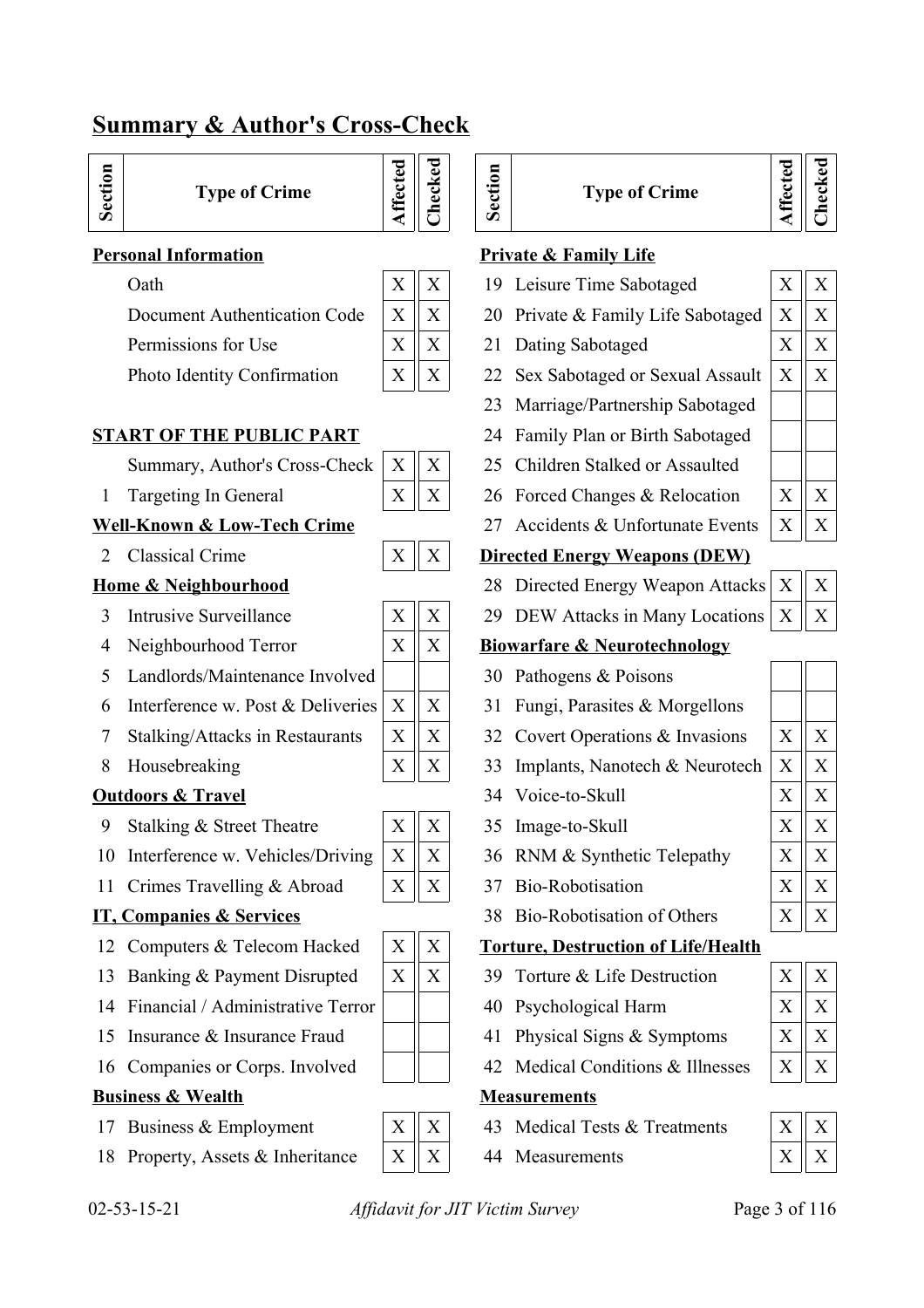## Summary & Author's Cross-Check

| Section | Type of Crime | Affected | Checked |
|---|---|---|---|
| | **Personal Information** | | |
| | Oath | X | X |
| | Document Authentication Code | X | X |
| | Permissions for Use | X | X |
| | Photo Identity Confirmation | X | X |
| | **START OF THE PUBLIC PART** | | |
| | Summary, Author's Cross-Check | X | X |
| 1 | Targeting In General | X | X |
| | **Well-Known & Low-Tech Crime** | | |
| 2 | Classical Crime | X | X |
| | **Home & Neighbourhood** | | |
| 3 | Intrusive Surveillance | X | X |
| 4 | Neighbourhood Terror | X | X |
| 5 | Landlords/Maintenance Involved | | |
| 6 | Interference w. Post & Deliveries | X | X |
| 7 | Stalking/Attacks in Restaurants | X | X |
| 8 | Housebreaking | X | X |
| | **Outdoors & Travel** | | |
| 9 | Stalking & Street Theatre | X | X |
| 10 | Interference w. Vehicles/Driving | X | X |
| 11 | Crimes Travelling & Abroad | X | X |
| | **IT, Companies & Services** | | |
| 12 | Computers & Telecom Hacked | X | X |
| 13 | Banking & Payment Disrupted | X | X |
| 14 | Financial / Administrative Terror | | |
| 15 | Insurance & Insurance Fraud | | |
| 16 | Companies or Corps. Involved | | |
| | **Business & Wealth** | | |
| 17 | Business & Employment | X | X |
| 18 | Property, Assets & Inheritance | X | X |

| Section | Type of Crime | Affected | Checked |
|---|---|---|---|
| | **Private & Family Life** | | |
| 19 | Leisure Time Sabotaged | X | X |
| 20 | Private & Family Life Sabotaged | X | X |
| 21 | Dating Sabotaged | X | X |
| 22 | Sex Sabotaged or Sexual Assault | X | X |
| 23 | Marriage/Partnership Sabotaged | | |
| 24 | Family Plan or Birth Sabotaged | | |
| 25 | Children Stalked or Assaulted | | |
| 26 | Forced Changes & Relocation | X | X |
| 27 | Accidents & Unfortunate Events | X | X |
| | **Directed Energy Weapons (DEW)** | | |
| 28 | Directed Energy Weapon Attacks | X | X |
| 29 | DEW Attacks in Many Locations | X | X |
| | **Biowarfare & Neurotechnology** | | |
| 30 | Pathogens & Poisons | | |
| 31 | Fungi, Parasites & Morgellons | | |
| 32 | Covert Operations & Invasions | X | X |
| 33 | Implants, Nanotech & Neurotech | X | X |
| 34 | Voice-to-Skull | X | X |
| 35 | Image-to-Skull | X | X |
| 36 | RNM & Synthetic Telepathy | X | X |
| 37 | Bio-Robotisation | X | X |
| 38 | Bio-Robotisation of Others | X | X |
| | **Torture, Destruction of Life/Health** | | |
| 39 | Torture & Life Destruction | X | X |
| 40 | Psychological Harm | X | X |
| 41 | Physical Signs & Symptoms | X | X |
| 42 | Medical Conditions & Illnesses | X | X |
| | **Measurements** | | |
| 43 | Medical Tests & Treatments | X | X |
| 44 | Measurements | X | X |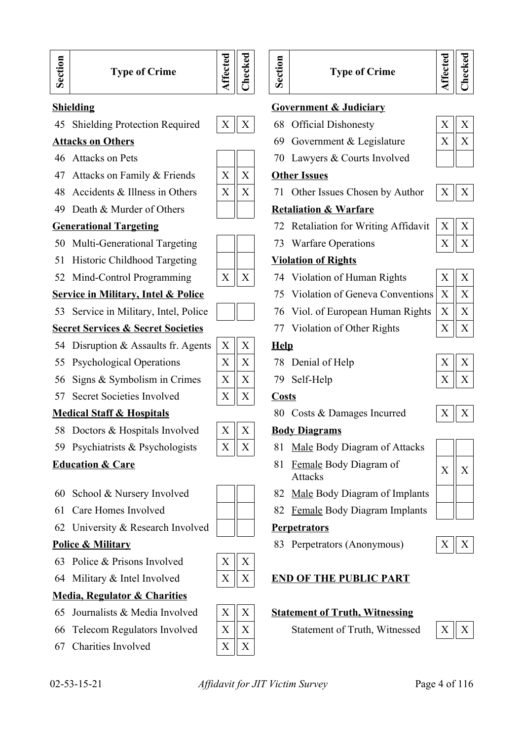| Section | Type of Crime | Affected | Checked |
|---|---|---|---|
| **Shielding** | | | |
| 45 | Shielding Protection Required | X | X |
| **Attacks on Others** | | | |
| 46 | Attacks on Pets | | |
| 47 | Attacks on Family & Friends | X | X |
| 48 | Accidents & Illness in Others | X | X |
| 49 | Death & Murder of Others | | |
| **Generational Targeting** | | | |
| 50 | Multi-Generational Targeting | | |
| 51 | Historic Childhood Targeting | | |
| 52 | Mind-Control Programming | X | X |
| **Service in Military, Intel & Police** | | | |
| 53 | Service in Military, Intel, Police | | |
| **Secret Services & Secret Societies** | | | |
| 54 | Disruption & Assaults fr. Agents | X | X |
| 55 | Psychological Operations | X | X |
| 56 | Signs & Symbolism in Crimes | X | X |
| 57 | Secret Societies Involved | X | X |
| **Medical Staff & Hospitals** | | | |
| 58 | Doctors & Hospitals Involved | X | X |
| 59 | Psychiatrists & Psychologists | X | X |
| **Education & Care** | | | |
| 60 | School & Nursery Involved | | |
| 61 | Care Homes Involved | | |
| 62 | University & Research Involved | | |
| **Police & Military** | | | |
| 63 | Police & Prisons Involved | X | X |
| 64 | Military & Intel Involved | X | X |
| **Media, Regulator & Charities** | | | |
| 65 | Journalists & Media Involved | X | X |
| 66 | Telecom Regulators Involved | X | X |
| 67 | Charities Involved | X | X |

| Section | Type of Crime | Affected | Checked |
|---|---|---|---|
| **Government & Judiciary** | | | |
| 68 | Official Dishonesty | X | X |
| 69 | Government & Legislature | X | X |
| 70 | Lawyers & Courts Involved | | |
| **Other Issues** | | | |
| 71 | Other Issues Chosen by Author | X | X |
| **Retaliation & Warfare** | | | |
| 72 | Retaliation for Writing Affidavit | X | X |
| 73 | Warfare Operations | X | X |
| **Violation of Rights** | | | |
| 74 | Violation of Human Rights | X | X |
| 75 | Violation of Geneva Conventions | X | X |
| 76 | Viol. of European Human Rights | X | X |
| 77 | Violation of Other Rights | X | X |
| **Help** | | | |
| 78 | Denial of Help | X | X |
| 79 | Self-Help | X | X |
| **Costs** | | | |
| 80 | Costs & Damages Incurred | X | X |
| **Body Diagrams** | | | |
| 81 | Male Body Diagram of Attacks | | |
| 81 | Female Body Diagram of Attacks | X | X |
| 82 | Male Body Diagram of Implants | | |
| 82 | Female Body Diagram Implants | | |
| **Perpetrators** | | | |
| 83 | Perpetrators (Anonymous) | X | X |

**END OF THE PUBLIC PART**

| Section | Type of Crime | Affected | Checked |
|---|---|---|---|
| **Statement of Truth, Witnessing** | | | |
| | Statement of Truth, Witnessed | X | X |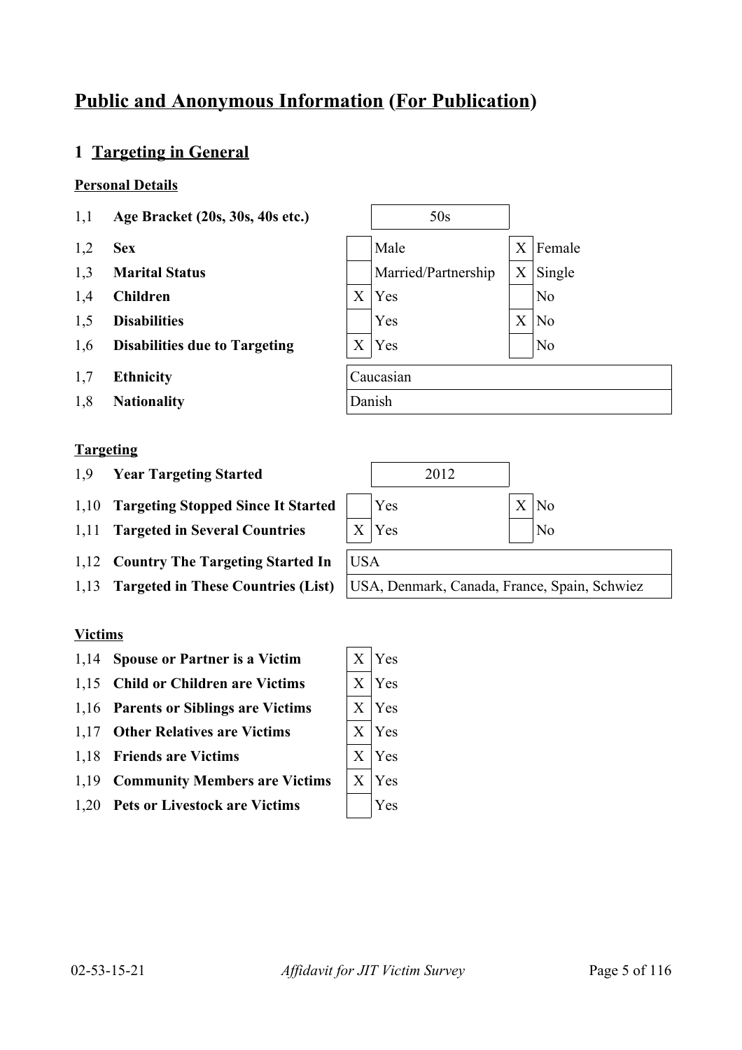# Public and Anonymous Information (For Publication)

## 1 Targeting in General

### Personal Details

| No. | Field | | | | |
|---|---|---|---|---|---|
| 1,1 | **Age Bracket (20s, 30s, 40s etc.)** | 50s | | | |
| 1,2 | **Sex** | | Male | X | Female |
| 1,3 | **Marital Status** | | Married/Partnership | X | Single |
| 1,4 | **Children** | X | Yes | | No |
| 1,5 | **Disabilities** | | Yes | X | No |
| 1,6 | **Disabilities due to Targeting** | X | Yes | | No |
| 1,7 | **Ethnicity** | Caucasian | | | |
| 1,8 | **Nationality** | Danish | | | |

### Targeting

| No. | Field | | | | |
|---|---|---|---|---|---|
| 1,9 | **Year Targeting Started** | 2012 | | | |
| 1,10 | **Targeting Stopped Since It Started** | | Yes | X | No |
| 1,11 | **Targeted in Several Countries** | X | Yes | | No |
| 1,12 | **Country The Targeting Started In** | USA | | | |
| 1,13 | **Targeted in These Countries (List)** | USA, Denmark, Canada, France, Spain, Schwiez | | | |

### Victims

| No. | Field | | |
|---|---|---|---|
| 1,14 | **Spouse or Partner is a Victim** | X | Yes |
| 1,15 | **Child or Children are Victims** | X | Yes |
| 1,16 | **Parents or Siblings are Victims** | X | Yes |
| 1,17 | **Other Relatives are Victims** | X | Yes |
| 1,18 | **Friends are Victims** | X | Yes |
| 1,19 | **Community Members are Victims** | X | Yes |
| 1,20 | **Pets or Livestock are Victims** | | Yes |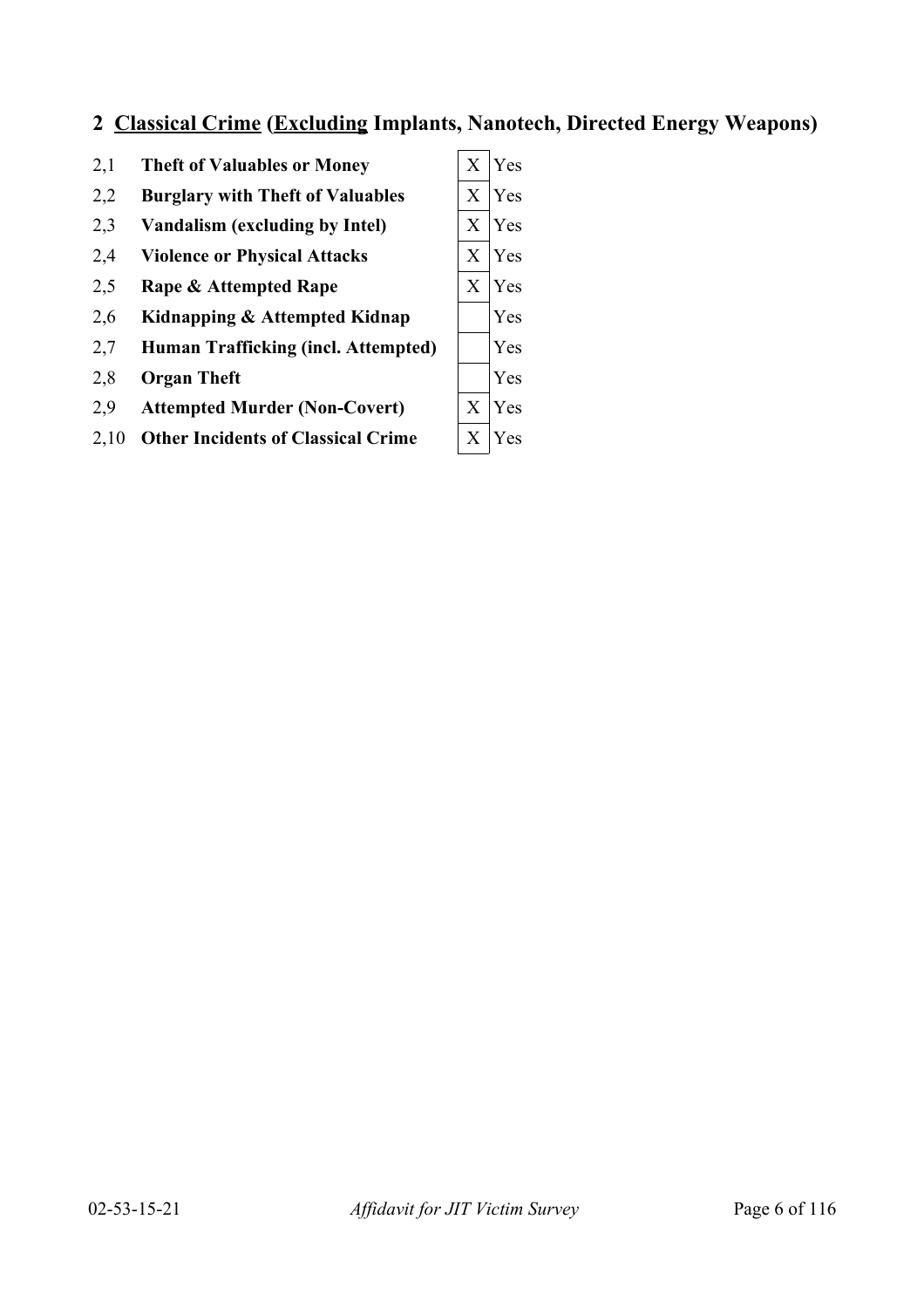## 2 <u>Classical Crime</u> (<u>Excluding</u> Implants, Nanotech, Directed Energy Weapons)

| No. | Item | Mark | |
|---|---|---|---|
| 2,1 | **Theft of Valuables or Money** | X | Yes |
| 2,2 | **Burglary with Theft of Valuables** | X | Yes |
| 2,3 | **Vandalism (excluding by Intel)** | X | Yes |
| 2,4 | **Violence or Physical Attacks** | X | Yes |
| 2,5 | **Rape & Attempted Rape** | X | Yes |
| 2,6 | **Kidnapping & Attempted Kidnap** | | Yes |
| 2,7 | **Human Trafficking (incl. Attempted)** | | Yes |
| 2,8 | **Organ Theft** | | Yes |
| 2,9 | **Attempted Murder (Non-Covert)** | X | Yes |
| 2,10 | **Other Incidents of Classical Crime** | X | Yes |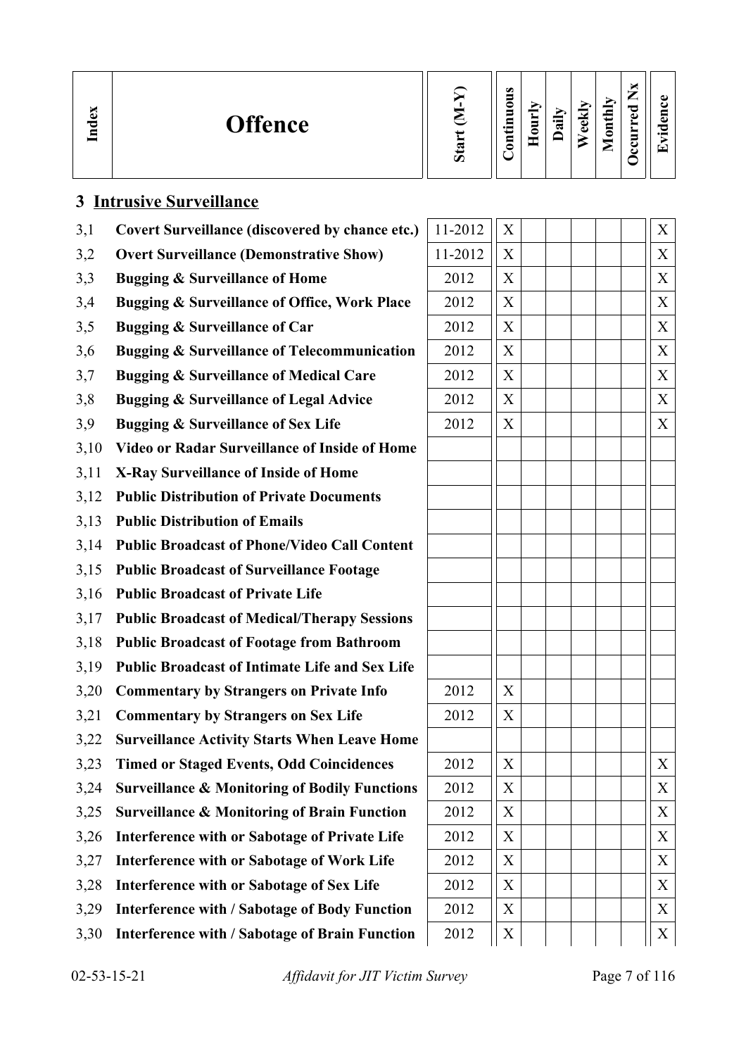| Index | Offence | Start (M-Y) | Continuous | Hourly | Daily | Weekly | Monthly | Occurred Nx | Evidence |
|---|---|---|---|---|---|---|---|---|---|

## 3 Intrusive Surveillance

| Index | Offence | Start (M-Y) | Continuous | Hourly | Daily | Weekly | Monthly | Occurred Nx | Evidence |
|---|---|---|---|---|---|---|---|---|---|
| 3,1 | **Covert Surveillance (discovered by chance etc.)** | 11-2012 | X | | | | | | X |
| 3,2 | **Overt Surveillance (Demonstrative Show)** | 11-2012 | X | | | | | | X |
| 3,3 | **Bugging & Surveillance of Home** | 2012 | X | | | | | | X |
| 3,4 | **Bugging & Surveillance of Office, Work Place** | 2012 | X | | | | | | X |
| 3,5 | **Bugging & Surveillance of Car** | 2012 | X | | | | | | X |
| 3,6 | **Bugging & Surveillance of Telecommunication** | 2012 | X | | | | | | X |
| 3,7 | **Bugging & Surveillance of Medical Care** | 2012 | X | | | | | | X |
| 3,8 | **Bugging & Surveillance of Legal Advice** | 2012 | X | | | | | | X |
| 3,9 | **Bugging & Surveillance of Sex Life** | 2012 | X | | | | | | X |
| 3,10 | **Video or Radar Surveillance of Inside of Home** | | | | | | | | |
| 3,11 | **X-Ray Surveillance of Inside of Home** | | | | | | | | |
| 3,12 | **Public Distribution of Private Documents** | | | | | | | | |
| 3,13 | **Public Distribution of Emails** | | | | | | | | |
| 3,14 | **Public Broadcast of Phone/Video Call Content** | | | | | | | | |
| 3,15 | **Public Broadcast of Surveillance Footage** | | | | | | | | |
| 3,16 | **Public Broadcast of Private Life** | | | | | | | | |
| 3,17 | **Public Broadcast of Medical/Therapy Sessions** | | | | | | | | |
| 3,18 | **Public Broadcast of Footage from Bathroom** | | | | | | | | |
| 3,19 | **Public Broadcast of Intimate Life and Sex Life** | | | | | | | | |
| 3,20 | **Commentary by Strangers on Private Info** | 2012 | X | | | | | | |
| 3,21 | **Commentary by Strangers on Sex Life** | 2012 | X | | | | | | |
| 3,22 | **Surveillance Activity Starts When Leave Home** | | | | | | | | |
| 3,23 | **Timed or Staged Events, Odd Coincidences** | 2012 | X | | | | | | X |
| 3,24 | **Surveillance & Monitoring of Bodily Functions** | 2012 | X | | | | | | X |
| 3,25 | **Surveillance & Monitoring of Brain Function** | 2012 | X | | | | | | X |
| 3,26 | **Interference with or Sabotage of Private Life** | 2012 | X | | | | | | X |
| 3,27 | **Interference with or Sabotage of Work Life** | 2012 | X | | | | | | X |
| 3,28 | **Interference with or Sabotage of Sex Life** | 2012 | X | | | | | | X |
| 3,29 | **Interference with / Sabotage of Body Function** | 2012 | X | | | | | | X |
| 3,30 | **Interference with / Sabotage of Brain Function** | 2012 | X | | | | | | X |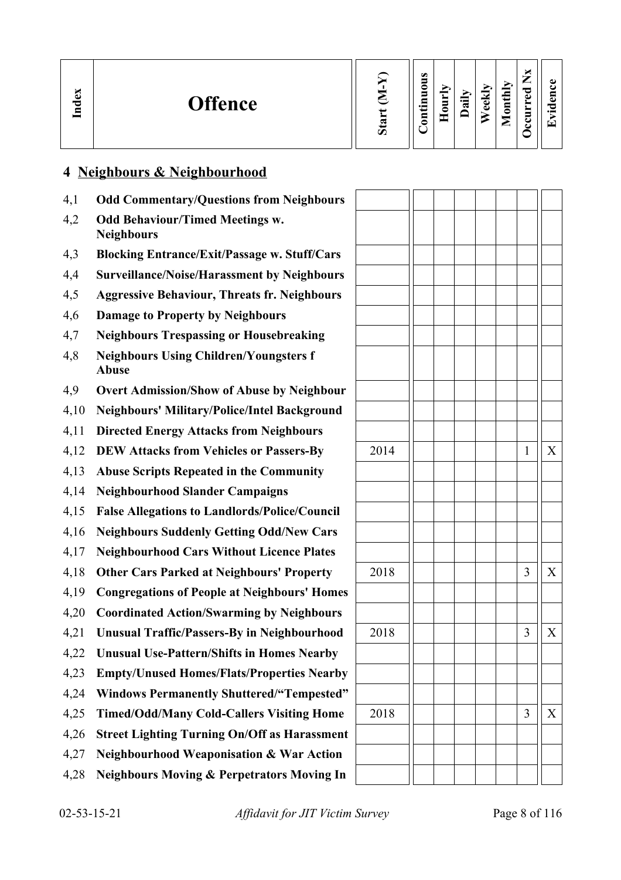| Index | Offence | Start (M-Y) | Continuous | Hourly | Daily | Weekly | Monthly | Occurred Nx | Evidence |
|---|---|---|---|---|---|---|---|---|---|
| **4** | **Neighbours & Neighbourhood** | | | | | | | | |
| 4,1 | **Odd Commentary/Questions from Neighbours** | | | | | | | | |
| 4,2 | **Odd Behaviour/Timed Meetings w. Neighbours** | | | | | | | | |
| 4,3 | **Blocking Entrance/Exit/Passage w. Stuff/Cars** | | | | | | | | |
| 4,4 | **Surveillance/Noise/Harassment by Neighbours** | | | | | | | | |
| 4,5 | **Aggressive Behaviour, Threats fr. Neighbours** | | | | | | | | |
| 4,6 | **Damage to Property by Neighbours** | | | | | | | | |
| 4,7 | **Neighbours Trespassing or Housebreaking** | | | | | | | | |
| 4,8 | **Neighbours Using Children/Youngsters f Abuse** | | | | | | | | |
| 4,9 | **Overt Admission/Show of Abuse by Neighbour** | | | | | | | | |
| 4,10 | **Neighbours' Military/Police/Intel Background** | | | | | | | | |
| 4,11 | **Directed Energy Attacks from Neighbours** | | | | | | | | |
| 4,12 | **DEW Attacks from Vehicles or Passers-By** | 2014 | | | | | | 1 | X |
| 4,13 | **Abuse Scripts Repeated in the Community** | | | | | | | | |
| 4,14 | **Neighbourhood Slander Campaigns** | | | | | | | | |
| 4,15 | **False Allegations to Landlords/Police/Council** | | | | | | | | |
| 4,16 | **Neighbours Suddenly Getting Odd/New Cars** | | | | | | | | |
| 4,17 | **Neighbourhood Cars Without Licence Plates** | | | | | | | | |
| 4,18 | **Other Cars Parked at Neighbours' Property** | 2018 | | | | | | 3 | X |
| 4,19 | **Congregations of People at Neighbours' Homes** | | | | | | | | |
| 4,20 | **Coordinated Action/Swarming by Neighbours** | | | | | | | | |
| 4,21 | **Unusual Traffic/Passers-By in Neighbourhood** | 2018 | | | | | | 3 | X |
| 4,22 | **Unusual Use-Pattern/Shifts in Homes Nearby** | | | | | | | | |
| 4,23 | **Empty/Unused Homes/Flats/Properties Nearby** | | | | | | | | |
| 4,24 | **Windows Permanently Shuttered/"Tempested"** | | | | | | | | |
| 4,25 | **Timed/Odd/Many Cold-Callers Visiting Home** | 2018 | | | | | | 3 | X |
| 4,26 | **Street Lighting Turning On/Off as Harassment** | | | | | | | | |
| 4,27 | **Neighbourhood Weaponisation & War Action** | | | | | | | | |
| 4,28 | **Neighbours Moving & Perpetrators Moving In** | | | | | | | | |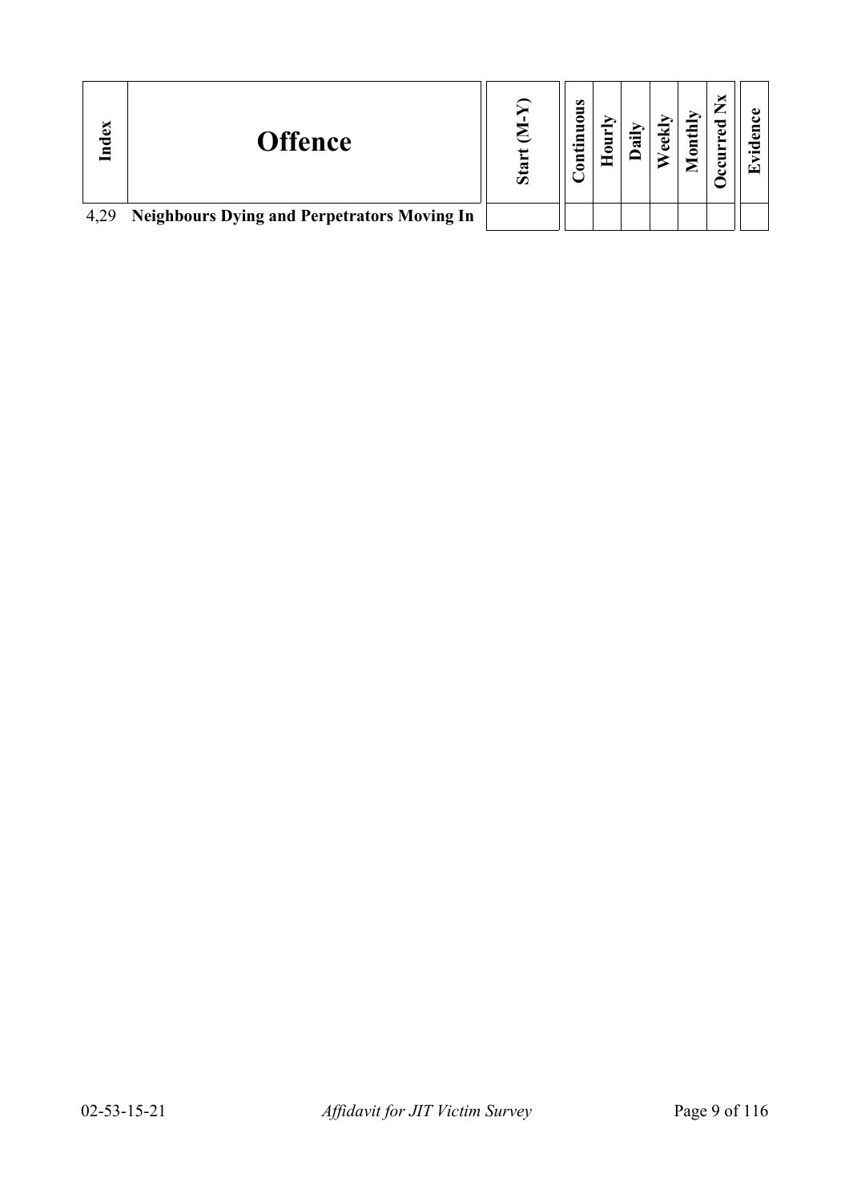| Index | Offence | Start (M-Y) | Continuous | Hourly | Daily | Weekly | Monthly | Occurred Nx | Evidence |
|---|---|---|---|---|---|---|---|---|---|
| 4,29 | **Neighbours Dying and Perpetrators Moving In** | | | | | | | | |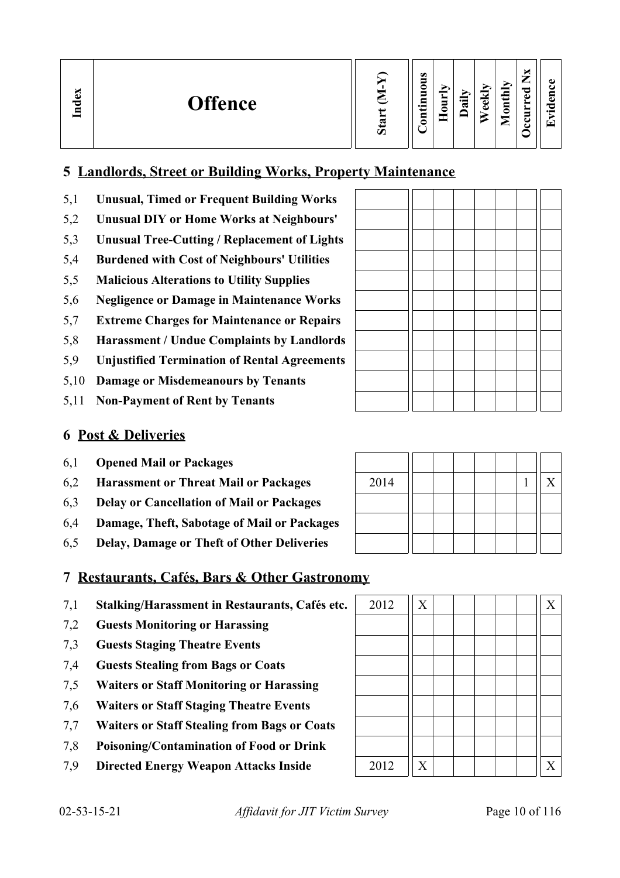| Index | Offence | Start (M-Y) | Continuous | Hourly | Daily | Weekly | Monthly | Occurred Nx | Evidence |
|---|---|---|---|---|---|---|---|---|---|

## 5 Landlords, Street or Building Works, Property Maintenance

| | | | | | | | | | |
|---|---|---|---|---|---|---|---|---|---|
| 5,1 | **Unusual, Timed or Frequent Building Works** | | | | | | | | |
| 5,2 | **Unusual DIY or Home Works at Neighbours'** | | | | | | | | |
| 5,3 | **Unusual Tree-Cutting / Replacement of Lights** | | | | | | | | |
| 5,4 | **Burdened with Cost of Neighbours' Utilities** | | | | | | | | |
| 5,5 | **Malicious Alterations to Utility Supplies** | | | | | | | | |
| 5,6 | **Negligence or Damage in Maintenance Works** | | | | | | | | |
| 5,7 | **Extreme Charges for Maintenance or Repairs** | | | | | | | | |
| 5,8 | **Harassment / Undue Complaints by Landlords** | | | | | | | | |
| 5,9 | **Unjustified Termination of Rental Agreements** | | | | | | | | |
| 5,10 | **Damage or Misdemeanours by Tenants** | | | | | | | | |
| 5,11 | **Non-Payment of Rent by Tenants** | | | | | | | | |

## 6 Post & Deliveries

| | | | | | | | | | |
|---|---|---|---|---|---|---|---|---|---|
| 6,1 | **Opened Mail or Packages** | | | | | | | | |
| 6,2 | **Harassment or Threat Mail or Packages** | 2014 | | | | | | 1 | X |
| 6,3 | **Delay or Cancellation of Mail or Packages** | | | | | | | | |
| 6,4 | **Damage, Theft, Sabotage of Mail or Packages** | | | | | | | | |
| 6,5 | **Delay, Damage or Theft of Other Deliveries** | | | | | | | | |

## 7 Restaurants, Cafés, Bars & Other Gastronomy

| | | | | | | | | | |
|---|---|---|---|---|---|---|---|---|---|
| 7,1 | **Stalking/Harassment in Restaurants, Cafés etc.** | 2012 | X | | | | | | X |
| 7,2 | **Guests Monitoring or Harassing** | | | | | | | | |
| 7,3 | **Guests Staging Theatre Events** | | | | | | | | |
| 7,4 | **Guests Stealing from Bags or Coats** | | | | | | | | |
| 7,5 | **Waiters or Staff Monitoring or Harassing** | | | | | | | | |
| 7,6 | **Waiters or Staff Staging Theatre Events** | | | | | | | | |
| 7,7 | **Waiters or Staff Stealing from Bags or Coats** | | | | | | | | |
| 7,8 | **Poisoning/Contamination of Food or Drink** | | | | | | | | |
| 7,9 | **Directed Energy Weapon Attacks Inside** | 2012 | X | | | | | | X |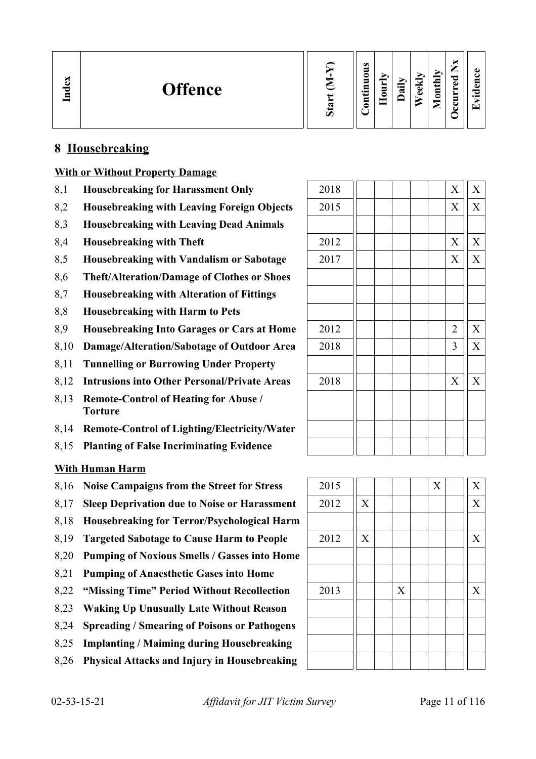| Index | Offence | Start (M-Y) | Continuous | Hourly | Daily | Weekly | Monthly | Occurred Nx | Evidence |
|---|---|---|---|---|---|---|---|---|---|

## 8 Housebreaking

**With or Without Property Damage**

| Index | Offence | Start (M-Y) | Continuous | Hourly | Daily | Weekly | Monthly | Occurred Nx | Evidence |
|---|---|---|---|---|---|---|---|---|---|
| 8,1 | **Housebreaking for Harassment Only** | 2018 | | | | | | X | X |
| 8,2 | **Housebreaking with Leaving Foreign Objects** | 2015 | | | | | | X | X |
| 8,3 | **Housebreaking with Leaving Dead Animals** | | | | | | | | |
| 8,4 | **Housebreaking with Theft** | 2012 | | | | | | X | X |
| 8,5 | **Housebreaking with Vandalism or Sabotage** | 2017 | | | | | | X | X |
| 8,6 | **Theft/Alteration/Damage of Clothes or Shoes** | | | | | | | | |
| 8,7 | **Housebreaking with Alteration of Fittings** | | | | | | | | |
| 8,8 | **Housebreaking with Harm to Pets** | | | | | | | | |
| 8,9 | **Housebreaking Into Garages or Cars at Home** | 2012 | | | | | | 2 | X |
| 8,10 | **Damage/Alteration/Sabotage of Outdoor Area** | 2018 | | | | | | 3 | X |
| 8,11 | **Tunnelling or Burrowing Under Property** | | | | | | | | |
| 8,12 | **Intrusions into Other Personal/Private Areas** | 2018 | | | | | | X | X |
| 8,13 | **Remote-Control of Heating for Abuse / Torture** | | | | | | | | |
| 8,14 | **Remote-Control of Lighting/Electricity/Water** | | | | | | | | |
| 8,15 | **Planting of False Incriminating Evidence** | | | | | | | | |

**With Human Harm**

| Index | Offence | Start (M-Y) | Continuous | Hourly | Daily | Weekly | Monthly | Occurred Nx | Evidence |
|---|---|---|---|---|---|---|---|---|---|
| 8,16 | **Noise Campaigns from the Street for Stress** | 2015 | | | | | X | | X |
| 8,17 | **Sleep Deprivation due to Noise or Harassment** | 2012 | X | | | | | | X |
| 8,18 | **Housebreaking for Terror/Psychological Harm** | | | | | | | | |
| 8,19 | **Targeted Sabotage to Cause Harm to People** | 2012 | X | | | | | | X |
| 8,20 | **Pumping of Noxious Smells / Gasses into Home** | | | | | | | | |
| 8,21 | **Pumping of Anaesthetic Gases into Home** | | | | | | | | |
| 8,22 | **"Missing Time" Period Without Recollection** | 2013 | | | X | | | | X |
| 8,23 | **Waking Up Unusually Late Without Reason** | | | | | | | | |
| 8,24 | **Spreading / Smearing of Poisons or Pathogens** | | | | | | | | |
| 8,25 | **Implanting / Maiming during Housebreaking** | | | | | | | | |
| 8,26 | **Physical Attacks and Injury in Housebreaking** | | | | | | | | |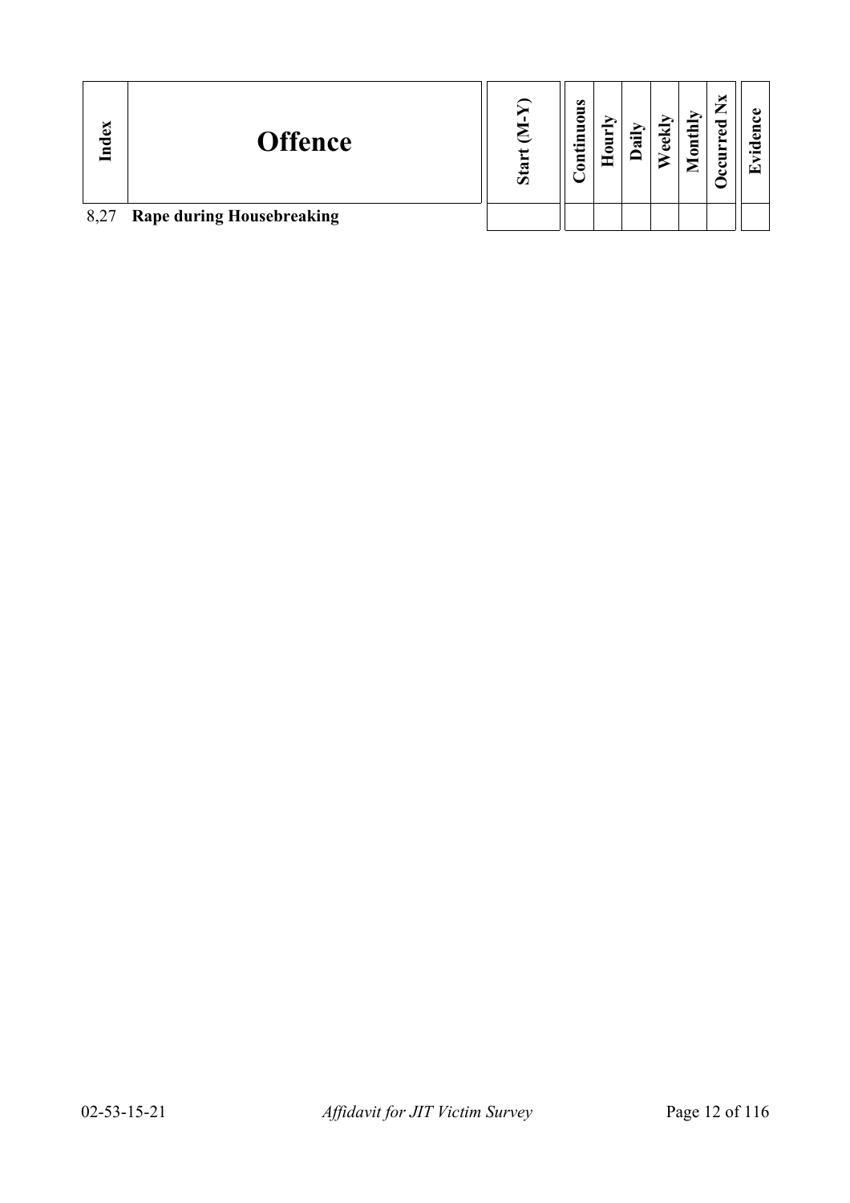| Index | Offence | Start (M-Y) | Continuous | Hourly | Daily | Weekly | Monthly | Occurred Nx | Evidence |
|---|---|---|---|---|---|---|---|---|---|
| 8,27 | **Rape during Housebreaking** | | | | | | | | |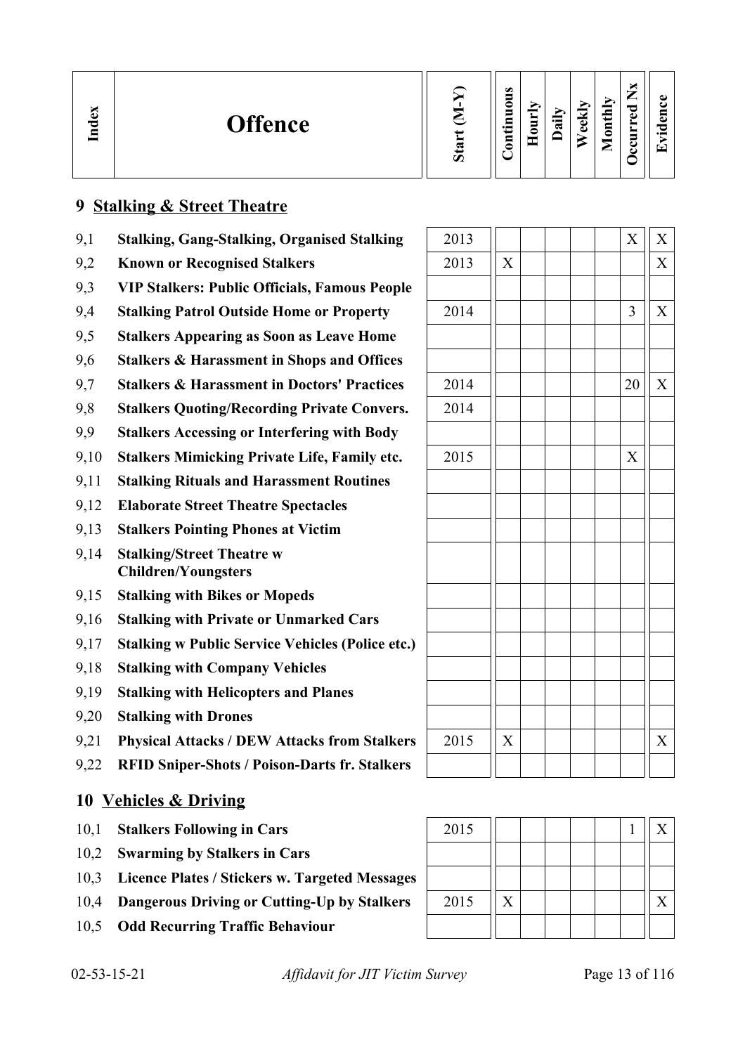| Index | Offence | Start (M-Y) | Continuous | Hourly | Daily | Weekly | Monthly | Occurred Nx | Evidence |
|---|---|---|---|---|---|---|---|---|---|

## 9 Stalking & Street Theatre

| Index | Offence | Start (M-Y) | Continuous | Hourly | Daily | Weekly | Monthly | Occurred Nx | Evidence |
|---|---|---|---|---|---|---|---|---|---|
| 9,1 | **Stalking, Gang-Stalking, Organised Stalking** | 2013 | | | | | | X | X |
| 9,2 | **Known or Recognised Stalkers** | 2013 | X | | | | | | X |
| 9,3 | **VIP Stalkers: Public Officials, Famous People** | | | | | | | | |
| 9,4 | **Stalking Patrol Outside Home or Property** | 2014 | | | | | | 3 | X |
| 9,5 | **Stalkers Appearing as Soon as Leave Home** | | | | | | | | |
| 9,6 | **Stalkers & Harassment in Shops and Offices** | | | | | | | | |
| 9,7 | **Stalkers & Harassment in Doctors' Practices** | 2014 | | | | | | 20 | X |
| 9,8 | **Stalkers Quoting/Recording Private Convers.** | 2014 | | | | | | | |
| 9,9 | **Stalkers Accessing or Interfering with Body** | | | | | | | | |
| 9,10 | **Stalkers Mimicking Private Life, Family etc.** | 2015 | | | | | | X | |
| 9,11 | **Stalking Rituals and Harassment Routines** | | | | | | | | |
| 9,12 | **Elaborate Street Theatre Spectacles** | | | | | | | | |
| 9,13 | **Stalkers Pointing Phones at Victim** | | | | | | | | |
| 9,14 | **Stalking/Street Theatre w Children/Youngsters** | | | | | | | | |
| 9,15 | **Stalking with Bikes or Mopeds** | | | | | | | | |
| 9,16 | **Stalking with Private or Unmarked Cars** | | | | | | | | |
| 9,17 | **Stalking w Public Service Vehicles (Police etc.)** | | | | | | | | |
| 9,18 | **Stalking with Company Vehicles** | | | | | | | | |
| 9,19 | **Stalking with Helicopters and Planes** | | | | | | | | |
| 9,20 | **Stalking with Drones** | | | | | | | | |
| 9,21 | **Physical Attacks / DEW Attacks from Stalkers** | 2015 | X | | | | | | X |
| 9,22 | **RFID Sniper-Shots / Poison-Darts fr. Stalkers** | | | | | | | | |

## 10 Vehicles & Driving

| Index | Offence | Start (M-Y) | Continuous | Hourly | Daily | Weekly | Monthly | Occurred Nx | Evidence |
|---|---|---|---|---|---|---|---|---|---|
| 10,1 | **Stalkers Following in Cars** | 2015 | | | | | | 1 | X |
| 10,2 | **Swarming by Stalkers in Cars** | | | | | | | | |
| 10,3 | **Licence Plates / Stickers w. Targeted Messages** | | | | | | | | |
| 10,4 | **Dangerous Driving or Cutting-Up by Stalkers** | 2015 | X | | | | | | X |
| 10,5 | **Odd Recurring Traffic Behaviour** | | | | | | | | |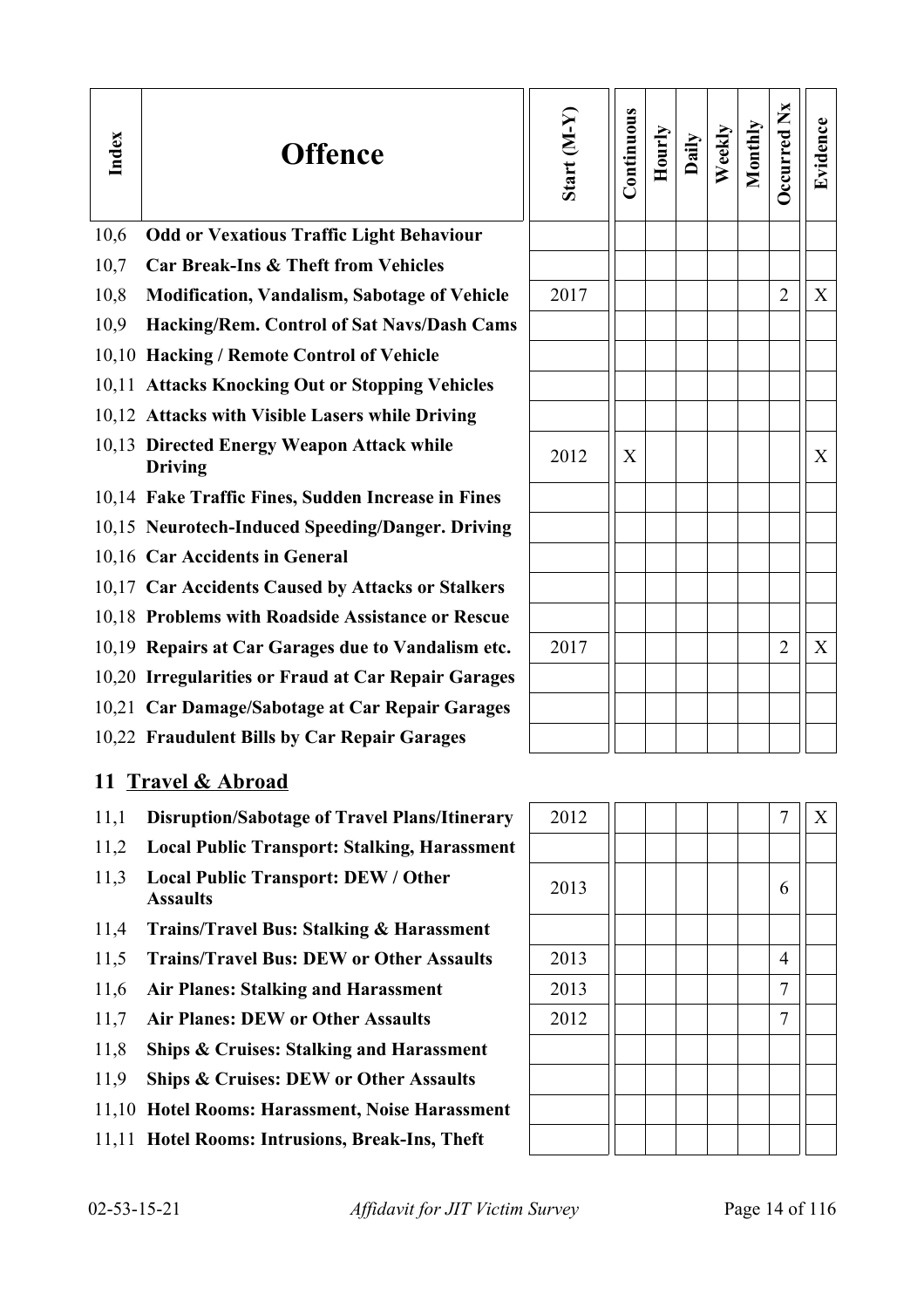| Index | Offence | Start (M-Y) | Continuous | Hourly | Daily | Weekly | Monthly | Occurred Nx | Evidence |
|---|---|---|---|---|---|---|---|---|---|
| 10,6 | **Odd or Vexatious Traffic Light Behaviour** | | | | | | | | |
| 10,7 | **Car Break-Ins & Theft from Vehicles** | | | | | | | | |
| 10,8 | **Modification, Vandalism, Sabotage of Vehicle** | 2017 | | | | | | 2 | X |
| 10,9 | **Hacking/Rem. Control of Sat Navs/Dash Cams** | | | | | | | | |
| 10,10 | **Hacking / Remote Control of Vehicle** | | | | | | | | |
| 10,11 | **Attacks Knocking Out or Stopping Vehicles** | | | | | | | | |
| 10,12 | **Attacks with Visible Lasers while Driving** | | | | | | | | |
| 10,13 | **Directed Energy Weapon Attack while Driving** | 2012 | X | | | | | | X |
| 10,14 | **Fake Traffic Fines, Sudden Increase in Fines** | | | | | | | | |
| 10,15 | **Neurotech-Induced Speeding/Danger. Driving** | | | | | | | | |
| 10,16 | **Car Accidents in General** | | | | | | | | |
| 10,17 | **Car Accidents Caused by Attacks or Stalkers** | | | | | | | | |
| 10,18 | **Problems with Roadside Assistance or Rescue** | | | | | | | | |
| 10,19 | **Repairs at Car Garages due to Vandalism etc.** | 2017 | | | | | | 2 | X |
| 10,20 | **Irregularities or Fraud at Car Repair Garages** | | | | | | | | |
| 10,21 | **Car Damage/Sabotage at Car Repair Garages** | | | | | | | | |
| 10,22 | **Fraudulent Bills by Car Repair Garages** | | | | | | | | |

## 11 Travel & Abroad

| Index | Offence | Start (M-Y) | Continuous | Hourly | Daily | Weekly | Monthly | Occurred Nx | Evidence |
|---|---|---|---|---|---|---|---|---|---|
| 11,1 | **Disruption/Sabotage of Travel Plans/Itinerary** | 2012 | | | | | | 7 | X |
| 11,2 | **Local Public Transport: Stalking, Harassment** | | | | | | | | |
| 11,3 | **Local Public Transport: DEW / Other Assaults** | 2013 | | | | | | 6 | |
| 11,4 | **Trains/Travel Bus: Stalking & Harassment** | | | | | | | | |
| 11,5 | **Trains/Travel Bus: DEW or Other Assaults** | 2013 | | | | | | 4 | |
| 11,6 | **Air Planes: Stalking and Harassment** | 2013 | | | | | | 7 | |
| 11,7 | **Air Planes: DEW or Other Assaults** | 2012 | | | | | | 7 | |
| 11,8 | **Ships & Cruises: Stalking and Harassment** | | | | | | | | |
| 11,9 | **Ships & Cruises: DEW or Other Assaults** | | | | | | | | |
| 11,10 | **Hotel Rooms: Harassment, Noise Harassment** | | | | | | | | |
| 11,11 | **Hotel Rooms: Intrusions, Break-Ins, Theft** | | | | | | | | |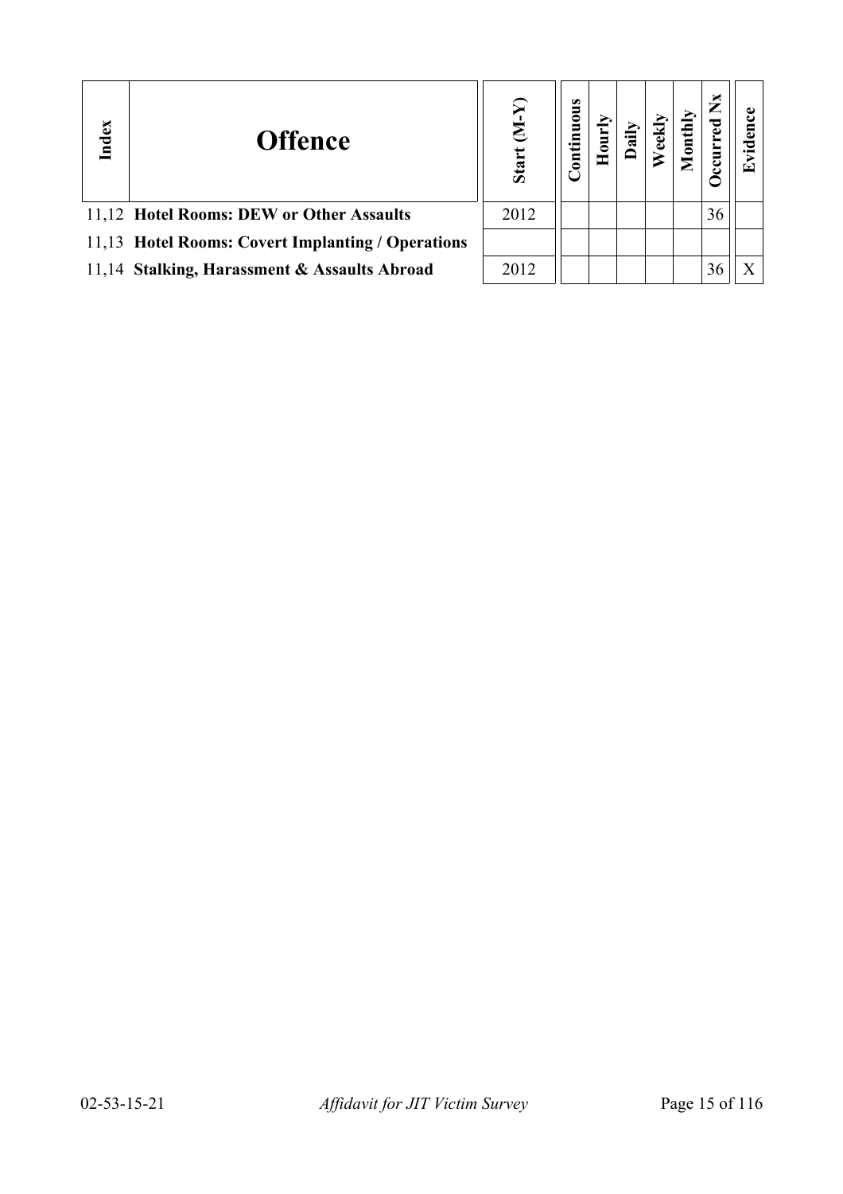| Index | Offence | Start (M-Y) | Continuous | Hourly | Daily | Weekly | Monthly | Occurred Nx | Evidence |
|---|---|---|---|---|---|---|---|---|---|
| 11,12 | **Hotel Rooms: DEW or Other Assaults** | 2012 | | | | | | 36 | |
| 11,13 | **Hotel Rooms: Covert Implanting / Operations** | | | | | | | | |
| 11,14 | **Stalking, Harassment & Assaults Abroad** | 2012 | | | | | | 36 | X |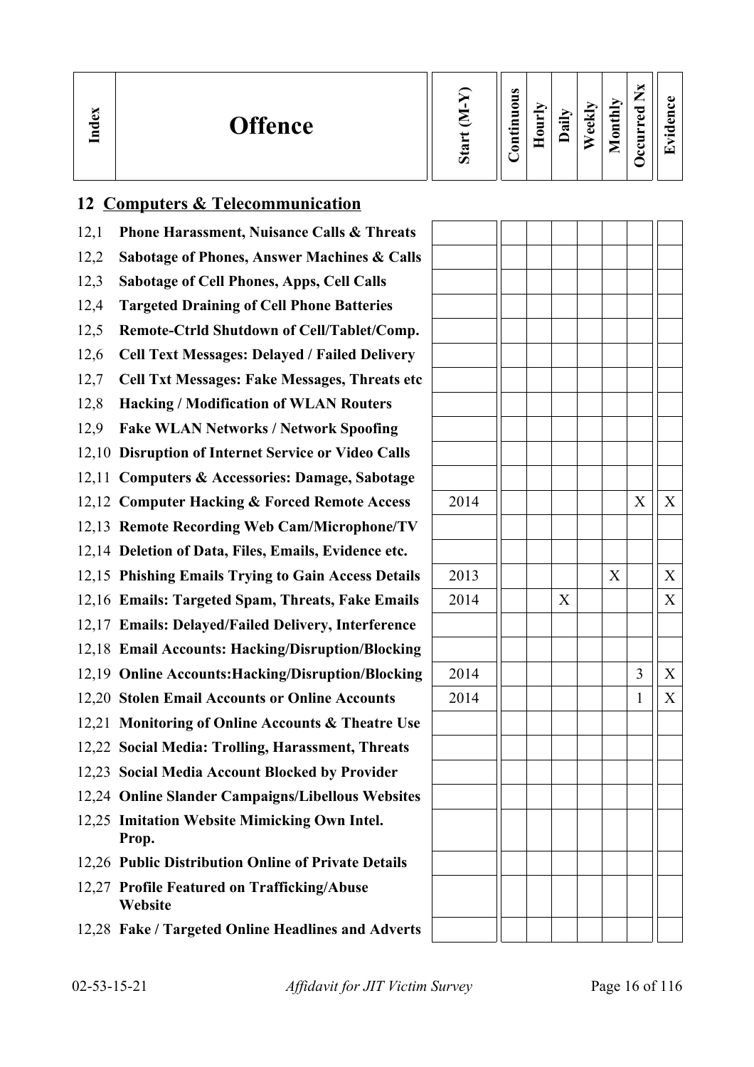| Index | Offence | Start (M-Y) | Continuous | Hourly | Daily | Weekly | Monthly | Occurred Nx | Evidence |
|---|---|---|---|---|---|---|---|---|---|

## 12 Computers & Telecommunication

| Index | Offence | Start (M-Y) | Continuous | Hourly | Daily | Weekly | Monthly | Occurred Nx | Evidence |
|---|---|---|---|---|---|---|---|---|---|
| 12,1 | **Phone Harassment, Nuisance Calls & Threats** | | | | | | | | |
| 12,2 | **Sabotage of Phones, Answer Machines & Calls** | | | | | | | | |
| 12,3 | **Sabotage of Cell Phones, Apps, Cell Calls** | | | | | | | | |
| 12,4 | **Targeted Draining of Cell Phone Batteries** | | | | | | | | |
| 12,5 | **Remote-Ctrld Shutdown of Cell/Tablet/Comp.** | | | | | | | | |
| 12,6 | **Cell Text Messages: Delayed / Failed Delivery** | | | | | | | | |
| 12,7 | **Cell Txt Messages: Fake Messages, Threats etc** | | | | | | | | |
| 12,8 | **Hacking / Modification of WLAN Routers** | | | | | | | | |
| 12,9 | **Fake WLAN Networks / Network Spoofing** | | | | | | | | |
| 12,10 | **Disruption of Internet Service or Video Calls** | | | | | | | | |
| 12,11 | **Computers & Accessories: Damage, Sabotage** | | | | | | | | |
| 12,12 | **Computer Hacking & Forced Remote Access** | 2014 | | | | | | X | X |
| 12,13 | **Remote Recording Web Cam/Microphone/TV** | | | | | | | | |
| 12,14 | **Deletion of Data, Files, Emails, Evidence etc.** | | | | | | | | |
| 12,15 | **Phishing Emails Trying to Gain Access Details** | 2013 | | | | | X | | X |
| 12,16 | **Emails: Targeted Spam, Threats, Fake Emails** | 2014 | | | X | | | | X |
| 12,17 | **Emails: Delayed/Failed Delivery, Interference** | | | | | | | | |
| 12,18 | **Email Accounts: Hacking/Disruption/Blocking** | | | | | | | | |
| 12,19 | **Online Accounts:Hacking/Disruption/Blocking** | 2014 | | | | | | 3 | X |
| 12,20 | **Stolen Email Accounts or Online Accounts** | 2014 | | | | | | 1 | X |
| 12,21 | **Monitoring of Online Accounts & Theatre Use** | | | | | | | | |
| 12,22 | **Social Media: Trolling, Harassment, Threats** | | | | | | | | |
| 12,23 | **Social Media Account Blocked by Provider** | | | | | | | | |
| 12,24 | **Online Slander Campaigns/Libellous Websites** | | | | | | | | |
| 12,25 | **Imitation Website Mimicking Own Intel. Prop.** | | | | | | | | |
| 12,26 | **Public Distribution Online of Private Details** | | | | | | | | |
| 12,27 | **Profile Featured on Trafficking/Abuse Website** | | | | | | | | |
| 12,28 | **Fake / Targeted Online Headlines and Adverts** | | | | | | | | |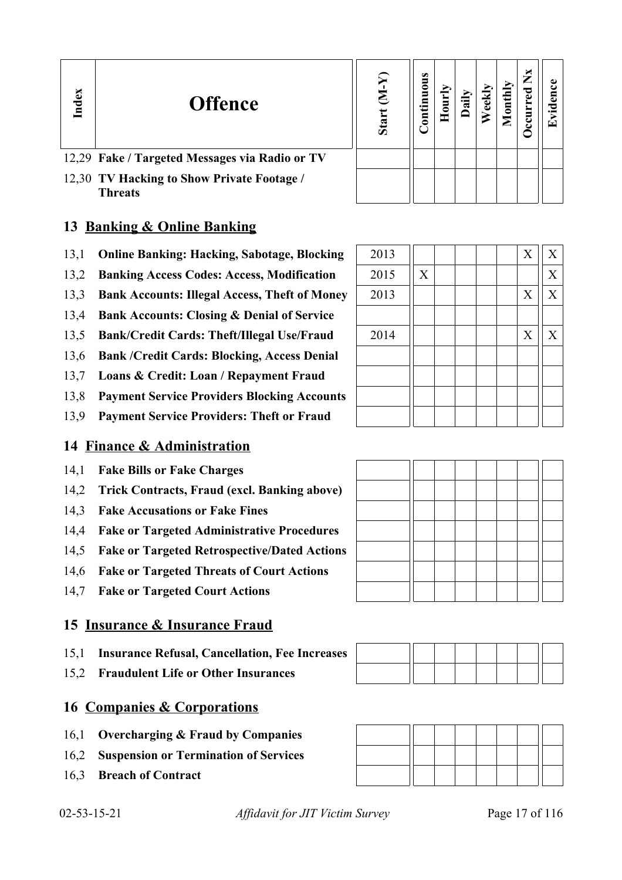| Index | Offence | Start (M-Y) | Continuous | Hourly | Daily | Weekly | Monthly | Occurred Nx | Evidence |
|---|---|---|---|---|---|---|---|---|---|
| 12,29 | **Fake / Targeted Messages via Radio or TV** | | | | | | | | |
| 12,30 | **TV Hacking to Show Private Footage / Threats** | | | | | | | | |

## 13 Banking & Online Banking

| Index | Offence | Start (M-Y) | Continuous | Hourly | Daily | Weekly | Monthly | Occurred Nx | Evidence |
|---|---|---|---|---|---|---|---|---|---|
| 13,1 | **Online Banking: Hacking, Sabotage, Blocking** | 2013 | | | | | | X | X |
| 13,2 | **Banking Access Codes: Access, Modification** | 2015 | X | | | | | | X |
| 13,3 | **Bank Accounts: Illegal Access, Theft of Money** | 2013 | | | | | | X | X |
| 13,4 | **Bank Accounts: Closing & Denial of Service** | | | | | | | | |
| 13,5 | **Bank/Credit Cards: Theft/Illegal Use/Fraud** | 2014 | | | | | | X | X |
| 13,6 | **Bank /Credit Cards: Blocking, Access Denial** | | | | | | | | |
| 13,7 | **Loans & Credit: Loan / Repayment Fraud** | | | | | | | | |
| 13,8 | **Payment Service Providers Blocking Accounts** | | | | | | | | |
| 13,9 | **Payment Service Providers: Theft or Fraud** | | | | | | | | |

## 14 Finance & Administration

| Index | Offence | Start (M-Y) | Continuous | Hourly | Daily | Weekly | Monthly | Occurred Nx | Evidence |
|---|---|---|---|---|---|---|---|---|---|
| 14,1 | **Fake Bills or Fake Charges** | | | | | | | | |
| 14,2 | **Trick Contracts, Fraud (excl. Banking above)** | | | | | | | | |
| 14,3 | **Fake Accusations or Fake Fines** | | | | | | | | |
| 14,4 | **Fake or Targeted Administrative Procedures** | | | | | | | | |
| 14,5 | **Fake or Targeted Retrospective/Dated Actions** | | | | | | | | |
| 14,6 | **Fake or Targeted Threats of Court Actions** | | | | | | | | |
| 14,7 | **Fake or Targeted Court Actions** | | | | | | | | |

## 15 Insurance & Insurance Fraud

| Index | Offence | Start (M-Y) | Continuous | Hourly | Daily | Weekly | Monthly | Occurred Nx | Evidence |
|---|---|---|---|---|---|---|---|---|---|
| 15,1 | **Insurance Refusal, Cancellation, Fee Increases** | | | | | | | | |
| 15,2 | **Fraudulent Life or Other Insurances** | | | | | | | | |

## 16 Companies & Corporations

| Index | Offence | Start (M-Y) | Continuous | Hourly | Daily | Weekly | Monthly | Occurred Nx | Evidence |
|---|---|---|---|---|---|---|---|---|---|
| 16,1 | **Overcharging & Fraud by Companies** | | | | | | | | |
| 16,2 | **Suspension or Termination of Services** | | | | | | | | |
| 16,3 | **Breach of Contract** | | | | | | | | |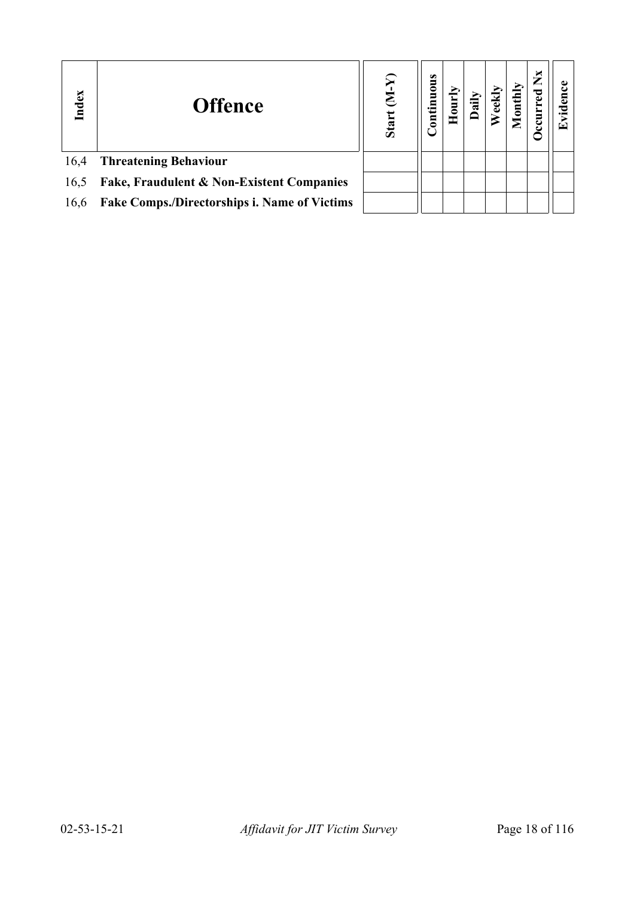| Index | Offence | Start (M-Y) | Continuous | Hourly | Daily | Weekly | Monthly | Occurred Nx | Evidence |
|---|---|---|---|---|---|---|---|---|---|
| 16,4 | **Threatening Behaviour** | | | | | | | | |
| 16,5 | **Fake, Fraudulent & Non-Existent Companies** | | | | | | | | |
| 16,6 | **Fake Comps./Directorships i. Name of Victims** | | | | | | | | |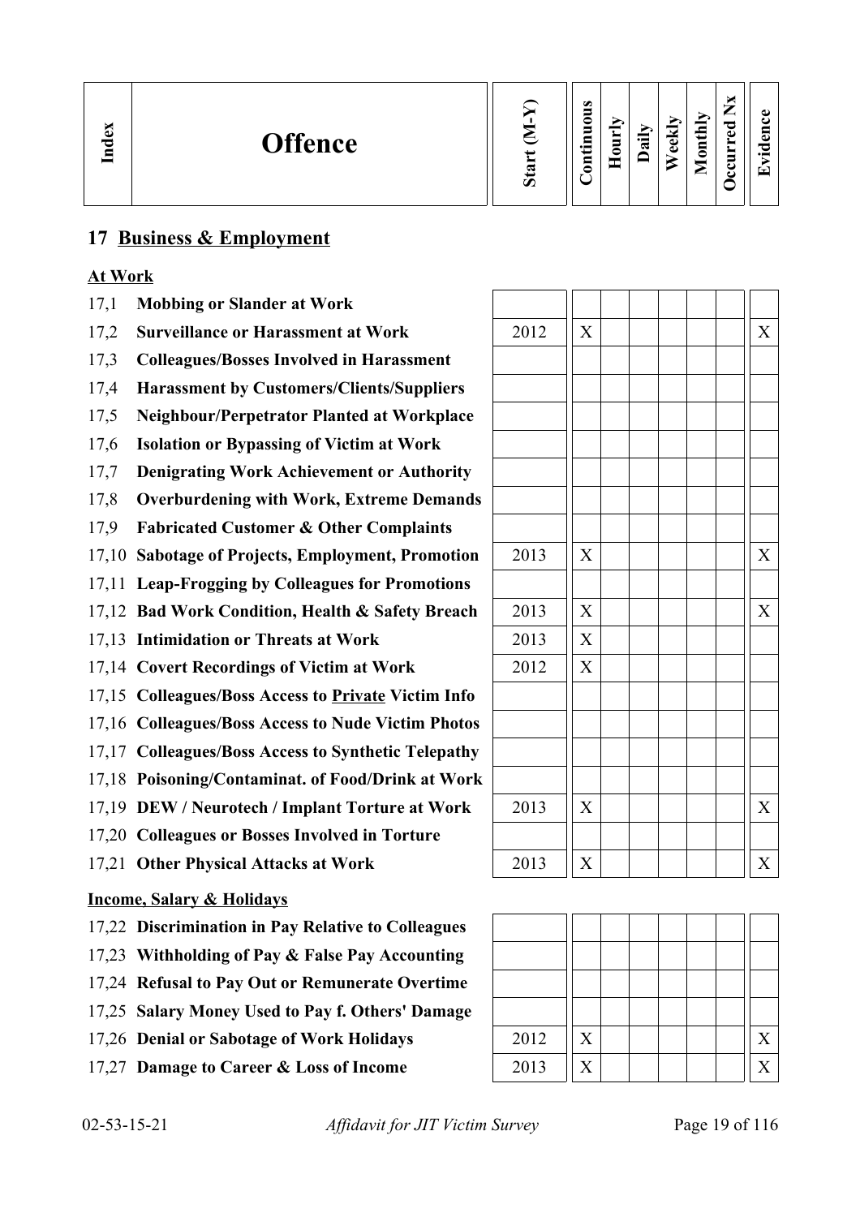| Index | Offence | Start (M-Y) | Continuous | Hourly | Daily | Weekly | Monthly | Occurred Nx | Evidence |
|---|---|---|---|---|---|---|---|---|---|

## 17 Business & Employment

**At Work**

| Index | Offence | Start (M-Y) | Continuous | Hourly | Daily | Weekly | Monthly | Occurred Nx | Evidence |
|---|---|---|---|---|---|---|---|---|---|
| 17,1 | **Mobbing or Slander at Work** | | | | | | | | |
| 17,2 | **Surveillance or Harassment at Work** | 2012 | X | | | | | | X |
| 17,3 | **Colleagues/Bosses Involved in Harassment** | | | | | | | | |
| 17,4 | **Harassment by Customers/Clients/Suppliers** | | | | | | | | |
| 17,5 | **Neighbour/Perpetrator Planted at Workplace** | | | | | | | | |
| 17,6 | **Isolation or Bypassing of Victim at Work** | | | | | | | | |
| 17,7 | **Denigrating Work Achievement or Authority** | | | | | | | | |
| 17,8 | **Overburdening with Work, Extreme Demands** | | | | | | | | |
| 17,9 | **Fabricated Customer & Other Complaints** | | | | | | | | |
| 17,10 | **Sabotage of Projects, Employment, Promotion** | 2013 | X | | | | | | X |
| 17,11 | **Leap-Frogging by Colleagues for Promotions** | | | | | | | | |
| 17,12 | **Bad Work Condition, Health & Safety Breach** | 2013 | X | | | | | | X |
| 17,13 | **Intimidation or Threats at Work** | 2013 | X | | | | | | |
| 17,14 | **Covert Recordings of Victim at Work** | 2012 | X | | | | | | |
| 17,15 | **Colleagues/Boss Access to Private Victim Info** | | | | | | | | |
| 17,16 | **Colleagues/Boss Access to Nude Victim Photos** | | | | | | | | |
| 17,17 | **Colleagues/Boss Access to Synthetic Telepathy** | | | | | | | | |
| 17,18 | **Poisoning/Contaminat. of Food/Drink at Work** | | | | | | | | |
| 17,19 | **DEW / Neurotech / Implant Torture at Work** | 2013 | X | | | | | | X |
| 17,20 | **Colleagues or Bosses Involved in Torture** | | | | | | | | |
| 17,21 | **Other Physical Attacks at Work** | 2013 | X | | | | | | X |

**Income, Salary & Holidays**

| Index | Offence | Start (M-Y) | Continuous | Hourly | Daily | Weekly | Monthly | Occurred Nx | Evidence |
|---|---|---|---|---|---|---|---|---|---|
| 17,22 | **Discrimination in Pay Relative to Colleagues** | | | | | | | | |
| 17,23 | **Withholding of Pay & False Pay Accounting** | | | | | | | | |
| 17,24 | **Refusal to Pay Out or Remunerate Overtime** | | | | | | | | |
| 17,25 | **Salary Money Used to Pay f. Others' Damage** | | | | | | | | |
| 17,26 | **Denial or Sabotage of Work Holidays** | 2012 | X | | | | | | X |
| 17,27 | **Damage to Career & Loss of Income** | 2013 | X | | | | | | X |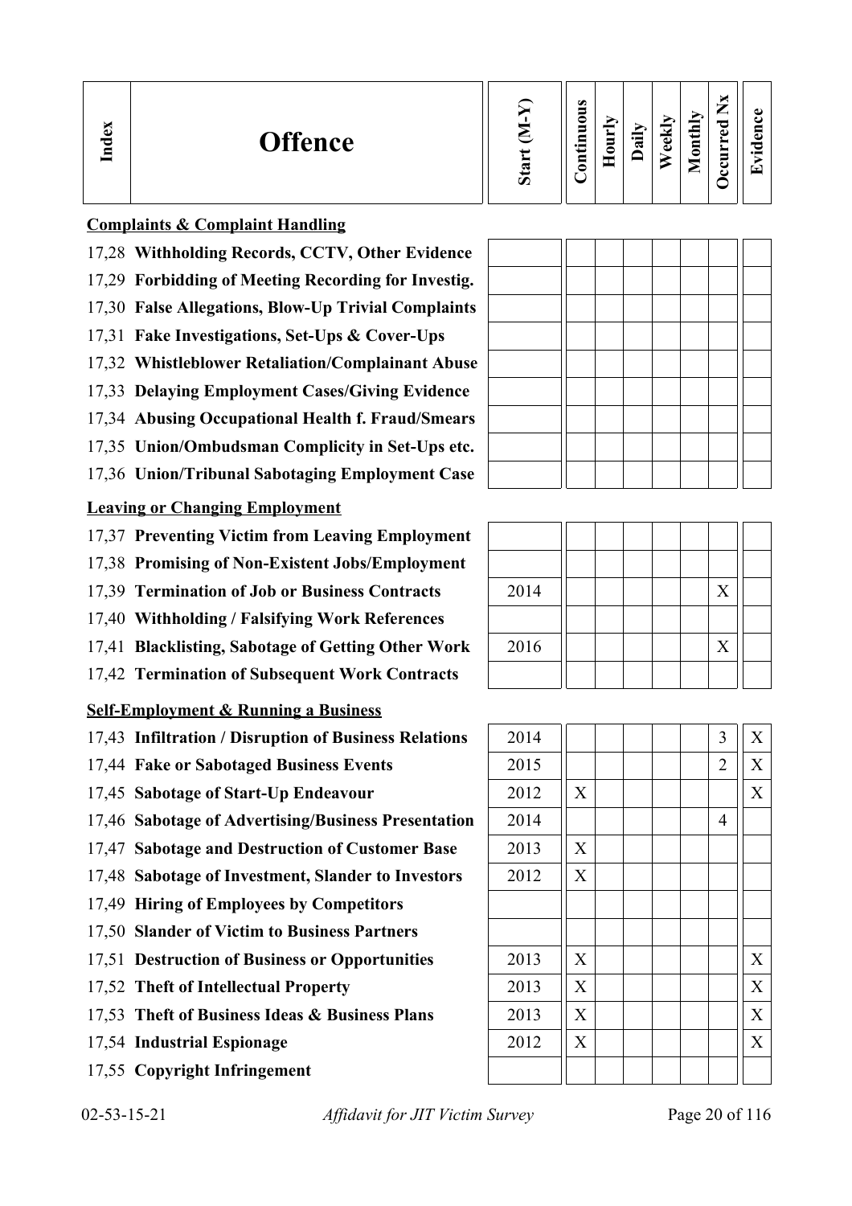| Index | Offence | Start (M-Y) | Continuous | Hourly | Daily | Weekly | Monthly | Occurred Nx | Evidence |
|---|---|---|---|---|---|---|---|---|---|
| | **Complaints & Complaint Handling** | | | | | | | | |
| 17,28 | **Withholding Records, CCTV, Other Evidence** | | | | | | | | |
| 17,29 | **Forbidding of Meeting Recording for Investig.** | | | | | | | | |
| 17,30 | **False Allegations, Blow-Up Trivial Complaints** | | | | | | | | |
| 17,31 | **Fake Investigations, Set-Ups & Cover-Ups** | | | | | | | | |
| 17,32 | **Whistleblower Retaliation/Complainant Abuse** | | | | | | | | |
| 17,33 | **Delaying Employment Cases/Giving Evidence** | | | | | | | | |
| 17,34 | **Abusing Occupational Health f. Fraud/Smears** | | | | | | | | |
| 17,35 | **Union/Ombudsman Complicity in Set-Ups etc.** | | | | | | | | |
| 17,36 | **Union/Tribunal Sabotaging Employment Case** | | | | | | | | |
| | **Leaving or Changing Employment** | | | | | | | | |
| 17,37 | **Preventing Victim from Leaving Employment** | | | | | | | | |
| 17,38 | **Promising of Non-Existent Jobs/Employment** | | | | | | | | |
| 17,39 | **Termination of Job or Business Contracts** | 2014 | | | | | | X | |
| 17,40 | **Withholding / Falsifying Work References** | | | | | | | | |
| 17,41 | **Blacklisting, Sabotage of Getting Other Work** | 2016 | | | | | | X | |
| 17,42 | **Termination of Subsequent Work Contracts** | | | | | | | | |
| | **Self-Employment & Running a Business** | | | | | | | | |
| 17,43 | **Infiltration / Disruption of Business Relations** | 2014 | | | | | | 3 | X |
| 17,44 | **Fake or Sabotaged Business Events** | 2015 | | | | | | 2 | X |
| 17,45 | **Sabotage of Start-Up Endeavour** | 2012 | X | | | | | | X |
| 17,46 | **Sabotage of Advertising/Business Presentation** | 2014 | | | | | | 4 | |
| 17,47 | **Sabotage and Destruction of Customer Base** | 2013 | X | | | | | | |
| 17,48 | **Sabotage of Investment, Slander to Investors** | 2012 | X | | | | | | |
| 17,49 | **Hiring of Employees by Competitors** | | | | | | | | |
| 17,50 | **Slander of Victim to Business Partners** | | | | | | | | |
| 17,51 | **Destruction of Business or Opportunities** | 2013 | X | | | | | | X |
| 17,52 | **Theft of Intellectual Property** | 2013 | X | | | | | | X |
| 17,53 | **Theft of Business Ideas & Business Plans** | 2013 | X | | | | | | X |
| 17,54 | **Industrial Espionage** | 2012 | X | | | | | | X |
| 17,55 | **Copyright Infringement** | | | | | | | | |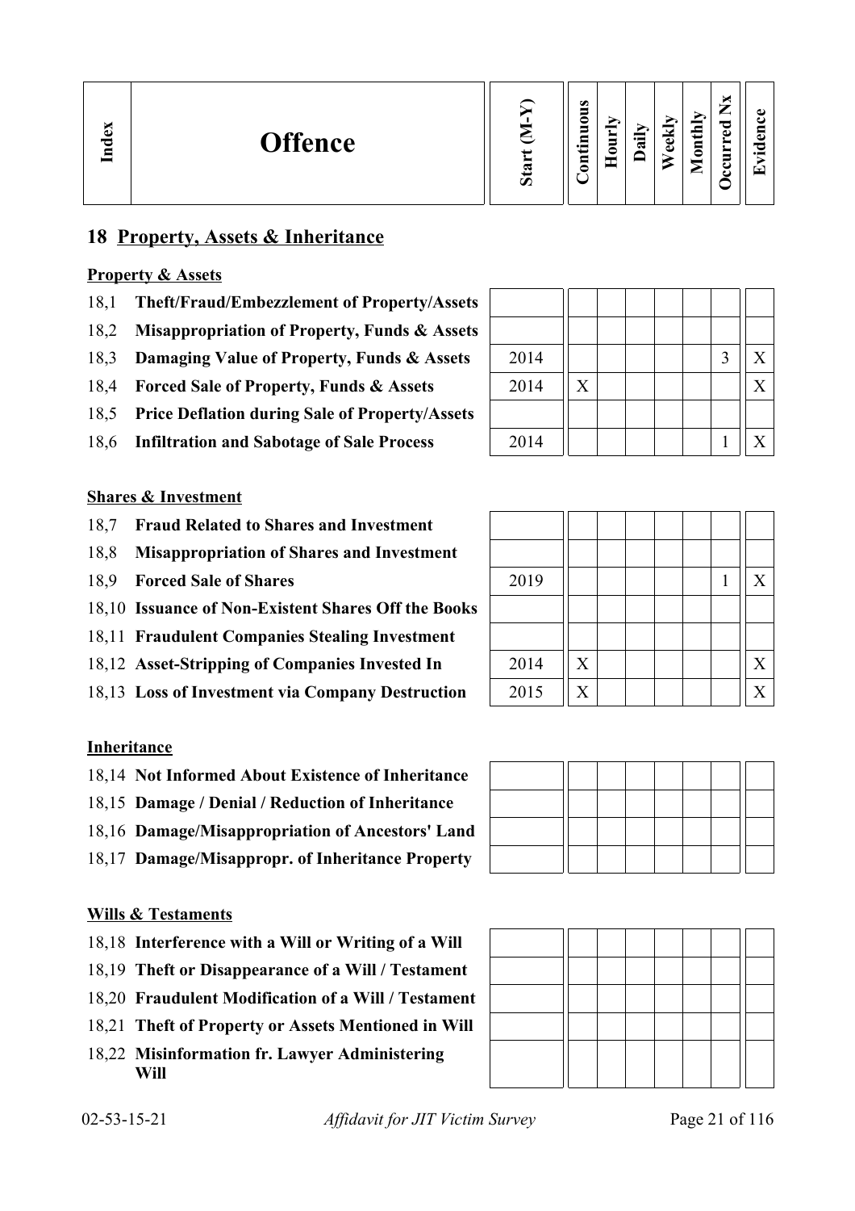| Index | Offence | Start (M-Y) | Continuous | Hourly | Daily | Weekly | Monthly | Occurred Nx | Evidence |
|---|---|---|---|---|---|---|---|---|---|

## 18 Property, Assets & Inheritance

### Property & Assets

| Index | Offence | Start (M-Y) | Continuous | Hourly | Daily | Weekly | Monthly | Occurred Nx | Evidence |
|---|---|---|---|---|---|---|---|---|---|
| 18,1 | **Theft/Fraud/Embezzlement of Property/Assets** | | | | | | | | |
| 18,2 | **Misappropriation of Property, Funds & Assets** | | | | | | | | |
| 18,3 | **Damaging Value of Property, Funds & Assets** | 2014 | | | | | | 3 | X |
| 18,4 | **Forced Sale of Property, Funds & Assets** | 2014 | X | | | | | | X |
| 18,5 | **Price Deflation during Sale of Property/Assets** | | | | | | | | |
| 18,6 | **Infiltration and Sabotage of Sale Process** | 2014 | | | | | | 1 | X |

### Shares & Investment

| Index | Offence | Start (M-Y) | Continuous | Hourly | Daily | Weekly | Monthly | Occurred Nx | Evidence |
|---|---|---|---|---|---|---|---|---|---|
| 18,7 | **Fraud Related to Shares and Investment** | | | | | | | | |
| 18,8 | **Misappropriation of Shares and Investment** | | | | | | | | |
| 18,9 | **Forced Sale of Shares** | 2019 | | | | | | 1 | X |
| 18,10 | **Issuance of Non-Existent Shares Off the Books** | | | | | | | | |
| 18,11 | **Fraudulent Companies Stealing Investment** | | | | | | | | |
| 18,12 | **Asset-Stripping of Companies Invested In** | 2014 | X | | | | | | X |
| 18,13 | **Loss of Investment via Company Destruction** | 2015 | X | | | | | | X |

### Inheritance

| Index | Offence | Start (M-Y) | Continuous | Hourly | Daily | Weekly | Monthly | Occurred Nx | Evidence |
|---|---|---|---|---|---|---|---|---|---|
| 18,14 | **Not Informed About Existence of Inheritance** | | | | | | | | |
| 18,15 | **Damage / Denial / Reduction of Inheritance** | | | | | | | | |
| 18,16 | **Damage/Misappropriation of Ancestors' Land** | | | | | | | | |
| 18,17 | **Damage/Misappropr. of Inheritance Property** | | | | | | | | |

### Wills & Testaments

| Index | Offence | Start (M-Y) | Continuous | Hourly | Daily | Weekly | Monthly | Occurred Nx | Evidence |
|---|---|---|---|---|---|---|---|---|---|
| 18,18 | **Interference with a Will or Writing of a Will** | | | | | | | | |
| 18,19 | **Theft or Disappearance of a Will / Testament** | | | | | | | | |
| 18,20 | **Fraudulent Modification of a Will / Testament** | | | | | | | | |
| 18,21 | **Theft of Property or Assets Mentioned in Will** | | | | | | | | |
| 18,22 | **Misinformation fr. Lawyer Administering Will** | | | | | | | | |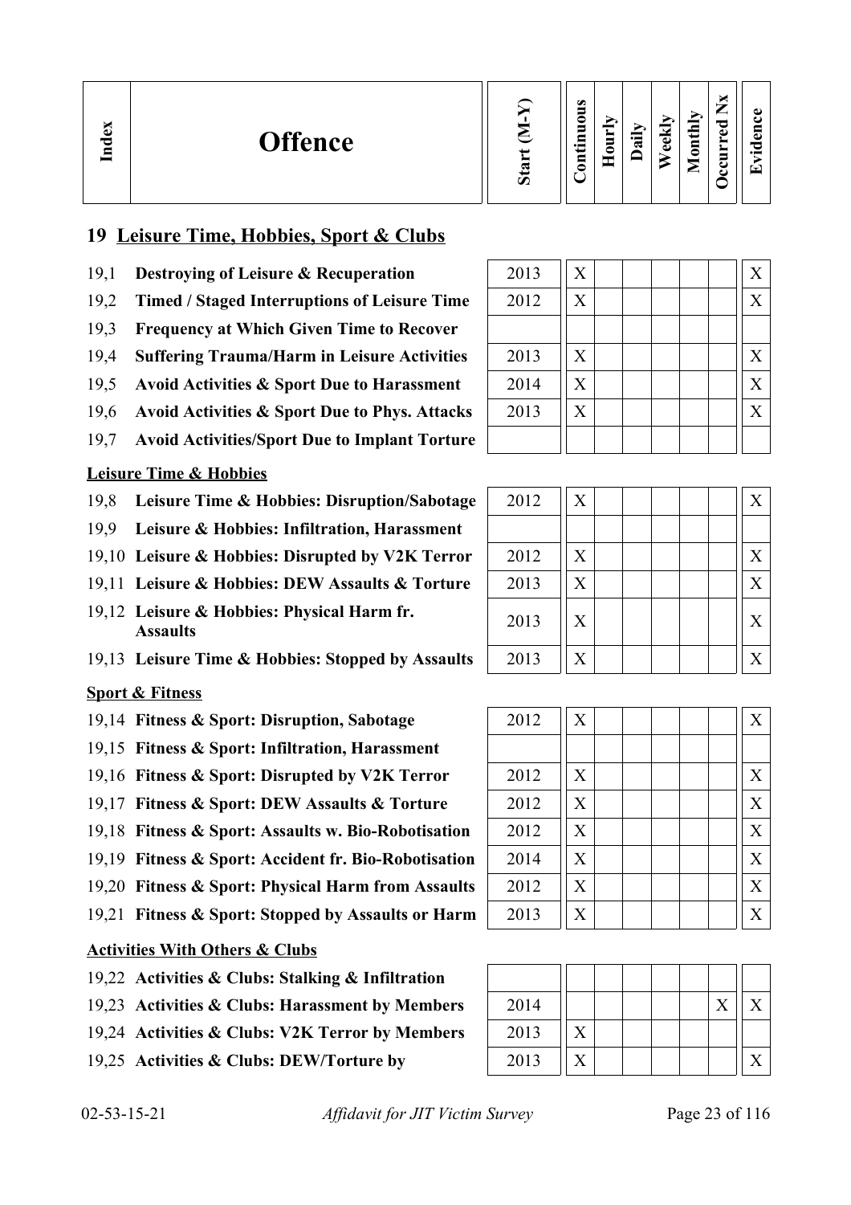| Index | Offence | Start (M-Y) | Continuous | Hourly | Daily | Weekly | Monthly | Occurred Nx | Evidence |
|---|---|---|---|---|---|---|---|---|---|

## 19 Leisure Time, Hobbies, Sport & Clubs

| Index | Offence | Start (M-Y) | Continuous | Hourly | Daily | Weekly | Monthly | Occurred Nx | Evidence |
|---|---|---|---|---|---|---|---|---|---|
| 19,1 | **Destroying of Leisure & Recuperation** | 2013 | X | | | | | | X |
| 19,2 | **Timed / Staged Interruptions of Leisure Time** | 2012 | X | | | | | | X |
| 19,3 | **Frequency at Which Given Time to Recover** | | | | | | | | |
| 19,4 | **Suffering Trauma/Harm in Leisure Activities** | 2013 | X | | | | | | X |
| 19,5 | **Avoid Activities & Sport Due to Harassment** | 2014 | X | | | | | | X |
| 19,6 | **Avoid Activities & Sport Due to Phys. Attacks** | 2013 | X | | | | | | X |
| 19,7 | **Avoid Activities/Sport Due to Implant Torture** | | | | | | | | |
| | **Leisure Time & Hobbies** | | | | | | | | |
| 19,8 | **Leisure Time & Hobbies: Disruption/Sabotage** | 2012 | X | | | | | | X |
| 19,9 | **Leisure & Hobbies: Infiltration, Harassment** | | | | | | | | |
| 19,10 | **Leisure & Hobbies: Disrupted by V2K Terror** | 2012 | X | | | | | | X |
| 19,11 | **Leisure & Hobbies: DEW Assaults & Torture** | 2013 | X | | | | | | X |
| 19,12 | **Leisure & Hobbies: Physical Harm fr. Assaults** | 2013 | X | | | | | | X |
| 19,13 | **Leisure Time & Hobbies: Stopped by Assaults** | 2013 | X | | | | | | X |
| | **Sport & Fitness** | | | | | | | | |
| 19,14 | **Fitness & Sport: Disruption, Sabotage** | 2012 | X | | | | | | X |
| 19,15 | **Fitness & Sport: Infiltration, Harassment** | | | | | | | | |
| 19,16 | **Fitness & Sport: Disrupted by V2K Terror** | 2012 | X | | | | | | X |
| 19,17 | **Fitness & Sport: DEW Assaults & Torture** | 2012 | X | | | | | | X |
| 19,18 | **Fitness & Sport: Assaults w. Bio-Robotisation** | 2012 | X | | | | | | X |
| 19,19 | **Fitness & Sport: Accident fr. Bio-Robotisation** | 2014 | X | | | | | | X |
| 19,20 | **Fitness & Sport: Physical Harm from Assaults** | 2012 | X | | | | | | X |
| 19,21 | **Fitness & Sport: Stopped by Assaults or Harm** | 2013 | X | | | | | | X |
| | **Activities With Others & Clubs** | | | | | | | | |
| 19,22 | **Activities & Clubs: Stalking & Infiltration** | | | | | | | | |
| 19,23 | **Activities & Clubs: Harassment by Members** | 2014 | | | | | | X | X |
| 19,24 | **Activities & Clubs: V2K Terror by Members** | 2013 | X | | | | | | |
| 19,25 | **Activities & Clubs: DEW/Torture by** | 2013 | X | | | | | | X |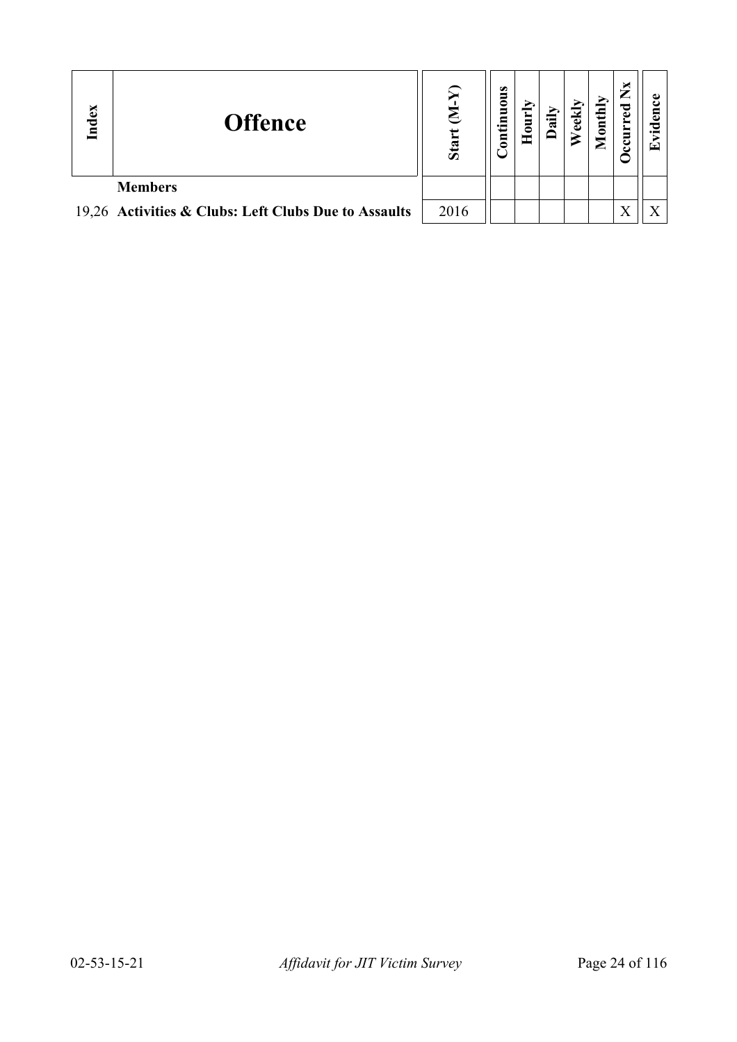| Index | Offence | Start (M-Y) | Continuous | Hourly | Daily | Weekly | Monthly | Occurred Nx | Evidence |
|---|---|---|---|---|---|---|---|---|---|
| | **Members** | | | | | | | | |
| 19,26 | **Activities & Clubs: Left Clubs Due to Assaults** | 2016 | | | | | | X | X |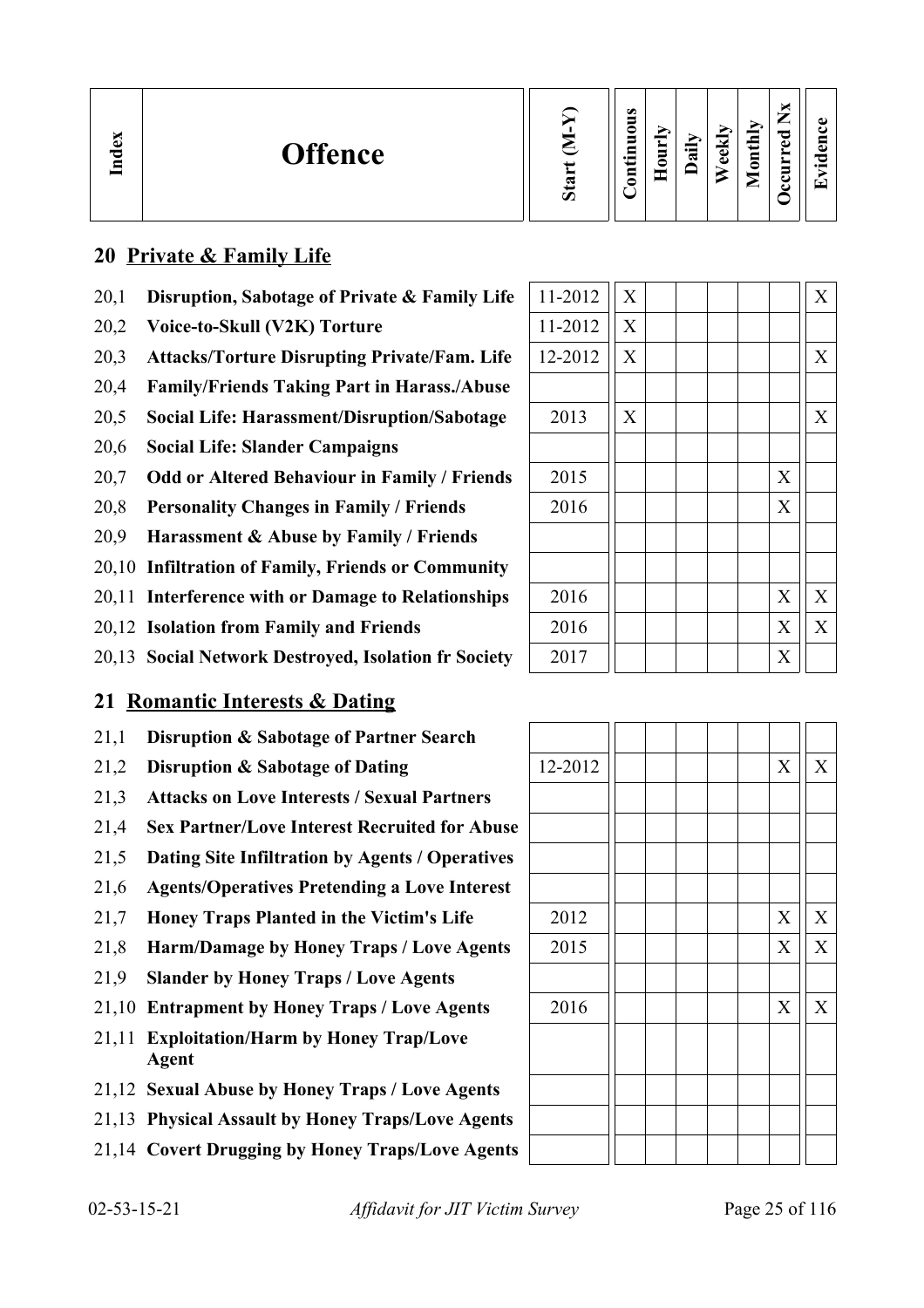| Index | Offence | Start (M-Y) | Continuous | Hourly | Daily | Weekly | Monthly | Occurred Nx | Evidence |
|---|---|---|---|---|---|---|---|---|---|

## 20 Private & Family Life

| Index | Offence | Start (M-Y) | Continuous | Hourly | Daily | Weekly | Monthly | Occurred Nx | Evidence |
|---|---|---|---|---|---|---|---|---|---|
| 20,1 | **Disruption, Sabotage of Private & Family Life** | 11-2012 | X | | | | | | X |
| 20,2 | **Voice-to-Skull (V2K) Torture** | 11-2012 | X | | | | | | |
| 20,3 | **Attacks/Torture Disrupting Private/Fam. Life** | 12-2012 | X | | | | | | X |
| 20,4 | **Family/Friends Taking Part in Harass./Abuse** | | | | | | | | |
| 20,5 | **Social Life: Harassment/Disruption/Sabotage** | 2013 | X | | | | | | X |
| 20,6 | **Social Life: Slander Campaigns** | | | | | | | | |
| 20,7 | **Odd or Altered Behaviour in Family / Friends** | 2015 | | | | | | X | |
| 20,8 | **Personality Changes in Family / Friends** | 2016 | | | | | | X | |
| 20,9 | **Harassment & Abuse by Family / Friends** | | | | | | | | |
| 20,10 | **Infiltration of Family, Friends or Community** | | | | | | | | |
| 20,11 | **Interference with or Damage to Relationships** | 2016 | | | | | | X | X |
| 20,12 | **Isolation from Family and Friends** | 2016 | | | | | | X | X |
| 20,13 | **Social Network Destroyed, Isolation fr Society** | 2017 | | | | | | X | |

## 21 Romantic Interests & Dating

| Index | Offence | Start (M-Y) | Continuous | Hourly | Daily | Weekly | Monthly | Occurred Nx | Evidence |
|---|---|---|---|---|---|---|---|---|---|
| 21,1 | **Disruption & Sabotage of Partner Search** | | | | | | | | |
| 21,2 | **Disruption & Sabotage of Dating** | 12-2012 | | | | | | X | X |
| 21,3 | **Attacks on Love Interests / Sexual Partners** | | | | | | | | |
| 21,4 | **Sex Partner/Love Interest Recruited for Abuse** | | | | | | | | |
| 21,5 | **Dating Site Infiltration by Agents / Operatives** | | | | | | | | |
| 21,6 | **Agents/Operatives Pretending a Love Interest** | | | | | | | | |
| 21,7 | **Honey Traps Planted in the Victim's Life** | 2012 | | | | | | X | X |
| 21,8 | **Harm/Damage by Honey Traps / Love Agents** | 2015 | | | | | | X | X |
| 21,9 | **Slander by Honey Traps / Love Agents** | | | | | | | | |
| 21,10 | **Entrapment by Honey Traps / Love Agents** | 2016 | | | | | | X | X |
| 21,11 | **Exploitation/Harm by Honey Trap/Love Agent** | | | | | | | | |
| 21,12 | **Sexual Abuse by Honey Traps / Love Agents** | | | | | | | | |
| 21,13 | **Physical Assault by Honey Traps/Love Agents** | | | | | | | | |
| 21,14 | **Covert Drugging by Honey Traps/Love Agents** | | | | | | | | |

02-53-15-21 *Affidavit for JIT Victim Survey*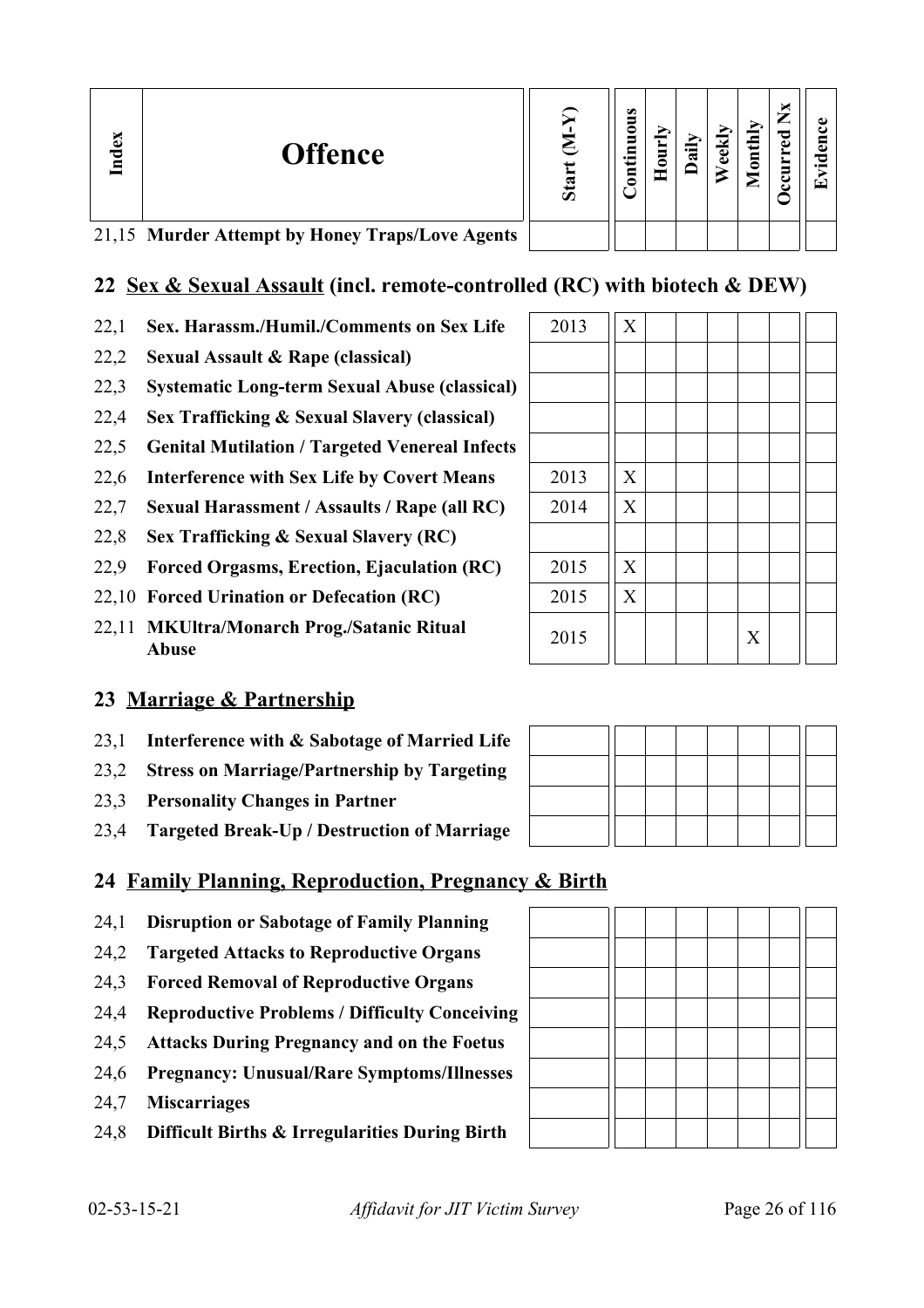| Index | Offence | Start (M-Y) | Continuous | Hourly | Daily | Weekly | Monthly | Occurred Nx | Evidence |
|---|---|---|---|---|---|---|---|---|---|
| 21,15 | **Murder Attempt by Honey Traps/Love Agents** | | | | | | | | |

## 22 Sex & Sexual Assault (incl. remote-controlled (RC) with biotech & DEW)

| Index | Offence | Start (M-Y) | Continuous | Hourly | Daily | Weekly | Monthly | Occurred Nx | Evidence |
|---|---|---|---|---|---|---|---|---|---|
| 22,1 | **Sex. Harassm./Humil./Comments on Sex Life** | 2013 | X | | | | | | |
| 22,2 | **Sexual Assault & Rape (classical)** | | | | | | | | |
| 22,3 | **Systematic Long-term Sexual Abuse (classical)** | | | | | | | | |
| 22,4 | **Sex Trafficking & Sexual Slavery (classical)** | | | | | | | | |
| 22,5 | **Genital Mutilation / Targeted Venereal Infects** | | | | | | | | |
| 22,6 | **Interference with Sex Life by Covert Means** | 2013 | X | | | | | | |
| 22,7 | **Sexual Harassment / Assaults / Rape (all RC)** | 2014 | X | | | | | | |
| 22,8 | **Sex Trafficking & Sexual Slavery (RC)** | | | | | | | | |
| 22,9 | **Forced Orgasms, Erection, Ejaculation (RC)** | 2015 | X | | | | | | |
| 22,10 | **Forced Urination or Defecation (RC)** | 2015 | X | | | | | | |
| 22,11 | **MKUltra/Monarch Prog./Satanic Ritual Abuse** | 2015 | | | | | X | | |

## 23 Marriage & Partnership

| Index | Offence | Start (M-Y) | Continuous | Hourly | Daily | Weekly | Monthly | Occurred Nx | Evidence |
|---|---|---|---|---|---|---|---|---|---|
| 23,1 | **Interference with & Sabotage of Married Life** | | | | | | | | |
| 23,2 | **Stress on Marriage/Partnership by Targeting** | | | | | | | | |
| 23,3 | **Personality Changes in Partner** | | | | | | | | |
| 23,4 | **Targeted Break-Up / Destruction of Marriage** | | | | | | | | |

## 24 Family Planning, Reproduction, Pregnancy & Birth

| Index | Offence | Start (M-Y) | Continuous | Hourly | Daily | Weekly | Monthly | Occurred Nx | Evidence |
|---|---|---|---|---|---|---|---|---|---|
| 24,1 | **Disruption or Sabotage of Family Planning** | | | | | | | | |
| 24,2 | **Targeted Attacks to Reproductive Organs** | | | | | | | | |
| 24,3 | **Forced Removal of Reproductive Organs** | | | | | | | | |
| 24,4 | **Reproductive Problems / Difficulty Conceiving** | | | | | | | | |
| 24,5 | **Attacks During Pregnancy and on the Foetus** | | | | | | | | |
| 24,6 | **Pregnancy: Unusual/Rare Symptoms/Illnesses** | | | | | | | | |
| 24,7 | **Miscarriages** | | | | | | | | |
| 24,8 | **Difficult Births & Irregularities During Birth** | | | | | | | | |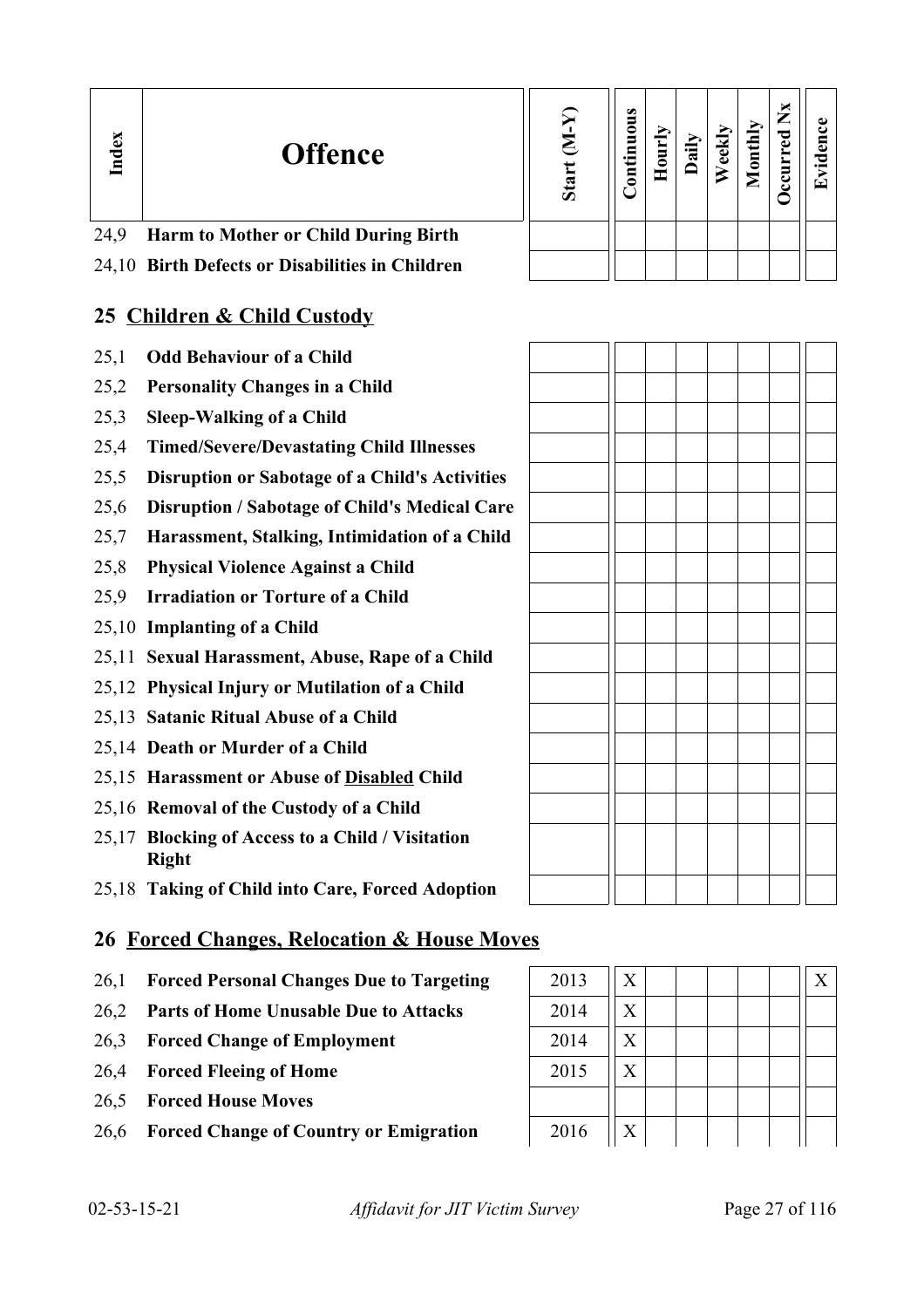| Index | Offence | Start (M-Y) | Continuous | Hourly | Daily | Weekly | Monthly | Occurred Nx | Evidence |
|---|---|---|---|---|---|---|---|---|---|
| 24,9 | **Harm to Mother or Child During Birth** | | | | | | | | |
| 24,10 | **Birth Defects or Disabilities in Children** | | | | | | | | |

## 25 Children & Child Custody

| Index | Offence | Start (M-Y) | Continuous | Hourly | Daily | Weekly | Monthly | Occurred Nx | Evidence |
|---|---|---|---|---|---|---|---|---|---|
| 25,1 | **Odd Behaviour of a Child** | | | | | | | | |
| 25,2 | **Personality Changes in a Child** | | | | | | | | |
| 25,3 | **Sleep-Walking of a Child** | | | | | | | | |
| 25,4 | **Timed/Severe/Devastating Child Illnesses** | | | | | | | | |
| 25,5 | **Disruption or Sabotage of a Child's Activities** | | | | | | | | |
| 25,6 | **Disruption / Sabotage of Child's Medical Care** | | | | | | | | |
| 25,7 | **Harassment, Stalking, Intimidation of a Child** | | | | | | | | |
| 25,8 | **Physical Violence Against a Child** | | | | | | | | |
| 25,9 | **Irradiation or Torture of a Child** | | | | | | | | |
| 25,10 | **Implanting of a Child** | | | | | | | | |
| 25,11 | **Sexual Harassment, Abuse, Rape of a Child** | | | | | | | | |
| 25,12 | **Physical Injury or Mutilation of a Child** | | | | | | | | |
| 25,13 | **Satanic Ritual Abuse of a Child** | | | | | | | | |
| 25,14 | **Death or Murder of a Child** | | | | | | | | |
| 25,15 | **Harassment or Abuse of Disabled Child** | | | | | | | | |
| 25,16 | **Removal of the Custody of a Child** | | | | | | | | |
| 25,17 | **Blocking of Access to a Child / Visitation Right** | | | | | | | | |
| 25,18 | **Taking of Child into Care, Forced Adoption** | | | | | | | | |

## 26 Forced Changes, Relocation & House Moves

| Index | Offence | Start (M-Y) | Continuous | Hourly | Daily | Weekly | Monthly | Occurred Nx | Evidence |
|---|---|---|---|---|---|---|---|---|---|
| 26,1 | **Forced Personal Changes Due to Targeting** | 2013 | X | | | | | | X |
| 26,2 | **Parts of Home Unusable Due to Attacks** | 2014 | X | | | | | | |
| 26,3 | **Forced Change of Employment** | 2014 | X | | | | | | |
| 26,4 | **Forced Fleeing of Home** | 2015 | X | | | | | | |
| 26,5 | **Forced House Moves** | | | | | | | | |
| 26,6 | **Forced Change of Country or Emigration** | 2016 | X | | | | | | |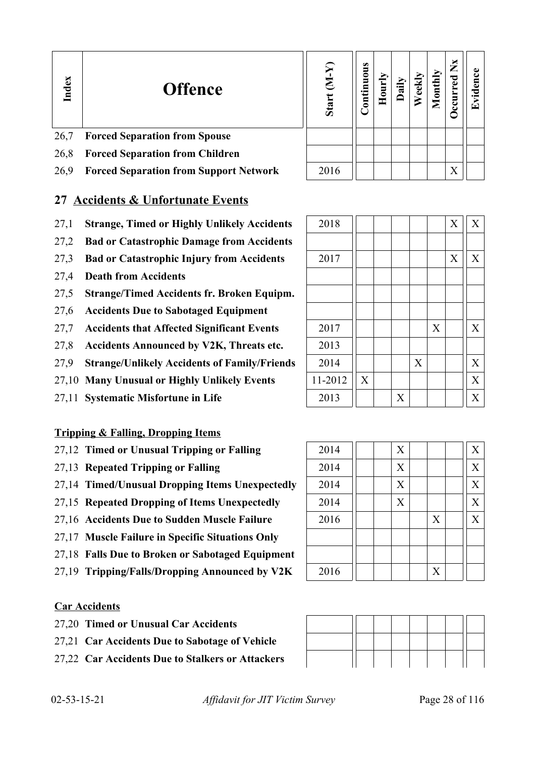| Index | Offence | Start (M-Y) | Continuous | Hourly | Daily | Weekly | Monthly | Occurred Nx | Evidence |
|---|---|---|---|---|---|---|---|---|---|
| 26,7 | **Forced Separation from Spouse** | | | | | | | | |
| 26,8 | **Forced Separation from Children** | | | | | | | | |
| 26,9 | **Forced Separation from Support Network** | 2016 | | | | | | X | |

## 27 Accidents & Unfortunate Events

| Index | Offence | Start (M-Y) | Continuous | Hourly | Daily | Weekly | Monthly | Occurred Nx | Evidence |
|---|---|---|---|---|---|---|---|---|---|
| 27,1 | **Strange, Timed or Highly Unlikely Accidents** | 2018 | | | | | | X | X |
| 27,2 | **Bad or Catastrophic Damage from Accidents** | | | | | | | | |
| 27,3 | **Bad or Catastrophic Injury from Accidents** | 2017 | | | | | | X | X |
| 27,4 | **Death from Accidents** | | | | | | | | |
| 27,5 | **Strange/Timed Accidents fr. Broken Equipm.** | | | | | | | | |
| 27,6 | **Accidents Due to Sabotaged Equipment** | | | | | | | | |
| 27,7 | **Accidents that Affected Significant Events** | 2017 | | | | | X | | X |
| 27,8 | **Accidents Announced by V2K, Threats etc.** | 2013 | | | | | | | |
| 27,9 | **Strange/Unlikely Accidents of Family/Friends** | 2014 | | | | X | | | X |
| 27,10 | **Many Unusual or Highly Unlikely Events** | 11-2012 | X | | | | | | X |
| 27,11 | **Systematic Misfortune in Life** | 2013 | | | X | | | | X |

### Tripping & Falling, Dropping Items

| Index | Offence | Start (M-Y) | Continuous | Hourly | Daily | Weekly | Monthly | Occurred Nx | Evidence |
|---|---|---|---|---|---|---|---|---|---|
| 27,12 | **Timed or Unusual Tripping or Falling** | 2014 | | | X | | | | X |
| 27,13 | **Repeated Tripping or Falling** | 2014 | | | X | | | | X |
| 27,14 | **Timed/Unusual Dropping Items Unexpectedly** | 2014 | | | X | | | | X |
| 27,15 | **Repeated Dropping of Items Unexpectedly** | 2014 | | | X | | | | X |
| 27,16 | **Accidents Due to Sudden Muscle Failure** | 2016 | | | | | X | | X |
| 27,17 | **Muscle Failure in Specific Situations Only** | | | | | | | | |
| 27,18 | **Falls Due to Broken or Sabotaged Equipment** | | | | | | | | |
| 27,19 | **Tripping/Falls/Dropping Announced by V2K** | 2016 | | | | | X | | |

### Car Accidents

| Index | Offence | Start (M-Y) | Continuous | Hourly | Daily | Weekly | Monthly | Occurred Nx | Evidence |
|---|---|---|---|---|---|---|---|---|---|
| 27,20 | **Timed or Unusual Car Accidents** | | | | | | | | |
| 27,21 | **Car Accidents Due to Sabotage of Vehicle** | | | | | | | | |
| 27,22 | **Car Accidents Due to Stalkers or Attackers** | | | | | | | | |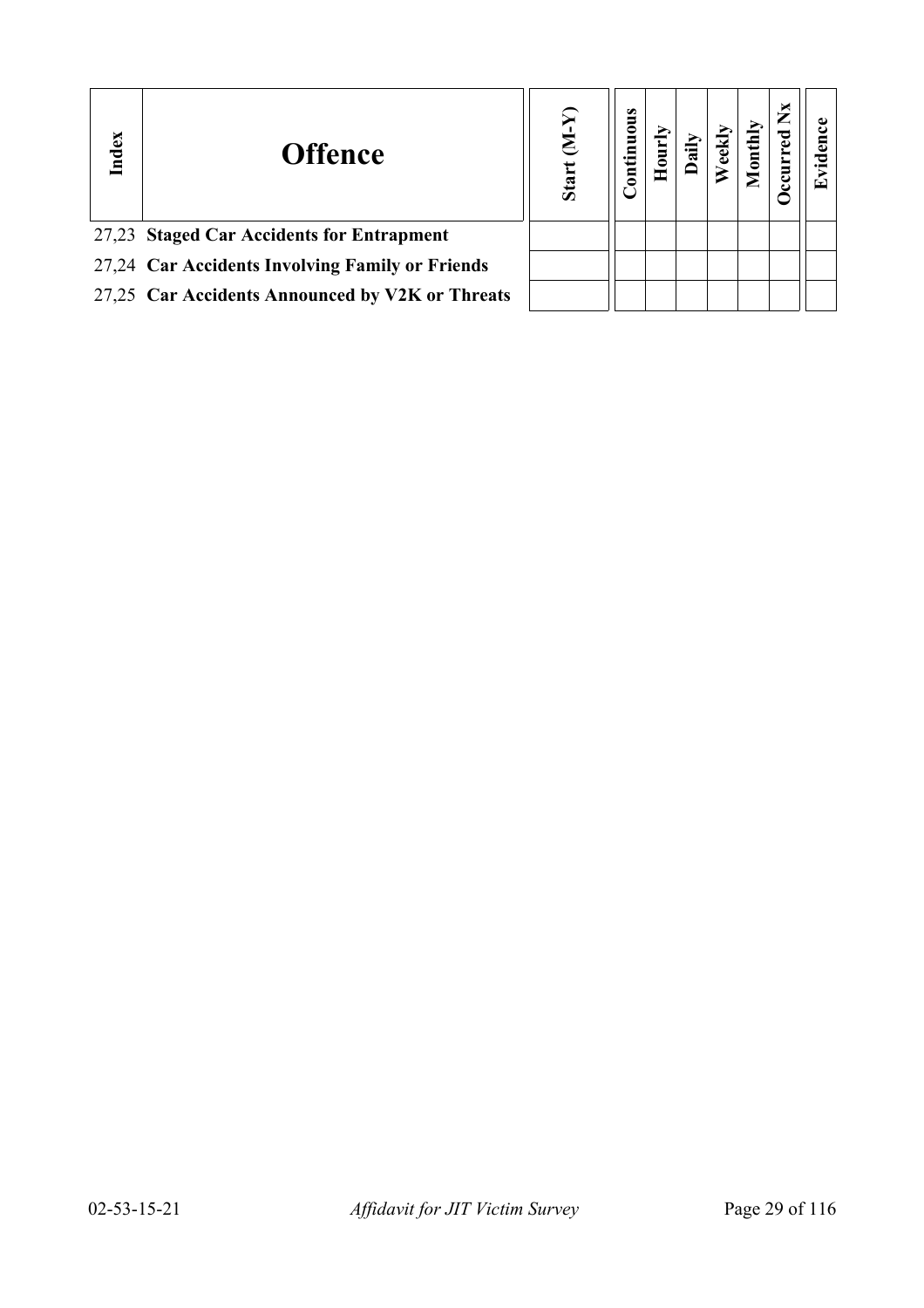| Index | Offence | Start (M-Y) | Continuous | Hourly | Daily | Weekly | Monthly | Occurred Nx | Evidence |
|---|---|---|---|---|---|---|---|---|---|
| 27,23 | **Staged Car Accidents for Entrapment** | | | | | | | | |
| 27,24 | **Car Accidents Involving Family or Friends** | | | | | | | | |
| 27,25 | **Car Accidents Announced by V2K or Threats** | | | | | | | | |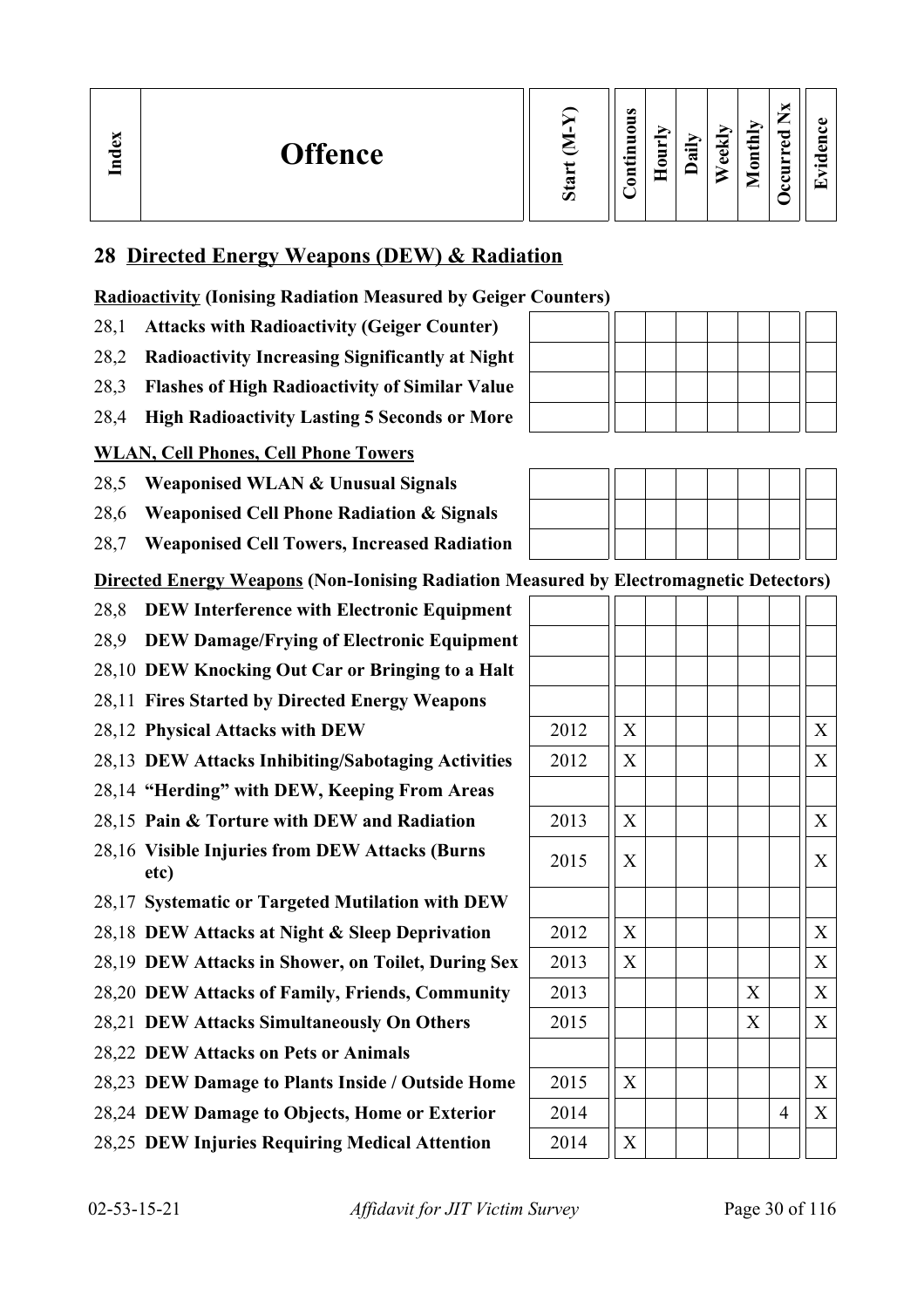| Index | Offence | Start (M-Y) | Continuous | Hourly | Daily | Weekly | Monthly | Occurred Nx | Evidence |
|---|---|---|---|---|---|---|---|---|---|

## 28 Directed Energy Weapons (DEW) & Radiation

**Radioactivity (Ionising Radiation Measured by Geiger Counters)**

| Index | Offence | Start (M-Y) | Continuous | Hourly | Daily | Weekly | Monthly | Occurred Nx | Evidence |
|---|---|---|---|---|---|---|---|---|---|
| 28,1 | **Attacks with Radioactivity (Geiger Counter)** | | | | | | | | |
| 28,2 | **Radioactivity Increasing Significantly at Night** | | | | | | | | |
| 28,3 | **Flashes of High Radioactivity of Similar Value** | | | | | | | | |
| 28,4 | **High Radioactivity Lasting 5 Seconds or More** | | | | | | | | |

**WLAN, Cell Phones, Cell Phone Towers**

| Index | Offence | Start (M-Y) | Continuous | Hourly | Daily | Weekly | Monthly | Occurred Nx | Evidence |
|---|---|---|---|---|---|---|---|---|---|
| 28,5 | **Weaponised WLAN & Unusual Signals** | | | | | | | | |
| 28,6 | **Weaponised Cell Phone Radiation & Signals** | | | | | | | | |
| 28,7 | **Weaponised Cell Towers, Increased Radiation** | | | | | | | | |

**Directed Energy Weapons (Non-Ionising Radiation Measured by Electromagnetic Detectors)**

| Index | Offence | Start (M-Y) | Continuous | Hourly | Daily | Weekly | Monthly | Occurred Nx | Evidence |
|---|---|---|---|---|---|---|---|---|---|
| 28,8 | **DEW Interference with Electronic Equipment** | | | | | | | | |
| 28,9 | **DEW Damage/Frying of Electronic Equipment** | | | | | | | | |
| 28,10 | **DEW Knocking Out Car or Bringing to a Halt** | | | | | | | | |
| 28,11 | **Fires Started by Directed Energy Weapons** | | | | | | | | |
| 28,12 | **Physical Attacks with DEW** | 2012 | X | | | | | | X |
| 28,13 | **DEW Attacks Inhibiting/Sabotaging Activities** | 2012 | X | | | | | | X |
| 28,14 | **"Herding" with DEW, Keeping From Areas** | | | | | | | | |
| 28,15 | **Pain & Torture with DEW and Radiation** | 2013 | X | | | | | | X |
| 28,16 | **Visible Injuries from DEW Attacks (Burns etc)** | 2015 | X | | | | | | X |
| 28,17 | **Systematic or Targeted Mutilation with DEW** | | | | | | | | |
| 28,18 | **DEW Attacks at Night & Sleep Deprivation** | 2012 | X | | | | | | X |
| 28,19 | **DEW Attacks in Shower, on Toilet, During Sex** | 2013 | X | | | | | | X |
| 28,20 | **DEW Attacks of Family, Friends, Community** | 2013 | | | | | X | | X |
| 28,21 | **DEW Attacks Simultaneously On Others** | 2015 | | | | | X | | X |
| 28,22 | **DEW Attacks on Pets or Animals** | | | | | | | | |
| 28,23 | **DEW Damage to Plants Inside / Outside Home** | 2015 | X | | | | | | X |
| 28,24 | **DEW Damage to Objects, Home or Exterior** | 2014 | | | | | | 4 | X |
| 28,25 | **DEW Injuries Requiring Medical Attention** | 2014 | X | | | | | | |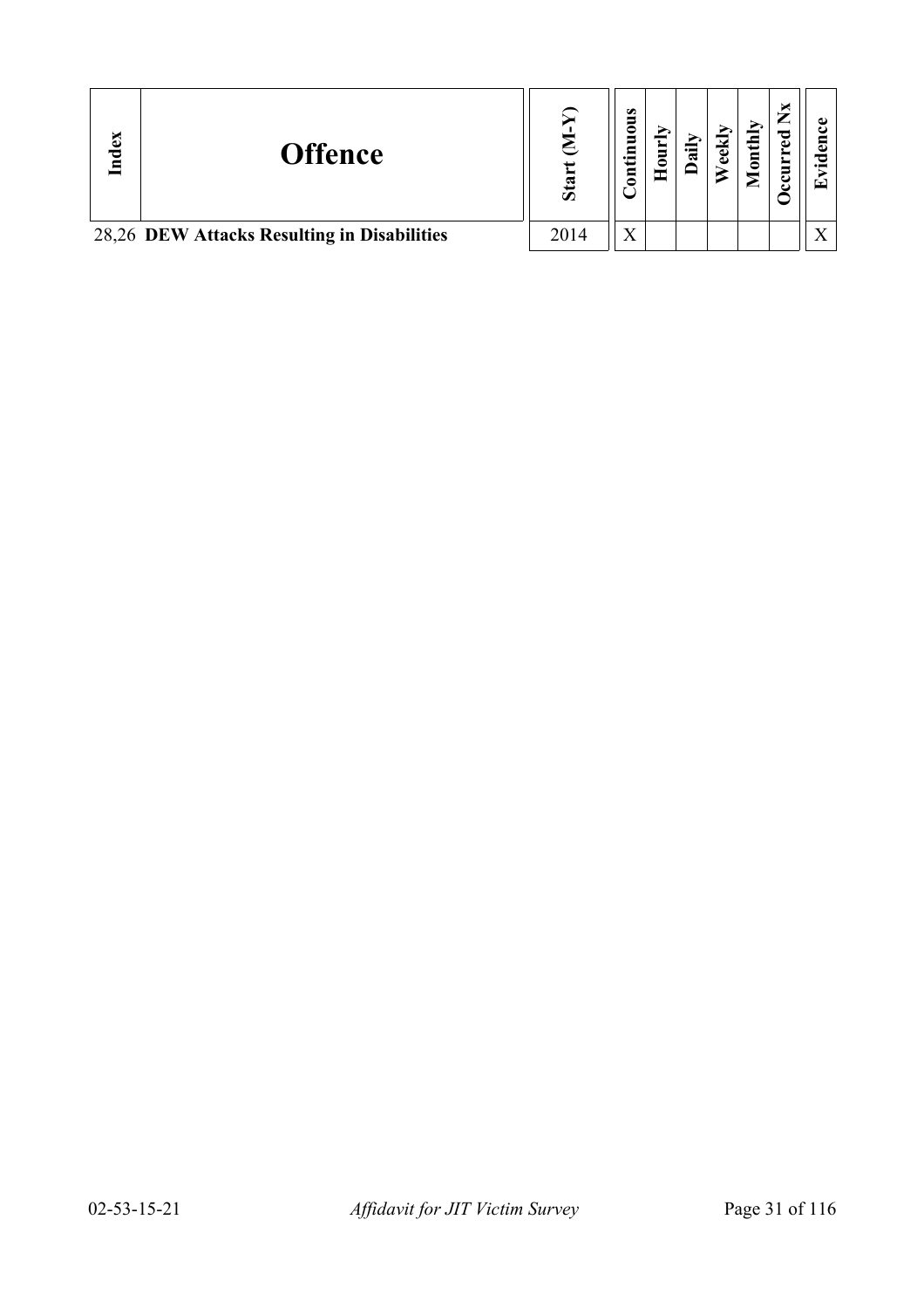| Index | Offence | Start (M-Y) | Continuous | Hourly | Daily | Weekly | Monthly | Occurred Nx | Evidence |
|---|---|---|---|---|---|---|---|---|---|
| 28,26 | **DEW Attacks Resulting in Disabilities** | 2014 | X | | | | | | X |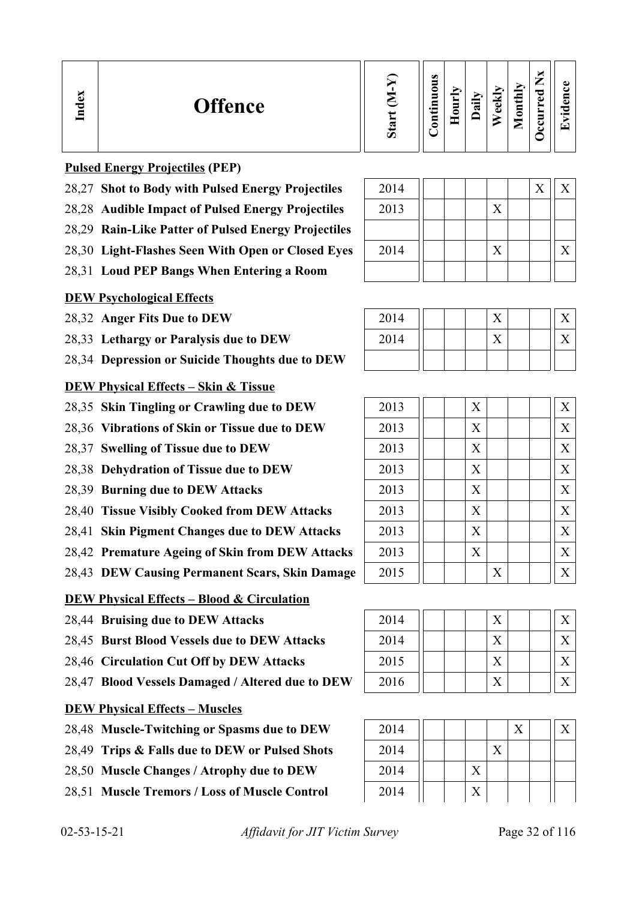| Index | Offence | Start (M-Y) | Continuous | Hourly | Daily | Weekly | Monthly | Occurred Nx | Evidence |
|---|---|---|---|---|---|---|---|---|---|
| | **Pulsed Energy Projectiles (PEP)** | | | | | | | | |
| 28,27 | **Shot to Body with Pulsed Energy Projectiles** | 2014 | | | | | | X | X |
| 28,28 | **Audible Impact of Pulsed Energy Projectiles** | 2013 | | | | X | | | |
| 28,29 | **Rain-Like Patter of Pulsed Energy Projectiles** | | | | | | | | |
| 28,30 | **Light-Flashes Seen With Open or Closed Eyes** | 2014 | | | | X | | | X |
| 28,31 | **Loud PEP Bangs When Entering a Room** | | | | | | | | |
| | **DEW Psychological Effects** | | | | | | | | |
| 28,32 | **Anger Fits Due to DEW** | 2014 | | | | X | | | X |
| 28,33 | **Lethargy or Paralysis due to DEW** | 2014 | | | | X | | | X |
| 28,34 | **Depression or Suicide Thoughts due to DEW** | | | | | | | | |
| | **DEW Physical Effects – Skin & Tissue** | | | | | | | | |
| 28,35 | **Skin Tingling or Crawling due to DEW** | 2013 | | | X | | | | X |
| 28,36 | **Vibrations of Skin or Tissue due to DEW** | 2013 | | | X | | | | X |
| 28,37 | **Swelling of Tissue due to DEW** | 2013 | | | X | | | | X |
| 28,38 | **Dehydration of Tissue due to DEW** | 2013 | | | X | | | | X |
| 28,39 | **Burning due to DEW Attacks** | 2013 | | | X | | | | X |
| 28,40 | **Tissue Visibly Cooked from DEW Attacks** | 2013 | | | X | | | | X |
| 28,41 | **Skin Pigment Changes due to DEW Attacks** | 2013 | | | X | | | | X |
| 28,42 | **Premature Ageing of Skin from DEW Attacks** | 2013 | | | X | | | | X |
| 28,43 | **DEW Causing Permanent Scars, Skin Damage** | 2015 | | | | X | | | X |
| | **DEW Physical Effects – Blood & Circulation** | | | | | | | | |
| 28,44 | **Bruising due to DEW Attacks** | 2014 | | | | X | | | X |
| 28,45 | **Burst Blood Vessels due to DEW Attacks** | 2014 | | | | X | | | X |
| 28,46 | **Circulation Cut Off by DEW Attacks** | 2015 | | | | X | | | X |
| 28,47 | **Blood Vessels Damaged / Altered due to DEW** | 2016 | | | | X | | | X |
| | **DEW Physical Effects – Muscles** | | | | | | | | |
| 28,48 | **Muscle-Twitching or Spasms due to DEW** | 2014 | | | | | X | | X |
| 28,49 | **Trips & Falls due to DEW or Pulsed Shots** | 2014 | | | | X | | | |
| 28,50 | **Muscle Changes / Atrophy due to DEW** | 2014 | | | X | | | | |
| 28,51 | **Muscle Tremors / Loss of Muscle Control** | 2014 | | | X | | | | |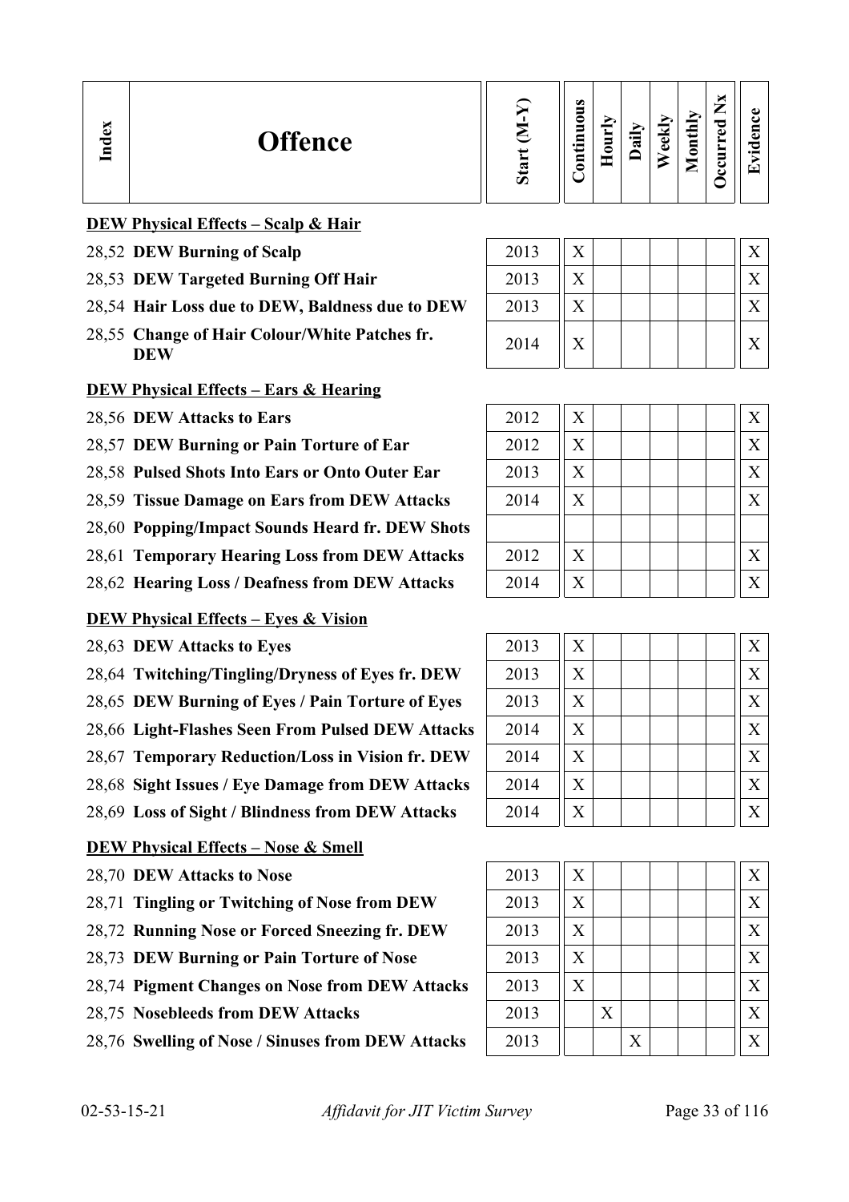| Index | Offence | Start (M-Y) | Continuous | Hourly | Daily | Weekly | Monthly | Occurred Nx | Evidence |
|---|---|---|---|---|---|---|---|---|---|
| | **DEW Physical Effects – Scalp & Hair** | | | | | | | | |
| 28,52 | **DEW Burning of Scalp** | 2013 | X | | | | | | X |
| 28,53 | **DEW Targeted Burning Off Hair** | 2013 | X | | | | | | X |
| 28,54 | **Hair Loss due to DEW, Baldness due to DEW** | 2013 | X | | | | | | X |
| 28,55 | **Change of Hair Colour/White Patches fr. DEW** | 2014 | X | | | | | | X |
| | **DEW Physical Effects – Ears & Hearing** | | | | | | | | |
| 28,56 | **DEW Attacks to Ears** | 2012 | X | | | | | | X |
| 28,57 | **DEW Burning or Pain Torture of Ear** | 2012 | X | | | | | | X |
| 28,58 | **Pulsed Shots Into Ears or Onto Outer Ear** | 2013 | X | | | | | | X |
| 28,59 | **Tissue Damage on Ears from DEW Attacks** | 2014 | X | | | | | | X |
| 28,60 | **Popping/Impact Sounds Heard fr. DEW Shots** | | | | | | | | |
| 28,61 | **Temporary Hearing Loss from DEW Attacks** | 2012 | X | | | | | | X |
| 28,62 | **Hearing Loss / Deafness from DEW Attacks** | 2014 | X | | | | | | X |
| | **DEW Physical Effects – Eyes & Vision** | | | | | | | | |
| 28,63 | **DEW Attacks to Eyes** | 2013 | X | | | | | | X |
| 28,64 | **Twitching/Tingling/Dryness of Eyes fr. DEW** | 2013 | X | | | | | | X |
| 28,65 | **DEW Burning of Eyes / Pain Torture of Eyes** | 2013 | X | | | | | | X |
| 28,66 | **Light-Flashes Seen From Pulsed DEW Attacks** | 2014 | X | | | | | | X |
| 28,67 | **Temporary Reduction/Loss in Vision fr. DEW** | 2014 | X | | | | | | X |
| 28,68 | **Sight Issues / Eye Damage from DEW Attacks** | 2014 | X | | | | | | X |
| 28,69 | **Loss of Sight / Blindness from DEW Attacks** | 2014 | X | | | | | | X |
| | **DEW Physical Effects – Nose & Smell** | | | | | | | | |
| 28,70 | **DEW Attacks to Nose** | 2013 | X | | | | | | X |
| 28,71 | **Tingling or Twitching of Nose from DEW** | 2013 | X | | | | | | X |
| 28,72 | **Running Nose or Forced Sneezing fr. DEW** | 2013 | X | | | | | | X |
| 28,73 | **DEW Burning or Pain Torture of Nose** | 2013 | X | | | | | | X |
| 28,74 | **Pigment Changes on Nose from DEW Attacks** | 2013 | X | | | | | | X |
| 28,75 | **Nosebleeds from DEW Attacks** | 2013 | | X | | | | | X |
| 28,76 | **Swelling of Nose / Sinuses from DEW Attacks** | 2013 | | | X | | | | X |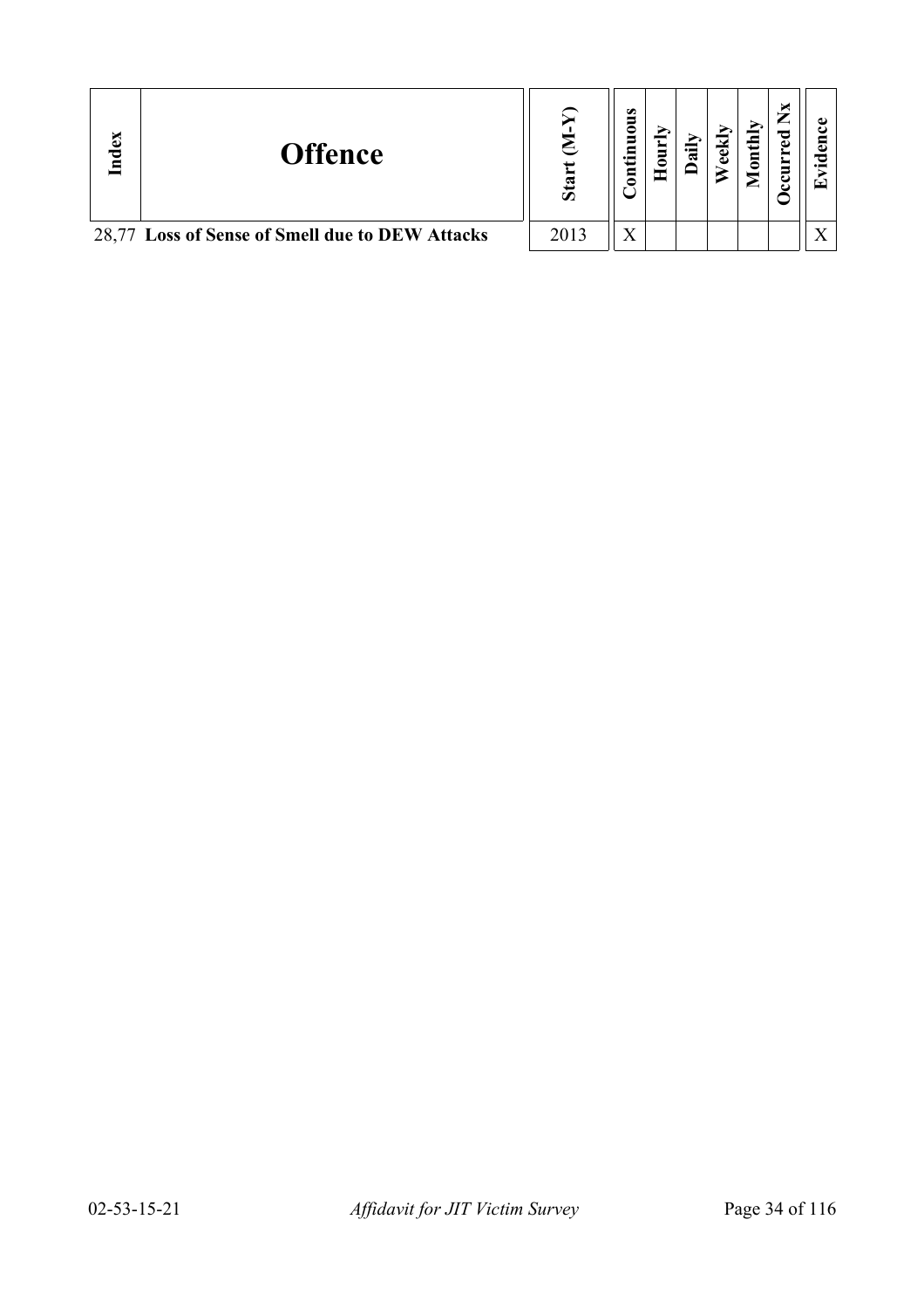| Index | Offence | Start (M-Y) | Continuous | Hourly | Daily | Weekly | Monthly | Occurred Nx | Evidence |
|---|---|---|---|---|---|---|---|---|---|
| 28,77 | **Loss of Sense of Smell due to DEW Attacks** | 2013 | X | | | | | | X |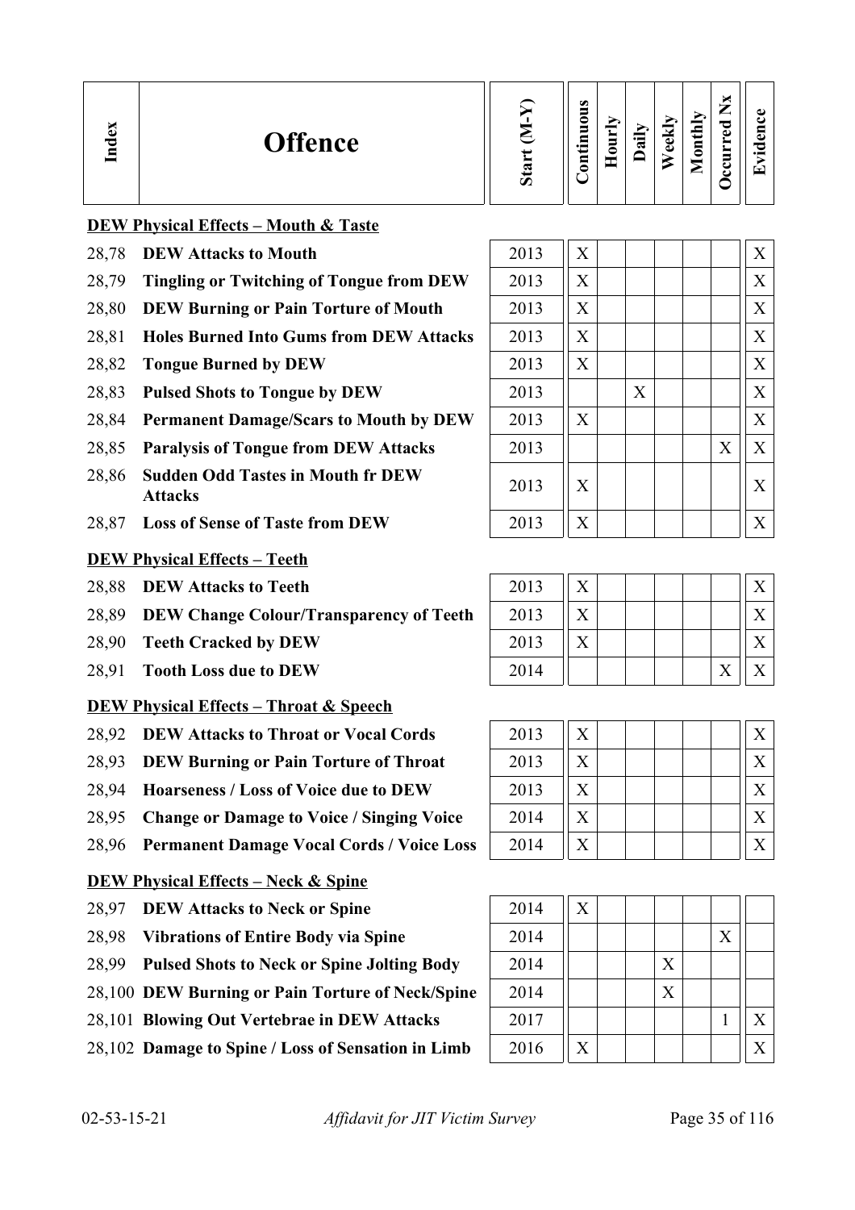| Index | Offence | Start (M-Y) | Continuous | Hourly | Daily | Weekly | Monthly | Occurred Nx | Evidence |
|---|---|---|---|---|---|---|---|---|---|
| | **DEW Physical Effects – Mouth & Taste** | | | | | | | | |
| 28,78 | **DEW Attacks to Mouth** | 2013 | X | | | | | | X |
| 28,79 | **Tingling or Twitching of Tongue from DEW** | 2013 | X | | | | | | X |
| 28,80 | **DEW Burning or Pain Torture of Mouth** | 2013 | X | | | | | | X |
| 28,81 | **Holes Burned Into Gums from DEW Attacks** | 2013 | X | | | | | | X |
| 28,82 | **Tongue Burned by DEW** | 2013 | X | | | | | | X |
| 28,83 | **Pulsed Shots to Tongue by DEW** | 2013 | | | X | | | | X |
| 28,84 | **Permanent Damage/Scars to Mouth by DEW** | 2013 | X | | | | | | X |
| 28,85 | **Paralysis of Tongue from DEW Attacks** | 2013 | | | | | | X | X |
| 28,86 | **Sudden Odd Tastes in Mouth fr DEW Attacks** | 2013 | X | | | | | | X |
| 28,87 | **Loss of Sense of Taste from DEW** | 2013 | X | | | | | | X |
| | **DEW Physical Effects – Teeth** | | | | | | | | |
| 28,88 | **DEW Attacks to Teeth** | 2013 | X | | | | | | X |
| 28,89 | **DEW Change Colour/Transparency of Teeth** | 2013 | X | | | | | | X |
| 28,90 | **Teeth Cracked by DEW** | 2013 | X | | | | | | X |
| 28,91 | **Tooth Loss due to DEW** | 2014 | | | | | | X | X |
| | **DEW Physical Effects – Throat & Speech** | | | | | | | | |
| 28,92 | **DEW Attacks to Throat or Vocal Cords** | 2013 | X | | | | | | X |
| 28,93 | **DEW Burning or Pain Torture of Throat** | 2013 | X | | | | | | X |
| 28,94 | **Hoarseness / Loss of Voice due to DEW** | 2013 | X | | | | | | X |
| 28,95 | **Change or Damage to Voice / Singing Voice** | 2014 | X | | | | | | X |
| 28,96 | **Permanent Damage Vocal Cords / Voice Loss** | 2014 | X | | | | | | X |
| | **DEW Physical Effects – Neck & Spine** | | | | | | | | |
| 28,97 | **DEW Attacks to Neck or Spine** | 2014 | X | | | | | | |
| 28,98 | **Vibrations of Entire Body via Spine** | 2014 | | | | | | X | |
| 28,99 | **Pulsed Shots to Neck or Spine Jolting Body** | 2014 | | | | X | | | |
| 28,100 | **DEW Burning or Pain Torture of Neck/Spine** | 2014 | | | | X | | | |
| 28,101 | **Blowing Out Vertebrae in DEW Attacks** | 2017 | | | | | | 1 | X |
| 28,102 | **Damage to Spine / Loss of Sensation in Limb** | 2016 | X | | | | | | X |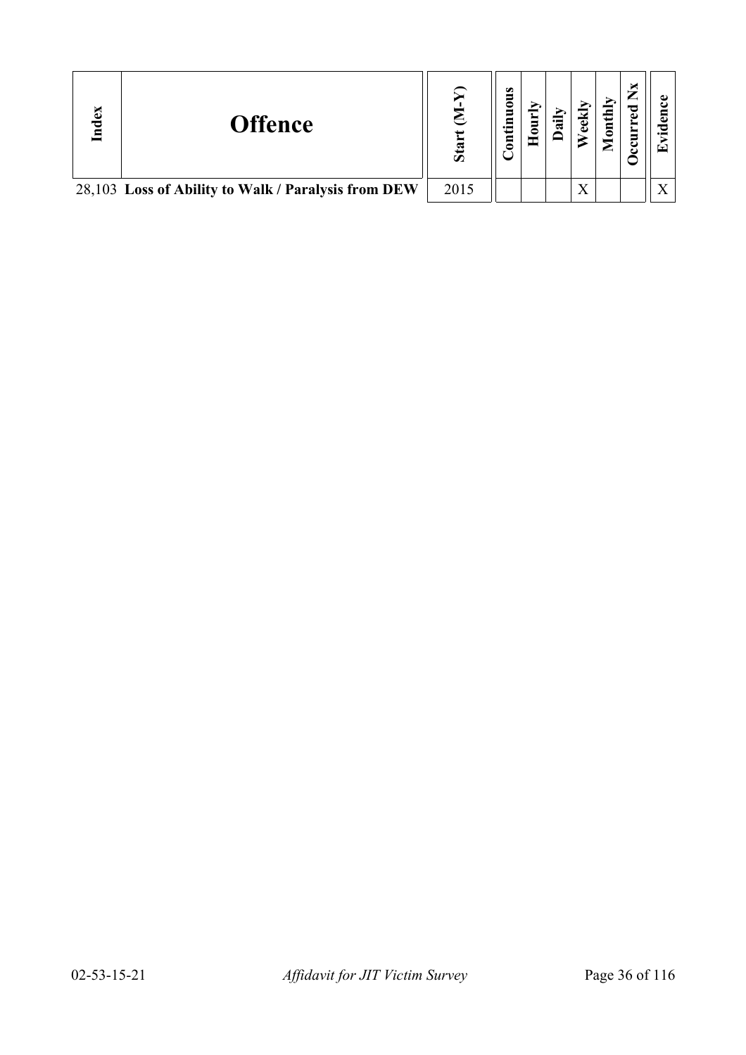| Index | Offence | Start (M-Y) | Continuous | Hourly | Daily | Weekly | Monthly | Occurred Nx | Evidence |
|---|---|---|---|---|---|---|---|---|---|
| 28,103 | **Loss of Ability to Walk / Paralysis from DEW** | 2015 | | | | X | | | X |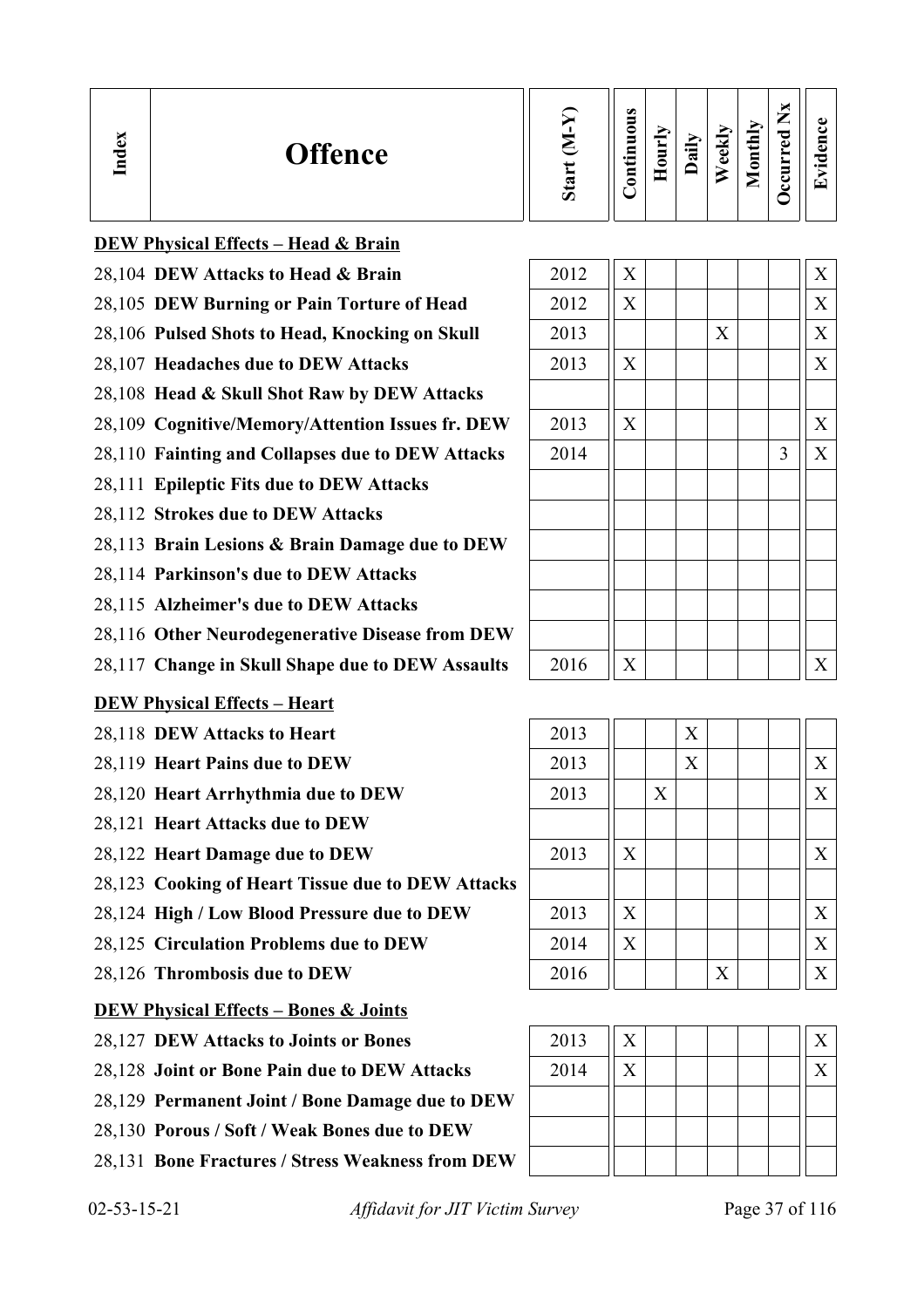| Index | Offence | Start (M-Y) | Continuous | Hourly | Daily | Weekly | Monthly | Occurred Nx | Evidence |
|---|---|---|---|---|---|---|---|---|---|
| | **DEW Physical Effects – Head & Brain** | | | | | | | | |
| 28,104 | **DEW Attacks to Head & Brain** | 2012 | X | | | | | | X |
| 28,105 | **DEW Burning or Pain Torture of Head** | 2012 | X | | | | | | X |
| 28,106 | **Pulsed Shots to Head, Knocking on Skull** | 2013 | | | | X | | | X |
| 28,107 | **Headaches due to DEW Attacks** | 2013 | X | | | | | | X |
| 28,108 | **Head & Skull Shot Raw by DEW Attacks** | | | | | | | | |
| 28,109 | **Cognitive/Memory/Attention Issues fr. DEW** | 2013 | X | | | | | | X |
| 28,110 | **Fainting and Collapses due to DEW Attacks** | 2014 | | | | | | 3 | X |
| 28,111 | **Epileptic Fits due to DEW Attacks** | | | | | | | | |
| 28,112 | **Strokes due to DEW Attacks** | | | | | | | | |
| 28,113 | **Brain Lesions & Brain Damage due to DEW** | | | | | | | | |
| 28,114 | **Parkinson's due to DEW Attacks** | | | | | | | | |
| 28,115 | **Alzheimer's due to DEW Attacks** | | | | | | | | |
| 28,116 | **Other Neurodegenerative Disease from DEW** | | | | | | | | |
| 28,117 | **Change in Skull Shape due to DEW Assaults** | 2016 | X | | | | | | X |
| | **DEW Physical Effects – Heart** | | | | | | | | |
| 28,118 | **DEW Attacks to Heart** | 2013 | | | X | | | | |
| 28,119 | **Heart Pains due to DEW** | 2013 | | | X | | | | X |
| 28,120 | **Heart Arrhythmia due to DEW** | 2013 | | X | | | | | X |
| 28,121 | **Heart Attacks due to DEW** | | | | | | | | |
| 28,122 | **Heart Damage due to DEW** | 2013 | X | | | | | | X |
| 28,123 | **Cooking of Heart Tissue due to DEW Attacks** | | | | | | | | |
| 28,124 | **High / Low Blood Pressure due to DEW** | 2013 | X | | | | | | X |
| 28,125 | **Circulation Problems due to DEW** | 2014 | X | | | | | | X |
| 28,126 | **Thrombosis due to DEW** | 2016 | | | | X | | | X |
| | **DEW Physical Effects – Bones & Joints** | | | | | | | | |
| 28,127 | **DEW Attacks to Joints or Bones** | 2013 | X | | | | | | X |
| 28,128 | **Joint or Bone Pain due to DEW Attacks** | 2014 | X | | | | | | X |
| 28,129 | **Permanent Joint / Bone Damage due to DEW** | | | | | | | | |
| 28,130 | **Porous / Soft / Weak Bones due to DEW** | | | | | | | | |
| 28,131 | **Bone Fractures / Stress Weakness from DEW** | | | | | | | | |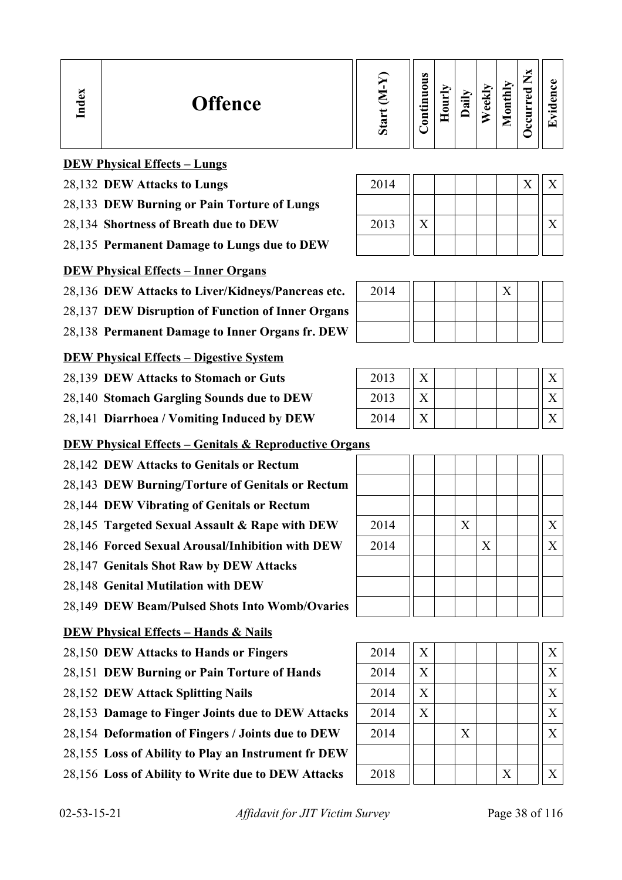| Index | Offence | Start (M-Y) | Continuous | Hourly | Daily | Weekly | Monthly | Occurred Nx | Evidence |
|---|---|---|---|---|---|---|---|---|---|
| | **DEW Physical Effects – Lungs** | | | | | | | | |
| 28,132 | **DEW Attacks to Lungs** | 2014 | | | | | | X | X |
| 28,133 | **DEW Burning or Pain Torture of Lungs** | | | | | | | | |
| 28,134 | **Shortness of Breath due to DEW** | 2013 | X | | | | | | X |
| 28,135 | **Permanent Damage to Lungs due to DEW** | | | | | | | | |
| | **DEW Physical Effects – Inner Organs** | | | | | | | | |
| 28,136 | **DEW Attacks to Liver/Kidneys/Pancreas etc.** | 2014 | | | | | X | | |
| 28,137 | **DEW Disruption of Function of Inner Organs** | | | | | | | | |
| 28,138 | **Permanent Damage to Inner Organs fr. DEW** | | | | | | | | |
| | **DEW Physical Effects – Digestive System** | | | | | | | | |
| 28,139 | **DEW Attacks to Stomach or Guts** | 2013 | X | | | | | | X |
| 28,140 | **Stomach Gargling Sounds due to DEW** | 2013 | X | | | | | | X |
| 28,141 | **Diarrhoea / Vomiting Induced by DEW** | 2014 | X | | | | | | X |
| | **DEW Physical Effects – Genitals & Reproductive Organs** | | | | | | | | |
| 28,142 | **DEW Attacks to Genitals or Rectum** | | | | | | | | |
| 28,143 | **DEW Burning/Torture of Genitals or Rectum** | | | | | | | | |
| 28,144 | **DEW Vibrating of Genitals or Rectum** | | | | | | | | |
| 28,145 | **Targeted Sexual Assault & Rape with DEW** | 2014 | | | X | | | | X |
| 28,146 | **Forced Sexual Arousal/Inhibition with DEW** | 2014 | | | | X | | | X |
| 28,147 | **Genitals Shot Raw by DEW Attacks** | | | | | | | | |
| 28,148 | **Genital Mutilation with DEW** | | | | | | | | |
| 28,149 | **DEW Beam/Pulsed Shots Into Womb/Ovaries** | | | | | | | | |
| | **DEW Physical Effects – Hands & Nails** | | | | | | | | |
| 28,150 | **DEW Attacks to Hands or Fingers** | 2014 | X | | | | | | X |
| 28,151 | **DEW Burning or Pain Torture of Hands** | 2014 | X | | | | | | X |
| 28,152 | **DEW Attack Splitting Nails** | 2014 | X | | | | | | X |
| 28,153 | **Damage to Finger Joints due to DEW Attacks** | 2014 | X | | | | | | X |
| 28,154 | **Deformation of Fingers / Joints due to DEW** | 2014 | | | X | | | | X |
| 28,155 | **Loss of Ability to Play an Instrument fr DEW** | | | | | | | | |
| 28,156 | **Loss of Ability to Write due to DEW Attacks** | 2018 | | | | | X | | X |

02-53-15-21 *Affidavit for JIT Victim Survey*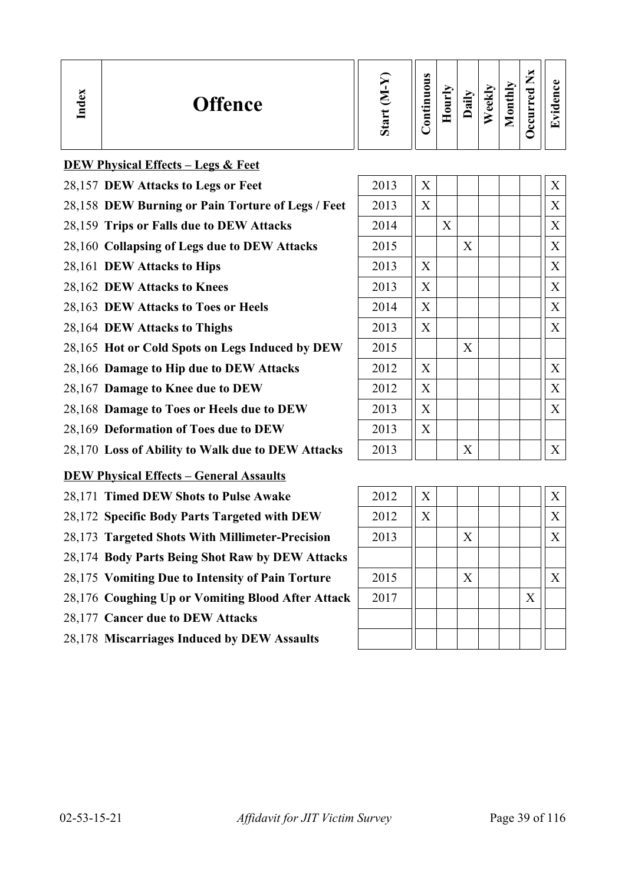| Index | Offence | Start (M-Y) | Continuous | Hourly | Daily | Weekly | Monthly | Occurred Nx | Evidence |
|---|---|---|---|---|---|---|---|---|---|
| | **DEW Physical Effects – Legs & Feet** | | | | | | | | |
| 28,157 | **DEW Attacks to Legs or Feet** | 2013 | X | | | | | | X |
| 28,158 | **DEW Burning or Pain Torture of Legs / Feet** | 2013 | X | | | | | | X |
| 28,159 | **Trips or Falls due to DEW Attacks** | 2014 | | X | | | | | X |
| 28,160 | **Collapsing of Legs due to DEW Attacks** | 2015 | | | X | | | | X |
| 28,161 | **DEW Attacks to Hips** | 2013 | X | | | | | | X |
| 28,162 | **DEW Attacks to Knees** | 2013 | X | | | | | | X |
| 28,163 | **DEW Attacks to Toes or Heels** | 2014 | X | | | | | | X |
| 28,164 | **DEW Attacks to Thighs** | 2013 | X | | | | | | X |
| 28,165 | **Hot or Cold Spots on Legs Induced by DEW** | 2015 | | | X | | | | |
| 28,166 | **Damage to Hip due to DEW Attacks** | 2012 | X | | | | | | X |
| 28,167 | **Damage to Knee due to DEW** | 2012 | X | | | | | | X |
| 28,168 | **Damage to Toes or Heels due to DEW** | 2013 | X | | | | | | X |
| 28,169 | **Deformation of Toes due to DEW** | 2013 | X | | | | | | |
| 28,170 | **Loss of Ability to Walk due to DEW Attacks** | 2013 | | | X | | | | X |
| | **DEW Physical Effects – General Assaults** | | | | | | | | |
| 28,171 | **Timed DEW Shots to Pulse Awake** | 2012 | X | | | | | | X |
| 28,172 | **Specific Body Parts Targeted with DEW** | 2012 | X | | | | | | X |
| 28,173 | **Targeted Shots With Millimeter-Precision** | 2013 | | | X | | | | X |
| 28,174 | **Body Parts Being Shot Raw by DEW Attacks** | | | | | | | | |
| 28,175 | **Vomiting Due to Intensity of Pain Torture** | 2015 | | | X | | | | X |
| 28,176 | **Coughing Up or Vomiting Blood After Attack** | 2017 | | | | | | X | |
| 28,177 | **Cancer due to DEW Attacks** | | | | | | | | |
| 28,178 | **Miscarriages Induced by DEW Assaults** | | | | | | | | |

02-53-15-21 *Affidavit for JIT Victim Survey*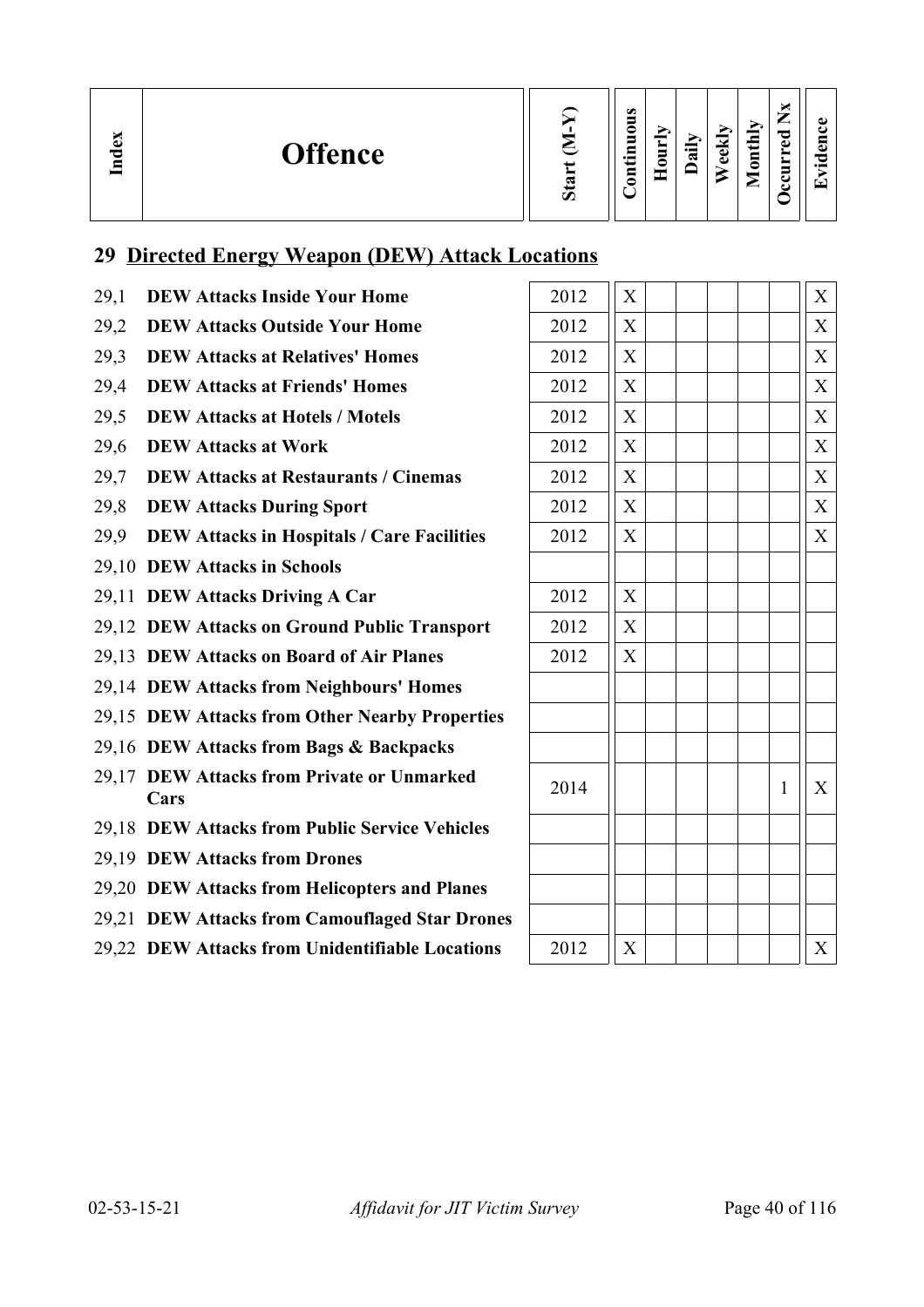| Index | Offence | Start (M-Y) | Continuous | Hourly | Daily | Weekly | Monthly | Occurred Nx | Evidence |
|---|---|---|---|---|---|---|---|---|---|

## 29 Directed Energy Weapon (DEW) Attack Locations

| Index | Offence | Start (M-Y) | Continuous | Hourly | Daily | Weekly | Monthly | Occurred Nx | Evidence |
|---|---|---|---|---|---|---|---|---|---|
| 29,1 | **DEW Attacks Inside Your Home** | 2012 | X | | | | | | X |
| 29,2 | **DEW Attacks Outside Your Home** | 2012 | X | | | | | | X |
| 29,3 | **DEW Attacks at Relatives' Homes** | 2012 | X | | | | | | X |
| 29,4 | **DEW Attacks at Friends' Homes** | 2012 | X | | | | | | X |
| 29,5 | **DEW Attacks at Hotels / Motels** | 2012 | X | | | | | | X |
| 29,6 | **DEW Attacks at Work** | 2012 | X | | | | | | X |
| 29,7 | **DEW Attacks at Restaurants / Cinemas** | 2012 | X | | | | | | X |
| 29,8 | **DEW Attacks During Sport** | 2012 | X | | | | | | X |
| 29,9 | **DEW Attacks in Hospitals / Care Facilities** | 2012 | X | | | | | | X |
| 29,10 | **DEW Attacks in Schools** | | | | | | | | |
| 29,11 | **DEW Attacks Driving A Car** | 2012 | X | | | | | | |
| 29,12 | **DEW Attacks on Ground Public Transport** | 2012 | X | | | | | | |
| 29,13 | **DEW Attacks on Board of Air Planes** | 2012 | X | | | | | | |
| 29,14 | **DEW Attacks from Neighbours' Homes** | | | | | | | | |
| 29,15 | **DEW Attacks from Other Nearby Properties** | | | | | | | | |
| 29,16 | **DEW Attacks from Bags & Backpacks** | | | | | | | | |
| 29,17 | **DEW Attacks from Private or Unmarked Cars** | 2014 | | | | | | 1 | X |
| 29,18 | **DEW Attacks from Public Service Vehicles** | | | | | | | | |
| 29,19 | **DEW Attacks from Drones** | | | | | | | | |
| 29,20 | **DEW Attacks from Helicopters and Planes** | | | | | | | | |
| 29,21 | **DEW Attacks from Camouflaged Star Drones** | | | | | | | | |
| 29,22 | **DEW Attacks from Unidentifiable Locations** | 2012 | X | | | | | | X |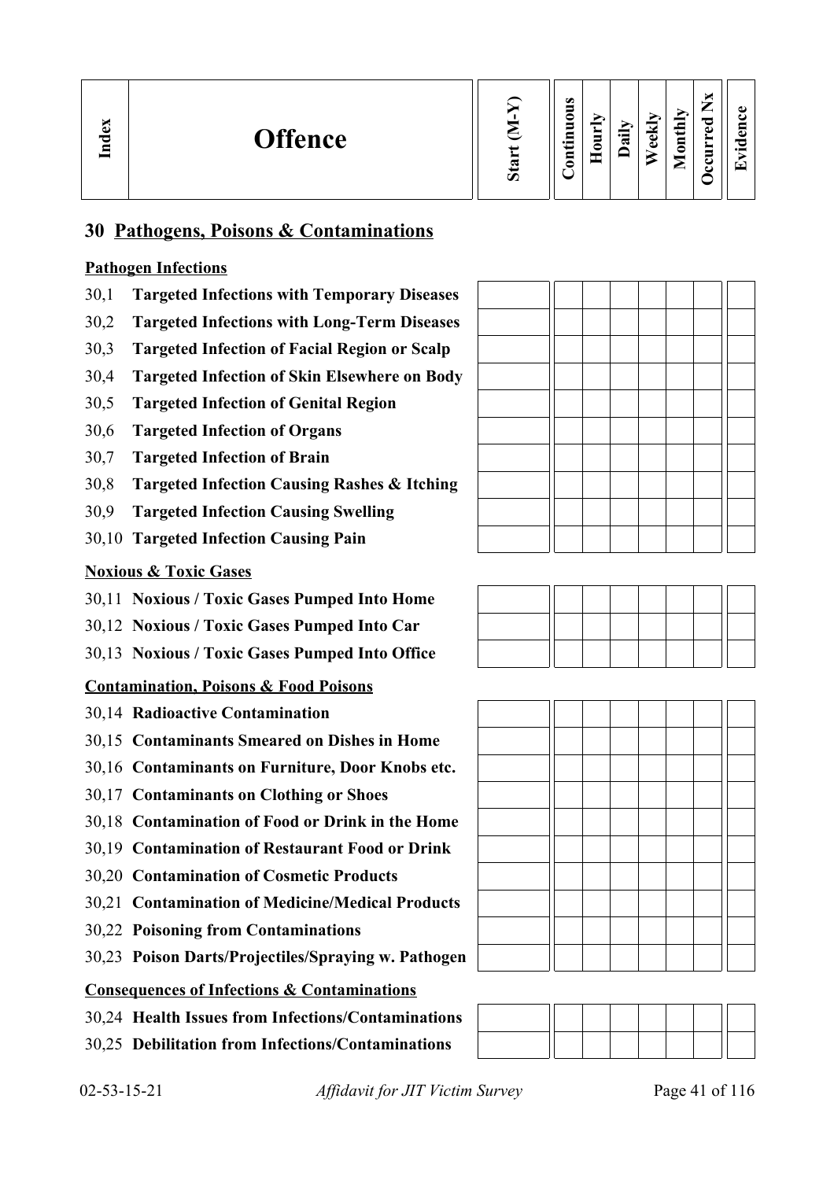| Index | Offence | Start (M-Y) | Continuous | Hourly | Daily | Weekly | Monthly | Occurred Nx | Evidence |
|---|---|---|---|---|---|---|---|---|---|
| **30** | **Pathogens, Poisons & Contaminations** | | | | | | | | |
| | **Pathogen Infections** | | | | | | | | |
| 30,1 | **Targeted Infections with Temporary Diseases** | | | | | | | | |
| 30,2 | **Targeted Infections with Long-Term Diseases** | | | | | | | | |
| 30,3 | **Targeted Infection of Facial Region or Scalp** | | | | | | | | |
| 30,4 | **Targeted Infection of Skin Elsewhere on Body** | | | | | | | | |
| 30,5 | **Targeted Infection of Genital Region** | | | | | | | | |
| 30,6 | **Targeted Infection of Organs** | | | | | | | | |
| 30,7 | **Targeted Infection of Brain** | | | | | | | | |
| 30,8 | **Targeted Infection Causing Rashes & Itching** | | | | | | | | |
| 30,9 | **Targeted Infection Causing Swelling** | | | | | | | | |
| 30,10 | **Targeted Infection Causing Pain** | | | | | | | | |
| | **Noxious & Toxic Gases** | | | | | | | | |
| 30,11 | **Noxious / Toxic Gases Pumped Into Home** | | | | | | | | |
| 30,12 | **Noxious / Toxic Gases Pumped Into Car** | | | | | | | | |
| 30,13 | **Noxious / Toxic Gases Pumped Into Office** | | | | | | | | |
| | **Contamination, Poisons & Food Poisons** | | | | | | | | |
| 30,14 | **Radioactive Contamination** | | | | | | | | |
| 30,15 | **Contaminants Smeared on Dishes in Home** | | | | | | | | |
| 30,16 | **Contaminants on Furniture, Door Knobs etc.** | | | | | | | | |
| 30,17 | **Contaminants on Clothing or Shoes** | | | | | | | | |
| 30,18 | **Contamination of Food or Drink in the Home** | | | | | | | | |
| 30,19 | **Contamination of Restaurant Food or Drink** | | | | | | | | |
| 30,20 | **Contamination of Cosmetic Products** | | | | | | | | |
| 30,21 | **Contamination of Medicine/Medical Products** | | | | | | | | |
| 30,22 | **Poisoning from Contaminations** | | | | | | | | |
| 30,23 | **Poison Darts/Projectiles/Spraying w. Pathogen** | | | | | | | | |
| | **Consequences of Infections & Contaminations** | | | | | | | | |
| 30,24 | **Health Issues from Infections/Contaminations** | | | | | | | | |
| 30,25 | **Debilitation from Infections/Contaminations** | | | | | | | | |

02-53-15-21 *Affidavit for JIT Victim Survey*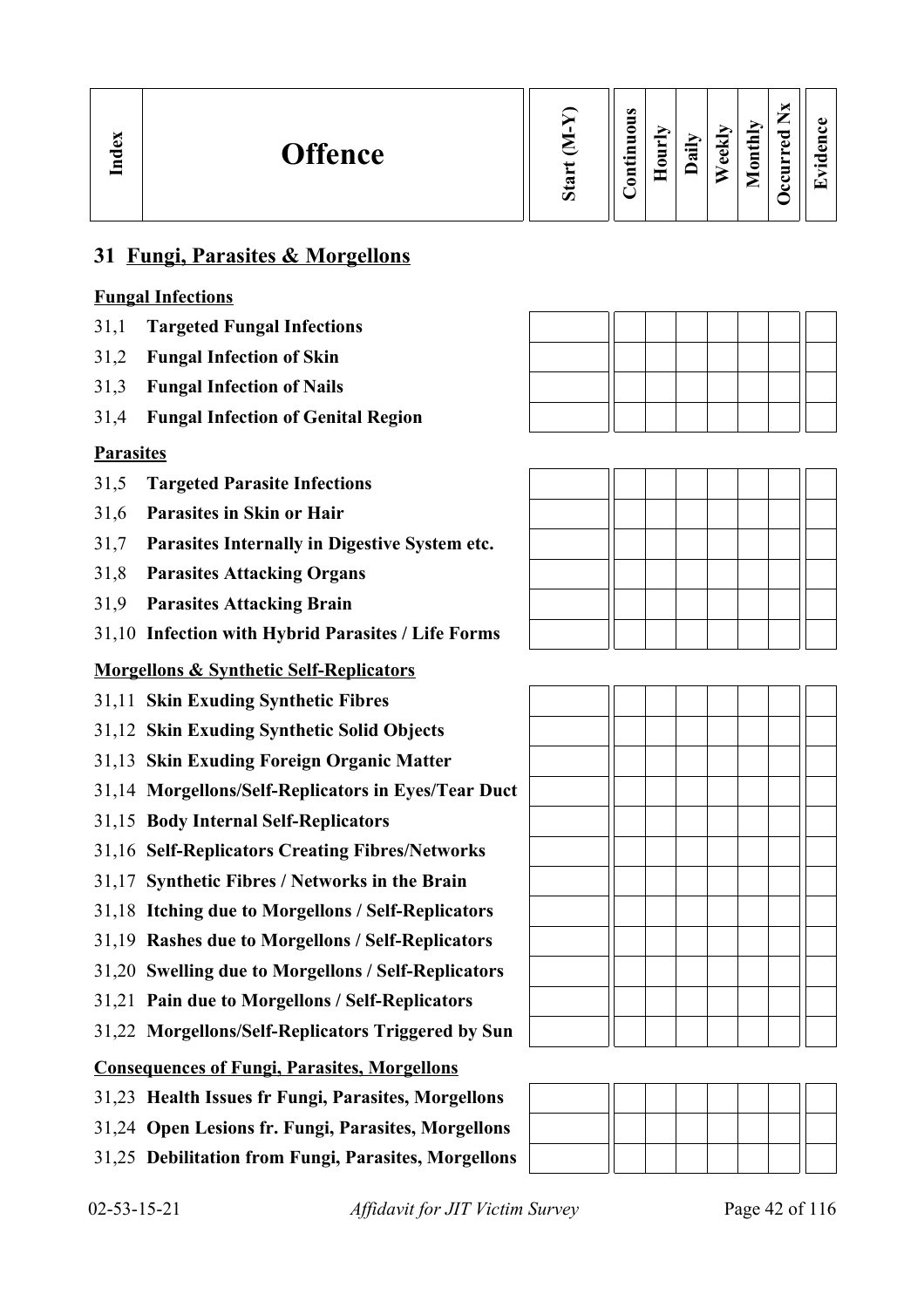| Index | Offence | Start (M-Y) | Continuous | Hourly | Daily | Weekly | Monthly | Occurred Nx | Evidence |
|---|---|---|---|---|---|---|---|---|---|

## 31 Fungi, Parasites & Morgellons

### Fungal Infections

| Index | Offence | Start (M-Y) | Continuous | Hourly | Daily | Weekly | Monthly | Occurred Nx | Evidence |
|---|---|---|---|---|---|---|---|---|---|
| 31,1 | **Targeted Fungal Infections** | | | | | | | | |
| 31,2 | **Fungal Infection of Skin** | | | | | | | | |
| 31,3 | **Fungal Infection of Nails** | | | | | | | | |
| 31,4 | **Fungal Infection of Genital Region** | | | | | | | | |

### Parasites

| Index | Offence | Start (M-Y) | Continuous | Hourly | Daily | Weekly | Monthly | Occurred Nx | Evidence |
|---|---|---|---|---|---|---|---|---|---|
| 31,5 | **Targeted Parasite Infections** | | | | | | | | |
| 31,6 | **Parasites in Skin or Hair** | | | | | | | | |
| 31,7 | **Parasites Internally in Digestive System etc.** | | | | | | | | |
| 31,8 | **Parasites Attacking Organs** | | | | | | | | |
| 31,9 | **Parasites Attacking Brain** | | | | | | | | |
| 31,10 | **Infection with Hybrid Parasites / Life Forms** | | | | | | | | |

### Morgellons & Synthetic Self-Replicators

| Index | Offence | Start (M-Y) | Continuous | Hourly | Daily | Weekly | Monthly | Occurred Nx | Evidence |
|---|---|---|---|---|---|---|---|---|---|
| 31,11 | **Skin Exuding Synthetic Fibres** | | | | | | | | |
| 31,12 | **Skin Exuding Synthetic Solid Objects** | | | | | | | | |
| 31,13 | **Skin Exuding Foreign Organic Matter** | | | | | | | | |
| 31,14 | **Morgellons/Self-Replicators in Eyes/Tear Duct** | | | | | | | | |
| 31,15 | **Body Internal Self-Replicators** | | | | | | | | |
| 31,16 | **Self-Replicators Creating Fibres/Networks** | | | | | | | | |
| 31,17 | **Synthetic Fibres / Networks in the Brain** | | | | | | | | |
| 31,18 | **Itching due to Morgellons / Self-Replicators** | | | | | | | | |
| 31,19 | **Rashes due to Morgellons / Self-Replicators** | | | | | | | | |
| 31,20 | **Swelling due to Morgellons / Self-Replicators** | | | | | | | | |
| 31,21 | **Pain due to Morgellons / Self-Replicators** | | | | | | | | |
| 31,22 | **Morgellons/Self-Replicators Triggered by Sun** | | | | | | | | |

### Consequences of Fungi, Parasites, Morgellons

| Index | Offence | Start (M-Y) | Continuous | Hourly | Daily | Weekly | Monthly | Occurred Nx | Evidence |
|---|---|---|---|---|---|---|---|---|---|
| 31,23 | **Health Issues fr Fungi, Parasites, Morgellons** | | | | | | | | |
| 31,24 | **Open Lesions fr. Fungi, Parasites, Morgellons** | | | | | | | | |
| 31,25 | **Debilitation from Fungi, Parasites, Morgellons** | | | | | | | | |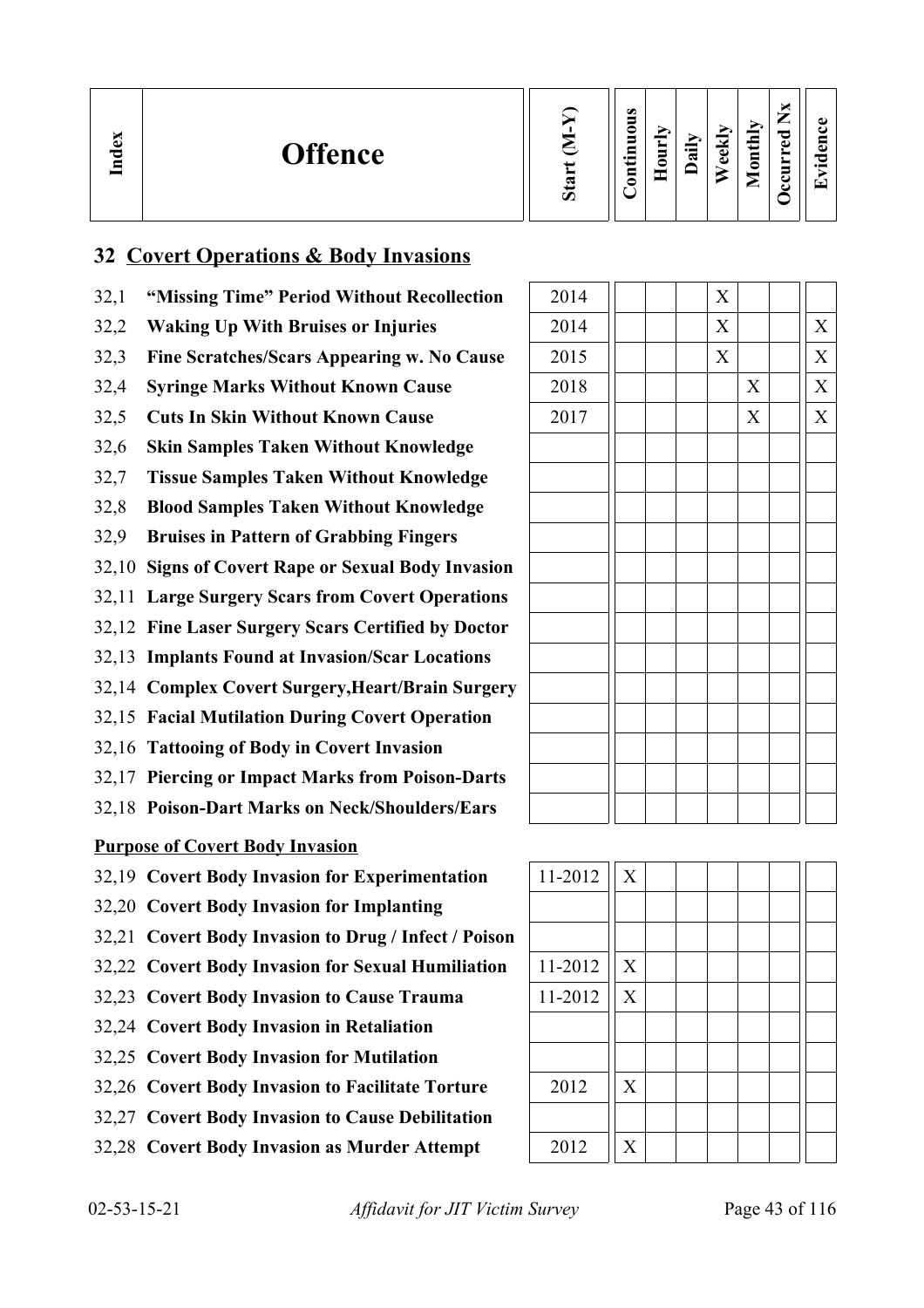| Index | Offence | Start (M-Y) | Continuous | Hourly | Daily | Weekly | Monthly | Occurred Nx | Evidence |
|---|---|---|---|---|---|---|---|---|---|

## 32 Covert Operations & Body Invasions

| Index | Offence | Start (M-Y) | Continuous | Hourly | Daily | Weekly | Monthly | Occurred Nx | Evidence |
|---|---|---|---|---|---|---|---|---|---|
| 32,1 | **"Missing Time" Period Without Recollection** | 2014 | | | | X | | | |
| 32,2 | **Waking Up With Bruises or Injuries** | 2014 | | | | X | | | X |
| 32,3 | **Fine Scratches/Scars Appearing w. No Cause** | 2015 | | | | X | | | X |
| 32,4 | **Syringe Marks Without Known Cause** | 2018 | | | | | X | | X |
| 32,5 | **Cuts In Skin Without Known Cause** | 2017 | | | | | X | | X |
| 32,6 | **Skin Samples Taken Without Knowledge** | | | | | | | | |
| 32,7 | **Tissue Samples Taken Without Knowledge** | | | | | | | | |
| 32,8 | **Blood Samples Taken Without Knowledge** | | | | | | | | |
| 32,9 | **Bruises in Pattern of Grabbing Fingers** | | | | | | | | |
| 32,10 | **Signs of Covert Rape or Sexual Body Invasion** | | | | | | | | |
| 32,11 | **Large Surgery Scars from Covert Operations** | | | | | | | | |
| 32,12 | **Fine Laser Surgery Scars Certified by Doctor** | | | | | | | | |
| 32,13 | **Implants Found at Invasion/Scar Locations** | | | | | | | | |
| 32,14 | **Complex Covert Surgery,Heart/Brain Surgery** | | | | | | | | |
| 32,15 | **Facial Mutilation During Covert Operation** | | | | | | | | |
| 32,16 | **Tattooing of Body in Covert Invasion** | | | | | | | | |
| 32,17 | **Piercing or Impact Marks from Poison-Darts** | | | | | | | | |
| 32,18 | **Poison-Dart Marks on Neck/Shoulders/Ears** | | | | | | | | |

**Purpose of Covert Body Invasion**

| Index | Offence | Start (M-Y) | Continuous | Hourly | Daily | Weekly | Monthly | Occurred Nx | Evidence |
|---|---|---|---|---|---|---|---|---|---|
| 32,19 | **Covert Body Invasion for Experimentation** | 11-2012 | X | | | | | | |
| 32,20 | **Covert Body Invasion for Implanting** | | | | | | | | |
| 32,21 | **Covert Body Invasion to Drug / Infect / Poison** | | | | | | | | |
| 32,22 | **Covert Body Invasion for Sexual Humiliation** | 11-2012 | X | | | | | | |
| 32,23 | **Covert Body Invasion to Cause Trauma** | 11-2012 | X | | | | | | |
| 32,24 | **Covert Body Invasion in Retaliation** | | | | | | | | |
| 32,25 | **Covert Body Invasion for Mutilation** | | | | | | | | |
| 32,26 | **Covert Body Invasion to Facilitate Torture** | 2012 | X | | | | | | |
| 32,27 | **Covert Body Invasion to Cause Debilitation** | | | | | | | | |
| 32,28 | **Covert Body Invasion as Murder Attempt** | 2012 | X | | | | | | |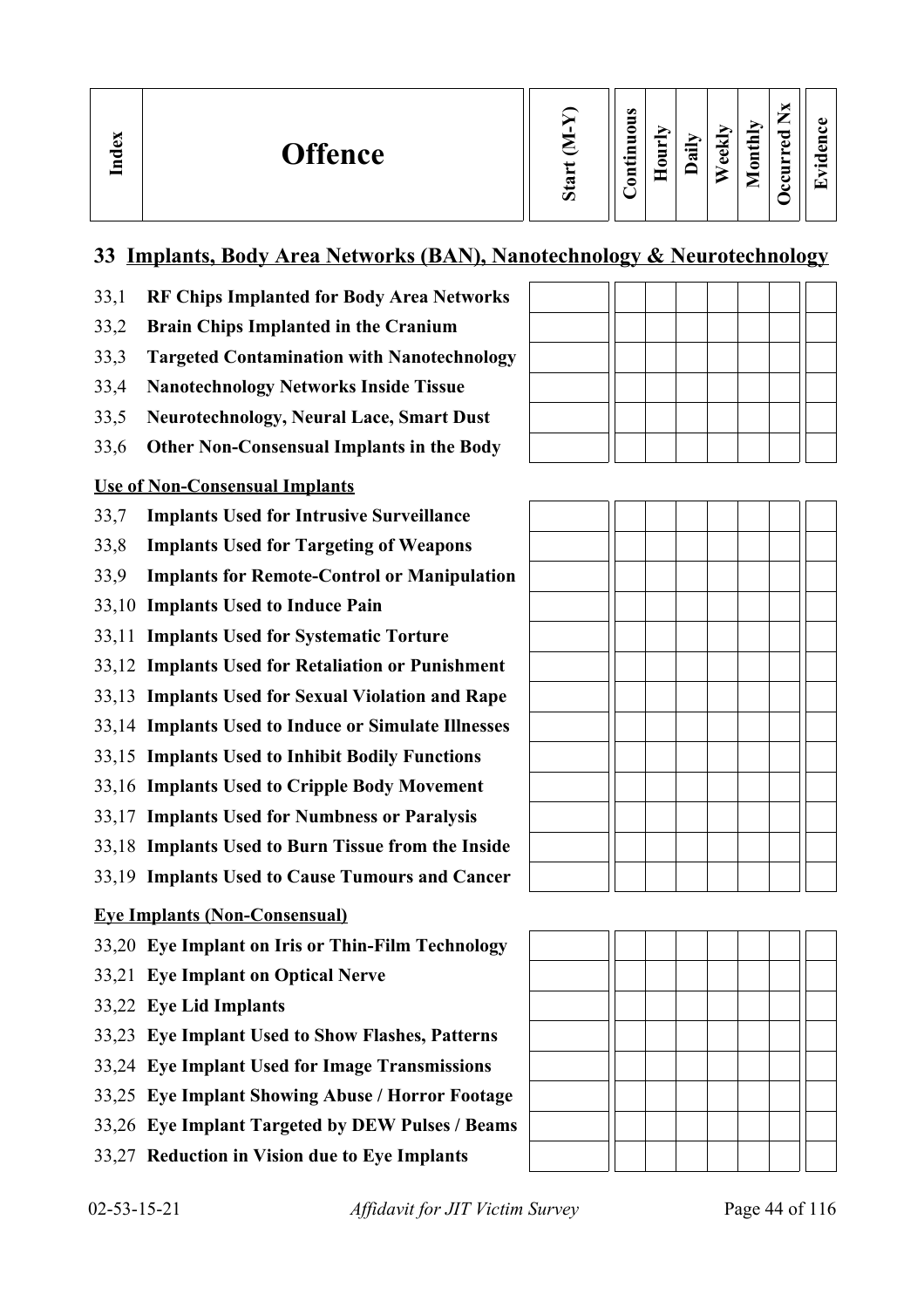| Index | Offence | Start (M-Y) | Continuous | Hourly | Daily | Weekly | Monthly | Occurred Nx | Evidence |
|---|---|---|---|---|---|---|---|---|---|

## 33 Implants, Body Area Networks (BAN), Nanotechnology & Neurotechnology

| Index | Offence | Start (M-Y) | Continuous | Hourly | Daily | Weekly | Monthly | Occurred Nx | Evidence |
|---|---|---|---|---|---|---|---|---|---|
| 33,1 | **RF Chips Implanted for Body Area Networks** | | | | | | | | |
| 33,2 | **Brain Chips Implanted in the Cranium** | | | | | | | | |
| 33,3 | **Targeted Contamination with Nanotechnology** | | | | | | | | |
| 33,4 | **Nanotechnology Networks Inside Tissue** | | | | | | | | |
| 33,5 | **Neurotechnology, Neural Lace, Smart Dust** | | | | | | | | |
| 33,6 | **Other Non-Consensual Implants in the Body** | | | | | | | | |

**Use of Non-Consensual Implants**

| Index | Offence | Start (M-Y) | Continuous | Hourly | Daily | Weekly | Monthly | Occurred Nx | Evidence |
|---|---|---|---|---|---|---|---|---|---|
| 33,7 | **Implants Used for Intrusive Surveillance** | | | | | | | | |
| 33,8 | **Implants Used for Targeting of Weapons** | | | | | | | | |
| 33,9 | **Implants for Remote-Control or Manipulation** | | | | | | | | |
| 33,10 | **Implants Used to Induce Pain** | | | | | | | | |
| 33,11 | **Implants Used for Systematic Torture** | | | | | | | | |
| 33,12 | **Implants Used for Retaliation or Punishment** | | | | | | | | |
| 33,13 | **Implants Used for Sexual Violation and Rape** | | | | | | | | |
| 33,14 | **Implants Used to Induce or Simulate Illnesses** | | | | | | | | |
| 33,15 | **Implants Used to Inhibit Bodily Functions** | | | | | | | | |
| 33,16 | **Implants Used to Cripple Body Movement** | | | | | | | | |
| 33,17 | **Implants Used for Numbness or Paralysis** | | | | | | | | |
| 33,18 | **Implants Used to Burn Tissue from the Inside** | | | | | | | | |
| 33,19 | **Implants Used to Cause Tumours and Cancer** | | | | | | | | |

**Eye Implants (Non-Consensual)**

| Index | Offence | Start (M-Y) | Continuous | Hourly | Daily | Weekly | Monthly | Occurred Nx | Evidence |
|---|---|---|---|---|---|---|---|---|---|
| 33,20 | **Eye Implant on Iris or Thin-Film Technology** | | | | | | | | |
| 33,21 | **Eye Implant on Optical Nerve** | | | | | | | | |
| 33,22 | **Eye Lid Implants** | | | | | | | | |
| 33,23 | **Eye Implant Used to Show Flashes, Patterns** | | | | | | | | |
| 33,24 | **Eye Implant Used for Image Transmissions** | | | | | | | | |
| 33,25 | **Eye Implant Showing Abuse / Horror Footage** | | | | | | | | |
| 33,26 | **Eye Implant Targeted by DEW Pulses / Beams** | | | | | | | | |
| 33,27 | **Reduction in Vision due to Eye Implants** | | | | | | | | |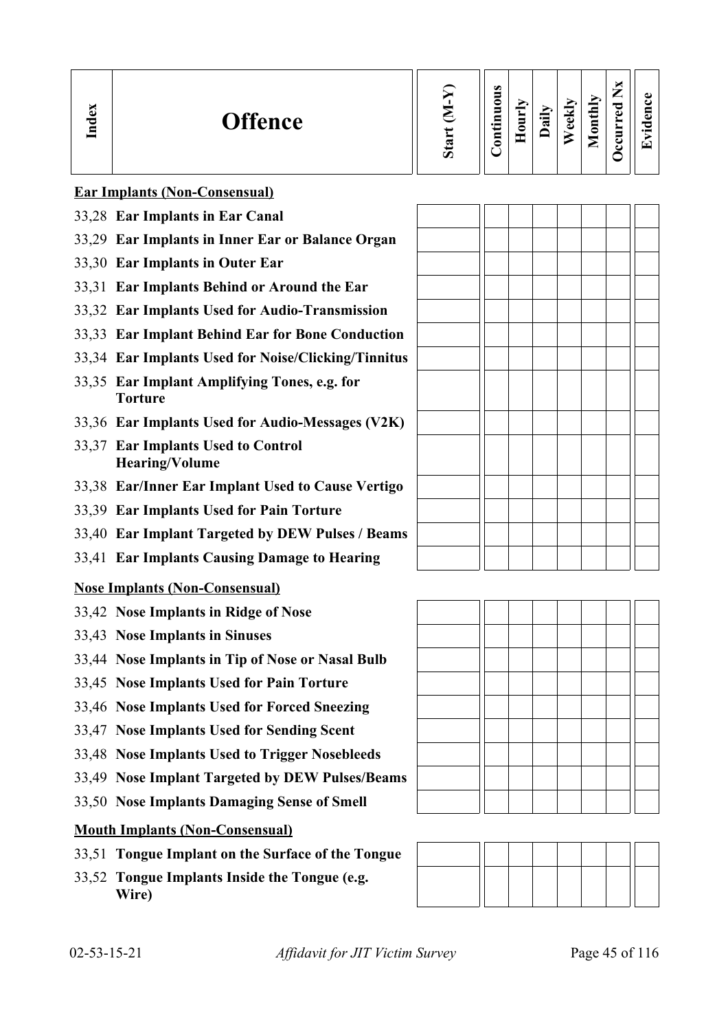| Index | Offence | Start (M-Y) | Continuous | Hourly | Daily | Weekly | Monthly | Occurred Nx | Evidence |
|---|---|---|---|---|---|---|---|---|---|
| | **Ear Implants (Non-Consensual)** | | | | | | | | |
| 33,28 | **Ear Implants in Ear Canal** | | | | | | | | |
| 33,29 | **Ear Implants in Inner Ear or Balance Organ** | | | | | | | | |
| 33,30 | **Ear Implants in Outer Ear** | | | | | | | | |
| 33,31 | **Ear Implants Behind or Around the Ear** | | | | | | | | |
| 33,32 | **Ear Implants Used for Audio-Transmission** | | | | | | | | |
| 33,33 | **Ear Implant Behind Ear for Bone Conduction** | | | | | | | | |
| 33,34 | **Ear Implants Used for Noise/Clicking/Tinnitus** | | | | | | | | |
| 33,35 | **Ear Implant Amplifying Tones, e.g. for Torture** | | | | | | | | |
| 33,36 | **Ear Implants Used for Audio-Messages (V2K)** | | | | | | | | |
| 33,37 | **Ear Implants Used to Control Hearing/Volume** | | | | | | | | |
| 33,38 | **Ear/Inner Ear Implant Used to Cause Vertigo** | | | | | | | | |
| 33,39 | **Ear Implants Used for Pain Torture** | | | | | | | | |
| 33,40 | **Ear Implant Targeted by DEW Pulses / Beams** | | | | | | | | |
| 33,41 | **Ear Implants Causing Damage to Hearing** | | | | | | | | |
| | **Nose Implants (Non-Consensual)** | | | | | | | | |
| 33,42 | **Nose Implants in Ridge of Nose** | | | | | | | | |
| 33,43 | **Nose Implants in Sinuses** | | | | | | | | |
| 33,44 | **Nose Implants in Tip of Nose or Nasal Bulb** | | | | | | | | |
| 33,45 | **Nose Implants Used for Pain Torture** | | | | | | | | |
| 33,46 | **Nose Implants Used for Forced Sneezing** | | | | | | | | |
| 33,47 | **Nose Implants Used for Sending Scent** | | | | | | | | |
| 33,48 | **Nose Implants Used to Trigger Nosebleeds** | | | | | | | | |
| 33,49 | **Nose Implant Targeted by DEW Pulses/Beams** | | | | | | | | |
| 33,50 | **Nose Implants Damaging Sense of Smell** | | | | | | | | |
| | **Mouth Implants (Non-Consensual)** | | | | | | | | |
| 33,51 | **Tongue Implant on the Surface of the Tongue** | | | | | | | | |
| 33,52 | **Tongue Implants Inside the Tongue (e.g. Wire)** | | | | | | | | |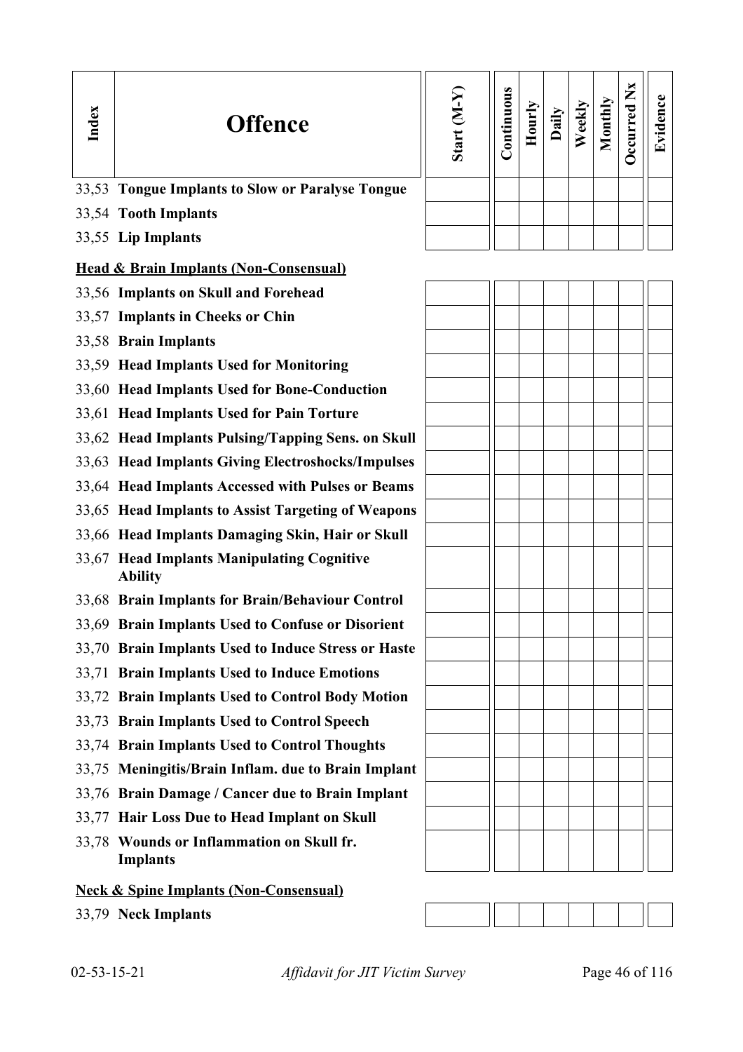| Index | Offence | Start (M-Y) | Continuous | Hourly | Daily | Weekly | Monthly | Occurred Nx | Evidence |
|---|---|---|---|---|---|---|---|---|---|
| 33,53 | **Tongue Implants to Slow or Paralyse Tongue** | | | | | | | | |
| 33,54 | **Tooth Implants** | | | | | | | | |
| 33,55 | **Lip Implants** | | | | | | | | |
| | **Head & Brain Implants (Non-Consensual)** | | | | | | | | |
| 33,56 | **Implants on Skull and Forehead** | | | | | | | | |
| 33,57 | **Implants in Cheeks or Chin** | | | | | | | | |
| 33,58 | **Brain Implants** | | | | | | | | |
| 33,59 | **Head Implants Used for Monitoring** | | | | | | | | |
| 33,60 | **Head Implants Used for Bone-Conduction** | | | | | | | | |
| 33,61 | **Head Implants Used for Pain Torture** | | | | | | | | |
| 33,62 | **Head Implants Pulsing/Tapping Sens. on Skull** | | | | | | | | |
| 33,63 | **Head Implants Giving Electroshocks/Impulses** | | | | | | | | |
| 33,64 | **Head Implants Accessed with Pulses or Beams** | | | | | | | | |
| 33,65 | **Head Implants to Assist Targeting of Weapons** | | | | | | | | |
| 33,66 | **Head Implants Damaging Skin, Hair or Skull** | | | | | | | | |
| 33,67 | **Head Implants Manipulating Cognitive Ability** | | | | | | | | |
| 33,68 | **Brain Implants for Brain/Behaviour Control** | | | | | | | | |
| 33,69 | **Brain Implants Used to Confuse or Disorient** | | | | | | | | |
| 33,70 | **Brain Implants Used to Induce Stress or Haste** | | | | | | | | |
| 33,71 | **Brain Implants Used to Induce Emotions** | | | | | | | | |
| 33,72 | **Brain Implants Used to Control Body Motion** | | | | | | | | |
| 33,73 | **Brain Implants Used to Control Speech** | | | | | | | | |
| 33,74 | **Brain Implants Used to Control Thoughts** | | | | | | | | |
| 33,75 | **Meningitis/Brain Inflam. due to Brain Implant** | | | | | | | | |
| 33,76 | **Brain Damage / Cancer due to Brain Implant** | | | | | | | | |
| 33,77 | **Hair Loss Due to Head Implant on Skull** | | | | | | | | |
| 33,78 | **Wounds or Inflammation on Skull fr. Implants** | | | | | | | | |
| | **Neck & Spine Implants (Non-Consensual)** | | | | | | | | |
| 33,79 | **Neck Implants** | | | | | | | | |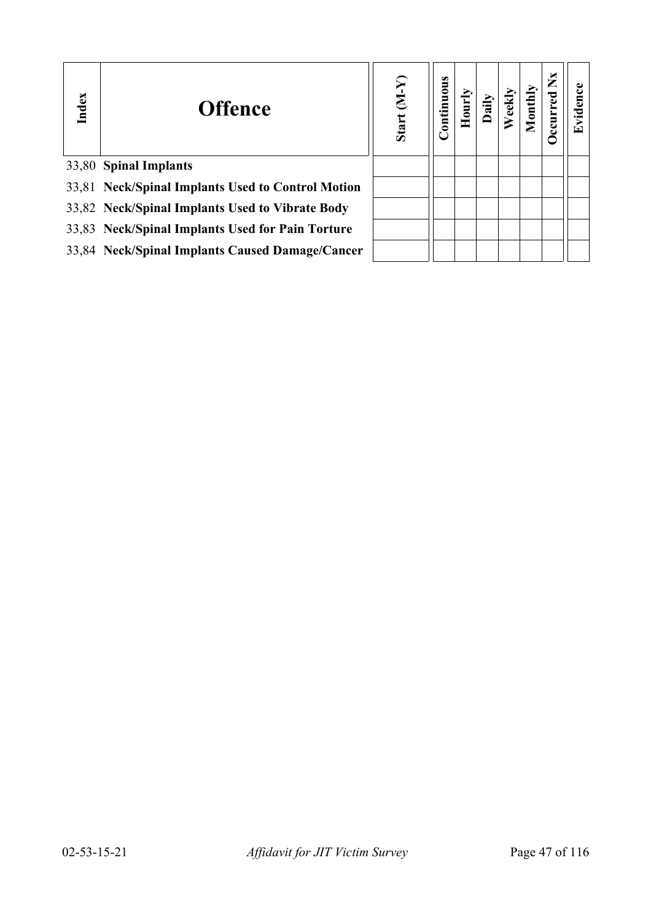| Index | Offence | Start (M-Y) | Continuous | Hourly | Daily | Weekly | Monthly | Occurred Nx | Evidence |
|---|---|---|---|---|---|---|---|---|---|
| 33,80 | **Spinal Implants** | | | | | | | | |
| 33,81 | **Neck/Spinal Implants Used to Control Motion** | | | | | | | | |
| 33,82 | **Neck/Spinal Implants Used to Vibrate Body** | | | | | | | | |
| 33,83 | **Neck/Spinal Implants Used for Pain Torture** | | | | | | | | |
| 33,84 | **Neck/Spinal Implants Caused Damage/Cancer** | | | | | | | | |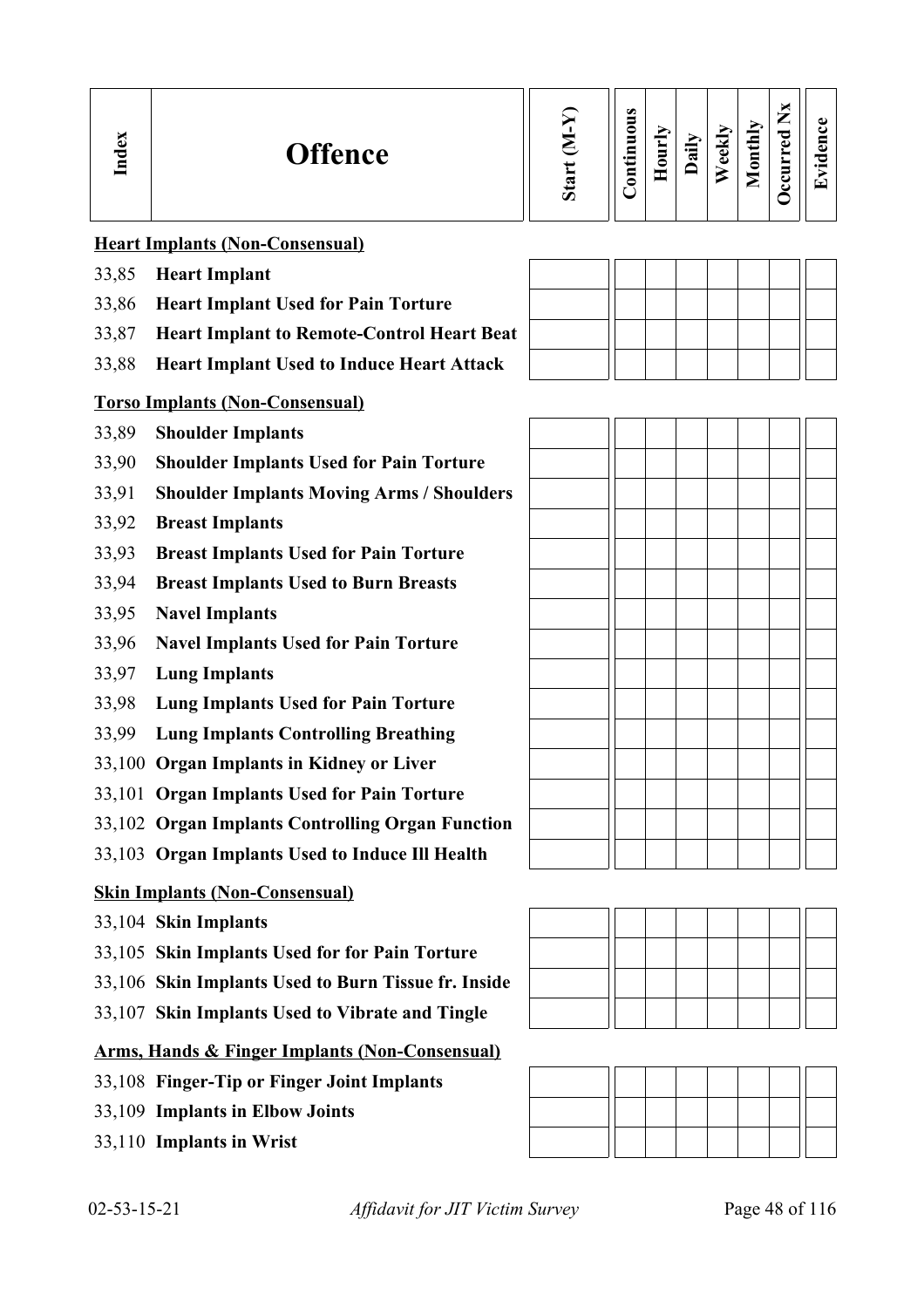| Index | Offence | Start (M-Y) | Continuous | Hourly | Daily | Weekly | Monthly | Occurred Nx | Evidence |
|---|---|---|---|---|---|---|---|---|---|
| | **Heart Implants (Non-Consensual)** | | | | | | | | |
| 33,85 | **Heart Implant** | | | | | | | | |
| 33,86 | **Heart Implant Used for Pain Torture** | | | | | | | | |
| 33,87 | **Heart Implant to Remote-Control Heart Beat** | | | | | | | | |
| 33,88 | **Heart Implant Used to Induce Heart Attack** | | | | | | | | |
| | **Torso Implants (Non-Consensual)** | | | | | | | | |
| 33,89 | **Shoulder Implants** | | | | | | | | |
| 33,90 | **Shoulder Implants Used for Pain Torture** | | | | | | | | |
| 33,91 | **Shoulder Implants Moving Arms / Shoulders** | | | | | | | | |
| 33,92 | **Breast Implants** | | | | | | | | |
| 33,93 | **Breast Implants Used for Pain Torture** | | | | | | | | |
| 33,94 | **Breast Implants Used to Burn Breasts** | | | | | | | | |
| 33,95 | **Navel Implants** | | | | | | | | |
| 33,96 | **Navel Implants Used for Pain Torture** | | | | | | | | |
| 33,97 | **Lung Implants** | | | | | | | | |
| 33,98 | **Lung Implants Used for Pain Torture** | | | | | | | | |
| 33,99 | **Lung Implants Controlling Breathing** | | | | | | | | |
| 33,100 | **Organ Implants in Kidney or Liver** | | | | | | | | |
| 33,101 | **Organ Implants Used for Pain Torture** | | | | | | | | |
| 33,102 | **Organ Implants Controlling Organ Function** | | | | | | | | |
| 33,103 | **Organ Implants Used to Induce Ill Health** | | | | | | | | |
| | **Skin Implants (Non-Consensual)** | | | | | | | | |
| 33,104 | **Skin Implants** | | | | | | | | |
| 33,105 | **Skin Implants Used for for Pain Torture** | | | | | | | | |
| 33,106 | **Skin Implants Used to Burn Tissue fr. Inside** | | | | | | | | |
| 33,107 | **Skin Implants Used to Vibrate and Tingle** | | | | | | | | |
| | **Arms, Hands & Finger Implants (Non-Consensual)** | | | | | | | | |
| 33,108 | **Finger-Tip or Finger Joint Implants** | | | | | | | | |
| 33,109 | **Implants in Elbow Joints** | | | | | | | | |
| 33,110 | **Implants in Wrist** | | | | | | | | |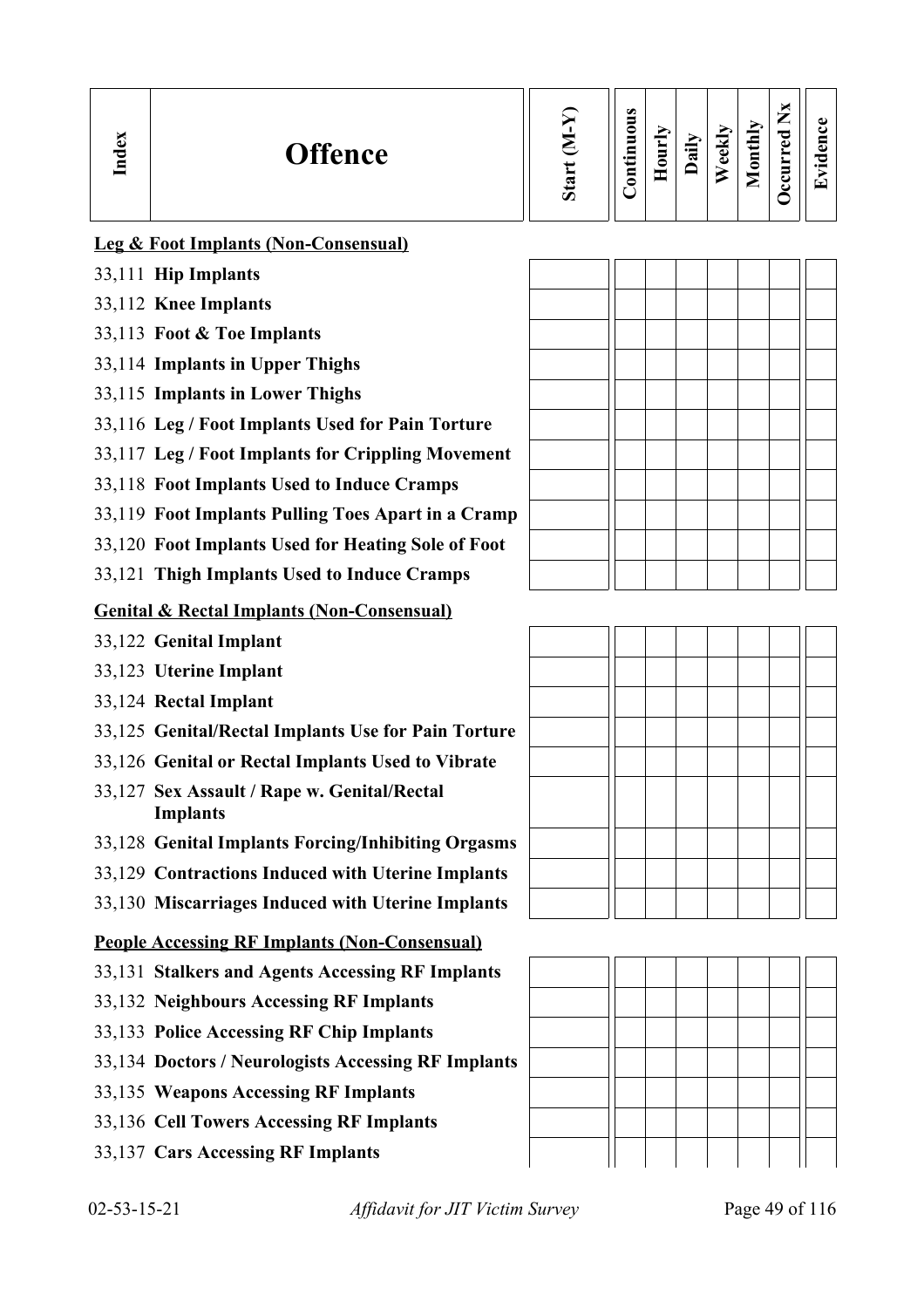| Index | Offence | Start (M-Y) | Continuous | Hourly | Daily | Weekly | Monthly | Occurred Nx | Evidence |
|---|---|---|---|---|---|---|---|---|---|
| | **Leg & Foot Implants (Non-Consensual)** | | | | | | | | |
| 33,111 | **Hip Implants** | | | | | | | | |
| 33,112 | **Knee Implants** | | | | | | | | |
| 33,113 | **Foot & Toe Implants** | | | | | | | | |
| 33,114 | **Implants in Upper Thighs** | | | | | | | | |
| 33,115 | **Implants in Lower Thighs** | | | | | | | | |
| 33,116 | **Leg / Foot Implants Used for Pain Torture** | | | | | | | | |
| 33,117 | **Leg / Foot Implants for Crippling Movement** | | | | | | | | |
| 33,118 | **Foot Implants Used to Induce Cramps** | | | | | | | | |
| 33,119 | **Foot Implants Pulling Toes Apart in a Cramp** | | | | | | | | |
| 33,120 | **Foot Implants Used for Heating Sole of Foot** | | | | | | | | |
| 33,121 | **Thigh Implants Used to Induce Cramps** | | | | | | | | |
| | **Genital & Rectal Implants (Non-Consensual)** | | | | | | | | |
| 33,122 | **Genital Implant** | | | | | | | | |
| 33,123 | **Uterine Implant** | | | | | | | | |
| 33,124 | **Rectal Implant** | | | | | | | | |
| 33,125 | **Genital/Rectal Implants Use for Pain Torture** | | | | | | | | |
| 33,126 | **Genital or Rectal Implants Used to Vibrate** | | | | | | | | |
| 33,127 | **Sex Assault / Rape w. Genital/Rectal Implants** | | | | | | | | |
| 33,128 | **Genital Implants Forcing/Inhibiting Orgasms** | | | | | | | | |
| 33,129 | **Contractions Induced with Uterine Implants** | | | | | | | | |
| 33,130 | **Miscarriages Induced with Uterine Implants** | | | | | | | | |
| | **People Accessing RF Implants (Non-Consensual)** | | | | | | | | |
| 33,131 | **Stalkers and Agents Accessing RF Implants** | | | | | | | | |
| 33,132 | **Neighbours Accessing RF Implants** | | | | | | | | |
| 33,133 | **Police Accessing RF Chip Implants** | | | | | | | | |
| 33,134 | **Doctors / Neurologists Accessing RF Implants** | | | | | | | | |
| 33,135 | **Weapons Accessing RF Implants** | | | | | | | | |
| 33,136 | **Cell Towers Accessing RF Implants** | | | | | | | | |
| 33,137 | **Cars Accessing RF Implants** | | | | | | | | |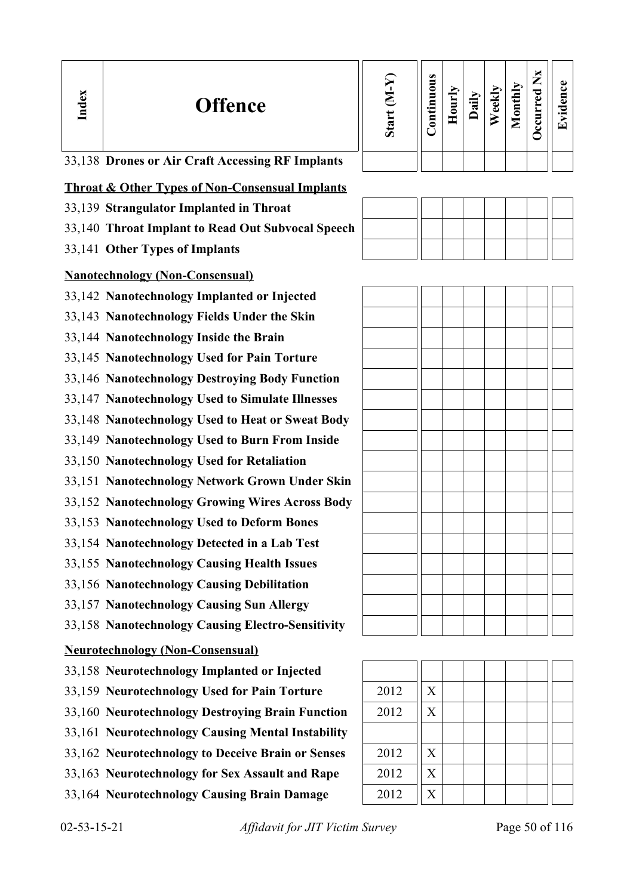| Index | Offence | Start (M-Y) | Continuous | Hourly | Daily | Weekly | Monthly | Occurred Nx | Evidence |
|---|---|---|---|---|---|---|---|---|---|
| 33,138 | **Drones or Air Craft Accessing RF Implants** | | | | | | | | |
| | **Throat & Other Types of Non-Consensual Implants** | | | | | | | | |
| 33,139 | **Strangulator Implanted in Throat** | | | | | | | | |
| 33,140 | **Throat Implant to Read Out Subvocal Speech** | | | | | | | | |
| 33,141 | **Other Types of Implants** | | | | | | | | |
| | **Nanotechnology (Non-Consensual)** | | | | | | | | |
| 33,142 | **Nanotechnology Implanted or Injected** | | | | | | | | |
| 33,143 | **Nanotechnology Fields Under the Skin** | | | | | | | | |
| 33,144 | **Nanotechnology Inside the Brain** | | | | | | | | |
| 33,145 | **Nanotechnology Used for Pain Torture** | | | | | | | | |
| 33,146 | **Nanotechnology Destroying Body Function** | | | | | | | | |
| 33,147 | **Nanotechnology Used to Simulate Illnesses** | | | | | | | | |
| 33,148 | **Nanotechnology Used to Heat or Sweat Body** | | | | | | | | |
| 33,149 | **Nanotechnology Used to Burn From Inside** | | | | | | | | |
| 33,150 | **Nanotechnology Used for Retaliation** | | | | | | | | |
| 33,151 | **Nanotechnology Network Grown Under Skin** | | | | | | | | |
| 33,152 | **Nanotechnology Growing Wires Across Body** | | | | | | | | |
| 33,153 | **Nanotechnology Used to Deform Bones** | | | | | | | | |
| 33,154 | **Nanotechnology Detected in a Lab Test** | | | | | | | | |
| 33,155 | **Nanotechnology Causing Health Issues** | | | | | | | | |
| 33,156 | **Nanotechnology Causing Debilitation** | | | | | | | | |
| 33,157 | **Nanotechnology Causing Sun Allergy** | | | | | | | | |
| 33,158 | **Nanotechnology Causing Electro-Sensitivity** | | | | | | | | |
| | **Neurotechnology (Non-Consensual)** | | | | | | | | |
| 33,158 | **Neurotechnology Implanted or Injected** | | | | | | | | |
| 33,159 | **Neurotechnology Used for Pain Torture** | 2012 | X | | | | | | |
| 33,160 | **Neurotechnology Destroying Brain Function** | 2012 | X | | | | | | |
| 33,161 | **Neurotechnology Causing Mental Instability** | | | | | | | | |
| 33,162 | **Neurotechnology to Deceive Brain or Senses** | 2012 | X | | | | | | |
| 33,163 | **Neurotechnology for Sex Assault and Rape** | 2012 | X | | | | | | |
| 33,164 | **Neurotechnology Causing Brain Damage** | 2012 | X | | | | | | |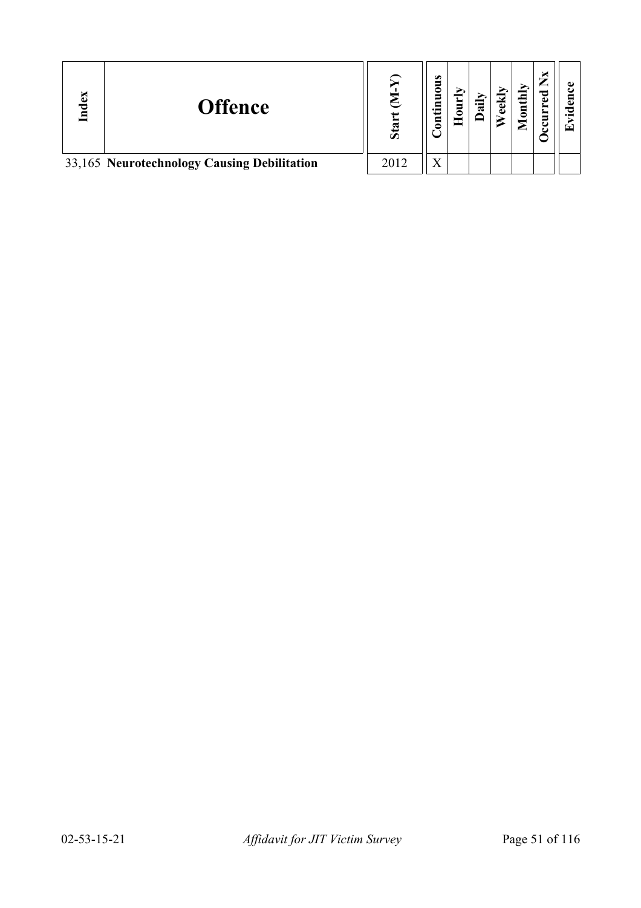| Index | Offence | Start (M-Y) | Continuous | Hourly | Daily | Weekly | Monthly | Occurred Nx | Evidence |
|---|---|---|---|---|---|---|---|---|---|
| 33,165 | **Neurotechnology Causing Debilitation** | 2012 | X | | | | | | |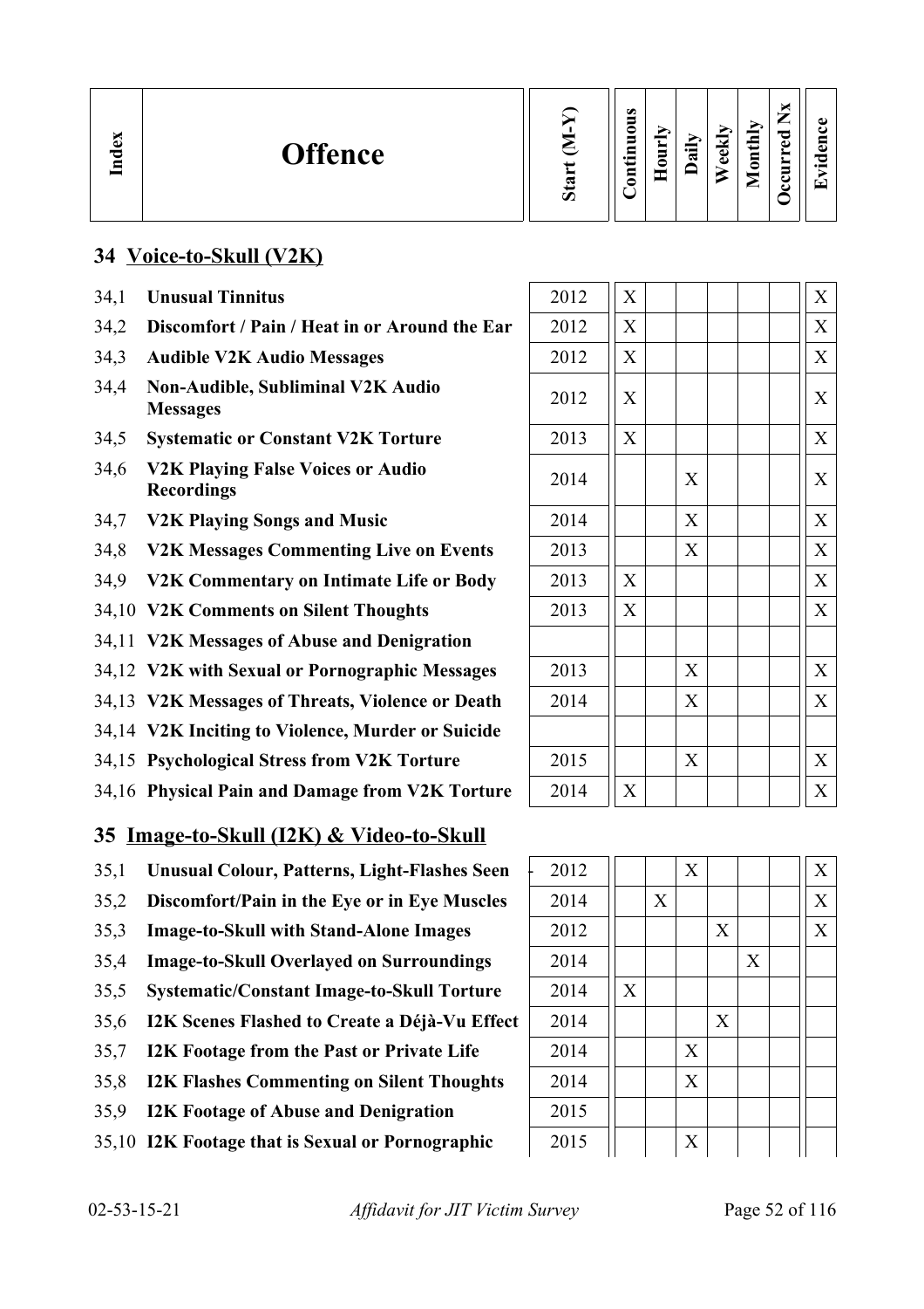| Index | Offence | Start (M-Y) | Continuous | Hourly | Daily | Weekly | Monthly | Occurred Nx | Evidence |
|---|---|---|---|---|---|---|---|---|---|
| **34** | **Voice-to-Skull (V2K)** | | | | | | | | |
| 34,1 | **Unusual Tinnitus** | 2012 | X | | | | | | X |
| 34,2 | **Discomfort / Pain / Heat in or Around the Ear** | 2012 | X | | | | | | X |
| 34,3 | **Audible V2K Audio Messages** | 2012 | X | | | | | | X |
| 34,4 | **Non-Audible, Subliminal V2K Audio Messages** | 2012 | X | | | | | | X |
| 34,5 | **Systematic or Constant V2K Torture** | 2013 | X | | | | | | X |
| 34,6 | **V2K Playing False Voices or Audio Recordings** | 2014 | | | X | | | | X |
| 34,7 | **V2K Playing Songs and Music** | 2014 | | | X | | | | X |
| 34,8 | **V2K Messages Commenting Live on Events** | 2013 | | | X | | | | X |
| 34,9 | **V2K Commentary on Intimate Life or Body** | 2013 | X | | | | | | X |
| 34,10 | **V2K Comments on Silent Thoughts** | 2013 | X | | | | | | X |
| 34,11 | **V2K Messages of Abuse and Denigration** | | | | | | | | |
| 34,12 | **V2K with Sexual or Pornographic Messages** | 2013 | | | X | | | | X |
| 34,13 | **V2K Messages of Threats, Violence or Death** | 2014 | | | X | | | | X |
| 34,14 | **V2K Inciting to Violence, Murder or Suicide** | | | | | | | | |
| 34,15 | **Psychological Stress from V2K Torture** | 2015 | | | X | | | | X |
| 34,16 | **Physical Pain and Damage from V2K Torture** | 2014 | X | | | | | | X |
| **35** | **Image-to-Skull (I2K) & Video-to-Skull** | | | | | | | | |
| 35,1 | **Unusual Colour, Patterns, Light-Flashes Seen** | 2012 | | | X | | | | X |
| 35,2 | **Discomfort/Pain in the Eye or in Eye Muscles** | 2014 | | X | | | | | X |
| 35,3 | **Image-to-Skull with Stand-Alone Images** | 2012 | | | | X | | | X |
| 35,4 | **Image-to-Skull Overlayed on Surroundings** | 2014 | | | | | X | | |
| 35,5 | **Systematic/Constant Image-to-Skull Torture** | 2014 | X | | | | | | |
| 35,6 | **I2K Scenes Flashed to Create a Déjà-Vu Effect** | 2014 | | | | X | | | |
| 35,7 | **I2K Footage from the Past or Private Life** | 2014 | | | X | | | | |
| 35,8 | **I2K Flashes Commenting on Silent Thoughts** | 2014 | | | X | | | | |
| 35,9 | **I2K Footage of Abuse and Denigration** | 2015 | | | | | | | |
| 35,10 | **I2K Footage that is Sexual or Pornographic** | 2015 | | | X | | | | |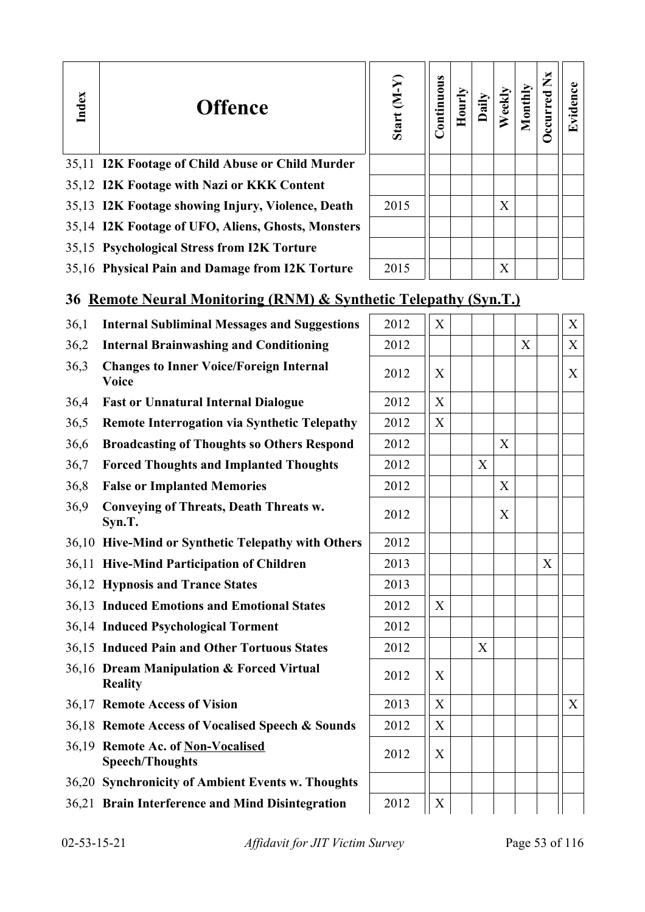| Index | Offence | Start (M-Y) | Continuous | Hourly | Daily | Weekly | Monthly | Occurred Nx | Evidence |
|---|---|---|---|---|---|---|---|---|---|
| 35,11 | **I2K Footage of Child Abuse or Child Murder** | | | | | | | | |
| 35,12 | **I2K Footage with Nazi or KKK Content** | | | | | | | | |
| 35,13 | **I2K Footage showing Injury, Violence, Death** | 2015 | | | | X | | | |
| 35,14 | **I2K Footage of UFO, Aliens, Ghosts, Monsters** | | | | | | | | |
| 35,15 | **Psychological Stress from I2K Torture** | | | | | | | | |
| 35,16 | **Physical Pain and Damage from I2K Torture** | 2015 | | | | X | | | |

## 36 Remote Neural Monitoring (RNM) & Synthetic Telepathy (Syn.T.)

| Index | Offence | Start (M-Y) | Continuous | Hourly | Daily | Weekly | Monthly | Occurred Nx | Evidence |
|---|---|---|---|---|---|---|---|---|---|
| 36,1 | **Internal Subliminal Messages and Suggestions** | 2012 | X | | | | | | X |
| 36,2 | **Internal Brainwashing and Conditioning** | 2012 | | | | | X | | X |
| 36,3 | **Changes to Inner Voice/Foreign Internal Voice** | 2012 | X | | | | | | X |
| 36,4 | **Fast or Unnatural Internal Dialogue** | 2012 | X | | | | | | |
| 36,5 | **Remote Interrogation via Synthetic Telepathy** | 2012 | X | | | | | | |
| 36,6 | **Broadcasting of Thoughts so Others Respond** | 2012 | | | | X | | | |
| 36,7 | **Forced Thoughts and Implanted Thoughts** | 2012 | | | X | | | | |
| 36,8 | **False or Implanted Memories** | 2012 | | | | X | | | |
| 36,9 | **Conveying of Threats, Death Threats w. Syn.T.** | 2012 | | | | X | | | |
| 36,10 | **Hive-Mind or Synthetic Telepathy with Others** | 2012 | | | | | | | |
| 36,11 | **Hive-Mind Participation of Children** | 2013 | | | | | | X | |
| 36,12 | **Hypnosis and Trance States** | 2013 | | | | | | | |
| 36,13 | **Induced Emotions and Emotional States** | 2012 | X | | | | | | |
| 36,14 | **Induced Psychological Torment** | 2012 | | | | | | | |
| 36,15 | **Induced Pain and Other Tortuous States** | 2012 | | | X | | | | |
| 36,16 | **Dream Manipulation & Forced Virtual Reality** | 2012 | X | | | | | | |
| 36,17 | **Remote Access of Vision** | 2013 | X | | | | | | X |
| 36,18 | **Remote Access of Vocalised Speech & Sounds** | 2012 | X | | | | | | |
| 36,19 | **Remote Ac. of Non-Vocalised Speech/Thoughts** | 2012 | X | | | | | | |
| 36,20 | **Synchronicity of Ambient Events w. Thoughts** | | | | | | | | |
| 36,21 | **Brain Interference and Mind Disintegration** | 2012 | X | | | | | | |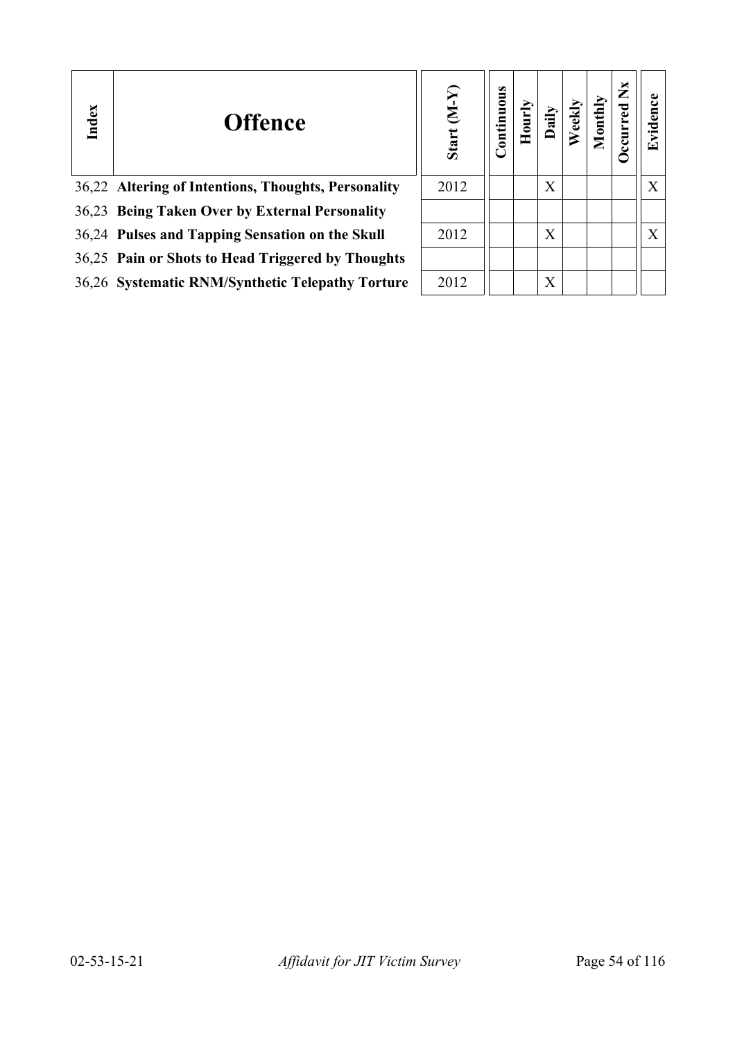| Index | Offence | Start (M-Y) | Continuous | Hourly | Daily | Weekly | Monthly | Occurred Nx | Evidence |
|---|---|---|---|---|---|---|---|---|---|
| 36,22 | **Altering of Intentions, Thoughts, Personality** | 2012 | | | X | | | | X |
| 36,23 | **Being Taken Over by External Personality** | | | | | | | | |
| 36,24 | **Pulses and Tapping Sensation on the Skull** | 2012 | | | X | | | | X |
| 36,25 | **Pain or Shots to Head Triggered by Thoughts** | | | | | | | | |
| 36,26 | **Systematic RNM/Synthetic Telepathy Torture** | 2012 | | | X | | | | |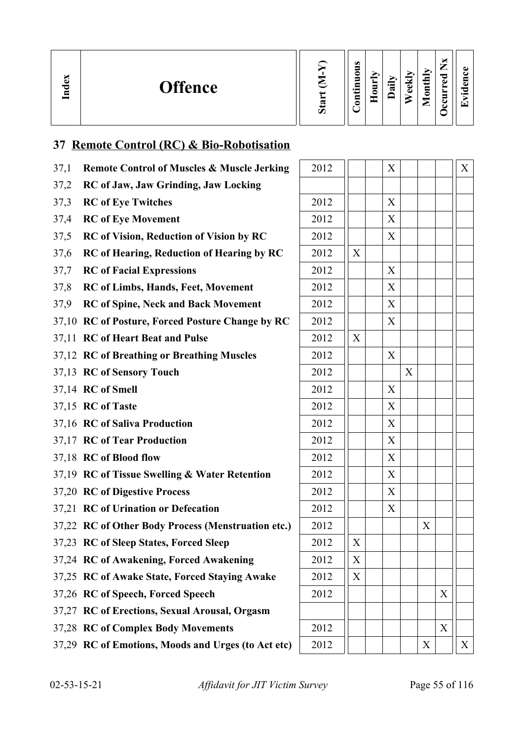| Index | Offence | Start (M-Y) | Continuous | Hourly | Daily | Weekly | Monthly | Occurred Nx | Evidence |
|---|---|---|---|---|---|---|---|---|---|

## 37 Remote Control (RC) & Bio-Robotisation

| Index | Offence | Start (M-Y) | Continuous | Hourly | Daily | Weekly | Monthly | Occurred Nx | Evidence |
|---|---|---|---|---|---|---|---|---|---|
| 37,1 | **Remote Control of Muscles & Muscle Jerking** | 2012 | | | X | | | | X |
| 37,2 | **RC of Jaw, Jaw Grinding, Jaw Locking** | | | | | | | | |
| 37,3 | **RC of Eye Twitches** | 2012 | | | X | | | | |
| 37,4 | **RC of Eye Movement** | 2012 | | | X | | | | |
| 37,5 | **RC of Vision, Reduction of Vision by RC** | 2012 | | | X | | | | |
| 37,6 | **RC of Hearing, Reduction of Hearing by RC** | 2012 | X | | | | | | |
| 37,7 | **RC of Facial Expressions** | 2012 | | | X | | | | |
| 37,8 | **RC of Limbs, Hands, Feet, Movement** | 2012 | | | X | | | | |
| 37,9 | **RC of Spine, Neck and Back Movement** | 2012 | | | X | | | | |
| 37,10 | **RC of Posture, Forced Posture Change by RC** | 2012 | | | X | | | | |
| 37,11 | **RC of Heart Beat and Pulse** | 2012 | X | | | | | | |
| 37,12 | **RC of Breathing or Breathing Muscles** | 2012 | | | X | | | | |
| 37,13 | **RC of Sensory Touch** | 2012 | | | | X | | | |
| 37,14 | **RC of Smell** | 2012 | | | X | | | | |
| 37,15 | **RC of Taste** | 2012 | | | X | | | | |
| 37,16 | **RC of Saliva Production** | 2012 | | | X | | | | |
| 37,17 | **RC of Tear Production** | 2012 | | | X | | | | |
| 37,18 | **RC of Blood flow** | 2012 | | | X | | | | |
| 37,19 | **RC of Tissue Swelling & Water Retention** | 2012 | | | X | | | | |
| 37,20 | **RC of Digestive Process** | 2012 | | | X | | | | |
| 37,21 | **RC of Urination or Defecation** | 2012 | | | X | | | | |
| 37,22 | **RC of Other Body Process (Menstruation etc.)** | 2012 | | | | | X | | |
| 37,23 | **RC of Sleep States, Forced Sleep** | 2012 | X | | | | | | |
| 37,24 | **RC of Awakening, Forced Awakening** | 2012 | X | | | | | | |
| 37,25 | **RC of Awake State, Forced Staying Awake** | 2012 | X | | | | | | |
| 37,26 | **RC of Speech, Forced Speech** | 2012 | | | | | | X | |
| 37,27 | **RC of Erections, Sexual Arousal, Orgasm** | | | | | | | | |
| 37,28 | **RC of Complex Body Movements** | 2012 | | | | | | X | |
| 37,29 | **RC of Emotions, Moods and Urges (to Act etc)** | 2012 | | | | | X | | X |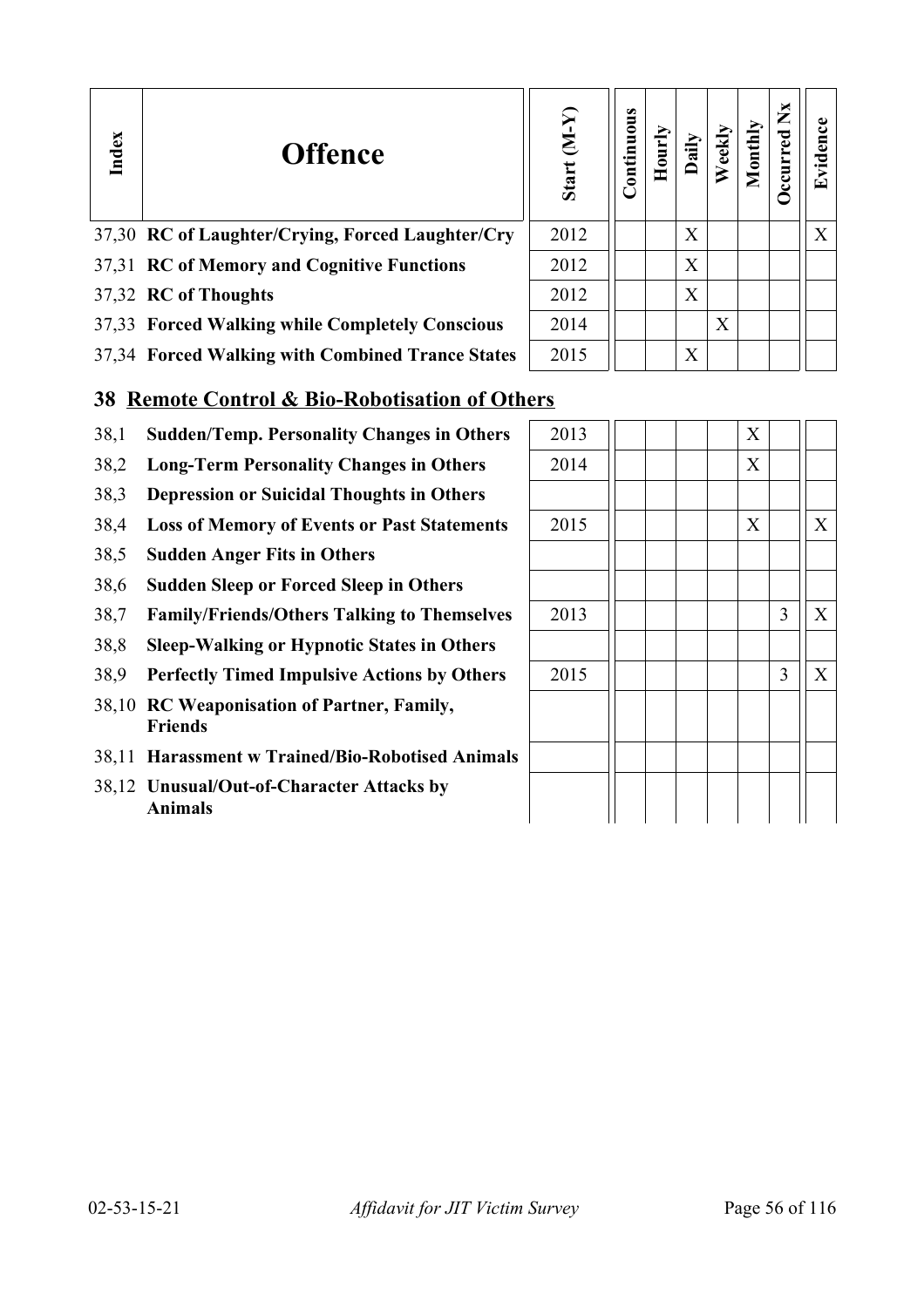| Index | Offence | Start (M-Y) | Continuous | Hourly | Daily | Weekly | Monthly | Occurred Nx | Evidence |
|---|---|---|---|---|---|---|---|---|---|
| 37,30 | **RC of Laughter/Crying, Forced Laughter/Cry** | 2012 | | | X | | | | X |
| 37,31 | **RC of Memory and Cognitive Functions** | 2012 | | | X | | | | |
| 37,32 | **RC of Thoughts** | 2012 | | | X | | | | |
| 37,33 | **Forced Walking while Completely Conscious** | 2014 | | | | X | | | |
| 37,34 | **Forced Walking with Combined Trance States** | 2015 | | | X | | | | |

## 38 Remote Control & Bio-Robotisation of Others

| Index | Offence | Start (M-Y) | Continuous | Hourly | Daily | Weekly | Monthly | Occurred Nx | Evidence |
|---|---|---|---|---|---|---|---|---|---|
| 38,1 | **Sudden/Temp. Personality Changes in Others** | 2013 | | | | | X | | |
| 38,2 | **Long-Term Personality Changes in Others** | 2014 | | | | | X | | |
| 38,3 | **Depression or Suicidal Thoughts in Others** | | | | | | | | |
| 38,4 | **Loss of Memory of Events or Past Statements** | 2015 | | | | | X | | X |
| 38,5 | **Sudden Anger Fits in Others** | | | | | | | | |
| 38,6 | **Sudden Sleep or Forced Sleep in Others** | | | | | | | | |
| 38,7 | **Family/Friends/Others Talking to Themselves** | 2013 | | | | | | 3 | X |
| 38,8 | **Sleep-Walking or Hypnotic States in Others** | | | | | | | | |
| 38,9 | **Perfectly Timed Impulsive Actions by Others** | 2015 | | | | | | 3 | X |
| 38,10 | **RC Weaponisation of Partner, Family, Friends** | | | | | | | | |
| 38,11 | **Harassment w Trained/Bio-Robotised Animals** | | | | | | | | |
| 38,12 | **Unusual/Out-of-Character Attacks by Animals** | | | | | | | | |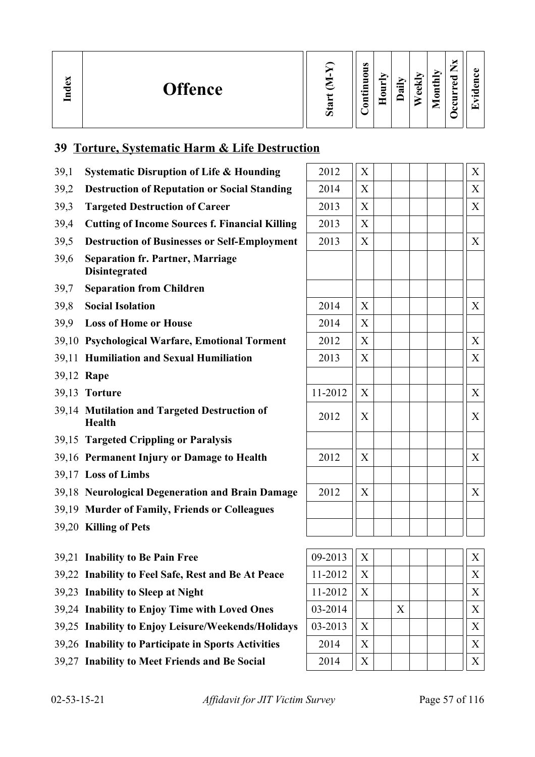| Index | Offence | Start (M-Y) | Continuous | Hourly | Daily | Weekly | Monthly | Occurred Nx | Evidence |
|---|---|---|---|---|---|---|---|---|---|

## 39 Torture, Systematic Harm & Life Destruction

| Index | Offence | Start (M-Y) | Continuous | Hourly | Daily | Weekly | Monthly | Occurred Nx | Evidence |
|---|---|---|---|---|---|---|---|---|---|
| 39,1 | **Systematic Disruption of Life & Hounding** | 2012 | X | | | | | | X |
| 39,2 | **Destruction of Reputation or Social Standing** | 2014 | X | | | | | | X |
| 39,3 | **Targeted Destruction of Career** | 2013 | X | | | | | | X |
| 39,4 | **Cutting of Income Sources f. Financial Killing** | 2013 | X | | | | | | |
| 39,5 | **Destruction of Businesses or Self-Employment** | 2013 | X | | | | | | X |
| 39,6 | **Separation fr. Partner, Marriage Disintegrated** | | | | | | | | |
| 39,7 | **Separation from Children** | | | | | | | | |
| 39,8 | **Social Isolation** | 2014 | X | | | | | | X |
| 39,9 | **Loss of Home or House** | 2014 | X | | | | | | |
| 39,10 | **Psychological Warfare, Emotional Torment** | 2012 | X | | | | | | X |
| 39,11 | **Humiliation and Sexual Humiliation** | 2013 | X | | | | | | X |
| 39,12 | **Rape** | | | | | | | | |
| 39,13 | **Torture** | 11-2012 | X | | | | | | X |
| 39,14 | **Mutilation and Targeted Destruction of Health** | 2012 | X | | | | | | X |
| 39,15 | **Targeted Crippling or Paralysis** | | | | | | | | |
| 39,16 | **Permanent Injury or Damage to Health** | 2012 | X | | | | | | X |
| 39,17 | **Loss of Limbs** | | | | | | | | |
| 39,18 | **Neurological Degeneration and Brain Damage** | 2012 | X | | | | | | X |
| 39,19 | **Murder of Family, Friends or Colleagues** | | | | | | | | |
| 39,20 | **Killing of Pets** | | | | | | | | |
| 39,21 | **Inability to Be Pain Free** | 09-2013 | X | | | | | | X |
| 39,22 | **Inability to Feel Safe, Rest and Be At Peace** | 11-2012 | X | | | | | | X |
| 39,23 | **Inability to Sleep at Night** | 11-2012 | X | | | | | | X |
| 39,24 | **Inability to Enjoy Time with Loved Ones** | 03-2014 | | | X | | | | X |
| 39,25 | **Inability to Enjoy Leisure/Weekends/Holidays** | 03-2013 | X | | | | | | X |
| 39,26 | **Inability to Participate in Sports Activities** | 2014 | X | | | | | | X |
| 39,27 | **Inability to Meet Friends and Be Social** | 2014 | X | | | | | | X |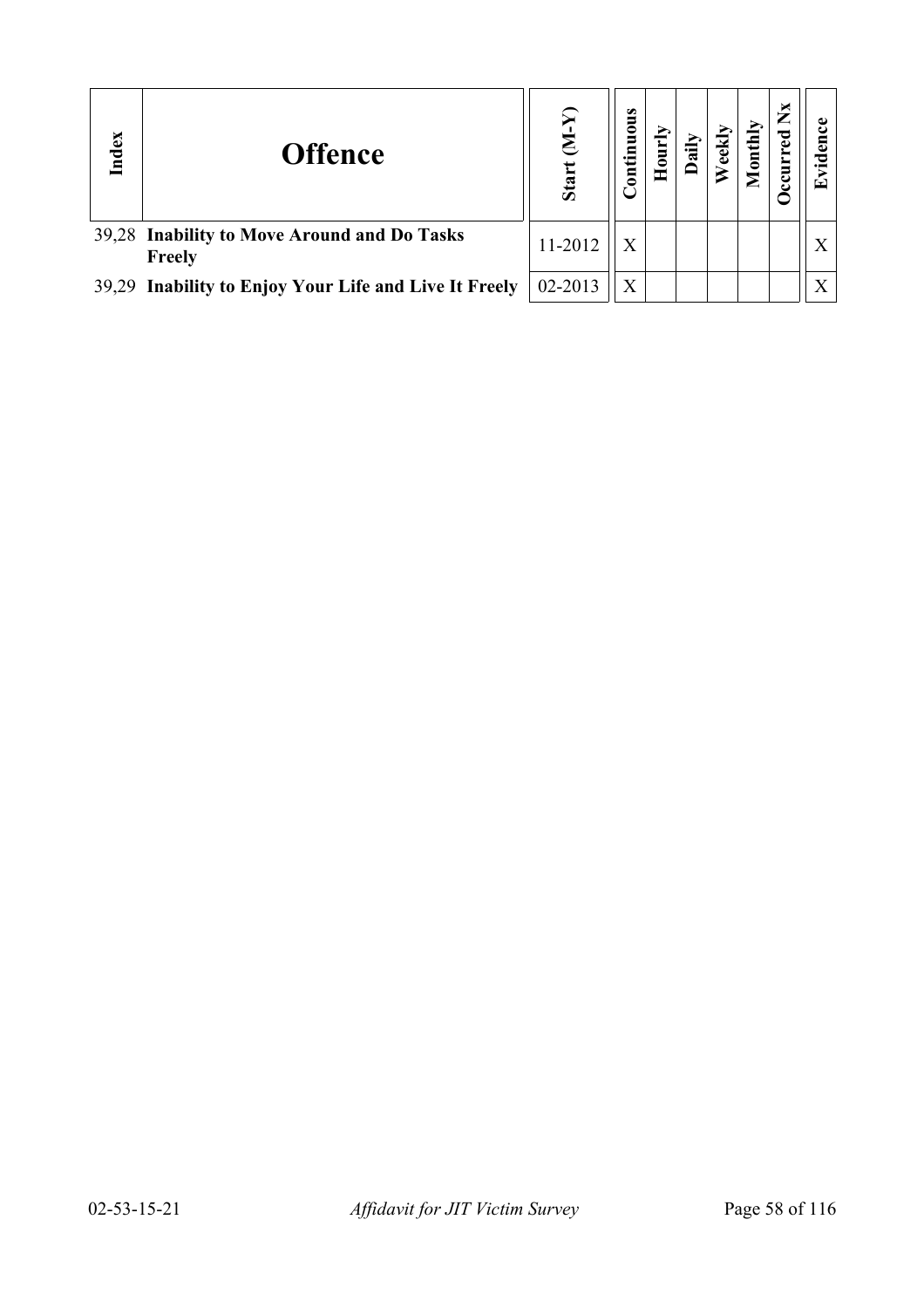| Index | Offence | Start (M-Y) | Continuous | Hourly | Daily | Weekly | Monthly | Occurred Nx | Evidence |
|---|---|---|---|---|---|---|---|---|---|
| 39,28 | **Inability to Move Around and Do Tasks Freely** | 11-2012 | X | | | | | | X |
| 39,29 | **Inability to Enjoy Your Life and Live It Freely** | 02-2013 | X | | | | | | X |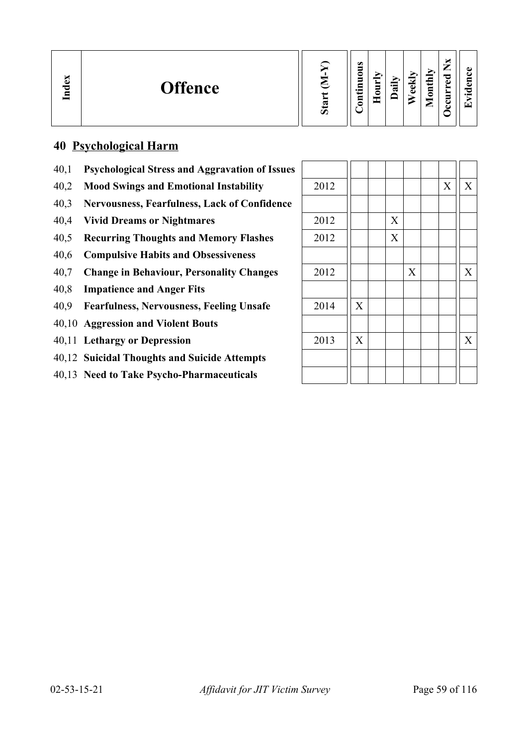| Index | Offence | Start (M-Y) | Continuous | Hourly | Daily | Weekly | Monthly | Occurred Nx | Evidence |
|---|---|---|---|---|---|---|---|---|---|

## 40 Psychological Harm

| Index | Offence | Start (M-Y) | Continuous | Hourly | Daily | Weekly | Monthly | Occurred Nx | Evidence |
|---|---|---|---|---|---|---|---|---|---|
| 40,1 | **Psychological Stress and Aggravation of Issues** | | | | | | | | |
| 40,2 | **Mood Swings and Emotional Instability** | 2012 | | | | | | X | X |
| 40,3 | **Nervousness, Fearfulness, Lack of Confidence** | | | | | | | | |
| 40,4 | **Vivid Dreams or Nightmares** | 2012 | | | X | | | | |
| 40,5 | **Recurring Thoughts and Memory Flashes** | 2012 | | | X | | | | |
| 40,6 | **Compulsive Habits and Obsessiveness** | | | | | | | | |
| 40,7 | **Change in Behaviour, Personality Changes** | 2012 | | | | X | | | X |
| 40,8 | **Impatience and Anger Fits** | | | | | | | | |
| 40,9 | **Fearfulness, Nervousness, Feeling Unsafe** | 2014 | X | | | | | | |
| 40,10 | **Aggression and Violent Bouts** | | | | | | | | |
| 40,11 | **Lethargy or Depression** | 2013 | X | | | | | | X |
| 40,12 | **Suicidal Thoughts and Suicide Attempts** | | | | | | | | |
| 40,13 | **Need to Take Psycho-Pharmaceuticals** | | | | | | | | |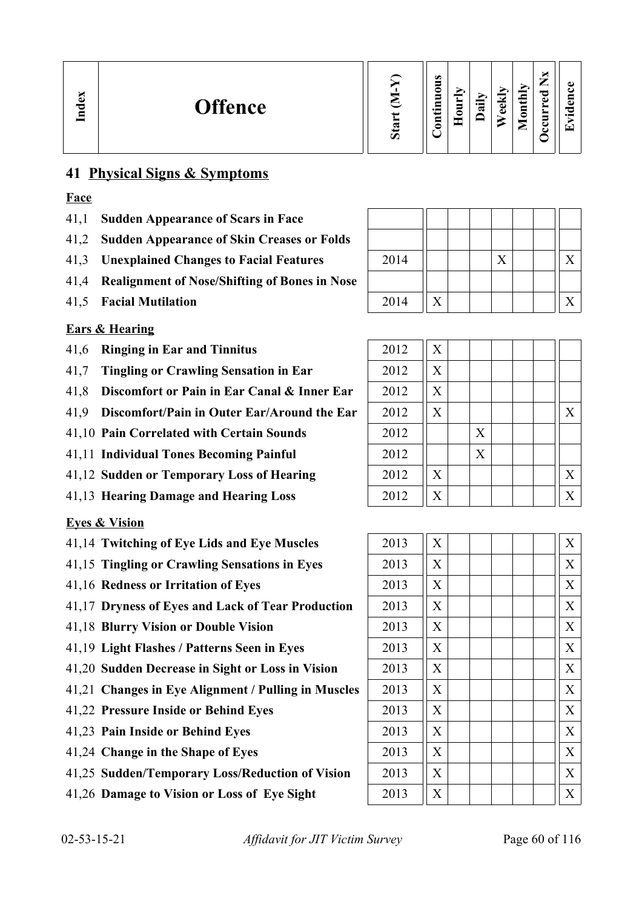| Index | Offence | Start (M-Y) | Continuous | Hourly | Daily | Weekly | Monthly | Occurred Nx | Evidence |
|---|---|---|---|---|---|---|---|---|---|
| **41** | **Physical Signs & Symptoms** | | | | | | | | |
| | **Face** | | | | | | | | |
| 41,1 | **Sudden Appearance of Scars in Face** | | | | | | | | |
| 41,2 | **Sudden Appearance of Skin Creases or Folds** | | | | | | | | |
| 41,3 | **Unexplained Changes to Facial Features** | 2014 | | | | X | | | X |
| 41,4 | **Realignment of Nose/Shifting of Bones in Nose** | | | | | | | | |
| 41,5 | **Facial Mutilation** | 2014 | X | | | | | | X |
| | **Ears & Hearing** | | | | | | | | |
| 41,6 | **Ringing in Ear and Tinnitus** | 2012 | X | | | | | | |
| 41,7 | **Tingling or Crawling Sensation in Ear** | 2012 | X | | | | | | |
| 41,8 | **Discomfort or Pain in Ear Canal & Inner Ear** | 2012 | X | | | | | | |
| 41,9 | **Discomfort/Pain in Outer Ear/Around the Ear** | 2012 | X | | | | | | X |
| 41,10 | **Pain Correlated with Certain Sounds** | 2012 | | | X | | | | |
| 41,11 | **Individual Tones Becoming Painful** | 2012 | | | X | | | | |
| 41,12 | **Sudden or Temporary Loss of Hearing** | 2012 | X | | | | | | X |
| 41,13 | **Hearing Damage and Hearing Loss** | 2012 | X | | | | | | X |
| | **Eyes & Vision** | | | | | | | | |
| 41,14 | **Twitching of Eye Lids and Eye Muscles** | 2013 | X | | | | | | X |
| 41,15 | **Tingling or Crawling Sensations in Eyes** | 2013 | X | | | | | | X |
| 41,16 | **Redness or Irritation of Eyes** | 2013 | X | | | | | | X |
| 41,17 | **Dryness of Eyes and Lack of Tear Production** | 2013 | X | | | | | | X |
| 41,18 | **Blurry Vision or Double Vision** | 2013 | X | | | | | | X |
| 41,19 | **Light Flashes / Patterns Seen in Eyes** | 2013 | X | | | | | | X |
| 41,20 | **Sudden Decrease in Sight or Loss in Vision** | 2013 | X | | | | | | X |
| 41,21 | **Changes in Eye Alignment / Pulling in Muscles** | 2013 | X | | | | | | X |
| 41,22 | **Pressure Inside or Behind Eyes** | 2013 | X | | | | | | X |
| 41,23 | **Pain Inside or Behind Eyes** | 2013 | X | | | | | | X |
| 41,24 | **Change in the Shape of Eyes** | 2013 | X | | | | | | X |
| 41,25 | **Sudden/Temporary Loss/Reduction of Vision** | 2013 | X | | | | | | X |
| 41,26 | **Damage to Vision or Loss of Eye Sight** | 2013 | X | | | | | | X |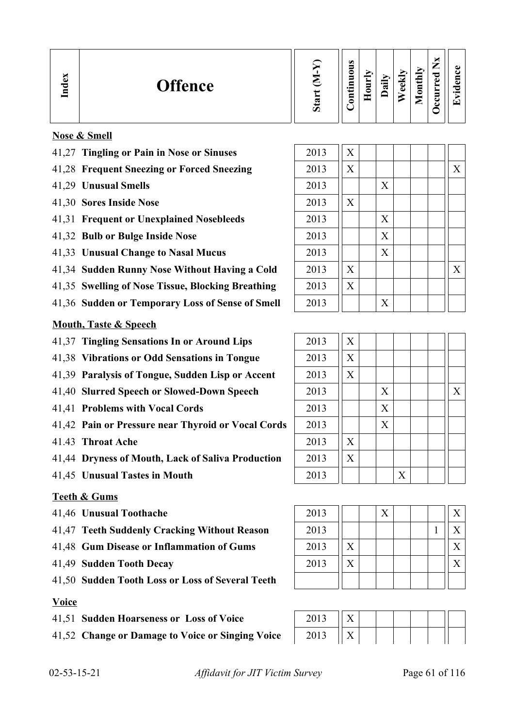| Index | Offence | Start (M-Y) | Continuous | Hourly | Daily | Weekly | Monthly | Occurred Nx | Evidence |
|---|---|---|---|---|---|---|---|---|---|
| | **Nose & Smell** | | | | | | | | |
| 41,27 | **Tingling or Pain in Nose or Sinuses** | 2013 | X | | | | | | |
| 41,28 | **Frequent Sneezing or Forced Sneezing** | 2013 | X | | | | | | X |
| 41,29 | **Unusual Smells** | 2013 | | | X | | | | |
| 41,30 | **Sores Inside Nose** | 2013 | X | | | | | | |
| 41,31 | **Frequent or Unexplained Nosebleeds** | 2013 | | | X | | | | |
| 41,32 | **Bulb or Bulge Inside Nose** | 2013 | | | X | | | | |
| 41,33 | **Unusual Change to Nasal Mucus** | 2013 | | | X | | | | |
| 41,34 | **Sudden Runny Nose Without Having a Cold** | 2013 | X | | | | | | X |
| 41,35 | **Swelling of Nose Tissue, Blocking Breathing** | 2013 | X | | | | | | |
| 41,36 | **Sudden or Temporary Loss of Sense of Smell** | 2013 | | | X | | | | |
| | **Mouth, Taste & Speech** | | | | | | | | |
| 41,37 | **Tingling Sensations In or Around Lips** | 2013 | X | | | | | | |
| 41,38 | **Vibrations or Odd Sensations in Tongue** | 2013 | X | | | | | | |
| 41,39 | **Paralysis of Tongue, Sudden Lisp or Accent** | 2013 | X | | | | | | |
| 41,40 | **Slurred Speech or Slowed-Down Speech** | 2013 | | | X | | | | X |
| 41,41 | **Problems with Vocal Cords** | 2013 | | | X | | | | |
| 41,42 | **Pain or Pressure near Thyroid or Vocal Cords** | 2013 | | | X | | | | |
| 41.43 | **Throat Ache** | 2013 | X | | | | | | |
| 41,44 | **Dryness of Mouth, Lack of Saliva Production** | 2013 | X | | | | | | |
| 41,45 | **Unusual Tastes in Mouth** | 2013 | | | | X | | | |
| | **Teeth & Gums** | | | | | | | | |
| 41,46 | **Unusual Toothache** | 2013 | | | X | | | | X |
| 41,47 | **Teeth Suddenly Cracking Without Reason** | 2013 | | | | | | 1 | X |
| 41,48 | **Gum Disease or Inflammation of Gums** | 2013 | X | | | | | | X |
| 41,49 | **Sudden Tooth Decay** | 2013 | X | | | | | | X |
| 41,50 | **Sudden Tooth Loss or Loss of Several Teeth** | | | | | | | | |
| | **Voice** | | | | | | | | |
| 41,51 | **Sudden Hoarseness or Loss of Voice** | 2013 | X | | | | | | |
| 41,52 | **Change or Damage to Voice or Singing Voice** | 2013 | X | | | | | | |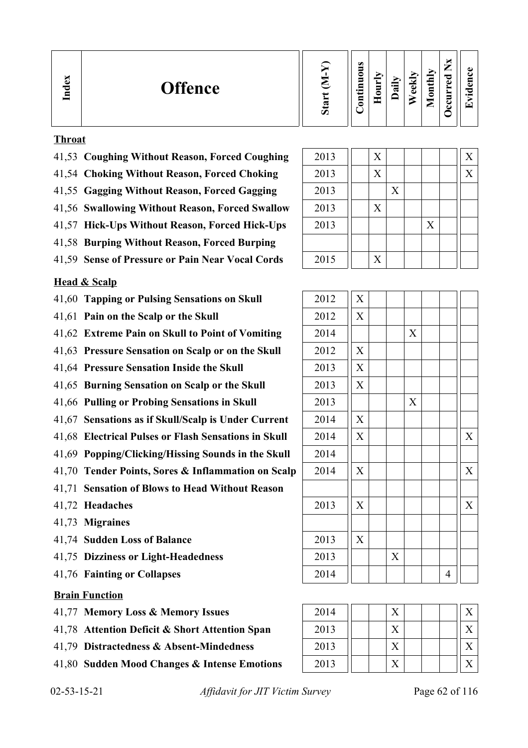| Index | Offence | Start (M-Y) | Continuous | Hourly | Daily | Weekly | Monthly | Occurred Nx | Evidence |
|---|---|---|---|---|---|---|---|---|---|
| | **Throat** | | | | | | | | |
| 41,53 | **Coughing Without Reason, Forced Coughing** | 2013 | | X | | | | | X |
| 41,54 | **Choking Without Reason, Forced Choking** | 2013 | | X | | | | | X |
| 41,55 | **Gagging Without Reason, Forced Gagging** | 2013 | | | X | | | | |
| 41,56 | **Swallowing Without Reason, Forced Swallow** | 2013 | | X | | | | | |
| 41,57 | **Hick-Ups Without Reason, Forced Hick-Ups** | 2013 | | | | | X | | |
| 41,58 | **Burping Without Reason, Forced Burping** | | | | | | | | |
| 41,59 | **Sense of Pressure or Pain Near Vocal Cords** | 2015 | | X | | | | | |
| | **Head & Scalp** | | | | | | | | |
| 41,60 | **Tapping or Pulsing Sensations on Skull** | 2012 | X | | | | | | |
| 41,61 | **Pain on the Scalp or the Skull** | 2012 | X | | | | | | |
| 41,62 | **Extreme Pain on Skull to Point of Vomiting** | 2014 | | | | X | | | |
| 41,63 | **Pressure Sensation on Scalp or on the Skull** | 2012 | X | | | | | | |
| 41,64 | **Pressure Sensation Inside the Skull** | 2013 | X | | | | | | |
| 41,65 | **Burning Sensation on Scalp or the Skull** | 2013 | X | | | | | | |
| 41,66 | **Pulling or Probing Sensations in Skull** | 2013 | | | | X | | | |
| 41,67 | **Sensations as if Skull/Scalp is Under Current** | 2014 | X | | | | | | |
| 41,68 | **Electrical Pulses or Flash Sensations in Skull** | 2014 | X | | | | | | X |
| 41,69 | **Popping/Clicking/Hissing Sounds in the Skull** | 2014 | | | | | | | |
| 41,70 | **Tender Points, Sores & Inflammation on Scalp** | 2014 | X | | | | | | X |
| 41,71 | **Sensation of Blows to Head Without Reason** | | | | | | | | |
| 41,72 | **Headaches** | 2013 | X | | | | | | X |
| 41,73 | **Migraines** | | | | | | | | |
| 41,74 | **Sudden Loss of Balance** | 2013 | X | | | | | | |
| 41,75 | **Dizziness or Light-Headedness** | 2013 | | | X | | | | |
| 41,76 | **Fainting or Collapses** | 2014 | | | | | | 4 | |
| | **Brain Function** | | | | | | | | |
| 41,77 | **Memory Loss & Memory Issues** | 2014 | | | X | | | | X |
| 41,78 | **Attention Deficit & Short Attention Span** | 2013 | | | X | | | | X |
| 41,79 | **Distractedness & Absent-Mindedness** | 2013 | | | X | | | | X |
| 41,80 | **Sudden Mood Changes & Intense Emotions** | 2013 | | | X | | | | X |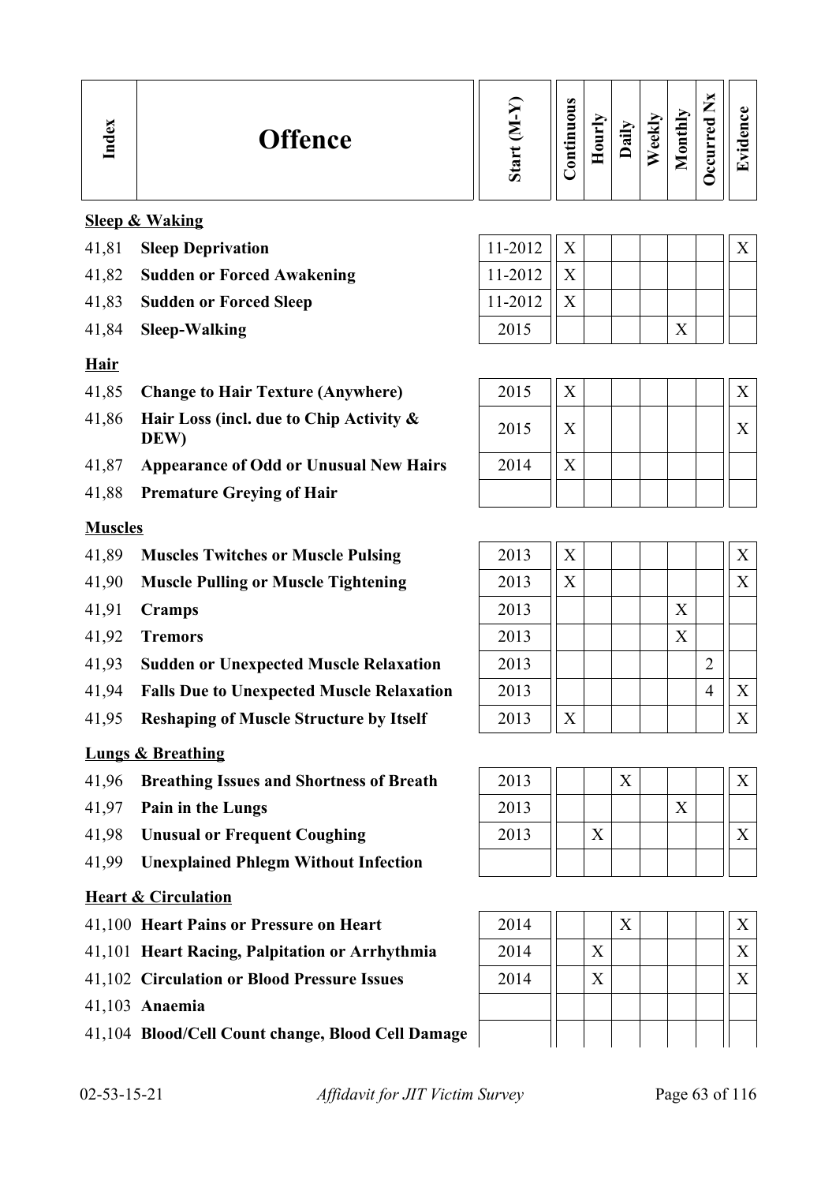| Index | Offence | Start (M-Y) | Continuous | Hourly | Daily | Weekly | Monthly | Occurred Nx | Evidence |
|---|---|---|---|---|---|---|---|---|---|
| | **Sleep & Waking** | | | | | | | | |
| 41,81 | **Sleep Deprivation** | 11-2012 | X | | | | | | X |
| 41,82 | **Sudden or Forced Awakening** | 11-2012 | X | | | | | | |
| 41,83 | **Sudden or Forced Sleep** | 11-2012 | X | | | | | | |
| 41,84 | **Sleep-Walking** | 2015 | | | | | X | | |
| | **Hair** | | | | | | | | |
| 41,85 | **Change to Hair Texture (Anywhere)** | 2015 | X | | | | | | X |
| 41,86 | **Hair Loss (incl. due to Chip Activity & DEW)** | 2015 | X | | | | | | X |
| 41,87 | **Appearance of Odd or Unusual New Hairs** | 2014 | X | | | | | | |
| 41,88 | **Premature Greying of Hair** | | | | | | | | |
| | **Muscles** | | | | | | | | |
| 41,89 | **Muscles Twitches or Muscle Pulsing** | 2013 | X | | | | | | X |
| 41,90 | **Muscle Pulling or Muscle Tightening** | 2013 | X | | | | | | X |
| 41,91 | **Cramps** | 2013 | | | | | X | | |
| 41,92 | **Tremors** | 2013 | | | | | X | | |
| 41,93 | **Sudden or Unexpected Muscle Relaxation** | 2013 | | | | | | 2 | |
| 41,94 | **Falls Due to Unexpected Muscle Relaxation** | 2013 | | | | | | 4 | X |
| 41,95 | **Reshaping of Muscle Structure by Itself** | 2013 | X | | | | | | X |
| | **Lungs & Breathing** | | | | | | | | |
| 41,96 | **Breathing Issues and Shortness of Breath** | 2013 | | | X | | | | X |
| 41,97 | **Pain in the Lungs** | 2013 | | | | | X | | |
| 41,98 | **Unusual or Frequent Coughing** | 2013 | | X | | | | | X |
| 41,99 | **Unexplained Phlegm Without Infection** | | | | | | | | |
| | **Heart & Circulation** | | | | | | | | |
| 41,100 | **Heart Pains or Pressure on Heart** | 2014 | | | X | | | | X |
| 41,101 | **Heart Racing, Palpitation or Arrhythmia** | 2014 | | X | | | | | X |
| 41,102 | **Circulation or Blood Pressure Issues** | 2014 | | X | | | | | X |
| 41,103 | **Anaemia** | | | | | | | | |
| 41,104 | **Blood/Cell Count change, Blood Cell Damage** | | | | | | | | |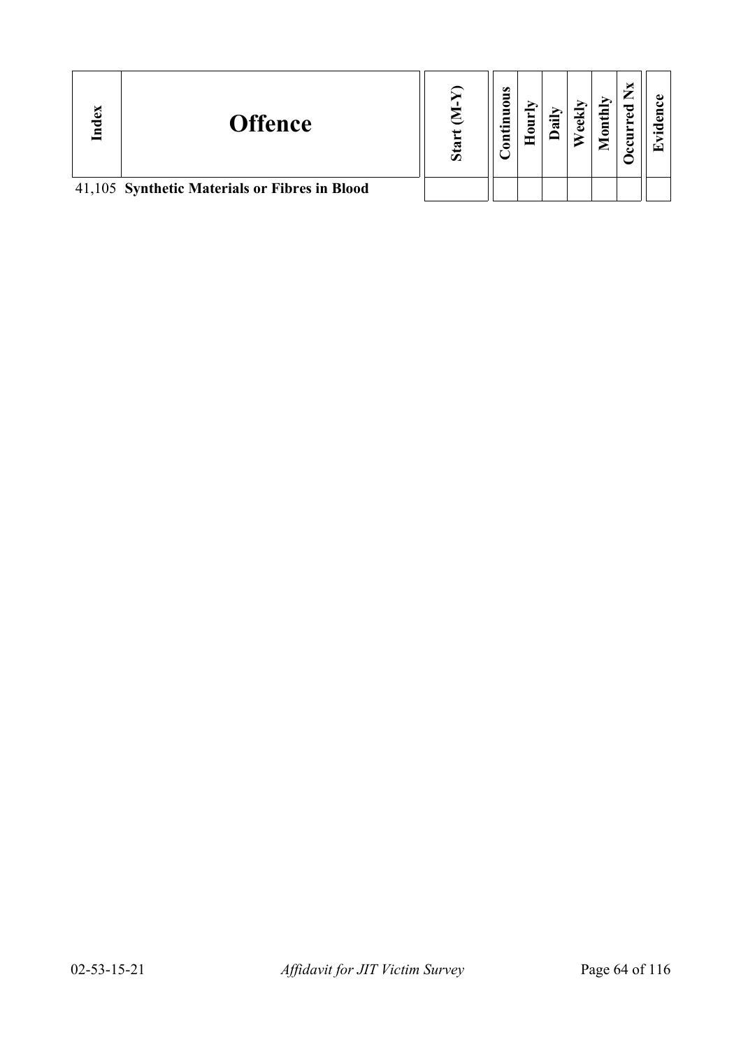| Index | Offence | Start (M-Y) | Continuous | Hourly | Daily | Weekly | Monthly | Occurred Nx | Evidence |
|---|---|---|---|---|---|---|---|---|---|
| 41,105 | **Synthetic Materials or Fibres in Blood** | | | | | | | | |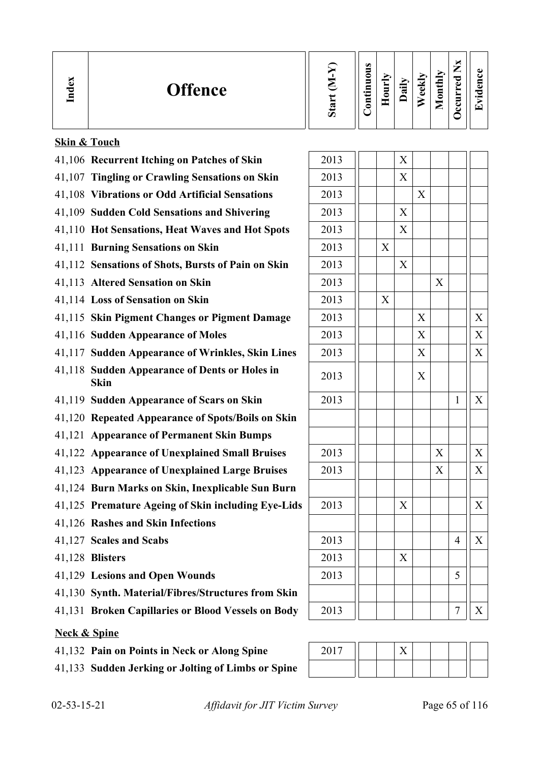| Index | Offence | Start (M-Y) | Continuous | Hourly | Daily | Weekly | Monthly | Occurred Nx | Evidence |
|---|---|---|---|---|---|---|---|---|---|
| | **Skin & Touch** | | | | | | | | |
| 41,106 | **Recurrent Itching on Patches of Skin** | 2013 | | | X | | | | |
| 41,107 | **Tingling or Crawling Sensations on Skin** | 2013 | | | X | | | | |
| 41,108 | **Vibrations or Odd Artificial Sensations** | 2013 | | | | X | | | |
| 41,109 | **Sudden Cold Sensations and Shivering** | 2013 | | | X | | | | |
| 41,110 | **Hot Sensations, Heat Waves and Hot Spots** | 2013 | | | X | | | | |
| 41,111 | **Burning Sensations on Skin** | 2013 | | X | | | | | |
| 41,112 | **Sensations of Shots, Bursts of Pain on Skin** | 2013 | | | X | | | | |
| 41,113 | **Altered Sensation on Skin** | 2013 | | | | | X | | |
| 41,114 | **Loss of Sensation on Skin** | 2013 | | X | | | | | |
| 41,115 | **Skin Pigment Changes or Pigment Damage** | 2013 | | | | X | | | X |
| 41,116 | **Sudden Appearance of Moles** | 2013 | | | | X | | | X |
| 41,117 | **Sudden Appearance of Wrinkles, Skin Lines** | 2013 | | | | X | | | X |
| 41,118 | **Sudden Appearance of Dents or Holes in Skin** | 2013 | | | | X | | | |
| 41,119 | **Sudden Appearance of Scars on Skin** | 2013 | | | | | | 1 | X |
| 41,120 | **Repeated Appearance of Spots/Boils on Skin** | | | | | | | | |
| 41,121 | **Appearance of Permanent Skin Bumps** | | | | | | | | |
| 41,122 | **Appearance of Unexplained Small Bruises** | 2013 | | | | | X | | X |
| 41,123 | **Appearance of Unexplained Large Bruises** | 2013 | | | | | X | | X |
| 41,124 | **Burn Marks on Skin, Inexplicable Sun Burn** | | | | | | | | |
| 41,125 | **Premature Ageing of Skin including Eye-Lids** | 2013 | | | X | | | | X |
| 41,126 | **Rashes and Skin Infections** | | | | | | | | |
| 41,127 | **Scales and Scabs** | 2013 | | | | | | 4 | X |
| 41,128 | **Blisters** | 2013 | | | X | | | | |
| 41,129 | **Lesions and Open Wounds** | 2013 | | | | | | 5 | |
| 41,130 | **Synth. Material/Fibres/Structures from Skin** | | | | | | | | |
| 41,131 | **Broken Capillaries or Blood Vessels on Body** | 2013 | | | | | | 7 | X |
| | **Neck & Spine** | | | | | | | | |
| 41,132 | **Pain on Points in Neck or Along Spine** | 2017 | | | X | | | | |
| 41,133 | **Sudden Jerking or Jolting of Limbs or Spine** | | | | | | | | |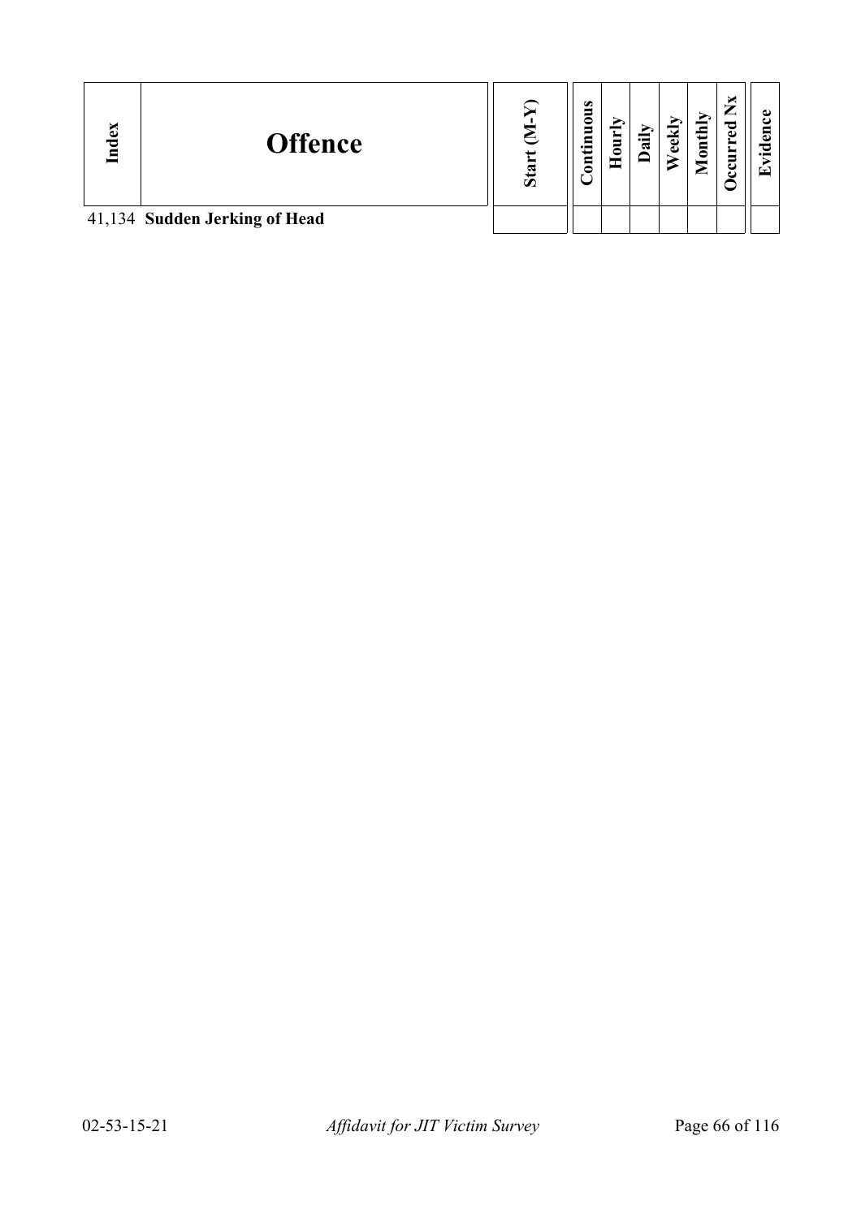| Index | Offence | Start (M-Y) | Continuous | Hourly | Daily | Weekly | Monthly | Occurred Nx | Evidence |
|---|---|---|---|---|---|---|---|---|---|
| 41,134 | **Sudden Jerking of Head** | | | | | | | | |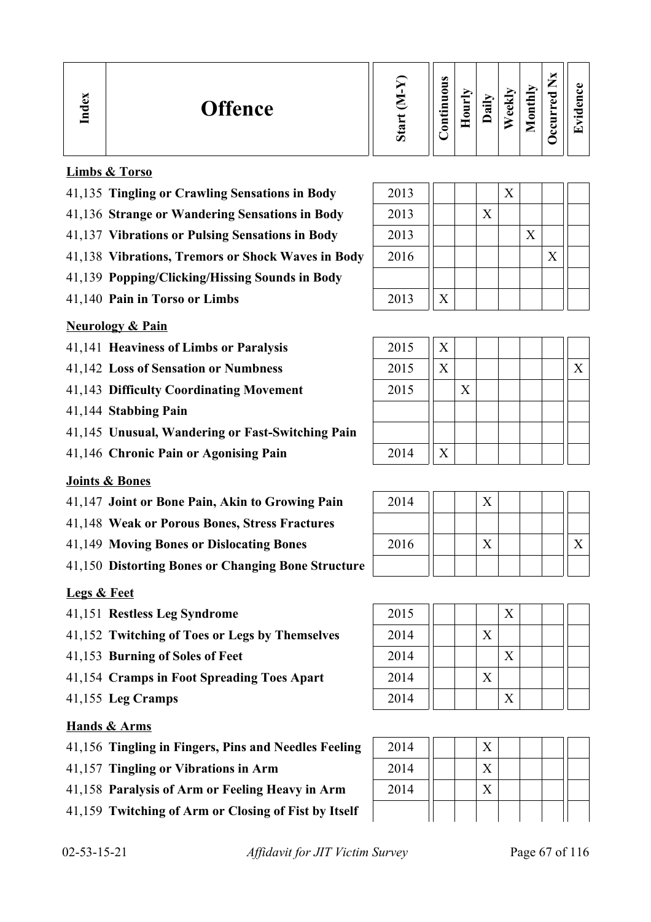| Index | Offence | Start (M-Y) | Continuous | Hourly | Daily | Weekly | Monthly | Occurred Nx | Evidence |
|---|---|---|---|---|---|---|---|---|---|
| | **Limbs & Torso** | | | | | | | | |
| 41,135 | **Tingling or Crawling Sensations in Body** | 2013 | | | | X | | | |
| 41,136 | **Strange or Wandering Sensations in Body** | 2013 | | | X | | | | |
| 41,137 | **Vibrations or Pulsing Sensations in Body** | 2013 | | | | | X | | |
| 41,138 | **Vibrations, Tremors or Shock Waves in Body** | 2016 | | | | | | X | |
| 41,139 | **Popping/Clicking/Hissing Sounds in Body** | | | | | | | | |
| 41,140 | **Pain in Torso or Limbs** | 2013 | X | | | | | | |
| | **Neurology & Pain** | | | | | | | | |
| 41,141 | **Heaviness of Limbs or Paralysis** | 2015 | X | | | | | | |
| 41,142 | **Loss of Sensation or Numbness** | 2015 | X | | | | | | X |
| 41,143 | **Difficulty Coordinating Movement** | 2015 | | X | | | | | |
| 41,144 | **Stabbing Pain** | | | | | | | | |
| 41,145 | **Unusual, Wandering or Fast-Switching Pain** | | | | | | | | |
| 41,146 | **Chronic Pain or Agonising Pain** | 2014 | X | | | | | | |
| | **Joints & Bones** | | | | | | | | |
| 41,147 | **Joint or Bone Pain, Akin to Growing Pain** | 2014 | | | X | | | | |
| 41,148 | **Weak or Porous Bones, Stress Fractures** | | | | | | | | |
| 41,149 | **Moving Bones or Dislocating Bones** | 2016 | | | X | | | | X |
| 41,150 | **Distorting Bones or Changing Bone Structure** | | | | | | | | |
| | **Legs & Feet** | | | | | | | | |
| 41,151 | **Restless Leg Syndrome** | 2015 | | | | X | | | |
| 41,152 | **Twitching of Toes or Legs by Themselves** | 2014 | | | X | | | | |
| 41,153 | **Burning of Soles of Feet** | 2014 | | | | X | | | |
| 41,154 | **Cramps in Foot Spreading Toes Apart** | 2014 | | | X | | | | |
| 41,155 | **Leg Cramps** | 2014 | | | | X | | | |
| | **Hands & Arms** | | | | | | | | |
| 41,156 | **Tingling in Fingers, Pins and Needles Feeling** | 2014 | | | X | | | | |
| 41,157 | **Tingling or Vibrations in Arm** | 2014 | | | X | | | | |
| 41,158 | **Paralysis of Arm or Feeling Heavy in Arm** | 2014 | | | X | | | | |
| 41,159 | **Twitching of Arm or Closing of Fist by Itself** | | | | | | | | |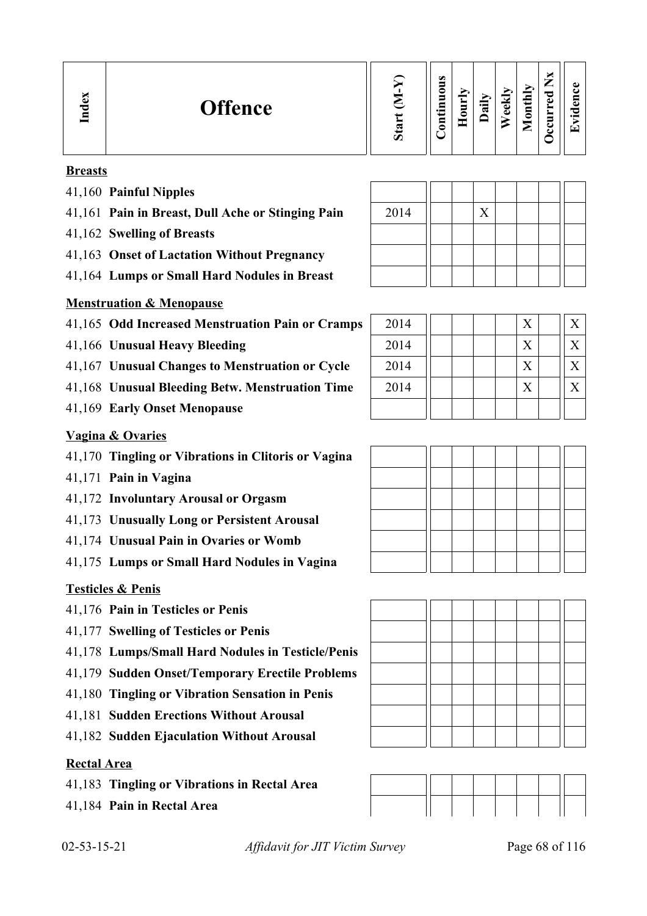| Index | Offence | Start (M-Y) | Continuous | Hourly | Daily | Weekly | Monthly | Occurred Nx | Evidence |
|---|---|---|---|---|---|---|---|---|---|
| **Breasts** | | | | | | | | | |
| 41,160 | **Painful Nipples** | | | | | | | | |
| 41,161 | **Pain in Breast, Dull Ache or Stinging Pain** | 2014 | | | X | | | | |
| 41,162 | **Swelling of Breasts** | | | | | | | | |
| 41,163 | **Onset of Lactation Without Pregnancy** | | | | | | | | |
| 41,164 | **Lumps or Small Hard Nodules in Breast** | | | | | | | | |
| **Menstruation & Menopause** | | | | | | | | | |
| 41,165 | **Odd Increased Menstruation Pain or Cramps** | 2014 | | | | | X | | X |
| 41,166 | **Unusual Heavy Bleeding** | 2014 | | | | | X | | X |
| 41,167 | **Unusual Changes to Menstruation or Cycle** | 2014 | | | | | X | | X |
| 41,168 | **Unusual Bleeding Betw. Menstruation Time** | 2014 | | | | | X | | X |
| 41,169 | **Early Onset Menopause** | | | | | | | | |
| **Vagina & Ovaries** | | | | | | | | | |
| 41,170 | **Tingling or Vibrations in Clitoris or Vagina** | | | | | | | | |
| 41,171 | **Pain in Vagina** | | | | | | | | |
| 41,172 | **Involuntary Arousal or Orgasm** | | | | | | | | |
| 41,173 | **Unusually Long or Persistent Arousal** | | | | | | | | |
| 41,174 | **Unusual Pain in Ovaries or Womb** | | | | | | | | |
| 41,175 | **Lumps or Small Hard Nodules in Vagina** | | | | | | | | |
| **Testicles & Penis** | | | | | | | | | |
| 41,176 | **Pain in Testicles or Penis** | | | | | | | | |
| 41,177 | **Swelling of Testicles or Penis** | | | | | | | | |
| 41,178 | **Lumps/Small Hard Nodules in Testicle/Penis** | | | | | | | | |
| 41,179 | **Sudden Onset/Temporary Erectile Problems** | | | | | | | | |
| 41,180 | **Tingling or Vibration Sensation in Penis** | | | | | | | | |
| 41,181 | **Sudden Erections Without Arousal** | | | | | | | | |
| 41,182 | **Sudden Ejaculation Without Arousal** | | | | | | | | |
| **Rectal Area** | | | | | | | | | |
| 41,183 | **Tingling or Vibrations in Rectal Area** | | | | | | | | |
| 41,184 | **Pain in Rectal Area** | | | | | | | | |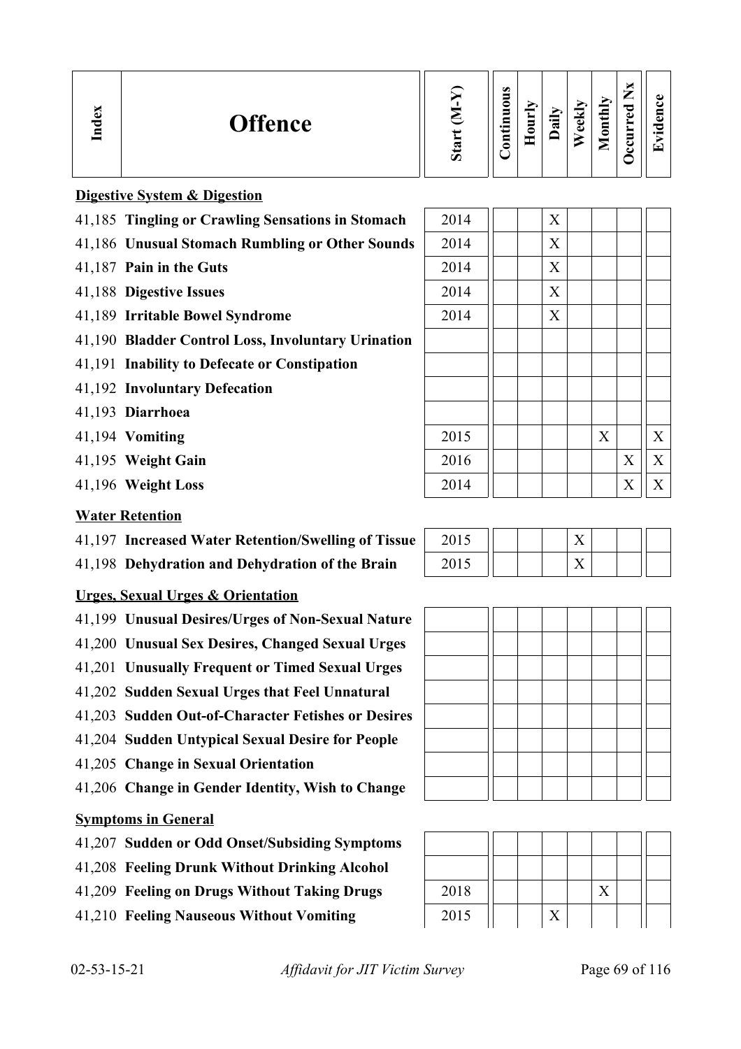| Index | Offence | Start (M-Y) | Continuous | Hourly | Daily | Weekly | Monthly | Occurred Nx | Evidence |
|---|---|---|---|---|---|---|---|---|---|
| | **Digestive System & Digestion** | | | | | | | | |
| 41,185 | **Tingling or Crawling Sensations in Stomach** | 2014 | | | X | | | | |
| 41,186 | **Unusual Stomach Rumbling or Other Sounds** | 2014 | | | X | | | | |
| 41,187 | **Pain in the Guts** | 2014 | | | X | | | | |
| 41,188 | **Digestive Issues** | 2014 | | | X | | | | |
| 41,189 | **Irritable Bowel Syndrome** | 2014 | | | X | | | | |
| 41,190 | **Bladder Control Loss, Involuntary Urination** | | | | | | | | |
| 41,191 | **Inability to Defecate or Constipation** | | | | | | | | |
| 41,192 | **Involuntary Defecation** | | | | | | | | |
| 41,193 | **Diarrhoea** | | | | | | | | |
| 41,194 | **Vomiting** | 2015 | | | | | X | | X |
| 41,195 | **Weight Gain** | 2016 | | | | | | X | X |
| 41,196 | **Weight Loss** | 2014 | | | | | | X | X |
| | **Water Retention** | | | | | | | | |
| 41,197 | **Increased Water Retention/Swelling of Tissue** | 2015 | | | | X | | | |
| 41,198 | **Dehydration and Dehydration of the Brain** | 2015 | | | | X | | | |
| | **Urges, Sexual Urges & Orientation** | | | | | | | | |
| 41,199 | **Unusual Desires/Urges of Non-Sexual Nature** | | | | | | | | |
| 41,200 | **Unusual Sex Desires, Changed Sexual Urges** | | | | | | | | |
| 41,201 | **Unusually Frequent or Timed Sexual Urges** | | | | | | | | |
| 41,202 | **Sudden Sexual Urges that Feel Unnatural** | | | | | | | | |
| 41,203 | **Sudden Out-of-Character Fetishes or Desires** | | | | | | | | |
| 41,204 | **Sudden Untypical Sexual Desire for People** | | | | | | | | |
| 41,205 | **Change in Sexual Orientation** | | | | | | | | |
| 41,206 | **Change in Gender Identity, Wish to Change** | | | | | | | | |
| | **Symptoms in General** | | | | | | | | |
| 41,207 | **Sudden or Odd Onset/Subsiding Symptoms** | | | | | | | | |
| 41,208 | **Feeling Drunk Without Drinking Alcohol** | | | | | | | | |
| 41,209 | **Feeling on Drugs Without Taking Drugs** | 2018 | | | | | X | | |
| 41,210 | **Feeling Nauseous Without Vomiting** | 2015 | | | X | | | | |

02-53-15-21 *Affidavit for JIT Victim Survey*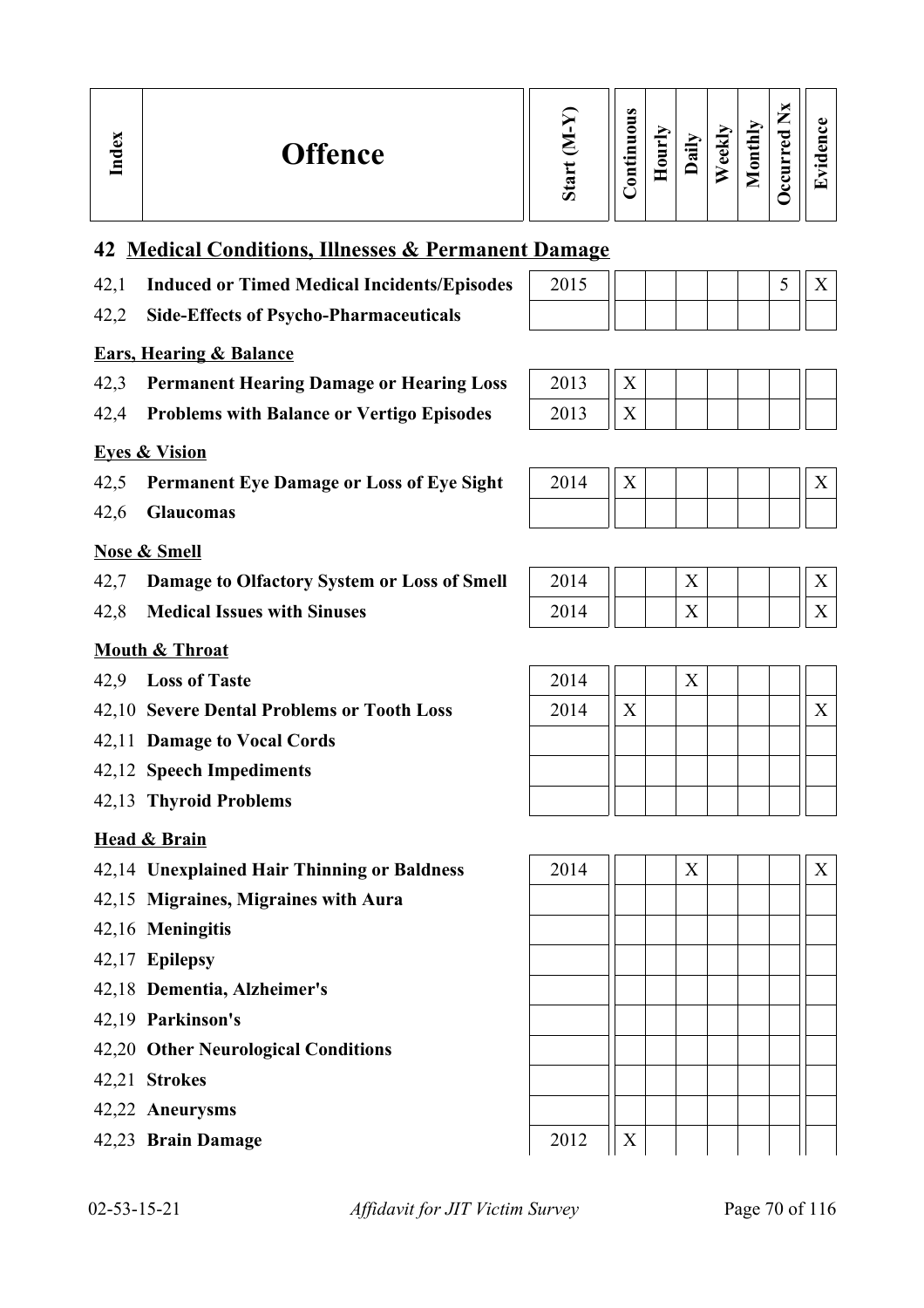| Index | Offence | Start (M-Y) | Continuous | Hourly | Daily | Weekly | Monthly | Occurred Nx | Evidence |
|---|---|---|---|---|---|---|---|---|---|
| **42** | **Medical Conditions, Illnesses & Permanent Damage** | | | | | | | | |
| 42,1 | **Induced or Timed Medical Incidents/Episodes** | 2015 | | | | | | 5 | X |
| 42,2 | **Side-Effects of Psycho-Pharmaceuticals** | | | | | | | | |
| | **Ears, Hearing & Balance** | | | | | | | | |
| 42,3 | **Permanent Hearing Damage or Hearing Loss** | 2013 | X | | | | | | |
| 42,4 | **Problems with Balance or Vertigo Episodes** | 2013 | X | | | | | | |
| | **Eyes & Vision** | | | | | | | | |
| 42,5 | **Permanent Eye Damage or Loss of Eye Sight** | 2014 | X | | | | | | X |
| 42,6 | **Glaucomas** | | | | | | | | |
| | **Nose & Smell** | | | | | | | | |
| 42,7 | **Damage to Olfactory System or Loss of Smell** | 2014 | | | X | | | | X |
| 42,8 | **Medical Issues with Sinuses** | 2014 | | | X | | | | X |
| | **Mouth & Throat** | | | | | | | | |
| 42,9 | **Loss of Taste** | 2014 | | | X | | | | |
| 42,10 | **Severe Dental Problems or Tooth Loss** | 2014 | X | | | | | | X |
| 42,11 | **Damage to Vocal Cords** | | | | | | | | |
| 42,12 | **Speech Impediments** | | | | | | | | |
| 42,13 | **Thyroid Problems** | | | | | | | | |
| | **Head & Brain** | | | | | | | | |
| 42,14 | **Unexplained Hair Thinning or Baldness** | 2014 | | | X | | | | X |
| 42,15 | **Migraines, Migraines with Aura** | | | | | | | | |
| 42,16 | **Meningitis** | | | | | | | | |
| 42,17 | **Epilepsy** | | | | | | | | |
| 42,18 | **Dementia, Alzheimer's** | | | | | | | | |
| 42,19 | **Parkinson's** | | | | | | | | |
| 42,20 | **Other Neurological Conditions** | | | | | | | | |
| 42,21 | **Strokes** | | | | | | | | |
| 42,22 | **Aneurysms** | | | | | | | | |
| 42,23 | **Brain Damage** | 2012 | X | | | | | | |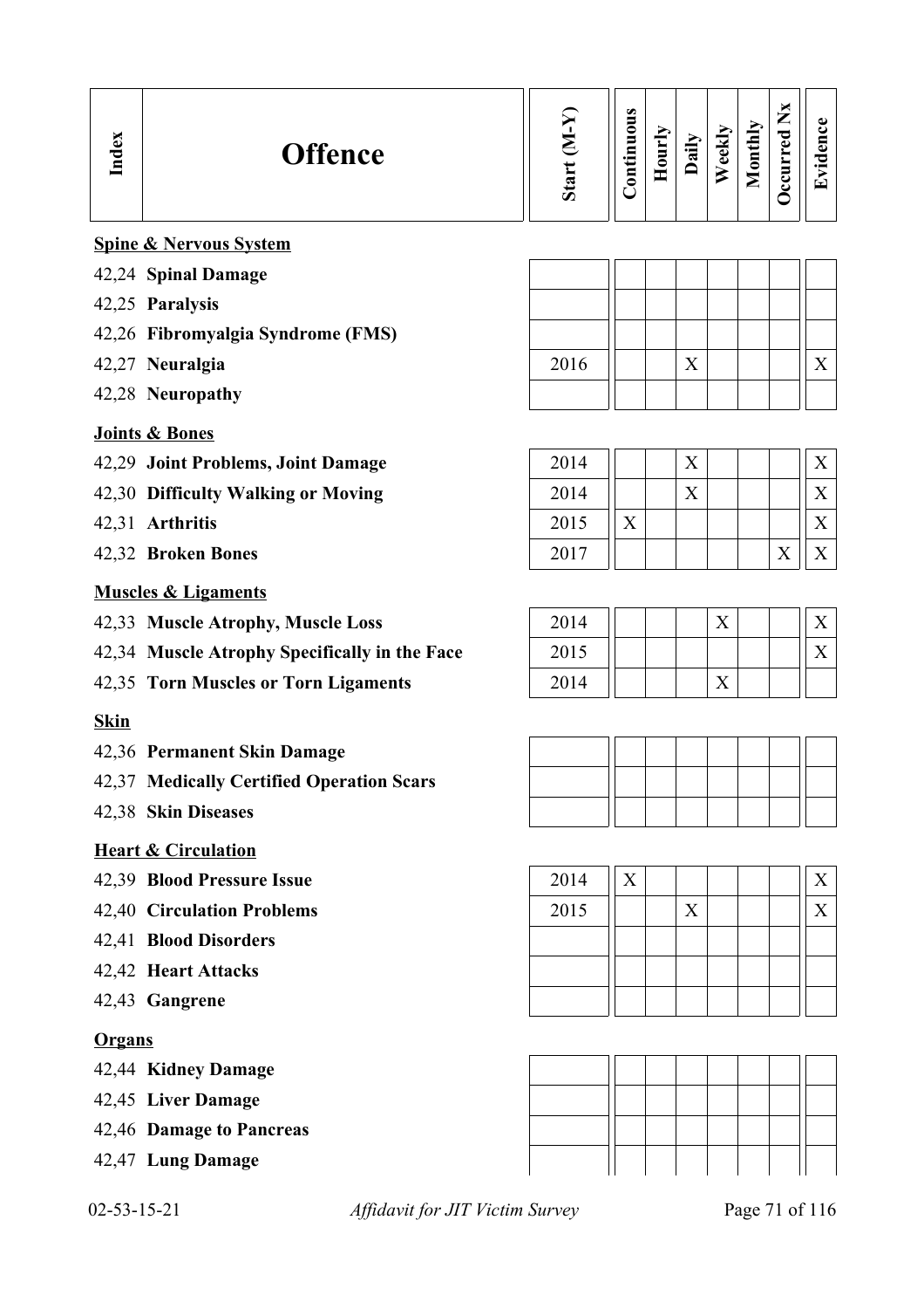| Index | Offence | Start (M-Y) | Continuous | Hourly | Daily | Weekly | Monthly | Occurred Nx | Evidence |
|---|---|---|---|---|---|---|---|---|---|
| | **Spine & Nervous System** | | | | | | | | |
| 42,24 | **Spinal Damage** | | | | | | | | |
| 42,25 | **Paralysis** | | | | | | | | |
| 42,26 | **Fibromyalgia Syndrome (FMS)** | | | | | | | | |
| 42,27 | **Neuralgia** | 2016 | | | X | | | | X |
| 42,28 | **Neuropathy** | | | | | | | | |
| | **Joints & Bones** | | | | | | | | |
| 42,29 | **Joint Problems, Joint Damage** | 2014 | | | X | | | | X |
| 42,30 | **Difficulty Walking or Moving** | 2014 | | | X | | | | X |
| 42,31 | **Arthritis** | 2015 | X | | | | | | X |
| 42,32 | **Broken Bones** | 2017 | | | | | | X | X |
| | **Muscles & Ligaments** | | | | | | | | |
| 42,33 | **Muscle Atrophy, Muscle Loss** | 2014 | | | | X | | | X |
| 42,34 | **Muscle Atrophy Specifically in the Face** | 2015 | | | | | | | X |
| 42,35 | **Torn Muscles or Torn Ligaments** | 2014 | | | | X | | | |
| | **Skin** | | | | | | | | |
| 42,36 | **Permanent Skin Damage** | | | | | | | | |
| 42,37 | **Medically Certified Operation Scars** | | | | | | | | |
| 42,38 | **Skin Diseases** | | | | | | | | |
| | **Heart & Circulation** | | | | | | | | |
| 42,39 | **Blood Pressure Issue** | 2014 | X | | | | | | X |
| 42,40 | **Circulation Problems** | 2015 | | | X | | | | X |
| 42,41 | **Blood Disorders** | | | | | | | | |
| 42,42 | **Heart Attacks** | | | | | | | | |
| 42,43 | **Gangrene** | | | | | | | | |
| | **Organs** | | | | | | | | |
| 42,44 | **Kidney Damage** | | | | | | | | |
| 42,45 | **Liver Damage** | | | | | | | | |
| 42,46 | **Damage to Pancreas** | | | | | | | | |
| 42,47 | **Lung Damage** | | | | | | | | |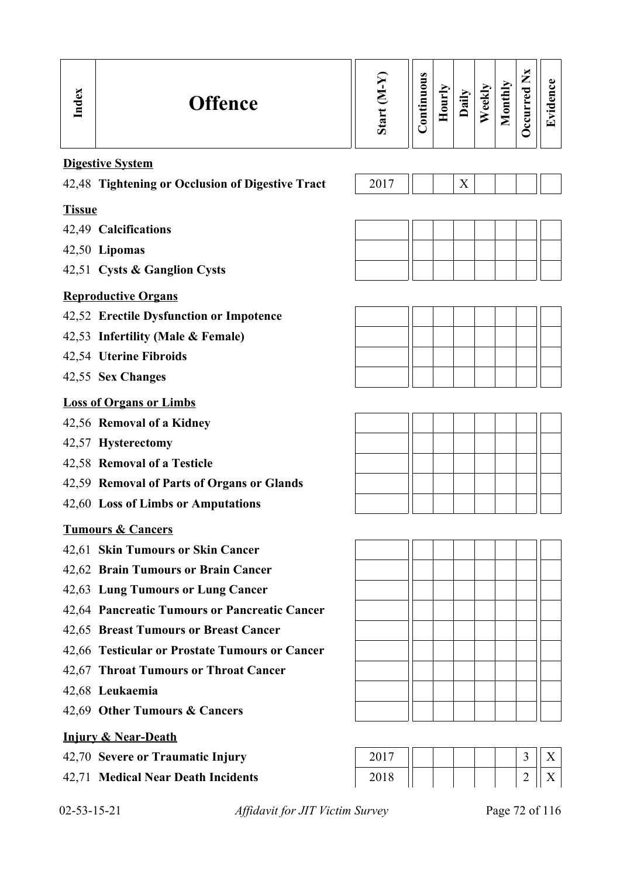| Index | Offence | Start (M-Y) | Continuous | Hourly | Daily | Weekly | Monthly | Occurred Nx | Evidence |
|---|---|---|---|---|---|---|---|---|---|
| | **Digestive System** | | | | | | | | |
| 42,48 | **Tightening or Occlusion of Digestive Tract** | 2017 | | | X | | | | |
| | **Tissue** | | | | | | | | |
| 42,49 | **Calcifications** | | | | | | | | |
| 42,50 | **Lipomas** | | | | | | | | |
| 42,51 | **Cysts & Ganglion Cysts** | | | | | | | | |
| | **Reproductive Organs** | | | | | | | | |
| 42,52 | **Erectile Dysfunction or Impotence** | | | | | | | | |
| 42,53 | **Infertility (Male & Female)** | | | | | | | | |
| 42,54 | **Uterine Fibroids** | | | | | | | | |
| 42,55 | **Sex Changes** | | | | | | | | |
| | **Loss of Organs or Limbs** | | | | | | | | |
| 42,56 | **Removal of a Kidney** | | | | | | | | |
| 42,57 | **Hysterectomy** | | | | | | | | |
| 42,58 | **Removal of a Testicle** | | | | | | | | |
| 42,59 | **Removal of Parts of Organs or Glands** | | | | | | | | |
| 42,60 | **Loss of Limbs or Amputations** | | | | | | | | |
| | **Tumours & Cancers** | | | | | | | | |
| 42,61 | **Skin Tumours or Skin Cancer** | | | | | | | | |
| 42,62 | **Brain Tumours or Brain Cancer** | | | | | | | | |
| 42,63 | **Lung Tumours or Lung Cancer** | | | | | | | | |
| 42,64 | **Pancreatic Tumours or Pancreatic Cancer** | | | | | | | | |
| 42,65 | **Breast Tumours or Breast Cancer** | | | | | | | | |
| 42,66 | **Testicular or Prostate Tumours or Cancer** | | | | | | | | |
| 42,67 | **Throat Tumours or Throat Cancer** | | | | | | | | |
| 42,68 | **Leukaemia** | | | | | | | | |
| 42,69 | **Other Tumours & Cancers** | | | | | | | | |
| | **Injury & Near-Death** | | | | | | | | |
| 42,70 | **Severe or Traumatic Injury** | 2017 | | | | | | 3 | X |
| 42,71 | **Medical Near Death Incidents** | 2018 | | | | | | 2 | X |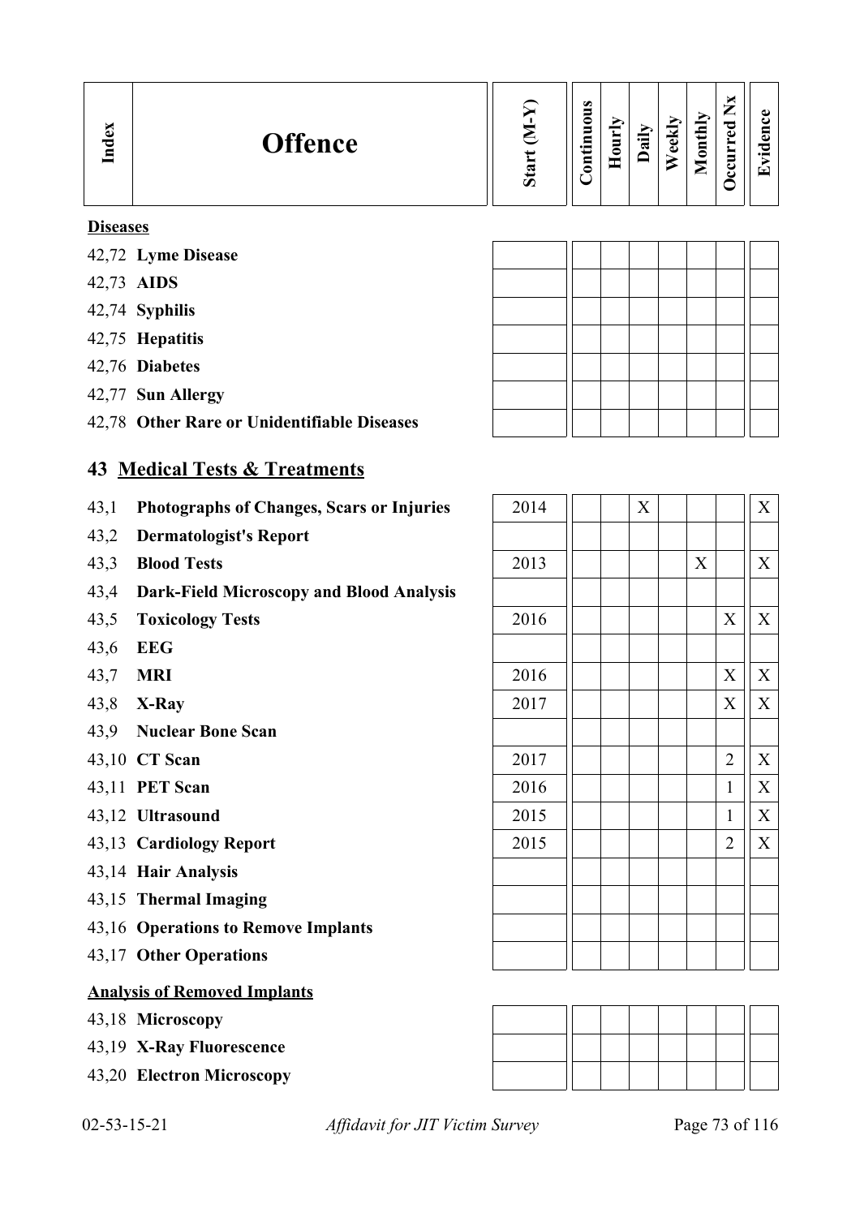| Index | Offence | Start (M-Y) | Continuous | Hourly | Daily | Weekly | Monthly | Occurred Nx | Evidence |
|---|---|---|---|---|---|---|---|---|---|
| | **Diseases** | | | | | | | | |
| 42,72 | **Lyme Disease** | | | | | | | | |
| 42,73 | **AIDS** | | | | | | | | |
| 42,74 | **Syphilis** | | | | | | | | |
| 42,75 | **Hepatitis** | | | | | | | | |
| 42,76 | **Diabetes** | | | | | | | | |
| 42,77 | **Sun Allergy** | | | | | | | | |
| 42,78 | **Other Rare or Unidentifiable Diseases** | | | | | | | | |

## 43 Medical Tests & Treatments

| Index | Offence | Start (M-Y) | Continuous | Hourly | Daily | Weekly | Monthly | Occurred Nx | Evidence |
|---|---|---|---|---|---|---|---|---|---|
| 43,1 | **Photographs of Changes, Scars or Injuries** | 2014 | | | X | | | | X |
| 43,2 | **Dermatologist's Report** | | | | | | | | |
| 43,3 | **Blood Tests** | 2013 | | | | | X | | X |
| 43,4 | **Dark-Field Microscopy and Blood Analysis** | | | | | | | | |
| 43,5 | **Toxicology Tests** | 2016 | | | | | | X | X |
| 43,6 | **EEG** | | | | | | | | |
| 43,7 | **MRI** | 2016 | | | | | | X | X |
| 43,8 | **X-Ray** | 2017 | | | | | | X | X |
| 43,9 | **Nuclear Bone Scan** | | | | | | | | |
| 43,10 | **CT Scan** | 2017 | | | | | | 2 | X |
| 43,11 | **PET Scan** | 2016 | | | | | | 1 | X |
| 43,12 | **Ultrasound** | 2015 | | | | | | 1 | X |
| 43,13 | **Cardiology Report** | 2015 | | | | | | 2 | X |
| 43,14 | **Hair Analysis** | | | | | | | | |
| 43,15 | **Thermal Imaging** | | | | | | | | |
| 43,16 | **Operations to Remove Implants** | | | | | | | | |
| 43,17 | **Other Operations** | | | | | | | | |
| | **Analysis of Removed Implants** | | | | | | | | |
| 43,18 | **Microscopy** | | | | | | | | |
| 43,19 | **X-Ray Fluorescence** | | | | | | | | |
| 43,20 | **Electron Microscopy** | | | | | | | | |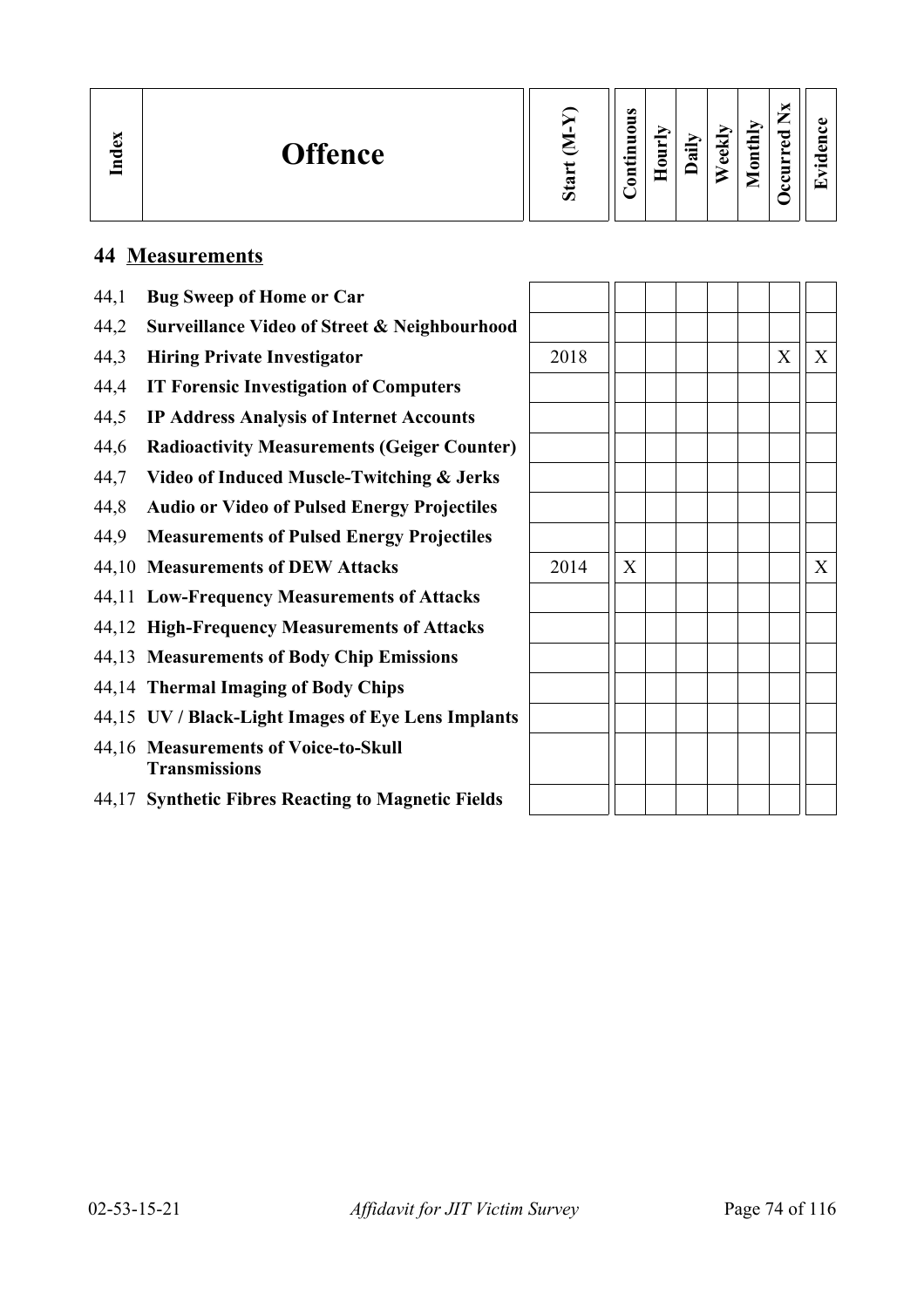| Index | Offence | Start (M-Y) | Continuous | Hourly | Daily | Weekly | Monthly | Occurred Nx | Evidence |
|---|---|---|---|---|---|---|---|---|---|

## 44 Measurements

| Index | Offence | Start (M-Y) | Continuous | Hourly | Daily | Weekly | Monthly | Occurred Nx | Evidence |
|---|---|---|---|---|---|---|---|---|---|
| 44,1 | **Bug Sweep of Home or Car** | | | | | | | | |
| 44,2 | **Surveillance Video of Street & Neighbourhood** | | | | | | | | |
| 44,3 | **Hiring Private Investigator** | 2018 | | | | | | X | X |
| 44,4 | **IT Forensic Investigation of Computers** | | | | | | | | |
| 44,5 | **IP Address Analysis of Internet Accounts** | | | | | | | | |
| 44,6 | **Radioactivity Measurements (Geiger Counter)** | | | | | | | | |
| 44,7 | **Video of Induced Muscle-Twitching & Jerks** | | | | | | | | |
| 44,8 | **Audio or Video of Pulsed Energy Projectiles** | | | | | | | | |
| 44,9 | **Measurements of Pulsed Energy Projectiles** | | | | | | | | |
| 44,10 | **Measurements of DEW Attacks** | 2014 | X | | | | | | X |
| 44,11 | **Low-Frequency Measurements of Attacks** | | | | | | | | |
| 44,12 | **High-Frequency Measurements of Attacks** | | | | | | | | |
| 44,13 | **Measurements of Body Chip Emissions** | | | | | | | | |
| 44,14 | **Thermal Imaging of Body Chips** | | | | | | | | |
| 44,15 | **UV / Black-Light Images of Eye Lens Implants** | | | | | | | | |
| 44,16 | **Measurements of Voice-to-Skull Transmissions** | | | | | | | | |
| 44,17 | **Synthetic Fibres Reacting to Magnetic Fields** | | | | | | | | |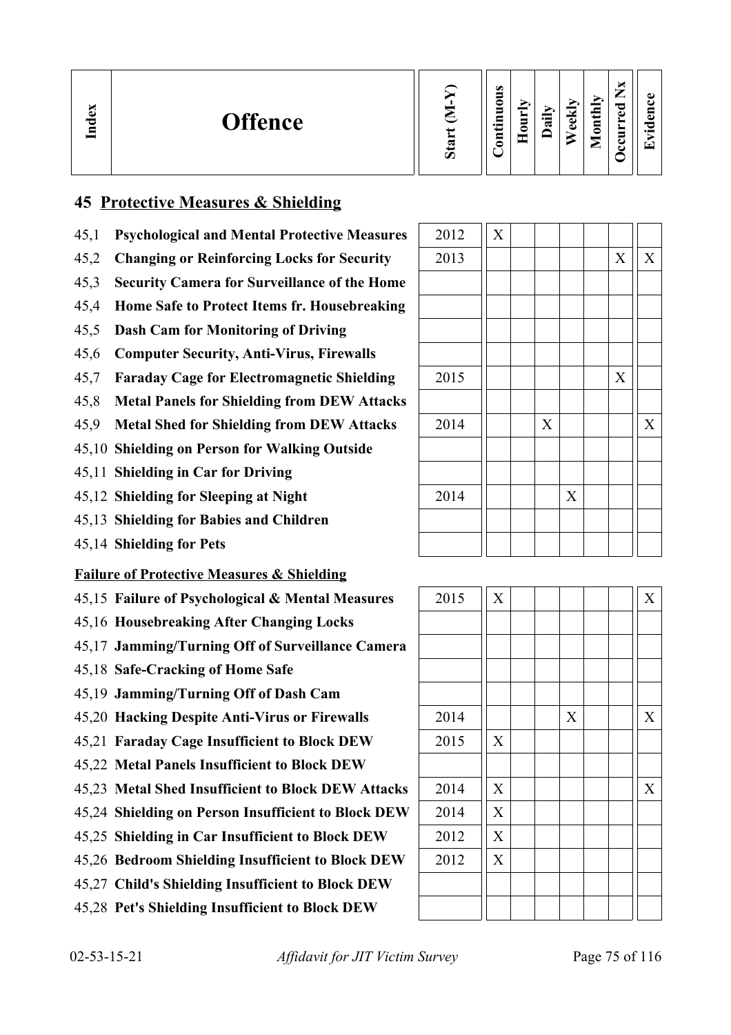| Index | Offence | Start (M-Y) | Continuous | Hourly | Daily | Weekly | Monthly | Occurred Nx | Evidence |
|---|---|---|---|---|---|---|---|---|---|

## 45 Protective Measures & Shielding

| Index | Offence | Start (M-Y) | Continuous | Hourly | Daily | Weekly | Monthly | Occurred Nx | Evidence |
|---|---|---|---|---|---|---|---|---|---|
| 45,1 | **Psychological and Mental Protective Measures** | 2012 | X | | | | | | |
| 45,2 | **Changing or Reinforcing Locks for Security** | 2013 | | | | | | X | X |
| 45,3 | **Security Camera for Surveillance of the Home** | | | | | | | | |
| 45,4 | **Home Safe to Protect Items fr. Housebreaking** | | | | | | | | |
| 45,5 | **Dash Cam for Monitoring of Driving** | | | | | | | | |
| 45,6 | **Computer Security, Anti-Virus, Firewalls** | | | | | | | | |
| 45,7 | **Faraday Cage for Electromagnetic Shielding** | 2015 | | | | | | X | |
| 45,8 | **Metal Panels for Shielding from DEW Attacks** | | | | | | | | |
| 45,9 | **Metal Shed for Shielding from DEW Attacks** | 2014 | | | X | | | | X |
| 45,10 | **Shielding on Person for Walking Outside** | | | | | | | | |
| 45,11 | **Shielding in Car for Driving** | | | | | | | | |
| 45,12 | **Shielding for Sleeping at Night** | 2014 | | | | X | | | |
| 45,13 | **Shielding for Babies and Children** | | | | | | | | |
| 45,14 | **Shielding for Pets** | | | | | | | | |

**Failure of Protective Measures & Shielding**

| Index | Offence | Start (M-Y) | Continuous | Hourly | Daily | Weekly | Monthly | Occurred Nx | Evidence |
|---|---|---|---|---|---|---|---|---|---|
| 45,15 | **Failure of Psychological & Mental Measures** | 2015 | X | | | | | | X |
| 45,16 | **Housebreaking After Changing Locks** | | | | | | | | |
| 45,17 | **Jamming/Turning Off of Surveillance Camera** | | | | | | | | |
| 45,18 | **Safe-Cracking of Home Safe** | | | | | | | | |
| 45,19 | **Jamming/Turning Off of Dash Cam** | | | | | | | | |
| 45,20 | **Hacking Despite Anti-Virus or Firewalls** | 2014 | | | | X | | | X |
| 45,21 | **Faraday Cage Insufficient to Block DEW** | 2015 | X | | | | | | |
| 45,22 | **Metal Panels Insufficient to Block DEW** | | | | | | | | |
| 45,23 | **Metal Shed Insufficient to Block DEW Attacks** | 2014 | X | | | | | | X |
| 45,24 | **Shielding on Person Insufficient to Block DEW** | 2014 | X | | | | | | |
| 45,25 | **Shielding in Car Insufficient to Block DEW** | 2012 | X | | | | | | |
| 45,26 | **Bedroom Shielding Insufficient to Block DEW** | 2012 | X | | | | | | |
| 45,27 | **Child's Shielding Insufficient to Block DEW** | | | | | | | | |
| 45,28 | **Pet's Shielding Insufficient to Block DEW** | | | | | | | | |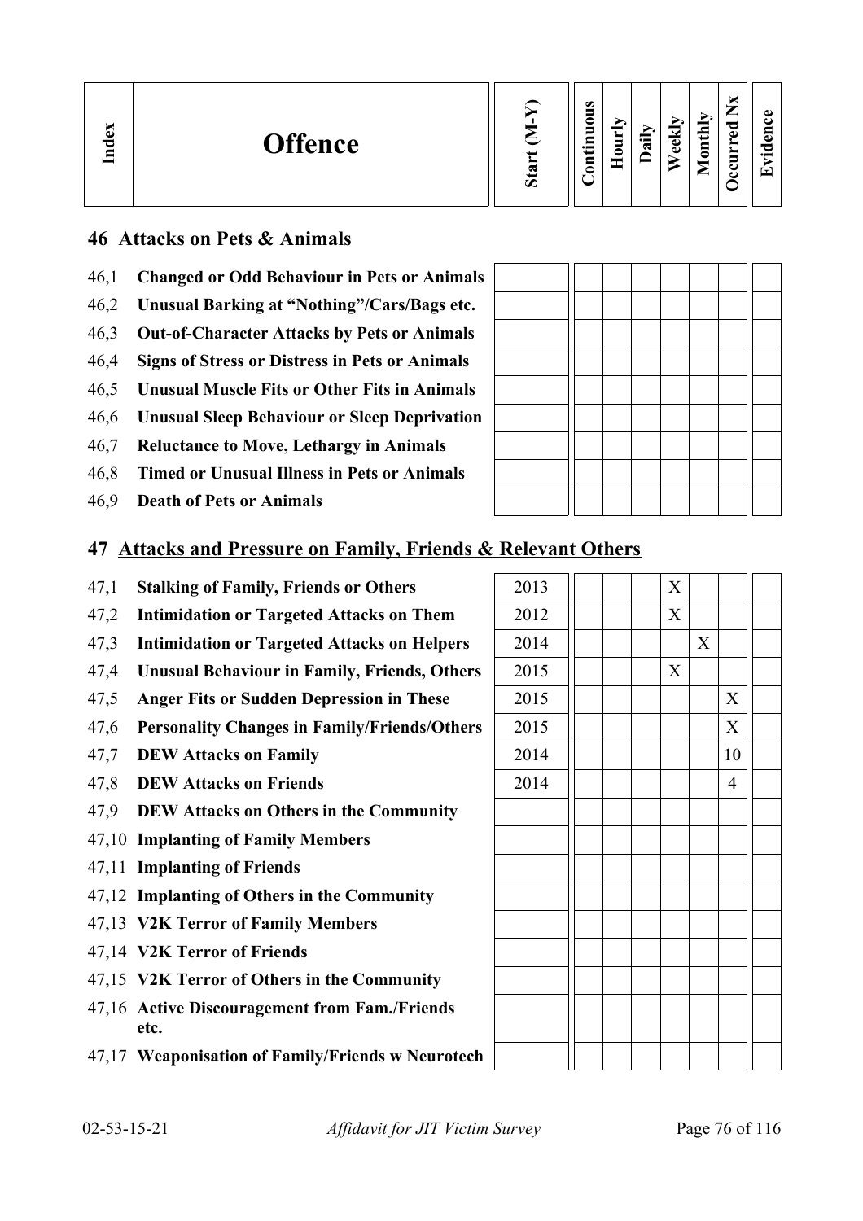| Index | Offence | Start (M-Y) | Continuous | Hourly | Daily | Weekly | Monthly | Occurred Nx | Evidence |
|---|---|---|---|---|---|---|---|---|---|
| **46** | **Attacks on Pets & Animals** | | | | | | | | |
| 46,1 | **Changed or Odd Behaviour in Pets or Animals** | | | | | | | | |
| 46,2 | **Unusual Barking at "Nothing"/Cars/Bags etc.** | | | | | | | | |
| 46,3 | **Out-of-Character Attacks by Pets or Animals** | | | | | | | | |
| 46,4 | **Signs of Stress or Distress in Pets or Animals** | | | | | | | | |
| 46,5 | **Unusual Muscle Fits or Other Fits in Animals** | | | | | | | | |
| 46,6 | **Unusual Sleep Behaviour or Sleep Deprivation** | | | | | | | | |
| 46,7 | **Reluctance to Move, Lethargy in Animals** | | | | | | | | |
| 46,8 | **Timed or Unusual Illness in Pets or Animals** | | | | | | | | |
| 46,9 | **Death of Pets or Animals** | | | | | | | | |
| **47** | **Attacks and Pressure on Family, Friends & Relevant Others** | | | | | | | | |
| 47,1 | **Stalking of Family, Friends or Others** | 2013 | | | | X | | | |
| 47,2 | **Intimidation or Targeted Attacks on Them** | 2012 | | | | X | | | |
| 47,3 | **Intimidation or Targeted Attacks on Helpers** | 2014 | | | | | X | | |
| 47,4 | **Unusual Behaviour in Family, Friends, Others** | 2015 | | | | X | | | |
| 47,5 | **Anger Fits or Sudden Depression in These** | 2015 | | | | | | X | |
| 47,6 | **Personality Changes in Family/Friends/Others** | 2015 | | | | | | X | |
| 47,7 | **DEW Attacks on Family** | 2014 | | | | | | 10 | |
| 47,8 | **DEW Attacks on Friends** | 2014 | | | | | | 4 | |
| 47,9 | **DEW Attacks on Others in the Community** | | | | | | | | |
| 47,10 | **Implanting of Family Members** | | | | | | | | |
| 47,11 | **Implanting of Friends** | | | | | | | | |
| 47,12 | **Implanting of Others in the Community** | | | | | | | | |
| 47,13 | **V2K Terror of Family Members** | | | | | | | | |
| 47,14 | **V2K Terror of Friends** | | | | | | | | |
| 47,15 | **V2K Terror of Others in the Community** | | | | | | | | |
| 47,16 | **Active Discouragement from Fam./Friends etc.** | | | | | | | | |
| 47,17 | **Weaponisation of Family/Friends w Neurotech** | | | | | | | | |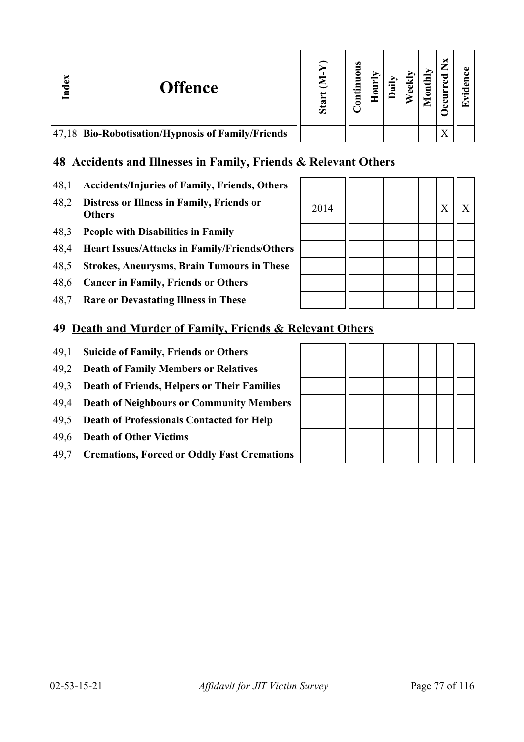| Index | Offence | Start (M-Y) | Continuous | Hourly | Daily | Weekly | Monthly | Occurred Nx | Evidence |
|---|---|---|---|---|---|---|---|---|---|
| 47,18 | **Bio-Robotisation/Hypnosis of Family/Friends** | | | | | | | X | |

## 48 Accidents and Illnesses in Family, Friends & Relevant Others

| Index | Offence | Start (M-Y) | Continuous | Hourly | Daily | Weekly | Monthly | Occurred Nx | Evidence |
|---|---|---|---|---|---|---|---|---|---|
| 48,1 | **Accidents/Injuries of Family, Friends, Others** | | | | | | | | |
| 48,2 | **Distress or Illness in Family, Friends or Others** | 2014 | | | | | | X | X |
| 48,3 | **People with Disabilities in Family** | | | | | | | | |
| 48,4 | **Heart Issues/Attacks in Family/Friends/Others** | | | | | | | | |
| 48,5 | **Strokes, Aneurysms, Brain Tumours in These** | | | | | | | | |
| 48,6 | **Cancer in Family, Friends or Others** | | | | | | | | |
| 48,7 | **Rare or Devastating Illness in These** | | | | | | | | |

## 49 Death and Murder of Family, Friends & Relevant Others

| Index | Offence | Start (M-Y) | Continuous | Hourly | Daily | Weekly | Monthly | Occurred Nx | Evidence |
|---|---|---|---|---|---|---|---|---|---|
| 49,1 | **Suicide of Family, Friends or Others** | | | | | | | | |
| 49,2 | **Death of Family Members or Relatives** | | | | | | | | |
| 49,3 | **Death of Friends, Helpers or Their Families** | | | | | | | | |
| 49,4 | **Death of Neighbours or Community Members** | | | | | | | | |
| 49,5 | **Death of Professionals Contacted for Help** | | | | | | | | |
| 49,6 | **Death of Other Victims** | | | | | | | | |
| 49,7 | **Cremations, Forced or Oddly Fast Cremations** | | | | | | | | |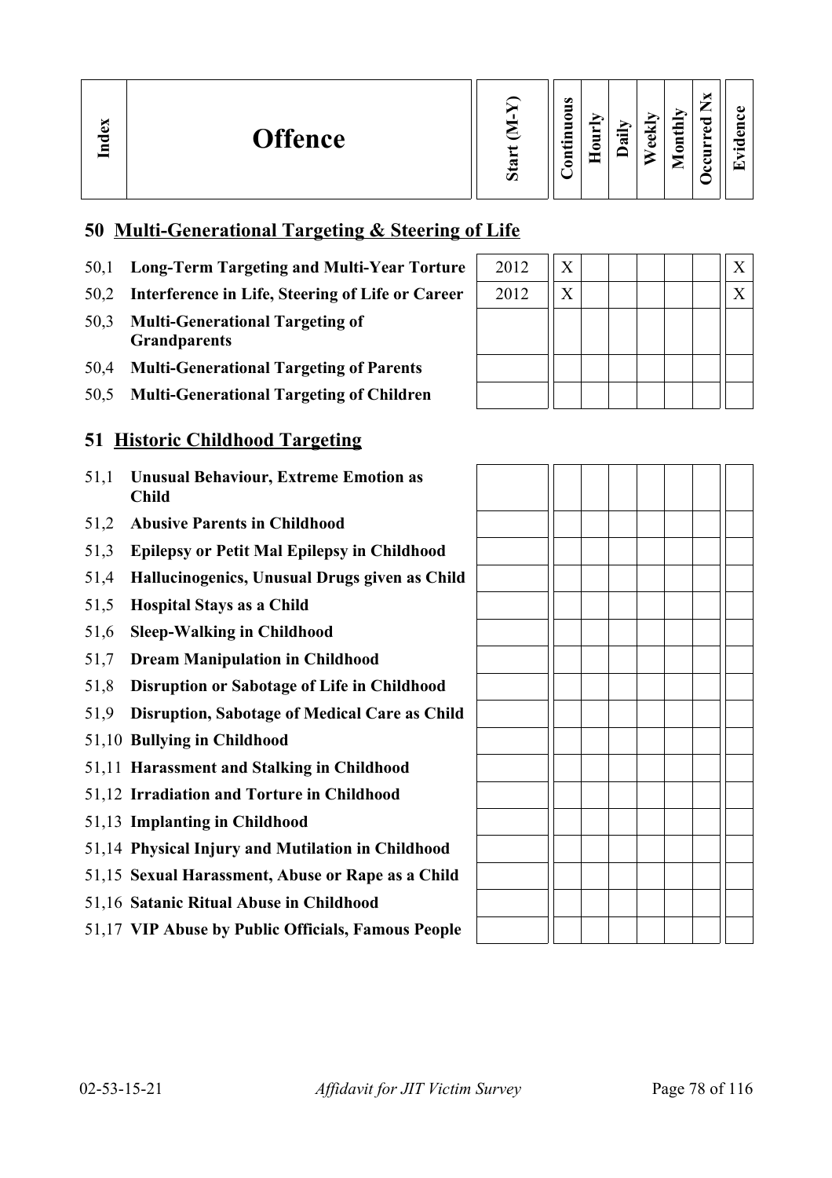| Index | Offence | Start (M-Y) | Continuous | Hourly | Daily | Weekly | Monthly | Occurred Nx | Evidence |
|---|---|---|---|---|---|---|---|---|---|

## 50 Multi-Generational Targeting & Steering of Life

| Index | Offence | Start (M-Y) | Continuous | Hourly | Daily | Weekly | Monthly | Occurred Nx | Evidence |
|---|---|---|---|---|---|---|---|---|---|
| 50,1 | **Long-Term Targeting and Multi-Year Torture** | 2012 | X | | | | | | X |
| 50,2 | **Interference in Life, Steering of Life or Career** | 2012 | X | | | | | | X |
| 50,3 | **Multi-Generational Targeting of Grandparents** | | | | | | | | |
| 50,4 | **Multi-Generational Targeting of Parents** | | | | | | | | |
| 50,5 | **Multi-Generational Targeting of Children** | | | | | | | | |

## 51 Historic Childhood Targeting

| Index | Offence | Start (M-Y) | Continuous | Hourly | Daily | Weekly | Monthly | Occurred Nx | Evidence |
|---|---|---|---|---|---|---|---|---|---|
| 51,1 | **Unusual Behaviour, Extreme Emotion as Child** | | | | | | | | |
| 51,2 | **Abusive Parents in Childhood** | | | | | | | | |
| 51,3 | **Epilepsy or Petit Mal Epilepsy in Childhood** | | | | | | | | |
| 51,4 | **Hallucinogenics, Unusual Drugs given as Child** | | | | | | | | |
| 51,5 | **Hospital Stays as a Child** | | | | | | | | |
| 51,6 | **Sleep-Walking in Childhood** | | | | | | | | |
| 51,7 | **Dream Manipulation in Childhood** | | | | | | | | |
| 51,8 | **Disruption or Sabotage of Life in Childhood** | | | | | | | | |
| 51,9 | **Disruption, Sabotage of Medical Care as Child** | | | | | | | | |
| 51,10 | **Bullying in Childhood** | | | | | | | | |
| 51,11 | **Harassment and Stalking in Childhood** | | | | | | | | |
| 51,12 | **Irradiation and Torture in Childhood** | | | | | | | | |
| 51,13 | **Implanting in Childhood** | | | | | | | | |
| 51,14 | **Physical Injury and Mutilation in Childhood** | | | | | | | | |
| 51,15 | **Sexual Harassment, Abuse or Rape as a Child** | | | | | | | | |
| 51,16 | **Satanic Ritual Abuse in Childhood** | | | | | | | | |
| 51,17 | **VIP Abuse by Public Officials, Famous People** | | | | | | | | |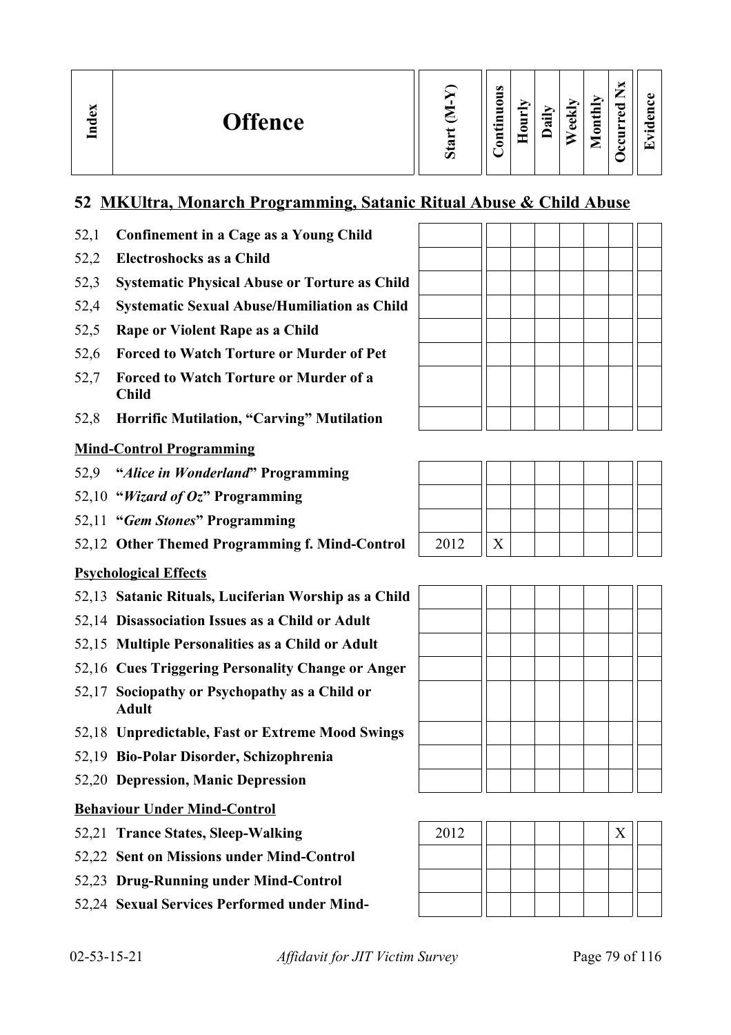| Index | Offence | Start (M-Y) | Continuous | Hourly | Daily | Weekly | Monthly | Occurred Nx | Evidence |
|---|---|---|---|---|---|---|---|---|---|

## 52 MKUltra, Monarch Programming, Satanic Ritual Abuse & Child Abuse

| Index | Offence | Start (M-Y) | Continuous | Hourly | Daily | Weekly | Monthly | Occurred Nx | Evidence |
|---|---|---|---|---|---|---|---|---|---|
| 52,1 | **Confinement in a Cage as a Young Child** | | | | | | | | |
| 52,2 | **Electroshocks as a Child** | | | | | | | | |
| 52,3 | **Systematic Physical Abuse or Torture as Child** | | | | | | | | |
| 52,4 | **Systematic Sexual Abuse/Humiliation as Child** | | | | | | | | |
| 52,5 | **Rape or Violent Rape as a Child** | | | | | | | | |
| 52,6 | **Forced to Watch Torture or Murder of Pet** | | | | | | | | |
| 52,7 | **Forced to Watch Torture or Murder of a Child** | | | | | | | | |
| 52,8 | **Horrific Mutilation, "Carving" Mutilation** | | | | | | | | |

**Mind-Control Programming**

| Index | Offence | Start (M-Y) | Continuous | Hourly | Daily | Weekly | Monthly | Occurred Nx | Evidence |
|---|---|---|---|---|---|---|---|---|---|
| 52,9 | **"*Alice in Wonderland*" Programming** | | | | | | | | |
| 52,10 | **"*Wizard of Oz*" Programming** | | | | | | | | |
| 52,11 | **"*Gem Stones*" Programming** | | | | | | | | |
| 52,12 | **Other Themed Programming f. Mind-Control** | 2012 | X | | | | | | |

**Psychological Effects**

| Index | Offence | Start (M-Y) | Continuous | Hourly | Daily | Weekly | Monthly | Occurred Nx | Evidence |
|---|---|---|---|---|---|---|---|---|---|
| 52,13 | **Satanic Rituals, Luciferian Worship as a Child** | | | | | | | | |
| 52,14 | **Disassociation Issues as a Child or Adult** | | | | | | | | |
| 52,15 | **Multiple Personalities as a Child or Adult** | | | | | | | | |
| 52,16 | **Cues Triggering Personality Change or Anger** | | | | | | | | |
| 52,17 | **Sociopathy or Psychopathy as a Child or Adult** | | | | | | | | |
| 52,18 | **Unpredictable, Fast or Extreme Mood Swings** | | | | | | | | |
| 52,19 | **Bio-Polar Disorder, Schizophrenia** | | | | | | | | |
| 52,20 | **Depression, Manic Depression** | | | | | | | | |

**Behaviour Under Mind-Control**

| Index | Offence | Start (M-Y) | Continuous | Hourly | Daily | Weekly | Monthly | Occurred Nx | Evidence |
|---|---|---|---|---|---|---|---|---|---|
| 52,21 | **Trance States, Sleep-Walking** | 2012 | | | | | | X | |
| 52,22 | **Sent on Missions under Mind-Control** | | | | | | | | |
| 52,23 | **Drug-Running under Mind-Control** | | | | | | | | |
| 52,24 | **Sexual Services Performed under Mind-** | | | | | | | | |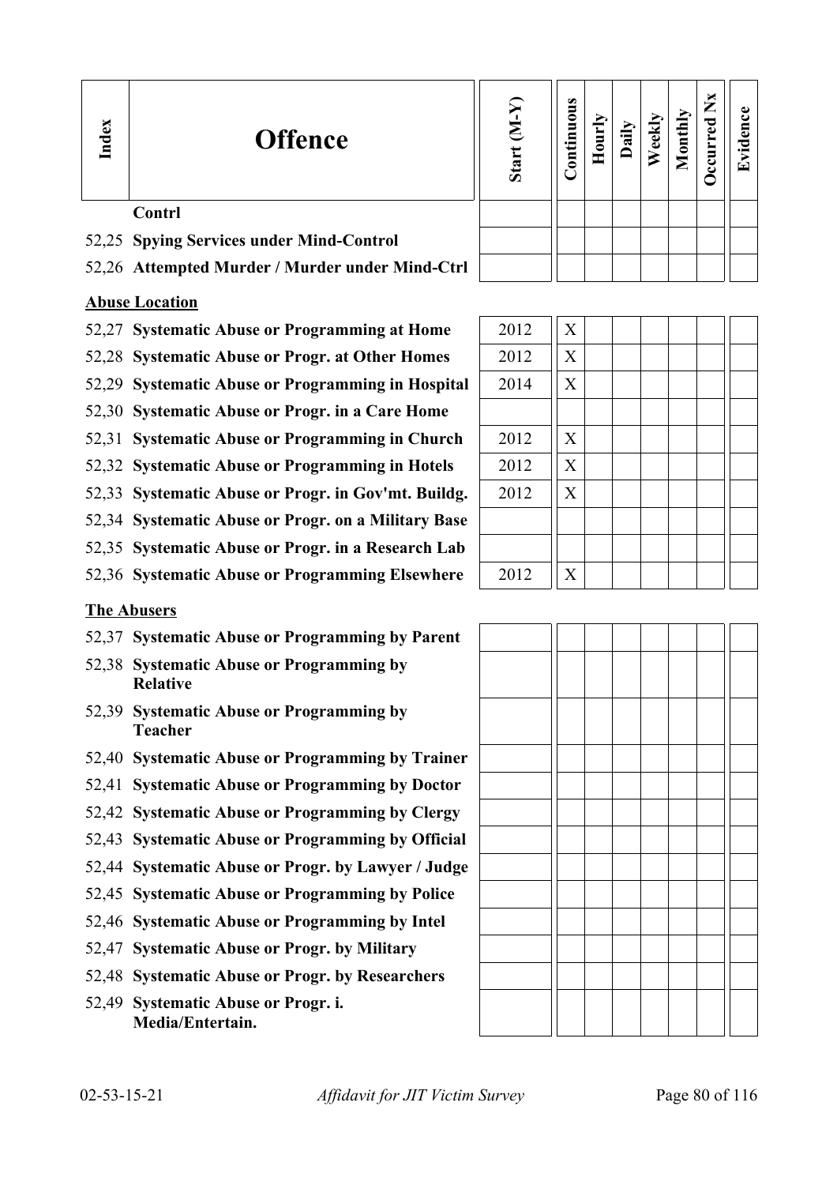| Index | Offence | Start (M-Y) | Continuous | Hourly | Daily | Weekly | Monthly | Occurred Nx | Evidence |
|---|---|---|---|---|---|---|---|---|---|
| | **Contrl** | | | | | | | | |
| 52,25 | **Spying Services under Mind-Control** | | | | | | | | |
| 52,26 | **Attempted Murder / Murder under Mind-Ctrl** | | | | | | | | |
| | **Abuse Location** | | | | | | | | |
| 52,27 | **Systematic Abuse or Programming at Home** | 2012 | X | | | | | | |
| 52,28 | **Systematic Abuse or Progr. at Other Homes** | 2012 | X | | | | | | |
| 52,29 | **Systematic Abuse or Programming in Hospital** | 2014 | X | | | | | | |
| 52,30 | **Systematic Abuse or Progr. in a Care Home** | | | | | | | | |
| 52,31 | **Systematic Abuse or Programming in Church** | 2012 | X | | | | | | |
| 52,32 | **Systematic Abuse or Programming in Hotels** | 2012 | X | | | | | | |
| 52,33 | **Systematic Abuse or Progr. in Gov'mt. Buildg.** | 2012 | X | | | | | | |
| 52,34 | **Systematic Abuse or Progr. on a Military Base** | | | | | | | | |
| 52,35 | **Systematic Abuse or Progr. in a Research Lab** | | | | | | | | |
| 52,36 | **Systematic Abuse or Programming Elsewhere** | 2012 | X | | | | | | |
| | **The Abusers** | | | | | | | | |
| 52,37 | **Systematic Abuse or Programming by Parent** | | | | | | | | |
| 52,38 | **Systematic Abuse or Programming by Relative** | | | | | | | | |
| 52,39 | **Systematic Abuse or Programming by Teacher** | | | | | | | | |
| 52,40 | **Systematic Abuse or Programming by Trainer** | | | | | | | | |
| 52,41 | **Systematic Abuse or Programming by Doctor** | | | | | | | | |
| 52,42 | **Systematic Abuse or Programming by Clergy** | | | | | | | | |
| 52,43 | **Systematic Abuse or Programming by Official** | | | | | | | | |
| 52,44 | **Systematic Abuse or Progr. by Lawyer / Judge** | | | | | | | | |
| 52,45 | **Systematic Abuse or Programming by Police** | | | | | | | | |
| 52,46 | **Systematic Abuse or Programming by Intel** | | | | | | | | |
| 52,47 | **Systematic Abuse or Progr. by Military** | | | | | | | | |
| 52,48 | **Systematic Abuse or Progr. by Researchers** | | | | | | | | |
| 52,49 | **Systematic Abuse or Progr. i. Media/Entertain.** | | | | | | | | |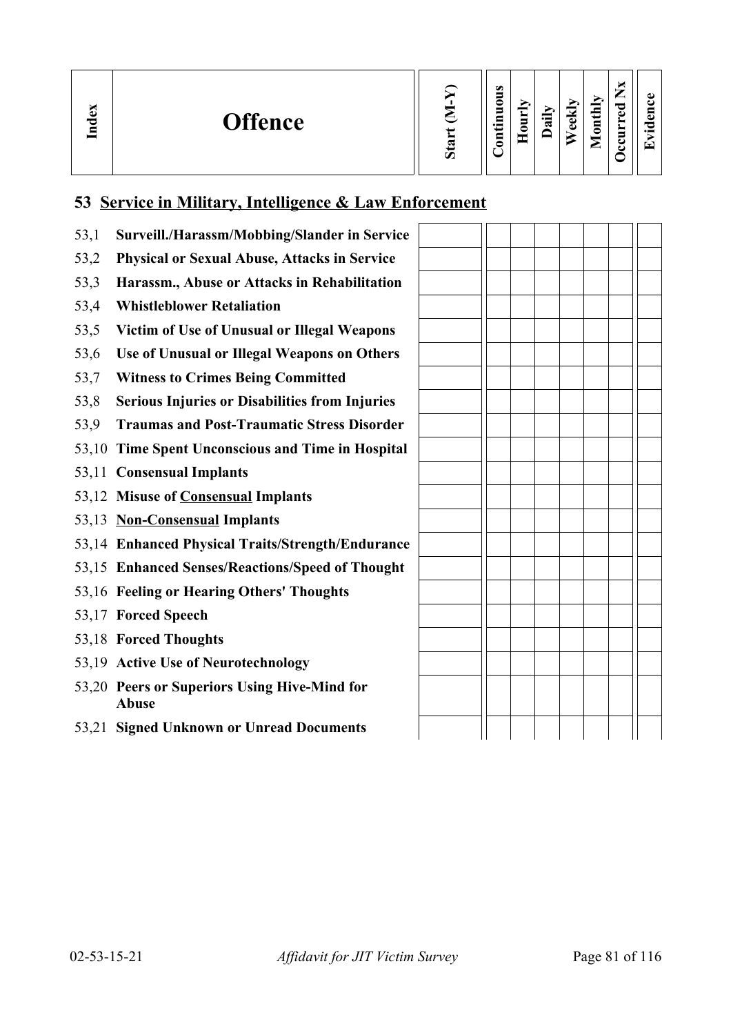| Index | Offence | Start (M-Y) | Continuous | Hourly | Daily | Weekly | Monthly | Occurred Nx | Evidence |
|---|---|---|---|---|---|---|---|---|---|

## 53 Service in Military, Intelligence & Law Enforcement

| Index | Offence | Start (M-Y) | Continuous | Hourly | Daily | Weekly | Monthly | Occurred Nx | Evidence |
|---|---|---|---|---|---|---|---|---|---|
| 53,1 | **Surveill./Harassm/Mobbing/Slander in Service** | | | | | | | | |
| 53,2 | **Physical or Sexual Abuse, Attacks in Service** | | | | | | | | |
| 53,3 | **Harassm., Abuse or Attacks in Rehabilitation** | | | | | | | | |
| 53,4 | **Whistleblower Retaliation** | | | | | | | | |
| 53,5 | **Victim of Use of Unusual or Illegal Weapons** | | | | | | | | |
| 53,6 | **Use of Unusual or Illegal Weapons on Others** | | | | | | | | |
| 53,7 | **Witness to Crimes Being Committed** | | | | | | | | |
| 53,8 | **Serious Injuries or Disabilities from Injuries** | | | | | | | | |
| 53,9 | **Traumas and Post-Traumatic Stress Disorder** | | | | | | | | |
| 53,10 | **Time Spent Unconscious and Time in Hospital** | | | | | | | | |
| 53,11 | **Consensual Implants** | | | | | | | | |
| 53,12 | **Misuse of Consensual Implants** | | | | | | | | |
| 53,13 | **Non-Consensual Implants** | | | | | | | | |
| 53,14 | **Enhanced Physical Traits/Strength/Endurance** | | | | | | | | |
| 53,15 | **Enhanced Senses/Reactions/Speed of Thought** | | | | | | | | |
| 53,16 | **Feeling or Hearing Others' Thoughts** | | | | | | | | |
| 53,17 | **Forced Speech** | | | | | | | | |
| 53,18 | **Forced Thoughts** | | | | | | | | |
| 53,19 | **Active Use of Neurotechnology** | | | | | | | | |
| 53,20 | **Peers or Superiors Using Hive-Mind for Abuse** | | | | | | | | |
| 53,21 | **Signed Unknown or Unread Documents** | | | | | | | | |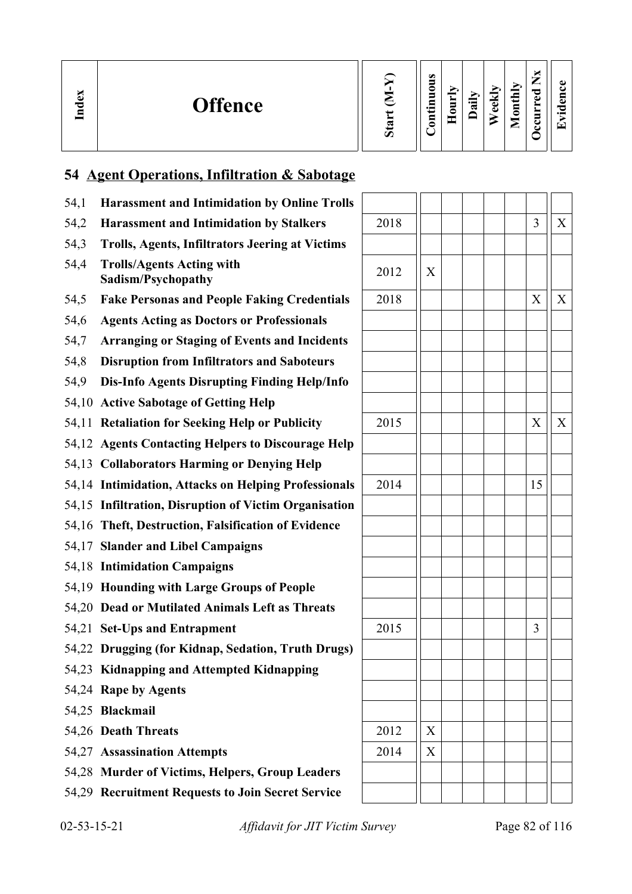| Index | Offence | Start (M-Y) | Continuous | Hourly | Daily | Weekly | Monthly | Occurred Nx | Evidence |
|---|---|---|---|---|---|---|---|---|---|

## 54 Agent Operations, Infiltration & Sabotage

| Index | Offence | Start (M-Y) | Continuous | Hourly | Daily | Weekly | Monthly | Occurred Nx | Evidence |
|---|---|---|---|---|---|---|---|---|---|
| 54,1 | **Harassment and Intimidation by Online Trolls** | | | | | | | | |
| 54,2 | **Harassment and Intimidation by Stalkers** | 2018 | | | | | | 3 | X |
| 54,3 | **Trolls, Agents, Infiltrators Jeering at Victims** | | | | | | | | |
| 54,4 | **Trolls/Agents Acting with Sadism/Psychopathy** | 2012 | X | | | | | | |
| 54,5 | **Fake Personas and People Faking Credentials** | 2018 | | | | | | X | X |
| 54,6 | **Agents Acting as Doctors or Professionals** | | | | | | | | |
| 54,7 | **Arranging or Staging of Events and Incidents** | | | | | | | | |
| 54,8 | **Disruption from Infiltrators and Saboteurs** | | | | | | | | |
| 54,9 | **Dis-Info Agents Disrupting Finding Help/Info** | | | | | | | | |
| 54,10 | **Active Sabotage of Getting Help** | | | | | | | | |
| 54,11 | **Retaliation for Seeking Help or Publicity** | 2015 | | | | | | X | X |
| 54,12 | **Agents Contacting Helpers to Discourage Help** | | | | | | | | |
| 54,13 | **Collaborators Harming or Denying Help** | | | | | | | | |
| 54,14 | **Intimidation, Attacks on Helping Professionals** | 2014 | | | | | | 15 | |
| 54,15 | **Infiltration, Disruption of Victim Organisation** | | | | | | | | |
| 54,16 | **Theft, Destruction, Falsification of Evidence** | | | | | | | | |
| 54,17 | **Slander and Libel Campaigns** | | | | | | | | |
| 54,18 | **Intimidation Campaigns** | | | | | | | | |
| 54,19 | **Hounding with Large Groups of People** | | | | | | | | |
| 54,20 | **Dead or Mutilated Animals Left as Threats** | | | | | | | | |
| 54,21 | **Set-Ups and Entrapment** | 2015 | | | | | | 3 | |
| 54,22 | **Drugging (for Kidnap, Sedation, Truth Drugs)** | | | | | | | | |
| 54,23 | **Kidnapping and Attempted Kidnapping** | | | | | | | | |
| 54,24 | **Rape by Agents** | | | | | | | | |
| 54,25 | **Blackmail** | | | | | | | | |
| 54,26 | **Death Threats** | 2012 | X | | | | | | |
| 54,27 | **Assassination Attempts** | 2014 | X | | | | | | |
| 54,28 | **Murder of Victims, Helpers, Group Leaders** | | | | | | | | |
| 54,29 | **Recruitment Requests to Join Secret Service** | | | | | | | | |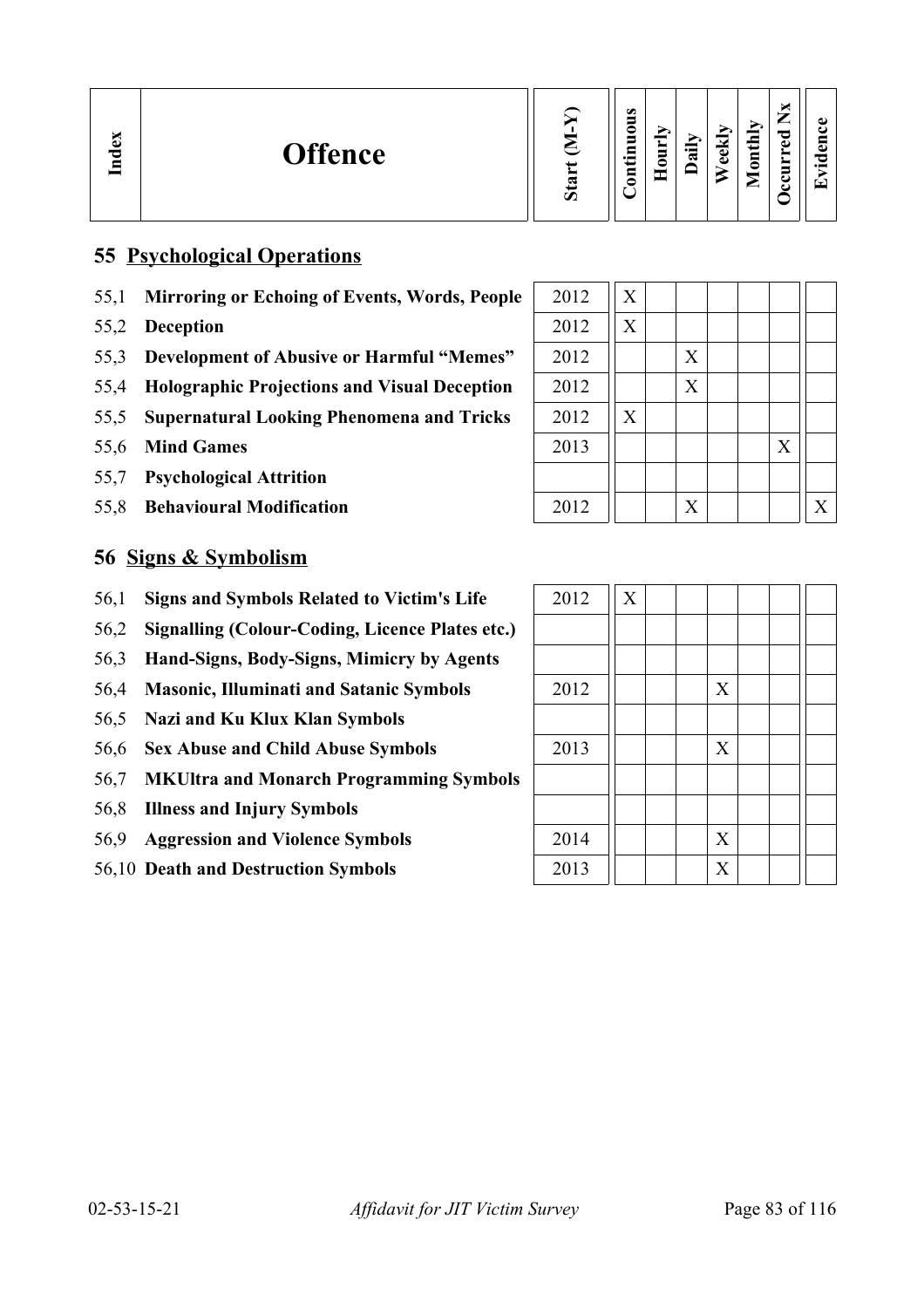| Index | Offence | Start (M-Y) | Continuous | Hourly | Daily | Weekly | Monthly | Occurred Nx | Evidence |
|---|---|---|---|---|---|---|---|---|---|

## 55 Psychological Operations

| Index | Offence | Start (M-Y) | Continuous | Hourly | Daily | Weekly | Monthly | Occurred Nx | Evidence |
|---|---|---|---|---|---|---|---|---|---|
| 55,1 | **Mirroring or Echoing of Events, Words, People** | 2012 | X | | | | | | |
| 55,2 | **Deception** | 2012 | X | | | | | | |
| 55,3 | **Development of Abusive or Harmful "Memes"** | 2012 | | | X | | | | |
| 55,4 | **Holographic Projections and Visual Deception** | 2012 | | | X | | | | |
| 55,5 | **Supernatural Looking Phenomena and Tricks** | 2012 | X | | | | | | |
| 55,6 | **Mind Games** | 2013 | | | | | | X | |
| 55,7 | **Psychological Attrition** | | | | | | | | |
| 55,8 | **Behavioural Modification** | 2012 | | | X | | | | X |

## 56 Signs & Symbolism

| Index | Offence | Start (M-Y) | Continuous | Hourly | Daily | Weekly | Monthly | Occurred Nx | Evidence |
|---|---|---|---|---|---|---|---|---|---|
| 56,1 | **Signs and Symbols Related to Victim's Life** | 2012 | X | | | | | | |
| 56,2 | **Signalling (Colour-Coding, Licence Plates etc.)** | | | | | | | | |
| 56,3 | **Hand-Signs, Body-Signs, Mimicry by Agents** | | | | | | | | |
| 56,4 | **Masonic, Illuminati and Satanic Symbols** | 2012 | | | | X | | | |
| 56,5 | **Nazi and Ku Klux Klan Symbols** | | | | | | | | |
| 56,6 | **Sex Abuse and Child Abuse Symbols** | 2013 | | | | X | | | |
| 56,7 | **MKUltra and Monarch Programming Symbols** | | | | | | | | |
| 56,8 | **Illness and Injury Symbols** | | | | | | | | |
| 56,9 | **Aggression and Violence Symbols** | 2014 | | | | X | | | |
| 56,10 | **Death and Destruction Symbols** | 2013 | | | | X | | | |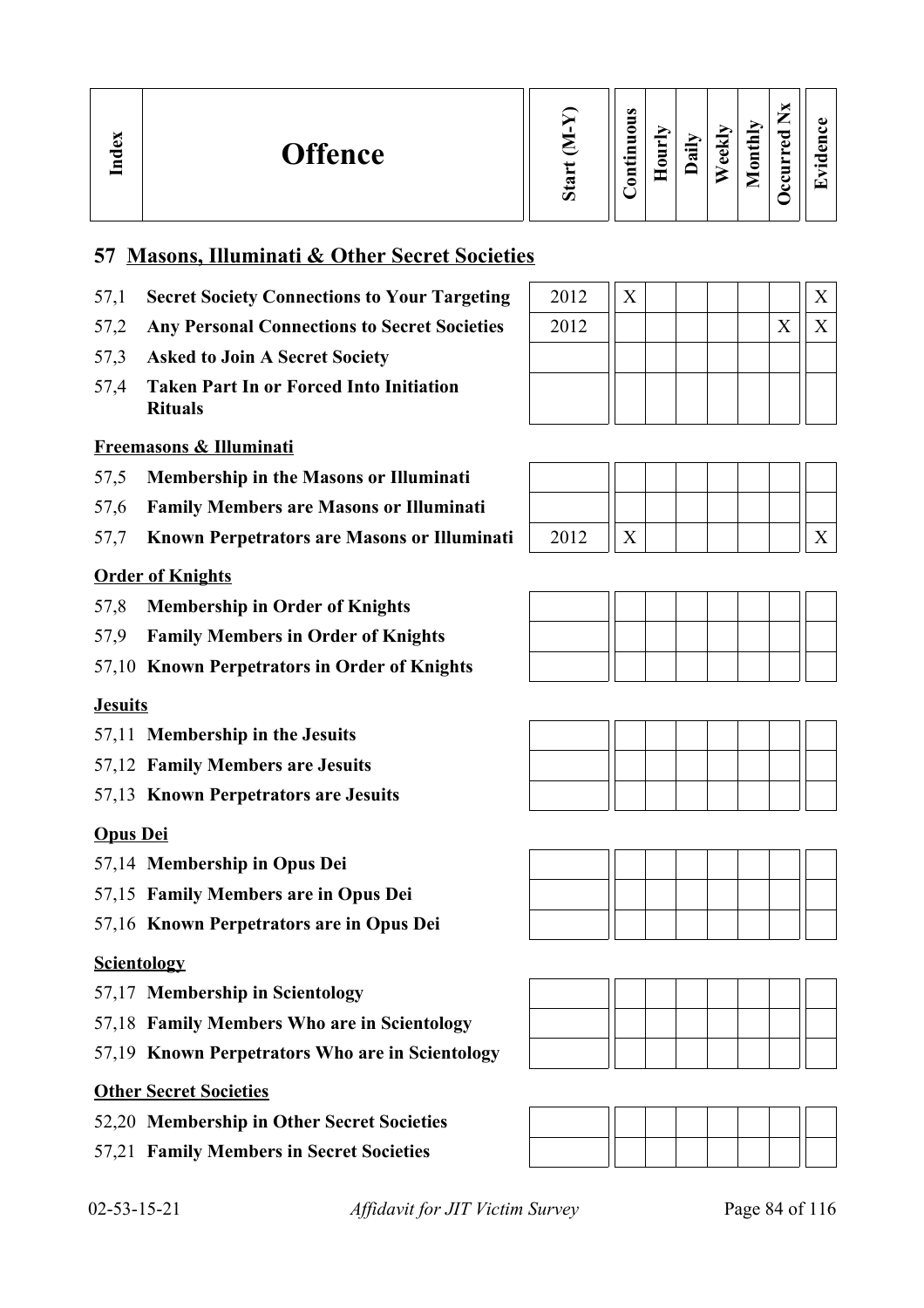| Index | Offence | Start (M-Y) | Continuous | Hourly | Daily | Weekly | Monthly | Occurred Nx | Evidence |
|---|---|---|---|---|---|---|---|---|---|

## 57 Masons, Illuminati & Other Secret Societies

| Index | Offence | Start (M-Y) | Continuous | Hourly | Daily | Weekly | Monthly | Occurred Nx | Evidence |
|---|---|---|---|---|---|---|---|---|---|
| 57,1 | **Secret Society Connections to Your Targeting** | 2012 | X | | | | | | X |
| 57,2 | **Any Personal Connections to Secret Societies** | 2012 | | | | | | X | X |
| 57,3 | **Asked to Join A Secret Society** | | | | | | | | |
| 57,4 | **Taken Part In or Forced Into Initiation Rituals** | | | | | | | | |

### Freemasons & Illuminati

| Index | Offence | Start (M-Y) | Continuous | Hourly | Daily | Weekly | Monthly | Occurred Nx | Evidence |
|---|---|---|---|---|---|---|---|---|---|
| 57,5 | **Membership in the Masons or Illuminati** | | | | | | | | |
| 57,6 | **Family Members are Masons or Illuminati** | | | | | | | | |
| 57,7 | **Known Perpetrators are Masons or Illuminati** | 2012 | X | | | | | | X |

### Order of Knights

| Index | Offence | Start (M-Y) | Continuous | Hourly | Daily | Weekly | Monthly | Occurred Nx | Evidence |
|---|---|---|---|---|---|---|---|---|---|
| 57,8 | **Membership in Order of Knights** | | | | | | | | |
| 57,9 | **Family Members in Order of Knights** | | | | | | | | |
| 57,10 | **Known Perpetrators in Order of Knights** | | | | | | | | |

### Jesuits

| Index | Offence | Start (M-Y) | Continuous | Hourly | Daily | Weekly | Monthly | Occurred Nx | Evidence |
|---|---|---|---|---|---|---|---|---|---|
| 57,11 | **Membership in the Jesuits** | | | | | | | | |
| 57,12 | **Family Members are Jesuits** | | | | | | | | |
| 57,13 | **Known Perpetrators are Jesuits** | | | | | | | | |

### Opus Dei

| Index | Offence | Start (M-Y) | Continuous | Hourly | Daily | Weekly | Monthly | Occurred Nx | Evidence |
|---|---|---|---|---|---|---|---|---|---|
| 57,14 | **Membership in Opus Dei** | | | | | | | | |
| 57,15 | **Family Members are in Opus Dei** | | | | | | | | |
| 57,16 | **Known Perpetrators are in Opus Dei** | | | | | | | | |

### Scientology

| Index | Offence | Start (M-Y) | Continuous | Hourly | Daily | Weekly | Monthly | Occurred Nx | Evidence |
|---|---|---|---|---|---|---|---|---|---|
| 57,17 | **Membership in Scientology** | | | | | | | | |
| 57,18 | **Family Members Who are in Scientology** | | | | | | | | |
| 57,19 | **Known Perpetrators Who are in Scientology** | | | | | | | | |

### Other Secret Societies

| Index | Offence | Start (M-Y) | Continuous | Hourly | Daily | Weekly | Monthly | Occurred Nx | Evidence |
|---|---|---|---|---|---|---|---|---|---|
| 52,20 | **Membership in Other Secret Societies** | | | | | | | | |
| 57,21 | **Family Members in Secret Societies** | | | | | | | | |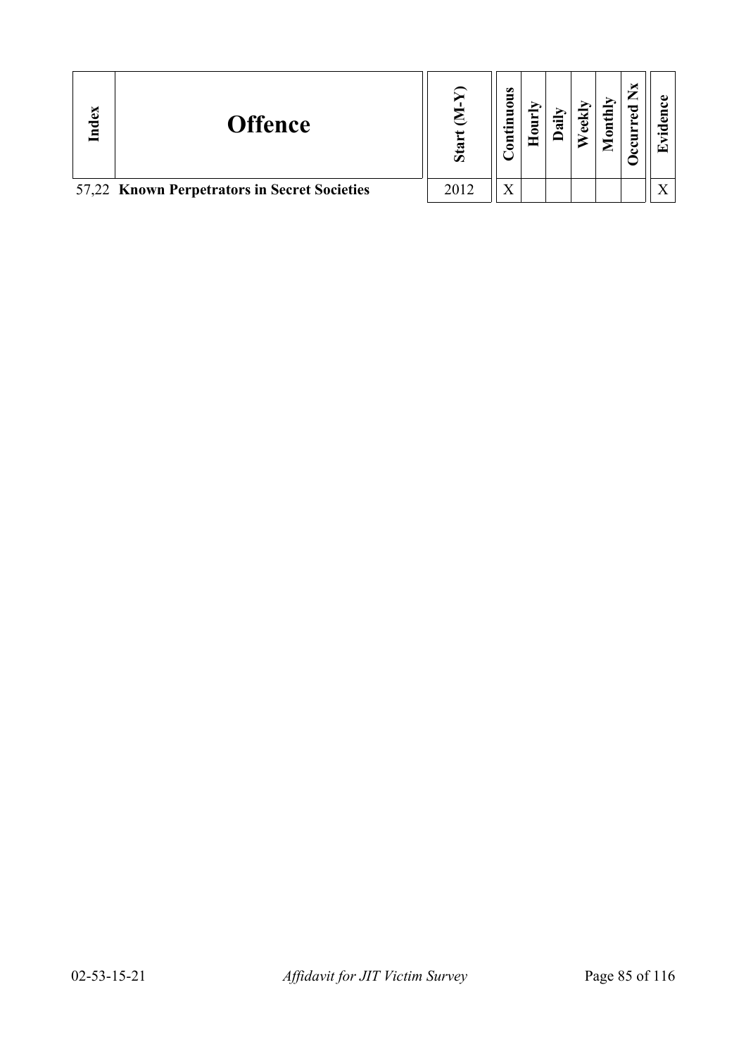| Index | Offence | Start (M-Y) | Continuous | Hourly | Daily | Weekly | Monthly | Occurred Nx | Evidence |
|---|---|---|---|---|---|---|---|---|---|
| 57,22 | **Known Perpetrators in Secret Societies** | 2012 | X | | | | | | X |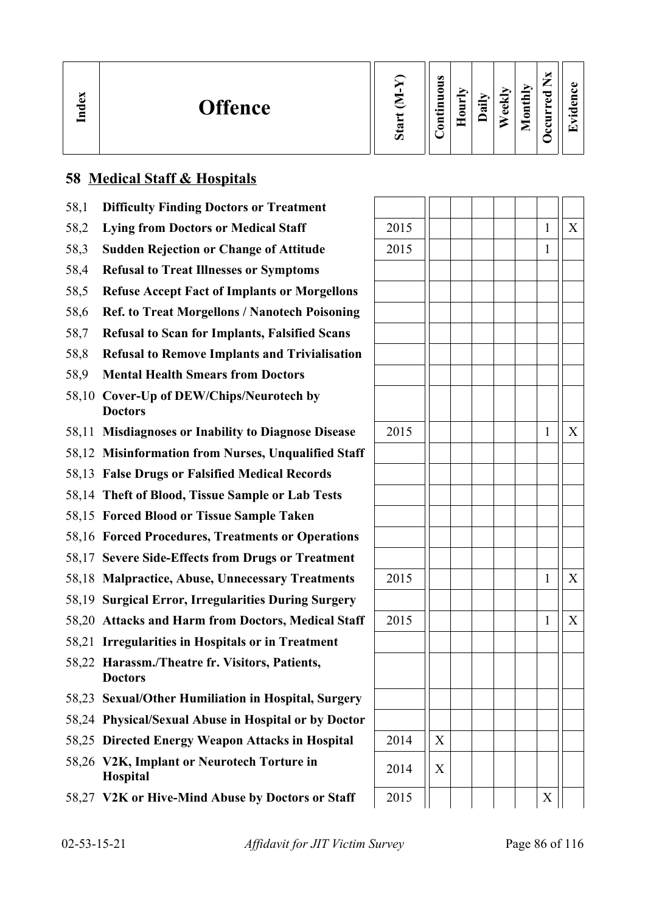| Index | Offence | Start (M-Y) | Continuous | Hourly | Daily | Weekly | Monthly | Occurred Nx | Evidence |
|---|---|---|---|---|---|---|---|---|---|

## 58 Medical Staff & Hospitals

| Index | Offence | Start (M-Y) | Continuous | Hourly | Daily | Weekly | Monthly | Occurred Nx | Evidence |
|---|---|---|---|---|---|---|---|---|---|
| 58,1 | **Difficulty Finding Doctors or Treatment** | | | | | | | | |
| 58,2 | **Lying from Doctors or Medical Staff** | 2015 | | | | | | 1 | X |
| 58,3 | **Sudden Rejection or Change of Attitude** | 2015 | | | | | | 1 | |
| 58,4 | **Refusal to Treat Illnesses or Symptoms** | | | | | | | | |
| 58,5 | **Refuse Accept Fact of Implants or Morgellons** | | | | | | | | |
| 58,6 | **Ref. to Treat Morgellons / Nanotech Poisoning** | | | | | | | | |
| 58,7 | **Refusal to Scan for Implants, Falsified Scans** | | | | | | | | |
| 58,8 | **Refusal to Remove Implants and Trivialisation** | | | | | | | | |
| 58,9 | **Mental Health Smears from Doctors** | | | | | | | | |
| 58,10 | **Cover-Up of DEW/Chips/Neurotech by Doctors** | | | | | | | | |
| 58,11 | **Misdiagnoses or Inability to Diagnose Disease** | 2015 | | | | | | 1 | X |
| 58,12 | **Misinformation from Nurses, Unqualified Staff** | | | | | | | | |
| 58,13 | **False Drugs or Falsified Medical Records** | | | | | | | | |
| 58,14 | **Theft of Blood, Tissue Sample or Lab Tests** | | | | | | | | |
| 58,15 | **Forced Blood or Tissue Sample Taken** | | | | | | | | |
| 58,16 | **Forced Procedures, Treatments or Operations** | | | | | | | | |
| 58,17 | **Severe Side-Effects from Drugs or Treatment** | | | | | | | | |
| 58,18 | **Malpractice, Abuse, Unnecessary Treatments** | 2015 | | | | | | 1 | X |
| 58,19 | **Surgical Error, Irregularities During Surgery** | | | | | | | | |
| 58,20 | **Attacks and Harm from Doctors, Medical Staff** | 2015 | | | | | | 1 | X |
| 58,21 | **Irregularities in Hospitals or in Treatment** | | | | | | | | |
| 58,22 | **Harassm./Theatre fr. Visitors, Patients, Doctors** | | | | | | | | |
| 58,23 | **Sexual/Other Humiliation in Hospital, Surgery** | | | | | | | | |
| 58,24 | **Physical/Sexual Abuse in Hospital or by Doctor** | | | | | | | | |
| 58,25 | **Directed Energy Weapon Attacks in Hospital** | 2014 | X | | | | | | |
| 58,26 | **V2K, Implant or Neurotech Torture in Hospital** | 2014 | X | | | | | | |
| 58,27 | **V2K or Hive-Mind Abuse by Doctors or Staff** | 2015 | | | | | | X | |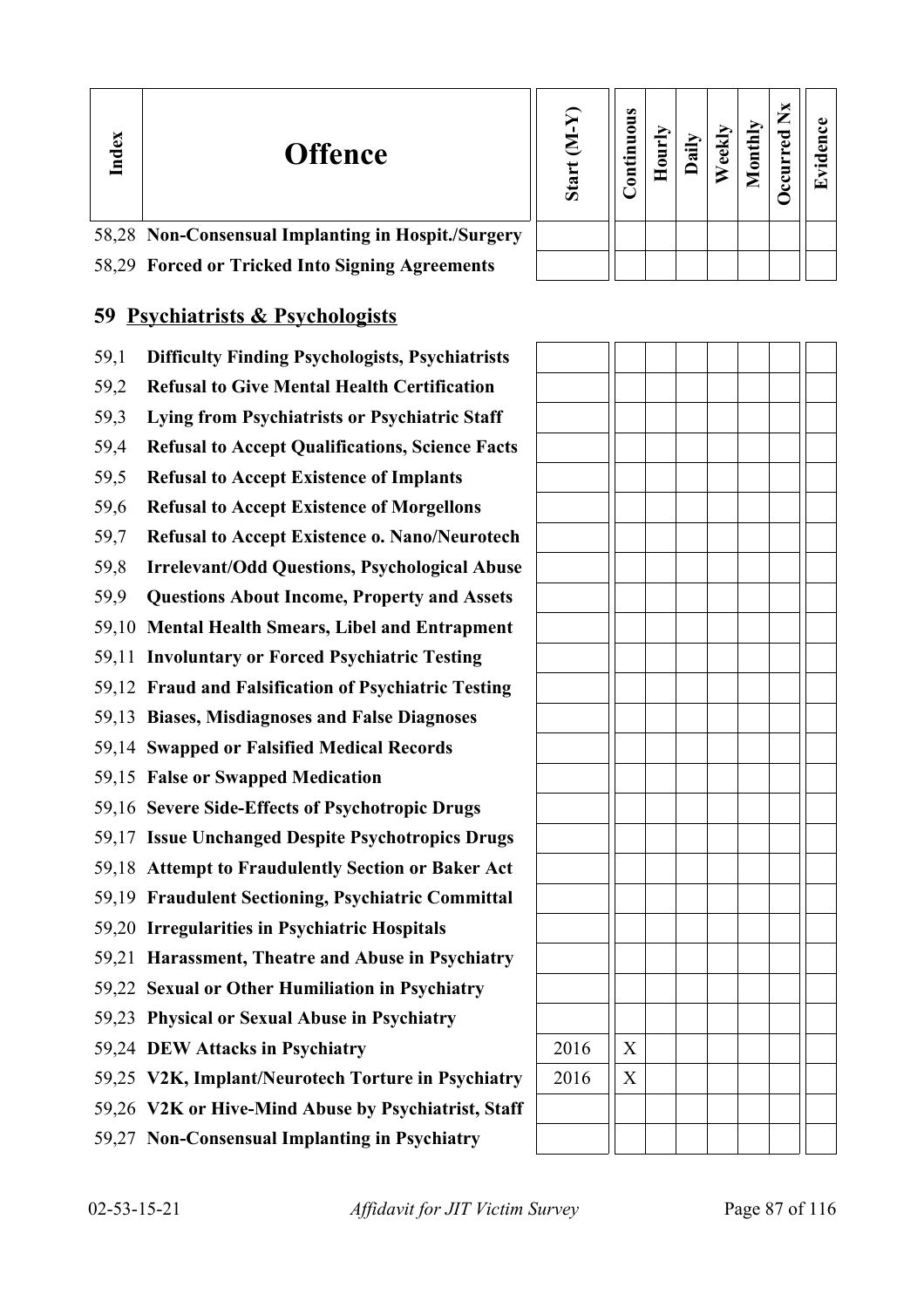| Index | Offence | Start (M-Y) | Continuous | Hourly | Daily | Weekly | Monthly | Occurred Nx | Evidence |
|---|---|---|---|---|---|---|---|---|---|
| 58,28 | **Non-Consensual Implanting in Hospit./Surgery** | | | | | | | | |
| 58,29 | **Forced or Tricked Into Signing Agreements** | | | | | | | | |

## 59 Psychiatrists & Psychologists

| Index | Offence | Start (M-Y) | Continuous | Hourly | Daily | Weekly | Monthly | Occurred Nx | Evidence |
|---|---|---|---|---|---|---|---|---|---|
| 59,1 | **Difficulty Finding Psychologists, Psychiatrists** | | | | | | | | |
| 59,2 | **Refusal to Give Mental Health Certification** | | | | | | | | |
| 59,3 | **Lying from Psychiatrists or Psychiatric Staff** | | | | | | | | |
| 59,4 | **Refusal to Accept Qualifications, Science Facts** | | | | | | | | |
| 59,5 | **Refusal to Accept Existence of Implants** | | | | | | | | |
| 59,6 | **Refusal to Accept Existence of Morgellons** | | | | | | | | |
| 59,7 | **Refusal to Accept Existence o. Nano/Neurotech** | | | | | | | | |
| 59,8 | **Irrelevant/Odd Questions, Psychological Abuse** | | | | | | | | |
| 59,9 | **Questions About Income, Property and Assets** | | | | | | | | |
| 59,10 | **Mental Health Smears, Libel and Entrapment** | | | | | | | | |
| 59,11 | **Involuntary or Forced Psychiatric Testing** | | | | | | | | |
| 59,12 | **Fraud and Falsification of Psychiatric Testing** | | | | | | | | |
| 59,13 | **Biases, Misdiagnoses and False Diagnoses** | | | | | | | | |
| 59,14 | **Swapped or Falsified Medical Records** | | | | | | | | |
| 59,15 | **False or Swapped Medication** | | | | | | | | |
| 59,16 | **Severe Side-Effects of Psychotropic Drugs** | | | | | | | | |
| 59,17 | **Issue Unchanged Despite Psychotropics Drugs** | | | | | | | | |
| 59,18 | **Attempt to Fraudulently Section or Baker Act** | | | | | | | | |
| 59,19 | **Fraudulent Sectioning, Psychiatric Committal** | | | | | | | | |
| 59,20 | **Irregularities in Psychiatric Hospitals** | | | | | | | | |
| 59,21 | **Harassment, Theatre and Abuse in Psychiatry** | | | | | | | | |
| 59,22 | **Sexual or Other Humiliation in Psychiatry** | | | | | | | | |
| 59,23 | **Physical or Sexual Abuse in Psychiatry** | | | | | | | | |
| 59,24 | **DEW Attacks in Psychiatry** | 2016 | X | | | | | | |
| 59,25 | **V2K, Implant/Neurotech Torture in Psychiatry** | 2016 | X | | | | | | |
| 59,26 | **V2K or Hive-Mind Abuse by Psychiatrist, Staff** | | | | | | | | |
| 59,27 | **Non-Consensual Implanting in Psychiatry** | | | | | | | | |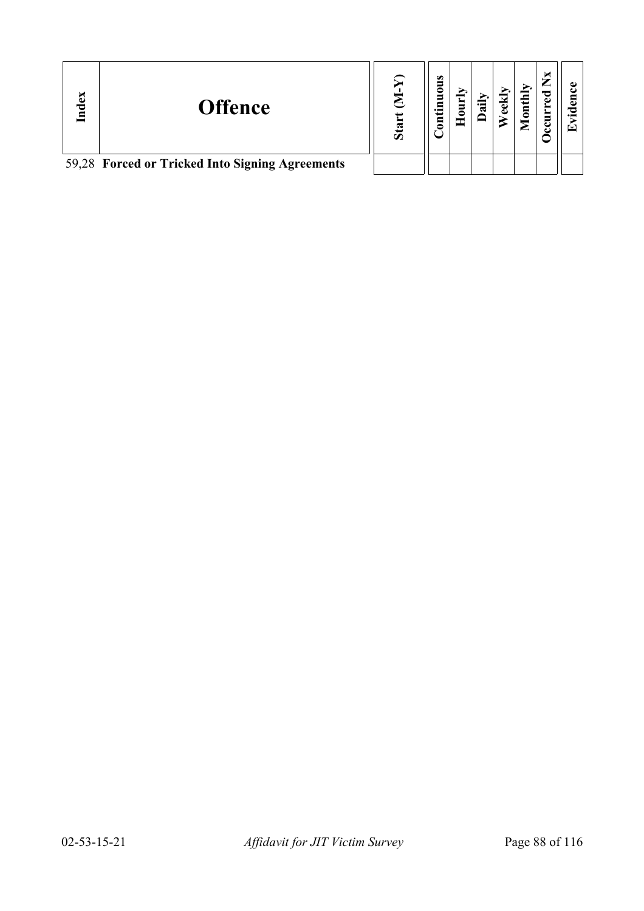| Index | Offence | Start (M-Y) | Continuous | Hourly | Daily | Weekly | Monthly | Occurred Nx | Evidence |
|---|---|---|---|---|---|---|---|---|---|
| 59,28 | **Forced or Tricked Into Signing Agreements** | | | | | | | | |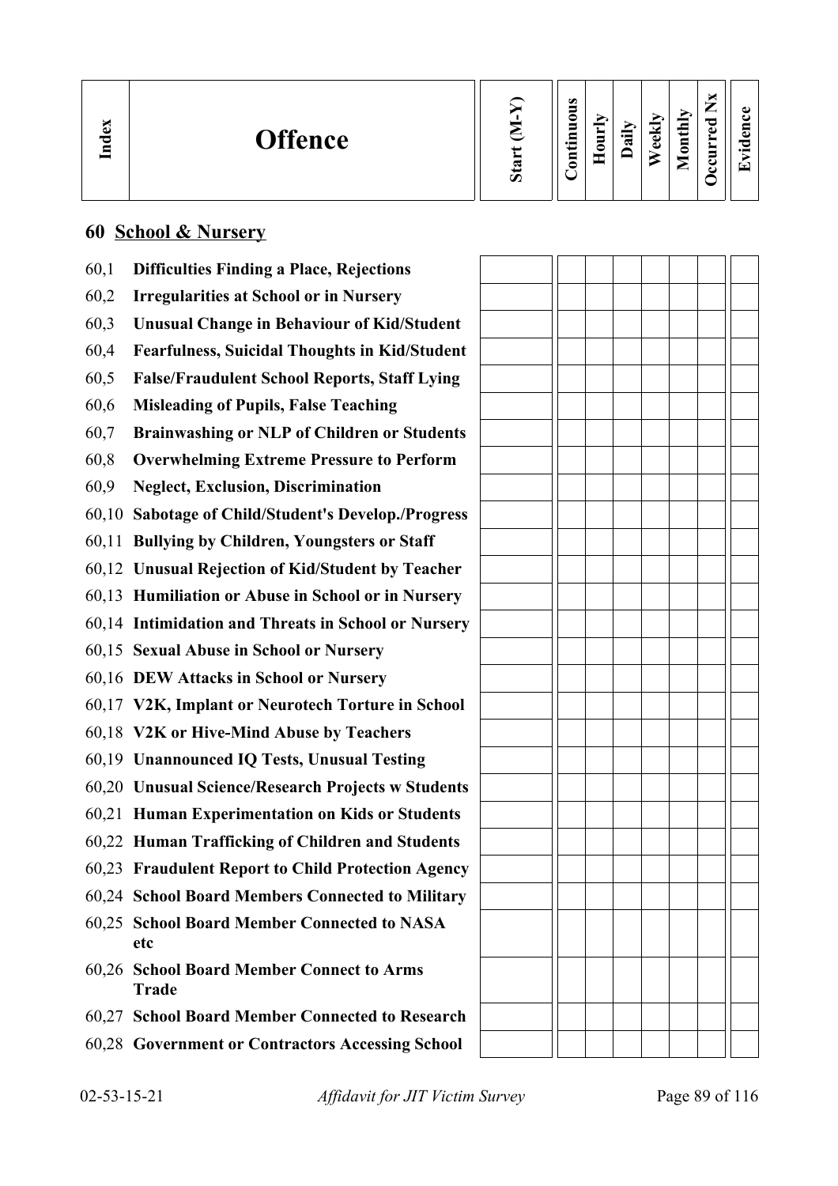| Index | Offence | Start (M-Y) | Continuous | Hourly | Daily | Weekly | Monthly | Occurred Nx | Evidence |
|---|---|---|---|---|---|---|---|---|---|
| **60** | **School & Nursery** | | | | | | | | |
| 60,1 | **Difficulties Finding a Place, Rejections** | | | | | | | | |
| 60,2 | **Irregularities at School or in Nursery** | | | | | | | | |
| 60,3 | **Unusual Change in Behaviour of Kid/Student** | | | | | | | | |
| 60,4 | **Fearfulness, Suicidal Thoughts in Kid/Student** | | | | | | | | |
| 60,5 | **False/Fraudulent School Reports, Staff Lying** | | | | | | | | |
| 60,6 | **Misleading of Pupils, False Teaching** | | | | | | | | |
| 60,7 | **Brainwashing or NLP of Children or Students** | | | | | | | | |
| 60,8 | **Overwhelming Extreme Pressure to Perform** | | | | | | | | |
| 60,9 | **Neglect, Exclusion, Discrimination** | | | | | | | | |
| 60,10 | **Sabotage of Child/Student's Develop./Progress** | | | | | | | | |
| 60,11 | **Bullying by Children, Youngsters or Staff** | | | | | | | | |
| 60,12 | **Unusual Rejection of Kid/Student by Teacher** | | | | | | | | |
| 60,13 | **Humiliation or Abuse in School or in Nursery** | | | | | | | | |
| 60,14 | **Intimidation and Threats in School or Nursery** | | | | | | | | |
| 60,15 | **Sexual Abuse in School or Nursery** | | | | | | | | |
| 60,16 | **DEW Attacks in School or Nursery** | | | | | | | | |
| 60,17 | **V2K, Implant or Neurotech Torture in School** | | | | | | | | |
| 60,18 | **V2K or Hive-Mind Abuse by Teachers** | | | | | | | | |
| 60,19 | **Unannounced IQ Tests, Unusual Testing** | | | | | | | | |
| 60,20 | **Unusual Science/Research Projects w Students** | | | | | | | | |
| 60,21 | **Human Experimentation on Kids or Students** | | | | | | | | |
| 60,22 | **Human Trafficking of Children and Students** | | | | | | | | |
| 60,23 | **Fraudulent Report to Child Protection Agency** | | | | | | | | |
| 60,24 | **School Board Members Connected to Military** | | | | | | | | |
| 60,25 | **School Board Member Connected to NASA etc** | | | | | | | | |
| 60,26 | **School Board Member Connect to Arms Trade** | | | | | | | | |
| 60,27 | **School Board Member Connected to Research** | | | | | | | | |
| 60,28 | **Government or Contractors Accessing School** | | | | | | | | |

02-53-15-21 *Affidavit for JIT Victim Survey*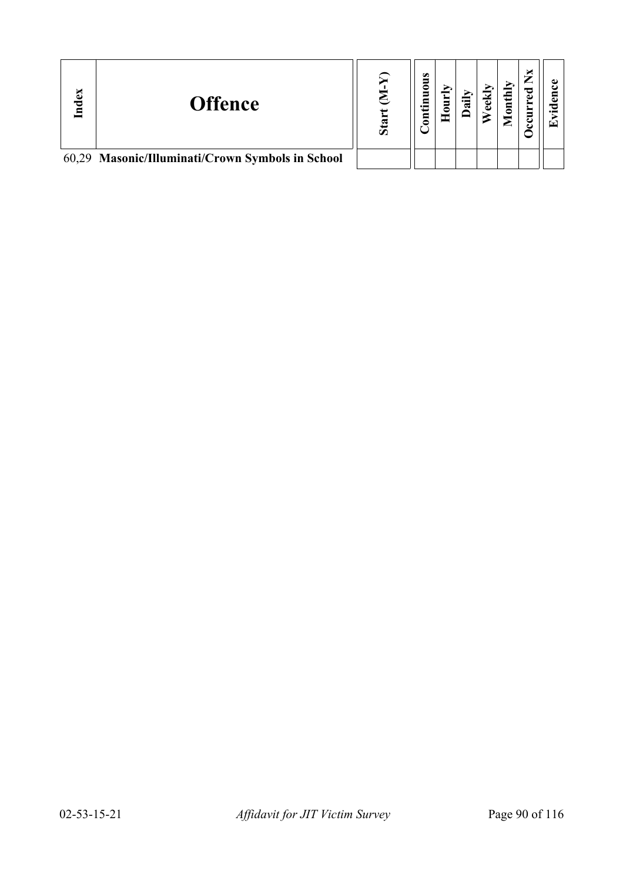| Index | Offence | Start (M-Y) | Continuous | Hourly | Daily | Weekly | Monthly | Occurred Nx | Evidence |
|---|---|---|---|---|---|---|---|---|---|
| 60,29 | **Masonic/Illuminati/Crown Symbols in School** | | | | | | | | |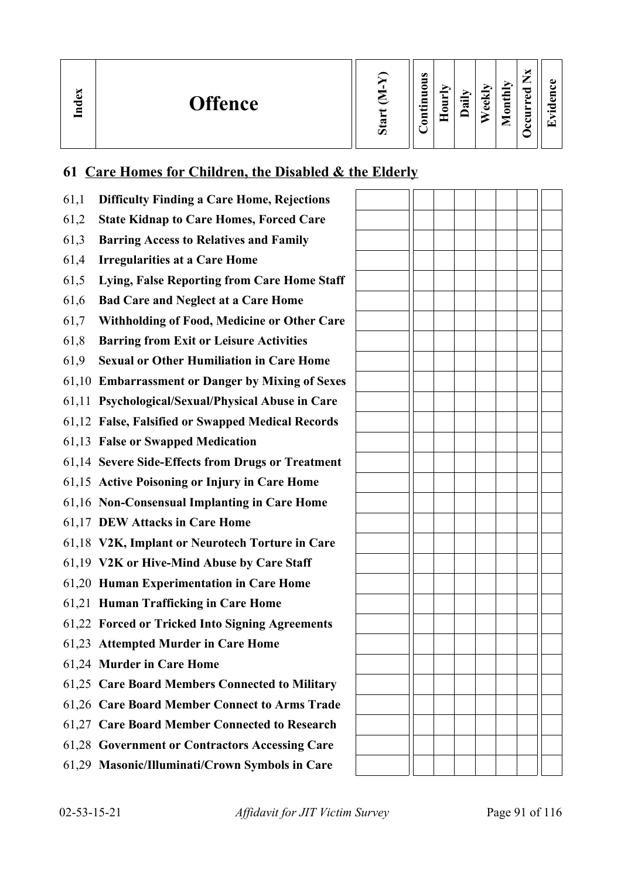| Index | Offence | Start (M-Y) | Continuous | Hourly | Daily | Weekly | Monthly | Occurred Nx | Evidence |
|---|---|---|---|---|---|---|---|---|---|

## 61 Care Homes for Children, the Disabled & the Elderly

| Index | Offence | Start (M-Y) | Continuous | Hourly | Daily | Weekly | Monthly | Occurred Nx | Evidence |
|---|---|---|---|---|---|---|---|---|---|
| 61,1 | **Difficulty Finding a Care Home, Rejections** | | | | | | | | |
| 61,2 | **State Kidnap to Care Homes, Forced Care** | | | | | | | | |
| 61,3 | **Barring Access to Relatives and Family** | | | | | | | | |
| 61,4 | **Irregularities at a Care Home** | | | | | | | | |
| 61,5 | **Lying, False Reporting from Care Home Staff** | | | | | | | | |
| 61,6 | **Bad Care and Neglect at a Care Home** | | | | | | | | |
| 61,7 | **Withholding of Food, Medicine or Other Care** | | | | | | | | |
| 61,8 | **Barring from Exit or Leisure Activities** | | | | | | | | |
| 61,9 | **Sexual or Other Humiliation in Care Home** | | | | | | | | |
| 61,10 | **Embarrassment or Danger by Mixing of Sexes** | | | | | | | | |
| 61,11 | **Psychological/Sexual/Physical Abuse in Care** | | | | | | | | |
| 61,12 | **False, Falsified or Swapped Medical Records** | | | | | | | | |
| 61,13 | **False or Swapped Medication** | | | | | | | | |
| 61,14 | **Severe Side-Effects from Drugs or Treatment** | | | | | | | | |
| 61,15 | **Active Poisoning or Injury in Care Home** | | | | | | | | |
| 61,16 | **Non-Consensual Implanting in Care Home** | | | | | | | | |
| 61,17 | **DEW Attacks in Care Home** | | | | | | | | |
| 61,18 | **V2K, Implant or Neurotech Torture in Care** | | | | | | | | |
| 61,19 | **V2K or Hive-Mind Abuse by Care Staff** | | | | | | | | |
| 61,20 | **Human Experimentation in Care Home** | | | | | | | | |
| 61,21 | **Human Trafficking in Care Home** | | | | | | | | |
| 61,22 | **Forced or Tricked Into Signing Agreements** | | | | | | | | |
| 61,23 | **Attempted Murder in Care Home** | | | | | | | | |
| 61,24 | **Murder in Care Home** | | | | | | | | |
| 61,25 | **Care Board Members Connected to Military** | | | | | | | | |
| 61,26 | **Care Board Member Connect to Arms Trade** | | | | | | | | |
| 61,27 | **Care Board Member Connected to Research** | | | | | | | | |
| 61,28 | **Government or Contractors Accessing Care** | | | | | | | | |
| 61,29 | **Masonic/Illuminati/Crown Symbols in Care** | | | | | | | | |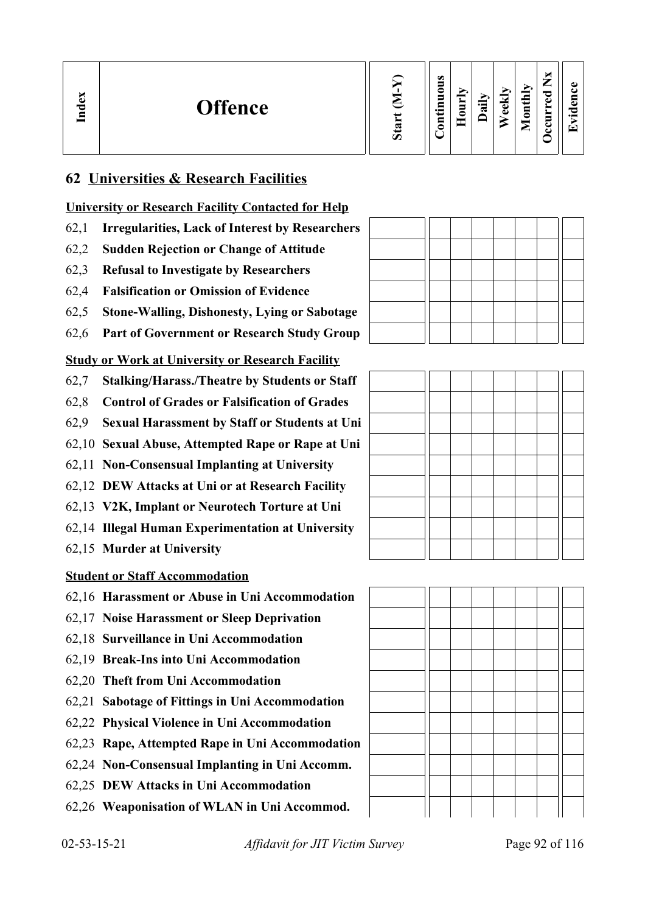| Index | Offence | Start (M-Y) | Continuous | Hourly | Daily | Weekly | Monthly | Occurred Nx | Evidence |
|---|---|---|---|---|---|---|---|---|---|

## 62 Universities & Research Facilities

| Index | Offence | Start (M-Y) | Continuous | Hourly | Daily | Weekly | Monthly | Occurred Nx | Evidence |
|---|---|---|---|---|---|---|---|---|---|
| | **University or Research Facility Contacted for Help** | | | | | | | | |
| 62,1 | **Irregularities, Lack of Interest by Researchers** | | | | | | | | |
| 62,2 | **Sudden Rejection or Change of Attitude** | | | | | | | | |
| 62,3 | **Refusal to Investigate by Researchers** | | | | | | | | |
| 62,4 | **Falsification or Omission of Evidence** | | | | | | | | |
| 62,5 | **Stone-Walling, Dishonesty, Lying or Sabotage** | | | | | | | | |
| 62,6 | **Part of Government or Research Study Group** | | | | | | | | |
| | **Study or Work at University or Research Facility** | | | | | | | | |
| 62,7 | **Stalking/Harass./Theatre by Students or Staff** | | | | | | | | |
| 62,8 | **Control of Grades or Falsification of Grades** | | | | | | | | |
| 62,9 | **Sexual Harassment by Staff or Students at Uni** | | | | | | | | |
| 62,10 | **Sexual Abuse, Attempted Rape or Rape at Uni** | | | | | | | | |
| 62,11 | **Non-Consensual Implanting at University** | | | | | | | | |
| 62,12 | **DEW Attacks at Uni or at Research Facility** | | | | | | | | |
| 62,13 | **V2K, Implant or Neurotech Torture at Uni** | | | | | | | | |
| 62,14 | **Illegal Human Experimentation at University** | | | | | | | | |
| 62,15 | **Murder at University** | | | | | | | | |
| | **Student or Staff Accommodation** | | | | | | | | |
| 62,16 | **Harassment or Abuse in Uni Accommodation** | | | | | | | | |
| 62,17 | **Noise Harassment or Sleep Deprivation** | | | | | | | | |
| 62,18 | **Surveillance in Uni Accommodation** | | | | | | | | |
| 62,19 | **Break-Ins into Uni Accommodation** | | | | | | | | |
| 62,20 | **Theft from Uni Accommodation** | | | | | | | | |
| 62,21 | **Sabotage of Fittings in Uni Accommodation** | | | | | | | | |
| 62,22 | **Physical Violence in Uni Accommodation** | | | | | | | | |
| 62,23 | **Rape, Attempted Rape in Uni Accommodation** | | | | | | | | |
| 62,24 | **Non-Consensual Implanting in Uni Accomm.** | | | | | | | | |
| 62,25 | **DEW Attacks in Uni Accommodation** | | | | | | | | |
| 62,26 | **Weaponisation of WLAN in Uni Accommod.** | | | | | | | | |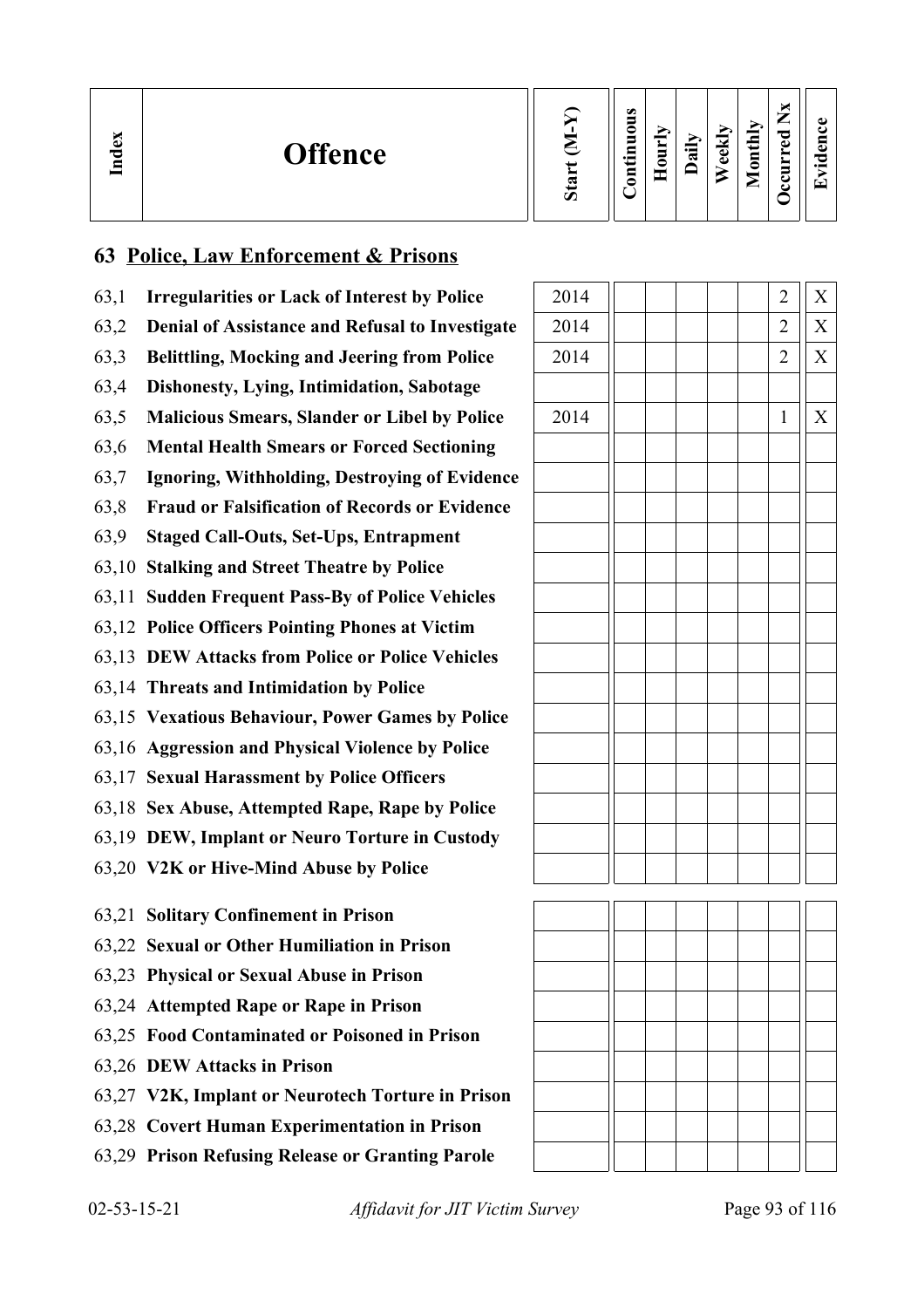| Index | Offence | Start (M-Y) | Continuous | Hourly | Daily | Weekly | Monthly | Occurred Nx | Evidence |
|---|---|---|---|---|---|---|---|---|---|

## 63 Police, Law Enforcement & Prisons

| Index | Offence | Start (M-Y) | Continuous | Hourly | Daily | Weekly | Monthly | Occurred Nx | Evidence |
|---|---|---|---|---|---|---|---|---|---|
| 63,1 | **Irregularities or Lack of Interest by Police** | 2014 | | | | | | 2 | X |
| 63,2 | **Denial of Assistance and Refusal to Investigate** | 2014 | | | | | | 2 | X |
| 63,3 | **Belittling, Mocking and Jeering from Police** | 2014 | | | | | | 2 | X |
| 63,4 | **Dishonesty, Lying, Intimidation, Sabotage** | | | | | | | | |
| 63,5 | **Malicious Smears, Slander or Libel by Police** | 2014 | | | | | | 1 | X |
| 63,6 | **Mental Health Smears or Forced Sectioning** | | | | | | | | |
| 63,7 | **Ignoring, Withholding, Destroying of Evidence** | | | | | | | | |
| 63,8 | **Fraud or Falsification of Records or Evidence** | | | | | | | | |
| 63,9 | **Staged Call-Outs, Set-Ups, Entrapment** | | | | | | | | |
| 63,10 | **Stalking and Street Theatre by Police** | | | | | | | | |
| 63,11 | **Sudden Frequent Pass-By of Police Vehicles** | | | | | | | | |
| 63,12 | **Police Officers Pointing Phones at Victim** | | | | | | | | |
| 63,13 | **DEW Attacks from Police or Police Vehicles** | | | | | | | | |
| 63,14 | **Threats and Intimidation by Police** | | | | | | | | |
| 63,15 | **Vexatious Behaviour, Power Games by Police** | | | | | | | | |
| 63,16 | **Aggression and Physical Violence by Police** | | | | | | | | |
| 63,17 | **Sexual Harassment by Police Officers** | | | | | | | | |
| 63,18 | **Sex Abuse, Attempted Rape, Rape by Police** | | | | | | | | |
| 63,19 | **DEW, Implant or Neuro Torture in Custody** | | | | | | | | |
| 63,20 | **V2K or Hive-Mind Abuse by Police** | | | | | | | | |
| 63,21 | **Solitary Confinement in Prison** | | | | | | | | |
| 63,22 | **Sexual or Other Humiliation in Prison** | | | | | | | | |
| 63,23 | **Physical or Sexual Abuse in Prison** | | | | | | | | |
| 63,24 | **Attempted Rape or Rape in Prison** | | | | | | | | |
| 63,25 | **Food Contaminated or Poisoned in Prison** | | | | | | | | |
| 63,26 | **DEW Attacks in Prison** | | | | | | | | |
| 63,27 | **V2K, Implant or Neurotech Torture in Prison** | | | | | | | | |
| 63,28 | **Covert Human Experimentation in Prison** | | | | | | | | |
| 63,29 | **Prison Refusing Release or Granting Parole** | | | | | | | | |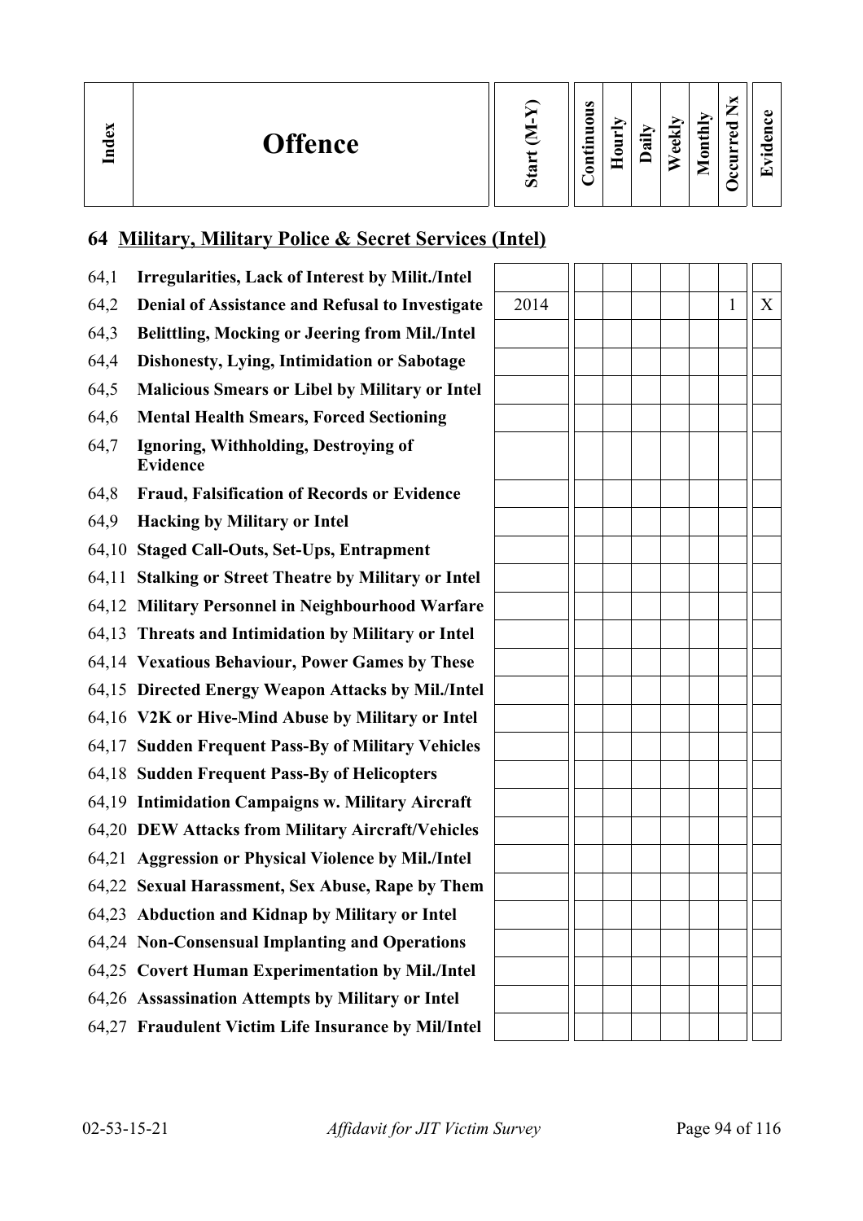| Index | Offence | Start (M-Y) | Continuous | Hourly | Daily | Weekly | Monthly | Occurred Nx | Evidence |
|---|---|---|---|---|---|---|---|---|---|

## 64 Military, Military Police & Secret Services (Intel)

| Index | Offence | Start (M-Y) | Continuous | Hourly | Daily | Weekly | Monthly | Occurred Nx | Evidence |
|---|---|---|---|---|---|---|---|---|---|
| 64,1 | **Irregularities, Lack of Interest by Milit./Intel** | | | | | | | | |
| 64,2 | **Denial of Assistance and Refusal to Investigate** | 2014 | | | | | | 1 | X |
| 64,3 | **Belittling, Mocking or Jeering from Mil./Intel** | | | | | | | | |
| 64,4 | **Dishonesty, Lying, Intimidation or Sabotage** | | | | | | | | |
| 64,5 | **Malicious Smears or Libel by Military or Intel** | | | | | | | | |
| 64,6 | **Mental Health Smears, Forced Sectioning** | | | | | | | | |
| 64,7 | **Ignoring, Withholding, Destroying of Evidence** | | | | | | | | |
| 64,8 | **Fraud, Falsification of Records or Evidence** | | | | | | | | |
| 64,9 | **Hacking by Military or Intel** | | | | | | | | |
| 64,10 | **Staged Call-Outs, Set-Ups, Entrapment** | | | | | | | | |
| 64,11 | **Stalking or Street Theatre by Military or Intel** | | | | | | | | |
| 64,12 | **Military Personnel in Neighbourhood Warfare** | | | | | | | | |
| 64,13 | **Threats and Intimidation by Military or Intel** | | | | | | | | |
| 64,14 | **Vexatious Behaviour, Power Games by These** | | | | | | | | |
| 64,15 | **Directed Energy Weapon Attacks by Mil./Intel** | | | | | | | | |
| 64,16 | **V2K or Hive-Mind Abuse by Military or Intel** | | | | | | | | |
| 64,17 | **Sudden Frequent Pass-By of Military Vehicles** | | | | | | | | |
| 64,18 | **Sudden Frequent Pass-By of Helicopters** | | | | | | | | |
| 64,19 | **Intimidation Campaigns w. Military Aircraft** | | | | | | | | |
| 64,20 | **DEW Attacks from Military Aircraft/Vehicles** | | | | | | | | |
| 64,21 | **Aggression or Physical Violence by Mil./Intel** | | | | | | | | |
| 64,22 | **Sexual Harassment, Sex Abuse, Rape by Them** | | | | | | | | |
| 64,23 | **Abduction and Kidnap by Military or Intel** | | | | | | | | |
| 64,24 | **Non-Consensual Implanting and Operations** | | | | | | | | |
| 64,25 | **Covert Human Experimentation by Mil./Intel** | | | | | | | | |
| 64,26 | **Assassination Attempts by Military or Intel** | | | | | | | | |
| 64,27 | **Fraudulent Victim Life Insurance by Mil/Intel** | | | | | | | | |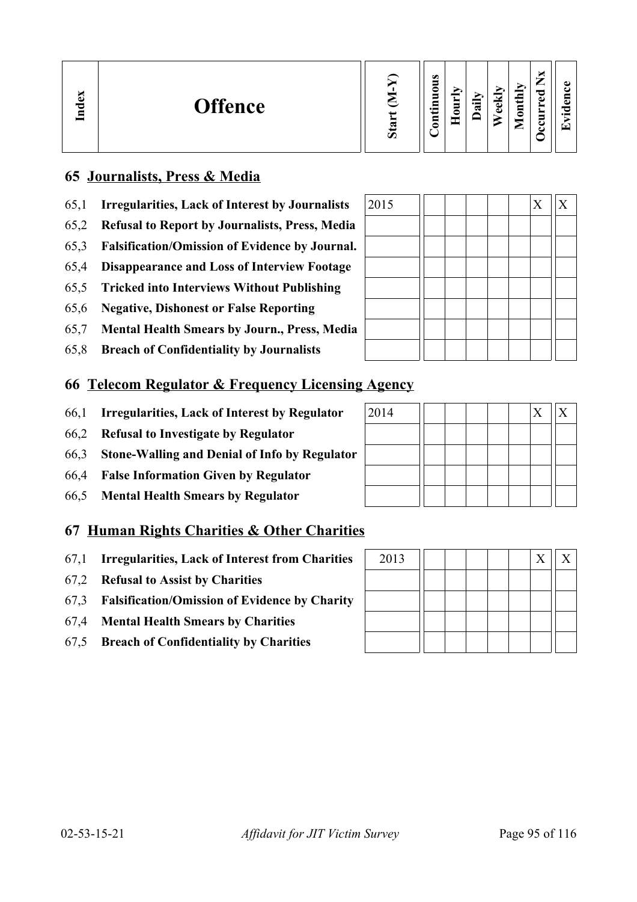| Index | Offence | Start (M-Y) | Continuous | Hourly | Daily | Weekly | Monthly | Occurred Nx | Evidence |
|---|---|---|---|---|---|---|---|---|---|

## 65 Journalists, Press & Media

| | | | | | | | | | |
|---|---|---|---|---|---|---|---|---|---|
| 65,1 | **Irregularities, Lack of Interest by Journalists** | 2015 | | | | | | X | X |
| 65,2 | **Refusal to Report by Journalists, Press, Media** | | | | | | | | |
| 65,3 | **Falsification/Omission of Evidence by Journal.** | | | | | | | | |
| 65,4 | **Disappearance and Loss of Interview Footage** | | | | | | | | |
| 65,5 | **Tricked into Interviews Without Publishing** | | | | | | | | |
| 65,6 | **Negative, Dishonest or False Reporting** | | | | | | | | |
| 65,7 | **Mental Health Smears by Journ., Press, Media** | | | | | | | | |
| 65,8 | **Breach of Confidentiality by Journalists** | | | | | | | | |

## 66 Telecom Regulator & Frequency Licensing Agency

| | | | | | | | | | |
|---|---|---|---|---|---|---|---|---|---|
| 66,1 | **Irregularities, Lack of Interest by Regulator** | 2014 | | | | | | X | X |
| 66,2 | **Refusal to Investigate by Regulator** | | | | | | | | |
| 66,3 | **Stone-Walling and Denial of Info by Regulator** | | | | | | | | |
| 66,4 | **False Information Given by Regulator** | | | | | | | | |
| 66,5 | **Mental Health Smears by Regulator** | | | | | | | | |

## 67 Human Rights Charities & Other Charities

| | | | | | | | | | |
|---|---|---|---|---|---|---|---|---|---|
| 67,1 | **Irregularities, Lack of Interest from Charities** | 2013 | | | | | | X | X |
| 67,2 | **Refusal to Assist by Charities** | | | | | | | | |
| 67,3 | **Falsification/Omission of Evidence by Charity** | | | | | | | | |
| 67,4 | **Mental Health Smears by Charities** | | | | | | | | |
| 67,5 | **Breach of Confidentiality by Charities** | | | | | | | | |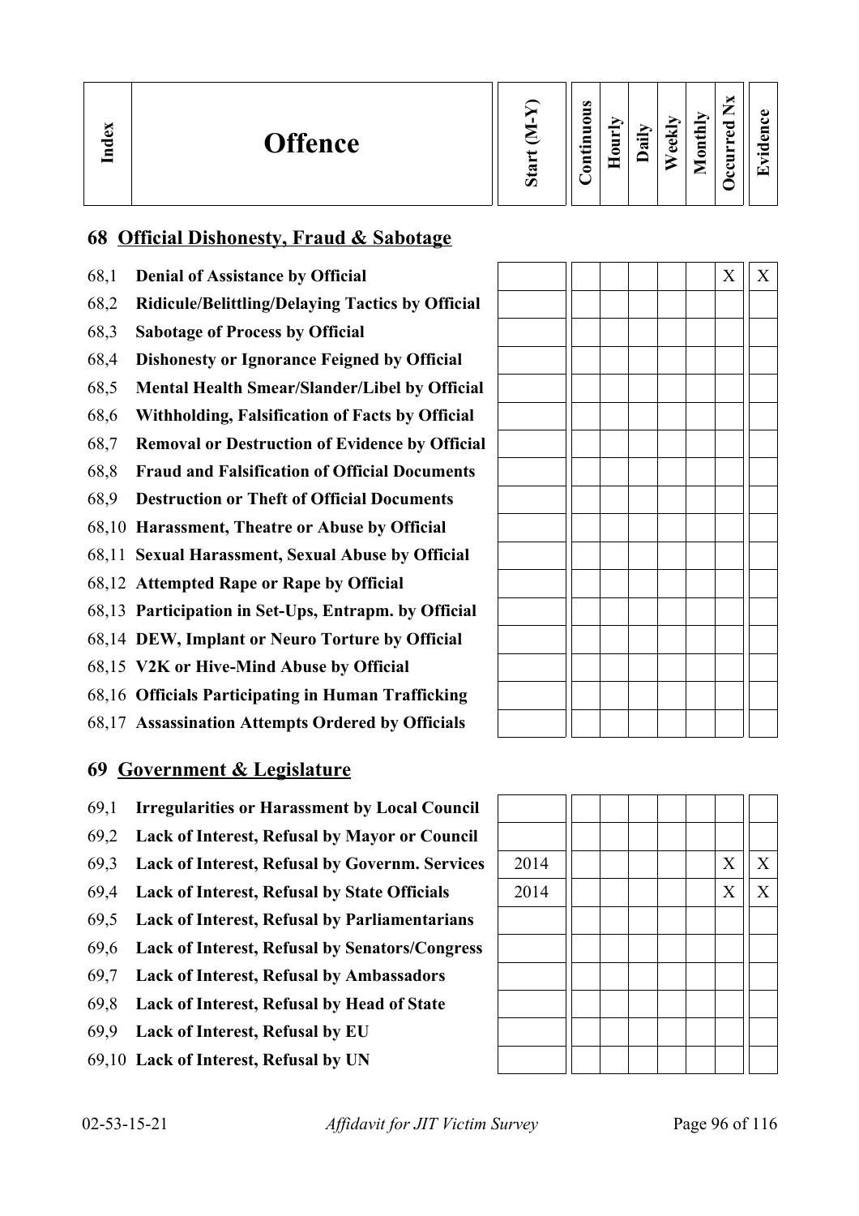| Index | Offence | Start (M-Y) | Continuous | Hourly | Daily | Weekly | Monthly | Occurred Nx | Evidence |
|---|---|---|---|---|---|---|---|---|---|

## 68 Official Dishonesty, Fraud & Sabotage

| Index | Offence | Start (M-Y) | Continuous | Hourly | Daily | Weekly | Monthly | Occurred Nx | Evidence |
|---|---|---|---|---|---|---|---|---|---|
| 68,1 | **Denial of Assistance by Official** | | | | | | | X | X |
| 68,2 | **Ridicule/Belittling/Delaying Tactics by Official** | | | | | | | | |
| 68,3 | **Sabotage of Process by Official** | | | | | | | | |
| 68,4 | **Dishonesty or Ignorance Feigned by Official** | | | | | | | | |
| 68,5 | **Mental Health Smear/Slander/Libel by Official** | | | | | | | | |
| 68,6 | **Withholding, Falsification of Facts by Official** | | | | | | | | |
| 68,7 | **Removal or Destruction of Evidence by Official** | | | | | | | | |
| 68,8 | **Fraud and Falsification of Official Documents** | | | | | | | | |
| 68,9 | **Destruction or Theft of Official Documents** | | | | | | | | |
| 68,10 | **Harassment, Theatre or Abuse by Official** | | | | | | | | |
| 68,11 | **Sexual Harassment, Sexual Abuse by Official** | | | | | | | | |
| 68,12 | **Attempted Rape or Rape by Official** | | | | | | | | |
| 68,13 | **Participation in Set-Ups, Entrapm. by Official** | | | | | | | | |
| 68,14 | **DEW, Implant or Neuro Torture by Official** | | | | | | | | |
| 68,15 | **V2K or Hive-Mind Abuse by Official** | | | | | | | | |
| 68,16 | **Officials Participating in Human Trafficking** | | | | | | | | |
| 68,17 | **Assassination Attempts Ordered by Officials** | | | | | | | | |

## 69 Government & Legislature

| Index | Offence | Start (M-Y) | Continuous | Hourly | Daily | Weekly | Monthly | Occurred Nx | Evidence |
|---|---|---|---|---|---|---|---|---|---|
| 69,1 | **Irregularities or Harassment by Local Council** | | | | | | | | |
| 69,2 | **Lack of Interest, Refusal by Mayor or Council** | | | | | | | | |
| 69,3 | **Lack of Interest, Refusal by Governm. Services** | 2014 | | | | | | X | X |
| 69,4 | **Lack of Interest, Refusal by State Officials** | 2014 | | | | | | X | X |
| 69,5 | **Lack of Interest, Refusal by Parliamentarians** | | | | | | | | |
| 69,6 | **Lack of Interest, Refusal by Senators/Congress** | | | | | | | | |
| 69,7 | **Lack of Interest, Refusal by Ambassadors** | | | | | | | | |
| 69,8 | **Lack of Interest, Refusal by Head of State** | | | | | | | | |
| 69,9 | **Lack of Interest, Refusal by EU** | | | | | | | | |
| 69,10 | **Lack of Interest, Refusal by UN** | | | | | | | | |

02-53-15-21 *Affidavit for JIT Victim Survey*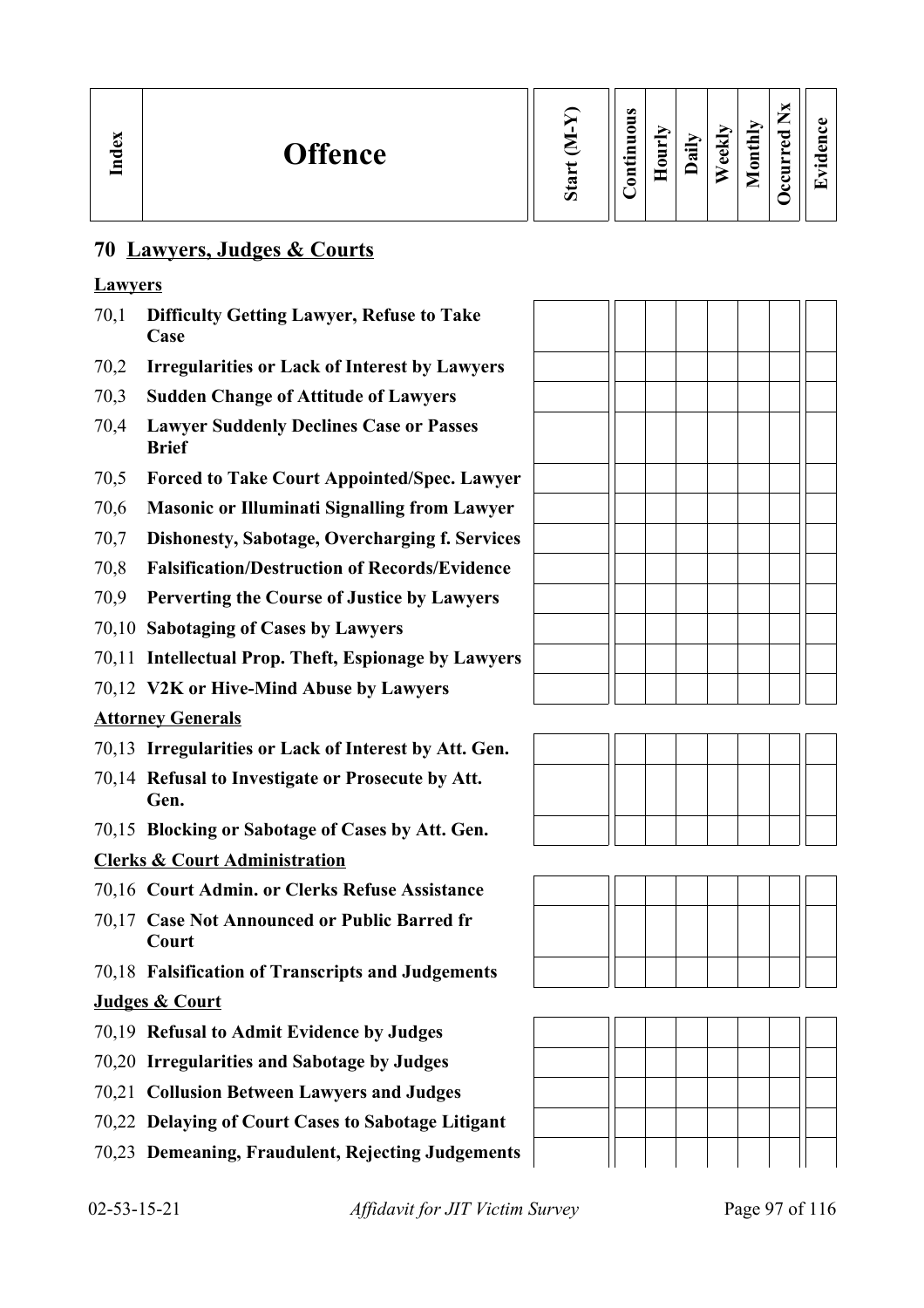| Index | Offence | Start (M-Y) | Continuous | Hourly | Daily | Weekly | Monthly | Occurred Nx | Evidence |
|---|---|---|---|---|---|---|---|---|---|

## 70 Lawyers, Judges & Courts

**Lawyers**

| Index | Offence | Start (M-Y) | Continuous | Hourly | Daily | Weekly | Monthly | Occurred Nx | Evidence |
|---|---|---|---|---|---|---|---|---|---|
| 70,1 | **Difficulty Getting Lawyer, Refuse to Take Case** | | | | | | | | |
| 70,2 | **Irregularities or Lack of Interest by Lawyers** | | | | | | | | |
| 70,3 | **Sudden Change of Attitude of Lawyers** | | | | | | | | |
| 70,4 | **Lawyer Suddenly Declines Case or Passes Brief** | | | | | | | | |
| 70,5 | **Forced to Take Court Appointed/Spec. Lawyer** | | | | | | | | |
| 70,6 | **Masonic or Illuminati Signalling from Lawyer** | | | | | | | | |
| 70,7 | **Dishonesty, Sabotage, Overcharging f. Services** | | | | | | | | |
| 70,8 | **Falsification/Destruction of Records/Evidence** | | | | | | | | |
| 70,9 | **Perverting the Course of Justice by Lawyers** | | | | | | | | |
| 70,10 | **Sabotaging of Cases by Lawyers** | | | | | | | | |
| 70,11 | **Intellectual Prop. Theft, Espionage by Lawyers** | | | | | | | | |
| 70,12 | **V2K or Hive-Mind Abuse by Lawyers** | | | | | | | | |

**Attorney Generals**

| Index | Offence | Start (M-Y) | Continuous | Hourly | Daily | Weekly | Monthly | Occurred Nx | Evidence |
|---|---|---|---|---|---|---|---|---|---|
| 70,13 | **Irregularities or Lack of Interest by Att. Gen.** | | | | | | | | |
| 70,14 | **Refusal to Investigate or Prosecute by Att. Gen.** | | | | | | | | |
| 70,15 | **Blocking or Sabotage of Cases by Att. Gen.** | | | | | | | | |

**Clerks & Court Administration**

| Index | Offence | Start (M-Y) | Continuous | Hourly | Daily | Weekly | Monthly | Occurred Nx | Evidence |
|---|---|---|---|---|---|---|---|---|---|
| 70,16 | **Court Admin. or Clerks Refuse Assistance** | | | | | | | | |
| 70,17 | **Case Not Announced or Public Barred fr Court** | | | | | | | | |
| 70,18 | **Falsification of Transcripts and Judgements** | | | | | | | | |

**Judges & Court**

| Index | Offence | Start (M-Y) | Continuous | Hourly | Daily | Weekly | Monthly | Occurred Nx | Evidence |
|---|---|---|---|---|---|---|---|---|---|
| 70,19 | **Refusal to Admit Evidence by Judges** | | | | | | | | |
| 70,20 | **Irregularities and Sabotage by Judges** | | | | | | | | |
| 70,21 | **Collusion Between Lawyers and Judges** | | | | | | | | |
| 70,22 | **Delaying of Court Cases to Sabotage Litigant** | | | | | | | | |
| 70,23 | **Demeaning, Fraudulent, Rejecting Judgements** | | | | | | | | |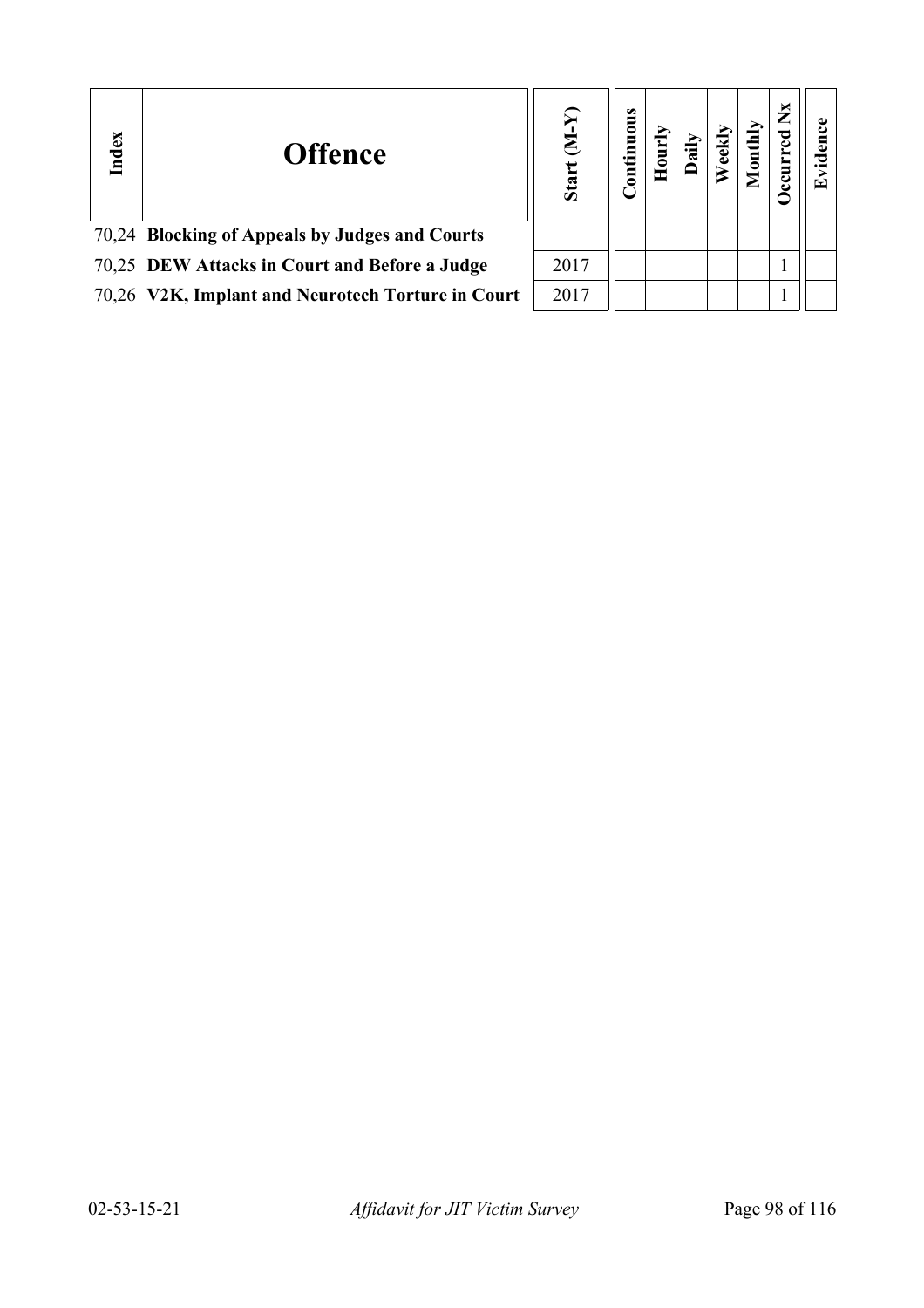| Index | Offence | Start (M-Y) | Continuous | Hourly | Daily | Weekly | Monthly | Occurred Nx | Evidence |
|---|---|---|---|---|---|---|---|---|---|
| 70,24 | **Blocking of Appeals by Judges and Courts** | | | | | | | | |
| 70,25 | **DEW Attacks in Court and Before a Judge** | 2017 | | | | | | 1 | |
| 70,26 | **V2K, Implant and Neurotech Torture in Court** | 2017 | | | | | | 1 | |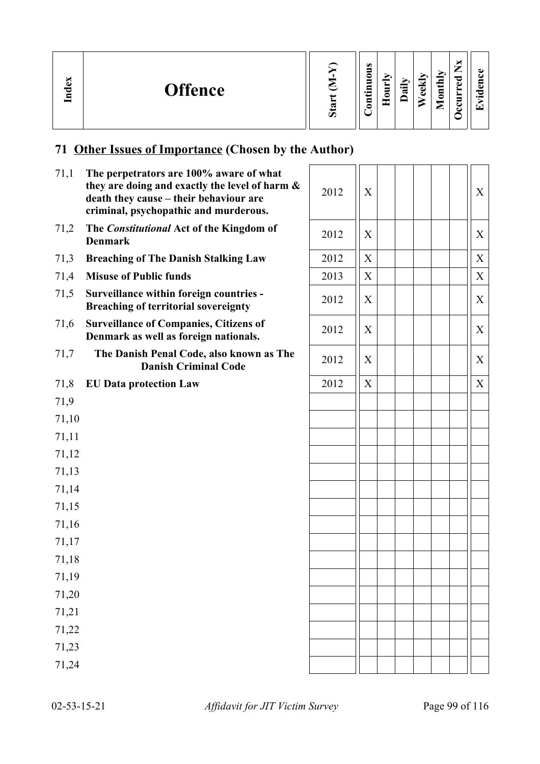| Index | Offence | Start (M-Y) | Continuous | Hourly | Daily | Weekly | Monthly | Occurred Nx | Evidence |
|---|---|---|---|---|---|---|---|---|---|

## 71 Other Issues of Importance (Chosen by the Author)

| Index | Offence | Start (M-Y) | Continuous | Hourly | Daily | Weekly | Monthly | Occurred Nx | Evidence |
|---|---|---|---|---|---|---|---|---|---|
| 71,1 | **The perpetrators are 100% aware of what they are doing and exactly the level of harm & death they cause – their behaviour are criminal, psychopathic and murderous.** | 2012 | X | | | | | | X |
| 71,2 | **The *Constitutional* Act of the Kingdom of Denmark** | 2012 | X | | | | | | X |
| 71,3 | **Breaching of The Danish Stalking Law** | 2012 | X | | | | | | X |
| 71,4 | **Misuse of Public funds** | 2013 | X | | | | | | X |
| 71,5 | **Surveillance within foreign countries - Breaching of territorial sovereignty** | 2012 | X | | | | | | X |
| 71,6 | **Surveillance of Companies, Citizens of Denmark as well as foreign nationals.** | 2012 | X | | | | | | X |
| 71,7 | **The Danish Penal Code, also known as The Danish Criminal Code** | 2012 | X | | | | | | X |
| 71,8 | **EU Data protection Law** | 2012 | X | | | | | | X |
| 71,9 | | | | | | | | | |
| 71,10 | | | | | | | | | |
| 71,11 | | | | | | | | | |
| 71,12 | | | | | | | | | |
| 71,13 | | | | | | | | | |
| 71,14 | | | | | | | | | |
| 71,15 | | | | | | | | | |
| 71,16 | | | | | | | | | |
| 71,17 | | | | | | | | | |
| 71,18 | | | | | | | | | |
| 71,19 | | | | | | | | | |
| 71,20 | | | | | | | | | |
| 71,21 | | | | | | | | | |
| 71,22 | | | | | | | | | |
| 71,23 | | | | | | | | | |
| 71,24 | | | | | | | | | |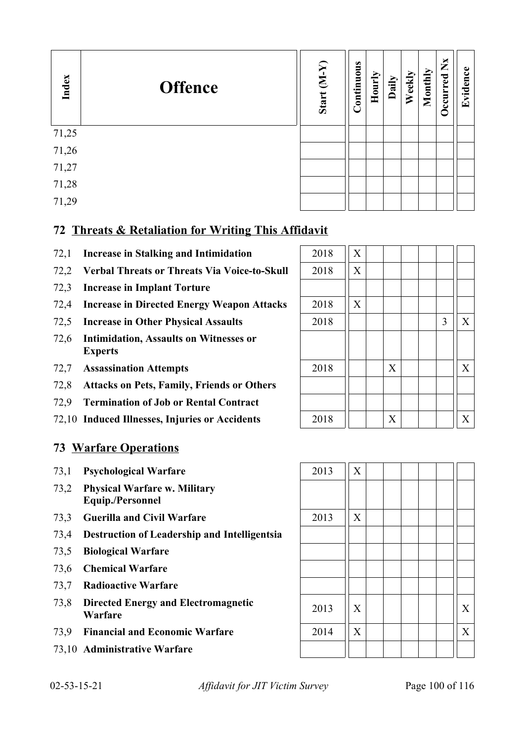| Index | Offence | Start (M-Y) | Continuous | Hourly | Daily | Weekly | Monthly | Occurred Nx | Evidence |
|---|---|---|---|---|---|---|---|---|---|
| 71,25 | | | | | | | | | |
| 71,26 | | | | | | | | | |
| 71,27 | | | | | | | | | |
| 71,28 | | | | | | | | | |
| 71,29 | | | | | | | | | |

## 72 Threats & Retaliation for Writing This Affidavit

| Index | Offence | Start (M-Y) | Continuous | Hourly | Daily | Weekly | Monthly | Occurred Nx | Evidence |
|---|---|---|---|---|---|---|---|---|---|
| 72,1 | **Increase in Stalking and Intimidation** | 2018 | X | | | | | | |
| 72,2 | **Verbal Threats or Threats Via Voice-to-Skull** | 2018 | X | | | | | | |
| 72,3 | **Increase in Implant Torture** | | | | | | | | |
| 72,4 | **Increase in Directed Energy Weapon Attacks** | 2018 | X | | | | | | |
| 72,5 | **Increase in Other Physical Assaults** | 2018 | | | | | | 3 | X |
| 72,6 | **Intimidation, Assaults on Witnesses or Experts** | | | | | | | | |
| 72,7 | **Assassination Attempts** | 2018 | | | X | | | | X |
| 72,8 | **Attacks on Pets, Family, Friends or Others** | | | | | | | | |
| 72,9 | **Termination of Job or Rental Contract** | | | | | | | | |
| 72,10 | **Induced Illnesses, Injuries or Accidents** | 2018 | | | X | | | | X |

## 73 Warfare Operations

| Index | Offence | Start (M-Y) | Continuous | Hourly | Daily | Weekly | Monthly | Occurred Nx | Evidence |
|---|---|---|---|---|---|---|---|---|---|
| 73,1 | **Psychological Warfare** | 2013 | X | | | | | | |
| 73,2 | **Physical Warfare w. Military Equip./Personnel** | | | | | | | | |
| 73,3 | **Guerilla and Civil Warfare** | 2013 | X | | | | | | |
| 73,4 | **Destruction of Leadership and Intelligentsia** | | | | | | | | |
| 73,5 | **Biological Warfare** | | | | | | | | |
| 73,6 | **Chemical Warfare** | | | | | | | | |
| 73,7 | **Radioactive Warfare** | | | | | | | | |
| 73,8 | **Directed Energy and Electromagnetic Warfare** | 2013 | X | | | | | | X |
| 73,9 | **Financial and Economic Warfare** | 2014 | X | | | | | | X |
| 73,10 | **Administrative Warfare** | | | | | | | | |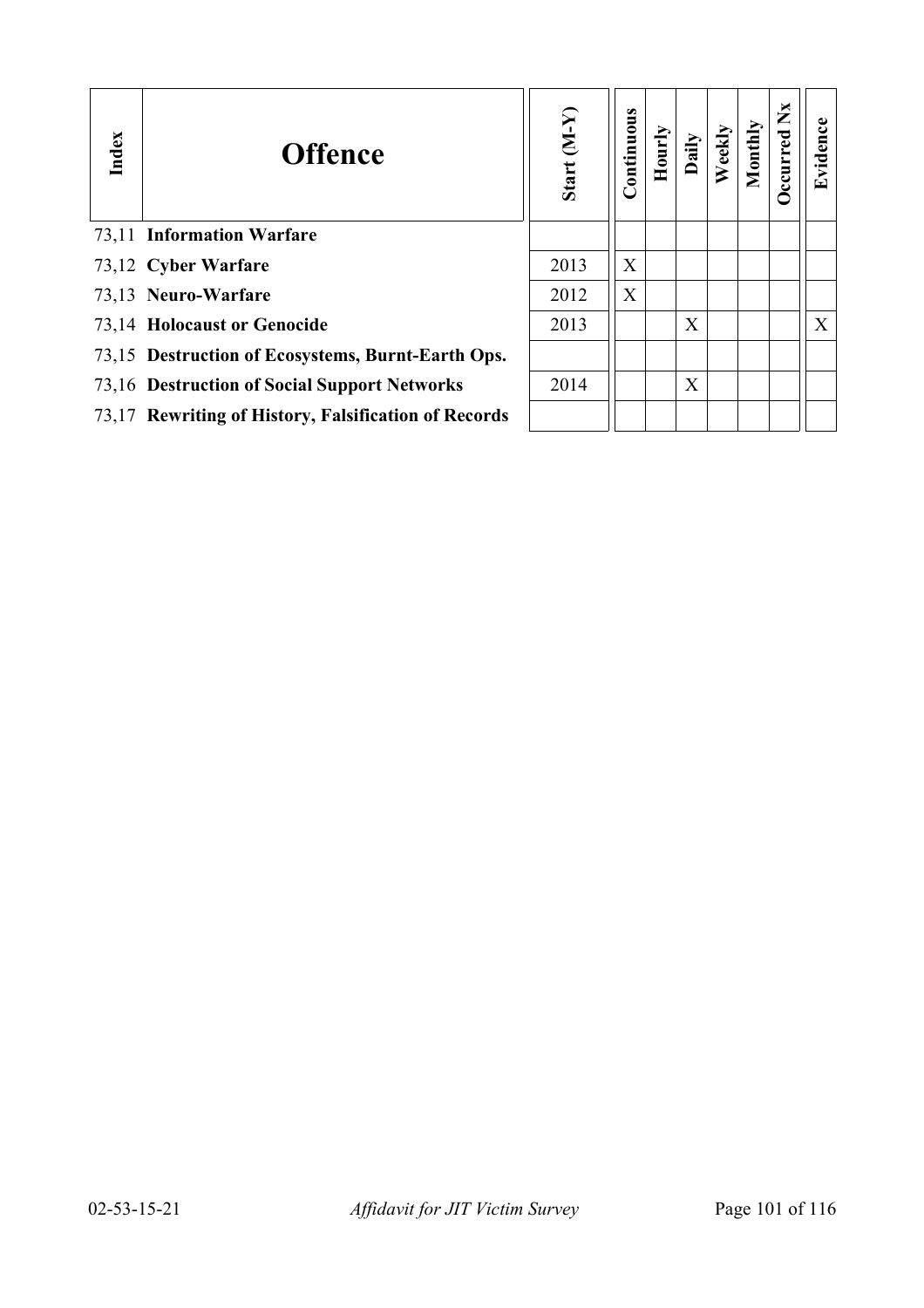| Index | Offence | Start (M-Y) | Continuous | Hourly | Daily | Weekly | Monthly | Occurred Nx | Evidence |
|---|---|---|---|---|---|---|---|---|---|
| 73,11 | **Information Warfare** | | | | | | | | |
| 73,12 | **Cyber Warfare** | 2013 | X | | | | | | |
| 73,13 | **Neuro-Warfare** | 2012 | X | | | | | | |
| 73,14 | **Holocaust or Genocide** | 2013 | | | X | | | | X |
| 73,15 | **Destruction of Ecosystems, Burnt-Earth Ops.** | | | | | | | | |
| 73,16 | **Destruction of Social Support Networks** | 2014 | | | X | | | | |
| 73,17 | **Rewriting of History, Falsification of Records** | | | | | | | | |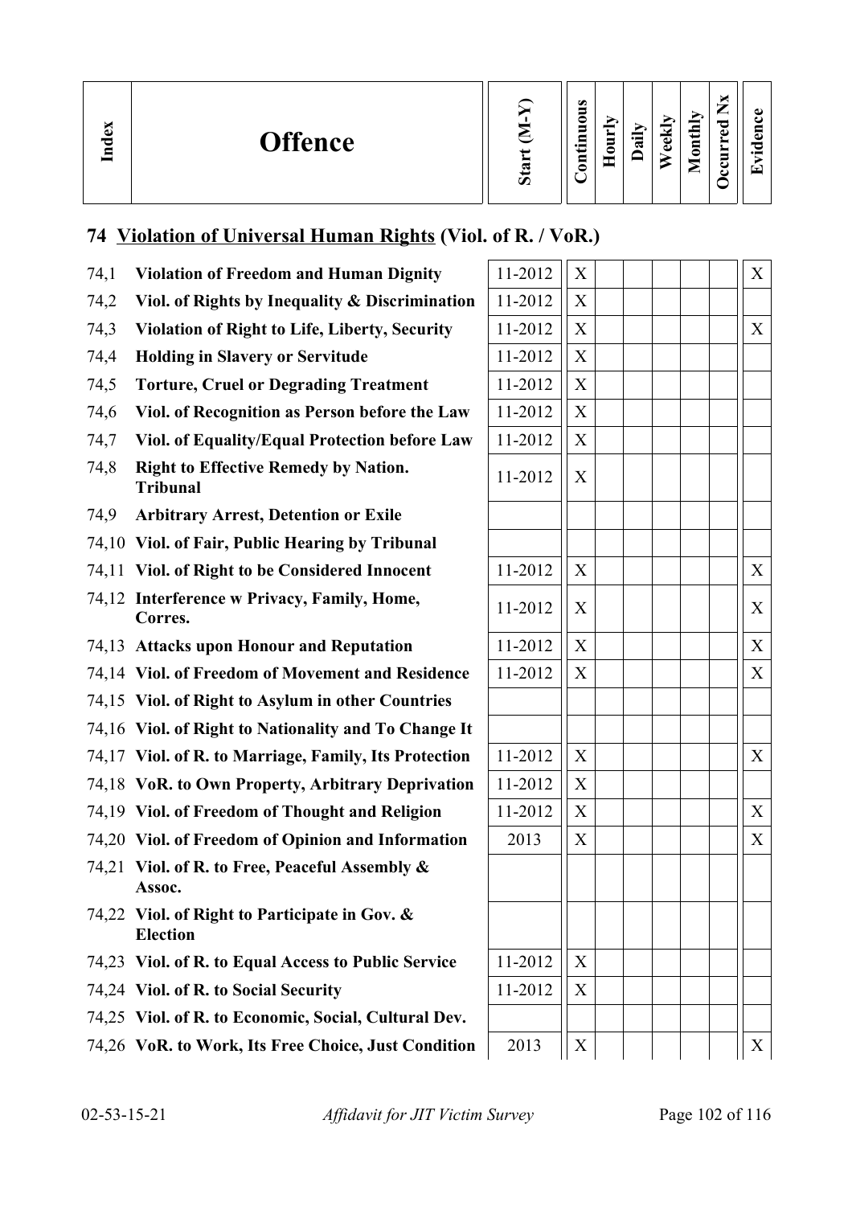| Index | Offence | Start (M-Y) | Continuous | Hourly | Daily | Weekly | Monthly | Occurred Nx | Evidence |
|---|---|---|---|---|---|---|---|---|---|

## 74 Violation of Universal Human Rights (Viol. of R. / VoR.)

| Index | Offence | Start (M-Y) | Continuous | Hourly | Daily | Weekly | Monthly | Occurred Nx | Evidence |
|---|---|---|---|---|---|---|---|---|---|
| 74,1 | **Violation of Freedom and Human Dignity** | 11-2012 | X | | | | | | X |
| 74,2 | **Viol. of Rights by Inequality & Discrimination** | 11-2012 | X | | | | | | |
| 74,3 | **Violation of Right to Life, Liberty, Security** | 11-2012 | X | | | | | | X |
| 74,4 | **Holding in Slavery or Servitude** | 11-2012 | X | | | | | | |
| 74,5 | **Torture, Cruel or Degrading Treatment** | 11-2012 | X | | | | | | |
| 74,6 | **Viol. of Recognition as Person before the Law** | 11-2012 | X | | | | | | |
| 74,7 | **Viol. of Equality/Equal Protection before Law** | 11-2012 | X | | | | | | |
| 74,8 | **Right to Effective Remedy by Nation. Tribunal** | 11-2012 | X | | | | | | |
| 74,9 | **Arbitrary Arrest, Detention or Exile** | | | | | | | | |
| 74,10 | **Viol. of Fair, Public Hearing by Tribunal** | | | | | | | | |
| 74,11 | **Viol. of Right to be Considered Innocent** | 11-2012 | X | | | | | | X |
| 74,12 | **Interference w Privacy, Family, Home, Corres.** | 11-2012 | X | | | | | | X |
| 74,13 | **Attacks upon Honour and Reputation** | 11-2012 | X | | | | | | X |
| 74,14 | **Viol. of Freedom of Movement and Residence** | 11-2012 | X | | | | | | X |
| 74,15 | **Viol. of Right to Asylum in other Countries** | | | | | | | | |
| 74,16 | **Viol. of Right to Nationality and To Change It** | | | | | | | | |
| 74,17 | **Viol. of R. to Marriage, Family, Its Protection** | 11-2012 | X | | | | | | X |
| 74,18 | **VoR. to Own Property, Arbitrary Deprivation** | 11-2012 | X | | | | | | |
| 74,19 | **Viol. of Freedom of Thought and Religion** | 11-2012 | X | | | | | | X |
| 74,20 | **Viol. of Freedom of Opinion and Information** | 2013 | X | | | | | | X |
| 74,21 | **Viol. of R. to Free, Peaceful Assembly & Assoc.** | | | | | | | | |
| 74,22 | **Viol. of Right to Participate in Gov. & Election** | | | | | | | | |
| 74,23 | **Viol. of R. to Equal Access to Public Service** | 11-2012 | X | | | | | | |
| 74,24 | **Viol. of R. to Social Security** | 11-2012 | X | | | | | | |
| 74,25 | **Viol. of R. to Economic, Social, Cultural Dev.** | | | | | | | | |
| 74,26 | **VoR. to Work, Its Free Choice, Just Condition** | 2013 | X | | | | | | X |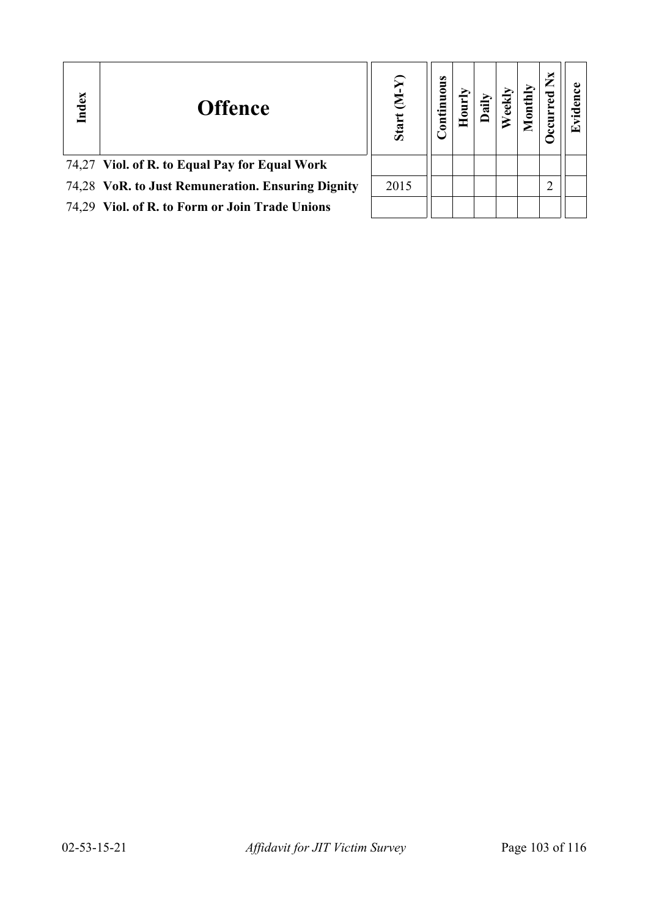| Index | Offence | Start (M-Y) | Continuous | Hourly | Daily | Weekly | Monthly | Occurred Nx | Evidence |
|---|---|---|---|---|---|---|---|---|---|
| 74,27 | **Viol. of R. to Equal Pay for Equal Work** | | | | | | | | |
| 74,28 | **VoR. to Just Remuneration. Ensuring Dignity** | 2015 | | | | | | 2 | |
| 74,29 | **Viol. of R. to Form or Join Trade Unions** | | | | | | | | |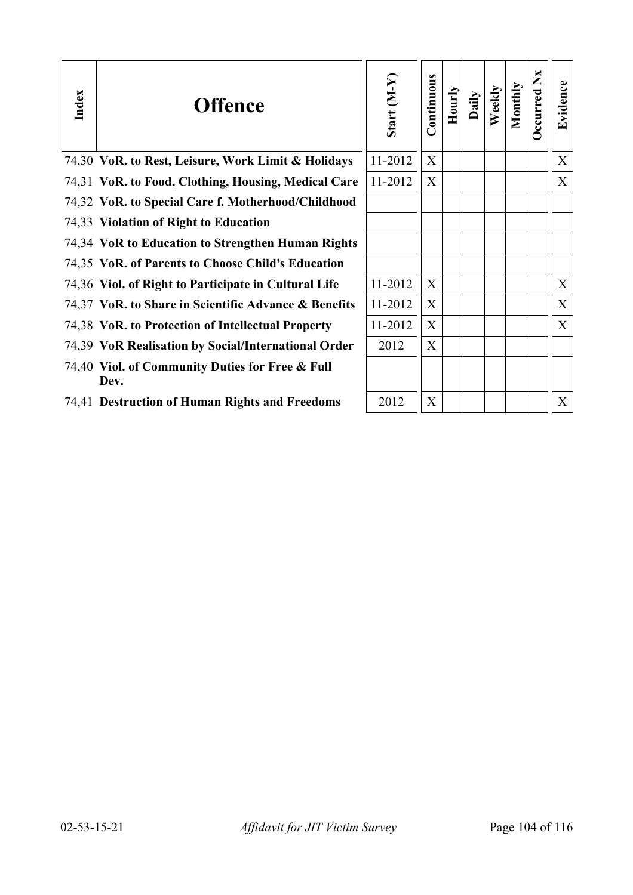| Index | Offence | Start (M-Y) | Continuous | Hourly | Daily | Weekly | Monthly | Occurred Nx | Evidence |
|---|---|---|---|---|---|---|---|---|---|
| 74,30 | **VoR. to Rest, Leisure, Work Limit & Holidays** | 11-2012 | X | | | | | | X |
| 74,31 | **VoR. to Food, Clothing, Housing, Medical Care** | 11-2012 | X | | | | | | X |
| 74,32 | **VoR. to Special Care f. Motherhood/Childhood** | | | | | | | | |
| 74,33 | **Violation of Right to Education** | | | | | | | | |
| 74,34 | **VoR to Education to Strengthen Human Rights** | | | | | | | | |
| 74,35 | **VoR. of Parents to Choose Child's Education** | | | | | | | | |
| 74,36 | **Viol. of Right to Participate in Cultural Life** | 11-2012 | X | | | | | | X |
| 74,37 | **VoR. to Share in Scientific Advance & Benefits** | 11-2012 | X | | | | | | X |
| 74,38 | **VoR. to Protection of Intellectual Property** | 11-2012 | X | | | | | | X |
| 74,39 | **VoR Realisation by Social/International Order** | 2012 | X | | | | | | |
| 74,40 | **Viol. of Community Duties for Free & Full Dev.** | | | | | | | | |
| 74,41 | **Destruction of Human Rights and Freedoms** | 2012 | X | | | | | | X |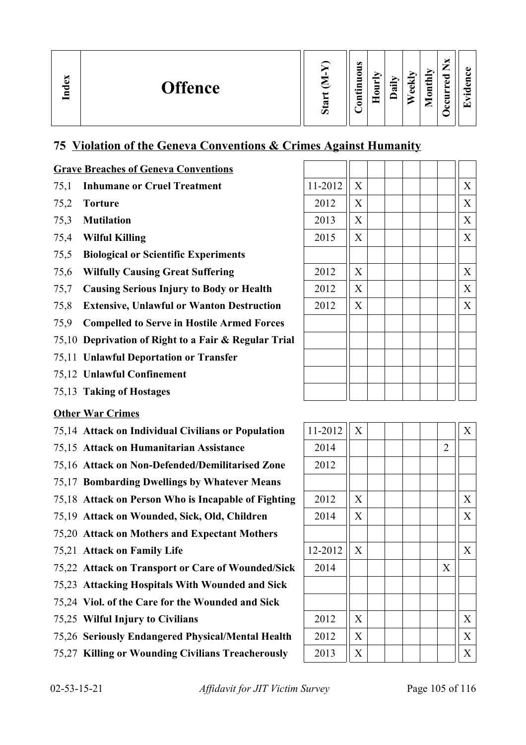| Index | Offence | Start (M-Y) | Continuous | Hourly | Daily | Weekly | Monthly | Occurred Nx | Evidence |
|---|---|---|---|---|---|---|---|---|---|

## 75 Violation of the Geneva Conventions & Crimes Against Humanity

| Index | Offence | Start (M-Y) | Continuous | Hourly | Daily | Weekly | Monthly | Occurred Nx | Evidence |
|---|---|---|---|---|---|---|---|---|---|
| | **Grave Breaches of Geneva Conventions** | | | | | | | | |
| 75,1 | **Inhumane or Cruel Treatment** | 11-2012 | X | | | | | | X |
| 75,2 | **Torture** | 2012 | X | | | | | | X |
| 75,3 | **Mutilation** | 2013 | X | | | | | | X |
| 75,4 | **Wilful Killing** | 2015 | X | | | | | | X |
| 75,5 | **Biological or Scientific Experiments** | | | | | | | | |
| 75,6 | **Wilfully Causing Great Suffering** | 2012 | X | | | | | | X |
| 75,7 | **Causing Serious Injury to Body or Health** | 2012 | X | | | | | | X |
| 75,8 | **Extensive, Unlawful or Wanton Destruction** | 2012 | X | | | | | | X |
| 75,9 | **Compelled to Serve in Hostile Armed Forces** | | | | | | | | |
| 75,10 | **Deprivation of Right to a Fair & Regular Trial** | | | | | | | | |
| 75,11 | **Unlawful Deportation or Transfer** | | | | | | | | |
| 75,12 | **Unlawful Confinement** | | | | | | | | |
| 75,13 | **Taking of Hostages** | | | | | | | | |
| | **Other War Crimes** | | | | | | | | |
| 75,14 | **Attack on Individual Civilians or Population** | 11-2012 | X | | | | | | X |
| 75,15 | **Attack on Humanitarian Assistance** | 2014 | | | | | | 2 | |
| 75,16 | **Attack on Non-Defended/Demilitarised Zone** | 2012 | | | | | | | |
| 75,17 | **Bombarding Dwellings by Whatever Means** | | | | | | | | |
| 75,18 | **Attack on Person Who is Incapable of Fighting** | 2012 | X | | | | | | X |
| 75,19 | **Attack on Wounded, Sick, Old, Children** | 2014 | X | | | | | | X |
| 75,20 | **Attack on Mothers and Expectant Mothers** | | | | | | | | |
| 75,21 | **Attack on Family Life** | 12-2012 | X | | | | | | X |
| 75,22 | **Attack on Transport or Care of Wounded/Sick** | 2014 | | | | | | X | |
| 75,23 | **Attacking Hospitals With Wounded and Sick** | | | | | | | | |
| 75,24 | **Viol. of the Care for the Wounded and Sick** | | | | | | | | |
| 75,25 | **Wilful Injury to Civilians** | 2012 | X | | | | | | X |
| 75,26 | **Seriously Endangered Physical/Mental Health** | 2012 | X | | | | | | X |
| 75,27 | **Killing or Wounding Civilians Treacherously** | 2013 | X | | | | | | X |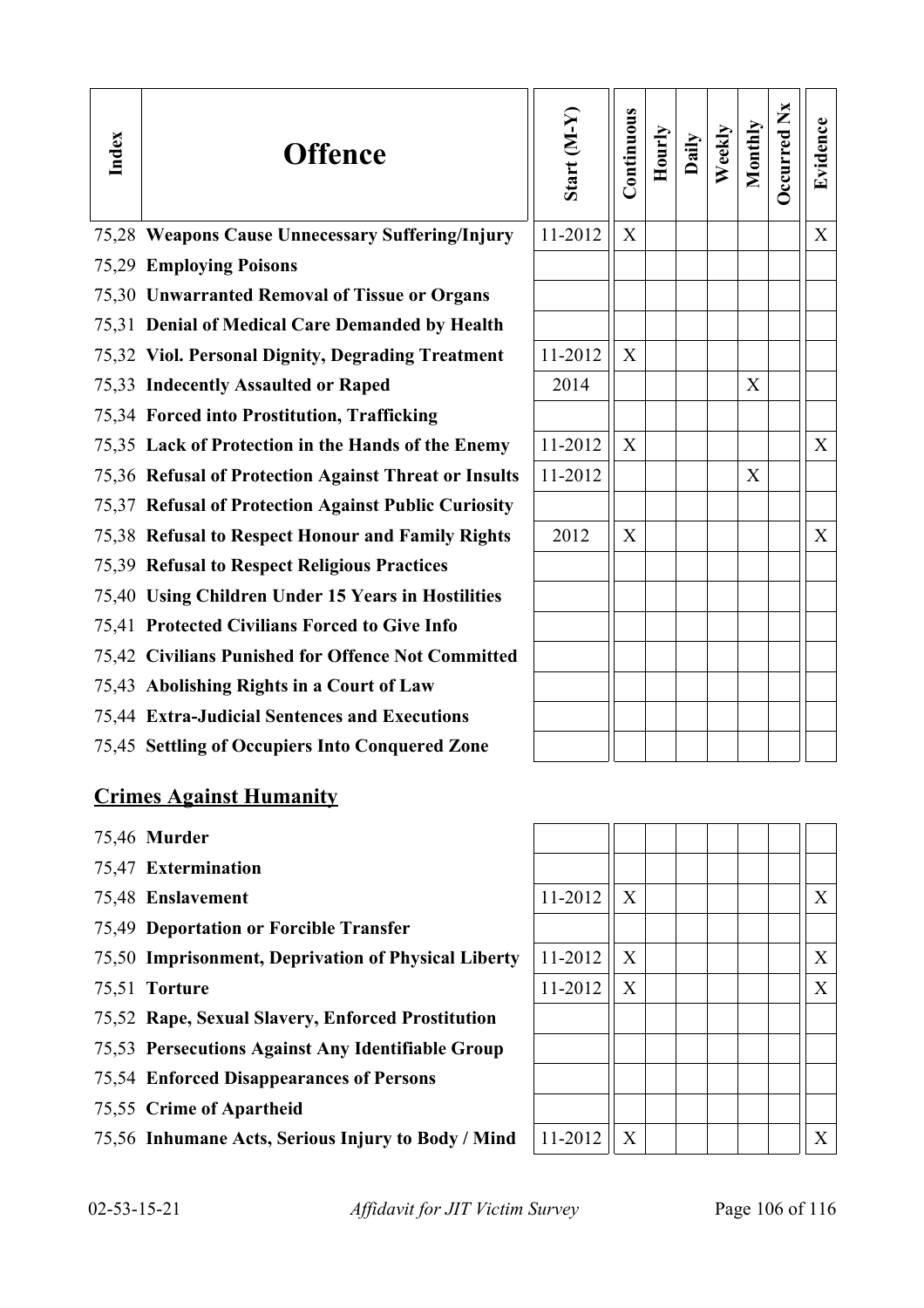| Index | Offence | Start (M-Y) | Continuous | Hourly | Daily | Weekly | Monthly | Occurred Nx | Evidence |
|---|---|---|---|---|---|---|---|---|---|
| 75,28 | **Weapons Cause Unnecessary Suffering/Injury** | 11-2012 | X | | | | | | X |
| 75,29 | **Employing Poisons** | | | | | | | | |
| 75,30 | **Unwarranted Removal of Tissue or Organs** | | | | | | | | |
| 75,31 | **Denial of Medical Care Demanded by Health** | | | | | | | | |
| 75,32 | **Viol. Personal Dignity, Degrading Treatment** | 11-2012 | X | | | | | | |
| 75,33 | **Indecently Assaulted or Raped** | 2014 | | | | | X | | |
| 75,34 | **Forced into Prostitution, Trafficking** | | | | | | | | |
| 75,35 | **Lack of Protection in the Hands of the Enemy** | 11-2012 | X | | | | | | X |
| 75,36 | **Refusal of Protection Against Threat or Insults** | 11-2012 | | | | | X | | |
| 75,37 | **Refusal of Protection Against Public Curiosity** | | | | | | | | |
| 75,38 | **Refusal to Respect Honour and Family Rights** | 2012 | X | | | | | | X |
| 75,39 | **Refusal to Respect Religious Practices** | | | | | | | | |
| 75,40 | **Using Children Under 15 Years in Hostilities** | | | | | | | | |
| 75,41 | **Protected Civilians Forced to Give Info** | | | | | | | | |
| 75,42 | **Civilians Punished for Offence Not Committed** | | | | | | | | |
| 75,43 | **Abolishing Rights in a Court of Law** | | | | | | | | |
| 75,44 | **Extra-Judicial Sentences and Executions** | | | | | | | | |
| 75,45 | **Settling of Occupiers Into Conquered Zone** | | | | | | | | |

## Crimes Against Humanity

| Index | Offence | Start (M-Y) | Continuous | Hourly | Daily | Weekly | Monthly | Occurred Nx | Evidence |
|---|---|---|---|---|---|---|---|---|---|
| 75,46 | **Murder** | | | | | | | | |
| 75,47 | **Extermination** | | | | | | | | |
| 75,48 | **Enslavement** | 11-2012 | X | | | | | | X |
| 75,49 | **Deportation or Forcible Transfer** | | | | | | | | |
| 75,50 | **Imprisonment, Deprivation of Physical Liberty** | 11-2012 | X | | | | | | X |
| 75,51 | **Torture** | 11-2012 | X | | | | | | X |
| 75,52 | **Rape, Sexual Slavery, Enforced Prostitution** | | | | | | | | |
| 75,53 | **Persecutions Against Any Identifiable Group** | | | | | | | | |
| 75,54 | **Enforced Disappearances of Persons** | | | | | | | | |
| 75,55 | **Crime of Apartheid** | | | | | | | | |
| 75,56 | **Inhumane Acts, Serious Injury to Body / Mind** | 11-2012 | X | | | | | | X |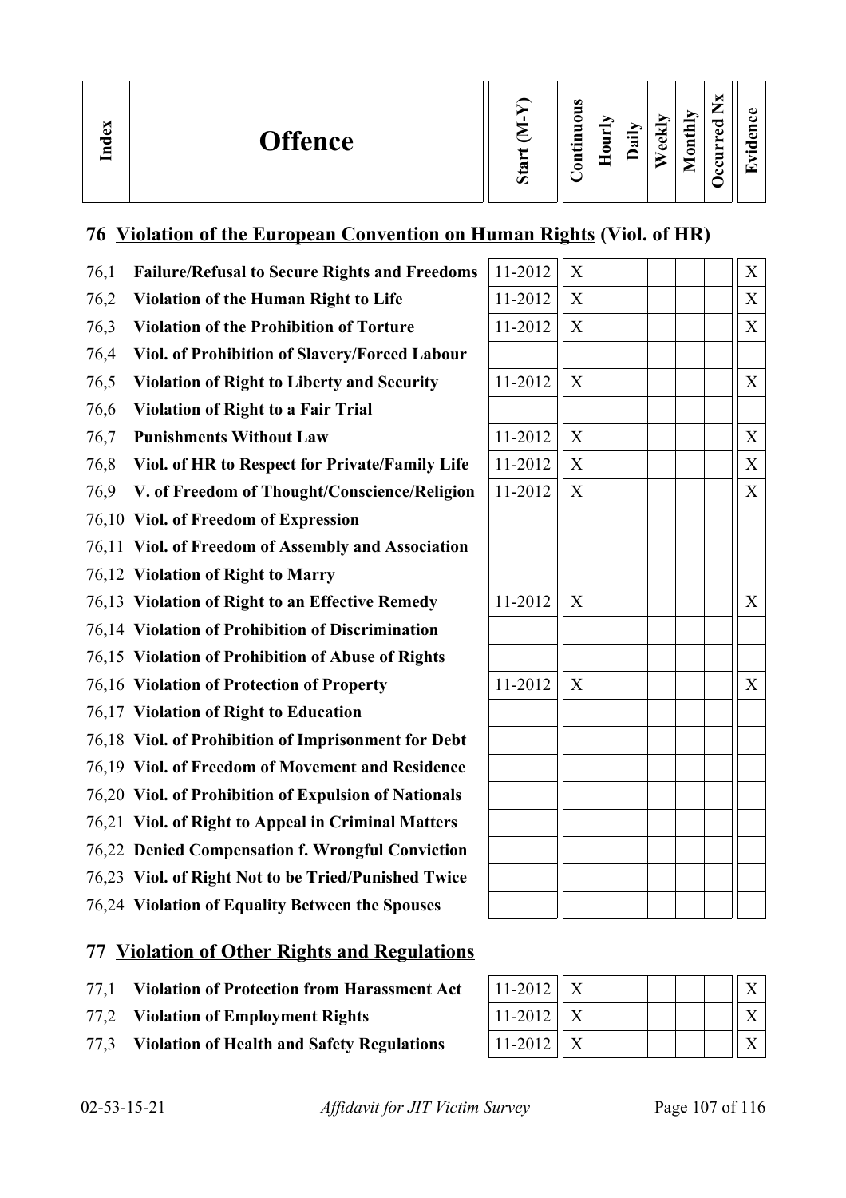| Index | Offence | Start (M-Y) | Continuous | Hourly | Daily | Weekly | Monthly | Occurred Nx | Evidence |
|---|---|---|---|---|---|---|---|---|---|

## 76 Violation of the European Convention on Human Rights (Viol. of HR)

| Index | Offence | Start (M-Y) | Continuous | Hourly | Daily | Weekly | Monthly | Occurred Nx | Evidence |
|---|---|---|---|---|---|---|---|---|---|
| 76,1 | **Failure/Refusal to Secure Rights and Freedoms** | 11-2012 | X | | | | | | X |
| 76,2 | **Violation of the Human Right to Life** | 11-2012 | X | | | | | | X |
| 76,3 | **Violation of the Prohibition of Torture** | 11-2012 | X | | | | | | X |
| 76,4 | **Viol. of Prohibition of Slavery/Forced Labour** | | | | | | | | |
| 76,5 | **Violation of Right to Liberty and Security** | 11-2012 | X | | | | | | X |
| 76,6 | **Violation of Right to a Fair Trial** | | | | | | | | |
| 76,7 | **Punishments Without Law** | 11-2012 | X | | | | | | X |
| 76,8 | **Viol. of HR to Respect for Private/Family Life** | 11-2012 | X | | | | | | X |
| 76,9 | **V. of Freedom of Thought/Conscience/Religion** | 11-2012 | X | | | | | | X |
| 76,10 | **Viol. of Freedom of Expression** | | | | | | | | |
| 76,11 | **Viol. of Freedom of Assembly and Association** | | | | | | | | |
| 76,12 | **Violation of Right to Marry** | | | | | | | | |
| 76,13 | **Violation of Right to an Effective Remedy** | 11-2012 | X | | | | | | X |
| 76,14 | **Violation of Prohibition of Discrimination** | | | | | | | | |
| 76,15 | **Violation of Prohibition of Abuse of Rights** | | | | | | | | |
| 76,16 | **Violation of Protection of Property** | 11-2012 | X | | | | | | X |
| 76,17 | **Violation of Right to Education** | | | | | | | | |
| 76,18 | **Viol. of Prohibition of Imprisonment for Debt** | | | | | | | | |
| 76,19 | **Viol. of Freedom of Movement and Residence** | | | | | | | | |
| 76,20 | **Viol. of Prohibition of Expulsion of Nationals** | | | | | | | | |
| 76,21 | **Viol. of Right to Appeal in Criminal Matters** | | | | | | | | |
| 76,22 | **Denied Compensation f. Wrongful Conviction** | | | | | | | | |
| 76,23 | **Viol. of Right Not to be Tried/Punished Twice** | | | | | | | | |
| 76,24 | **Violation of Equality Between the Spouses** | | | | | | | | |

## 77 Violation of Other Rights and Regulations

| Index | Offence | Start (M-Y) | Continuous | Hourly | Daily | Weekly | Monthly | Occurred Nx | Evidence |
|---|---|---|---|---|---|---|---|---|---|
| 77,1 | **Violation of Protection from Harassment Act** | 11-2012 | X | | | | | | X |
| 77,2 | **Violation of Employment Rights** | 11-2012 | X | | | | | | X |
| 77,3 | **Violation of Health and Safety Regulations** | 11-2012 | X | | | | | | X |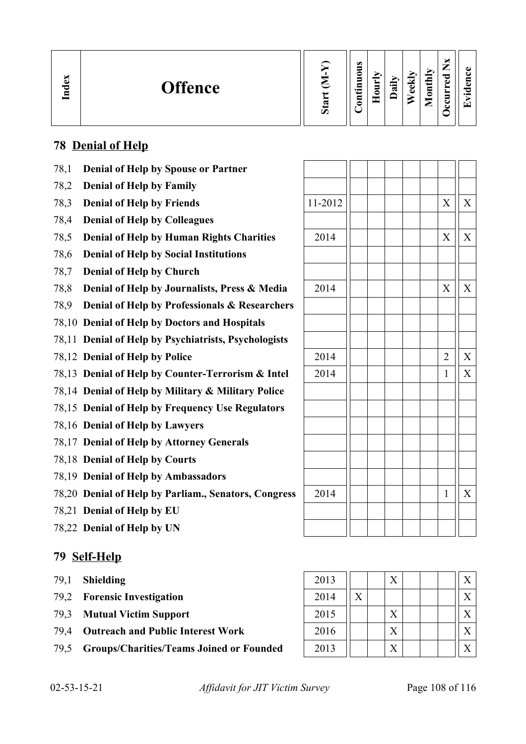| Index | Offence | Start (M-Y) | Continuous | Hourly | Daily | Weekly | Monthly | Occurred Nx | Evidence |
|---|---|---|---|---|---|---|---|---|---|
| **78** | **Denial of Help** | | | | | | | | |
| 78,1 | **Denial of Help by Spouse or Partner** | | | | | | | | |
| 78,2 | **Denial of Help by Family** | | | | | | | | |
| 78,3 | **Denial of Help by Friends** | 11-2012 | | | | | | X | X |
| 78,4 | **Denial of Help by Colleagues** | | | | | | | | |
| 78,5 | **Denial of Help by Human Rights Charities** | 2014 | | | | | | X | X |
| 78,6 | **Denial of Help by Social Institutions** | | | | | | | | |
| 78,7 | **Denial of Help by Church** | | | | | | | | |
| 78,8 | **Denial of Help by Journalists, Press & Media** | 2014 | | | | | | X | X |
| 78,9 | **Denial of Help by Professionals & Researchers** | | | | | | | | |
| 78,10 | **Denial of Help by Doctors and Hospitals** | | | | | | | | |
| 78,11 | **Denial of Help by Psychiatrists, Psychologists** | | | | | | | | |
| 78,12 | **Denial of Help by Police** | 2014 | | | | | | 2 | X |
| 78,13 | **Denial of Help by Counter-Terrorism & Intel** | 2014 | | | | | | 1 | X |
| 78,14 | **Denial of Help by Military & Military Police** | | | | | | | | |
| 78,15 | **Denial of Help by Frequency Use Regulators** | | | | | | | | |
| 78,16 | **Denial of Help by Lawyers** | | | | | | | | |
| 78,17 | **Denial of Help by Attorney Generals** | | | | | | | | |
| 78,18 | **Denial of Help by Courts** | | | | | | | | |
| 78,19 | **Denial of Help by Ambassadors** | | | | | | | | |
| 78,20 | **Denial of Help by Parliam., Senators, Congress** | 2014 | | | | | | 1 | X |
| 78,21 | **Denial of Help by EU** | | | | | | | | |
| 78,22 | **Denial of Help by UN** | | | | | | | | |
| **79** | **Self-Help** | | | | | | | | |
| 79,1 | **Shielding** | 2013 | | | X | | | | X |
| 79,2 | **Forensic Investigation** | 2014 | X | | | | | | X |
| 79,3 | **Mutual Victim Support** | 2015 | | | X | | | | X |
| 79,4 | **Outreach and Public Interest Work** | 2016 | | | X | | | | X |
| 79,5 | **Groups/Charities/Teams Joined or Founded** | 2013 | | | X | | | | X |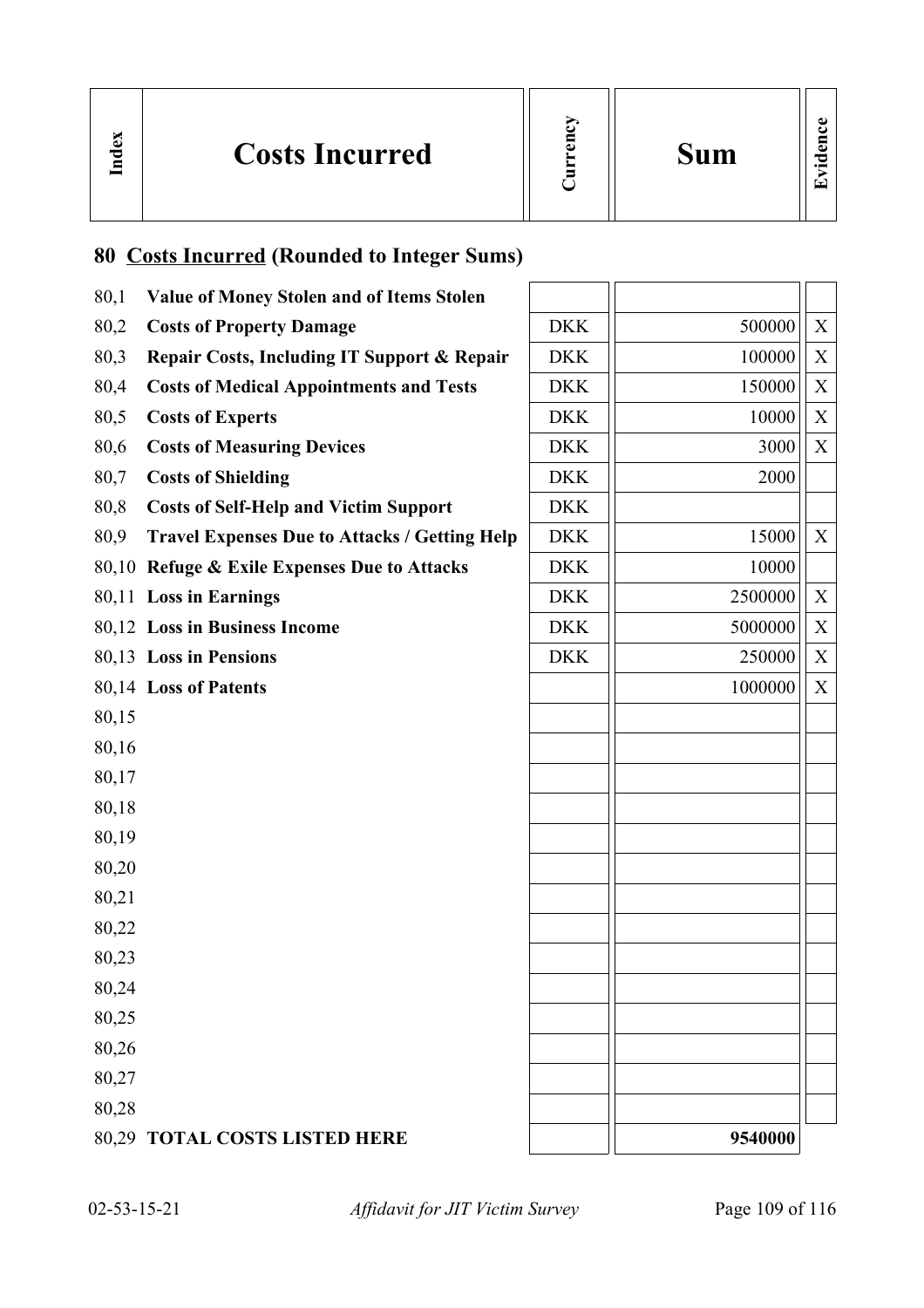| Index | Costs Incurred | Currency | Sum | Evidence |
|---|---|---|---|---|

## 80 Costs Incurred (Rounded to Integer Sums)

| Index | Costs Incurred | Currency | Sum | Evidence |
|---|---|---|---|---|
| 80,1 | **Value of Money Stolen and of Items Stolen** | | | |
| 80,2 | **Costs of Property Damage** | DKK | 500000 | X |
| 80,3 | **Repair Costs, Including IT Support & Repair** | DKK | 100000 | X |
| 80,4 | **Costs of Medical Appointments and Tests** | DKK | 150000 | X |
| 80,5 | **Costs of Experts** | DKK | 10000 | X |
| 80,6 | **Costs of Measuring Devices** | DKK | 3000 | X |
| 80,7 | **Costs of Shielding** | DKK | 2000 | |
| 80,8 | **Costs of Self-Help and Victim Support** | DKK | | |
| 80,9 | **Travel Expenses Due to Attacks / Getting Help** | DKK | 15000 | X |
| 80,10 | **Refuge & Exile Expenses Due to Attacks** | DKK | 10000 | |
| 80,11 | **Loss in Earnings** | DKK | 2500000 | X |
| 80,12 | **Loss in Business Income** | DKK | 5000000 | X |
| 80,13 | **Loss in Pensions** | DKK | 250000 | X |
| 80,14 | **Loss of Patents** | | 1000000 | X |
| 80,15 | | | | |
| 80,16 | | | | |
| 80,17 | | | | |
| 80,18 | | | | |
| 80,19 | | | | |
| 80,20 | | | | |
| 80,21 | | | | |
| 80,22 | | | | |
| 80,23 | | | | |
| 80,24 | | | | |
| 80,25 | | | | |
| 80,26 | | | | |
| 80,27 | | | | |
| 80,28 | | | | |
| 80,29 | **TOTAL COSTS LISTED HERE** | | **9540000** | |

02-53-15-21 *Affidavit for JIT Victim Survey*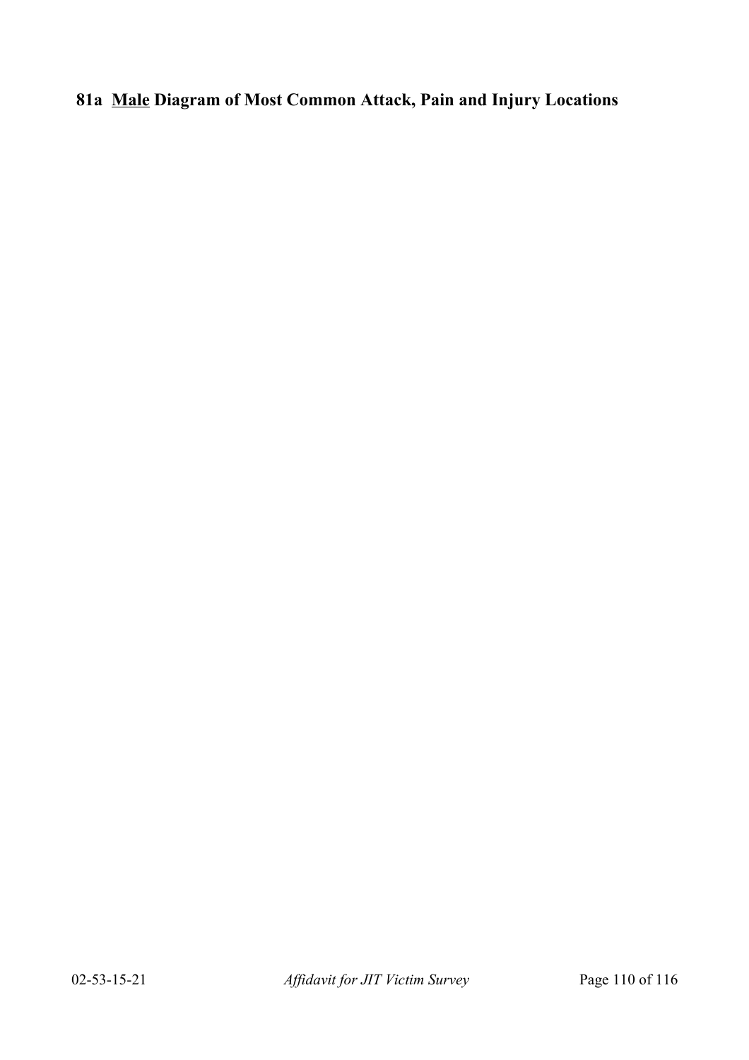**81a <u>Male</u> Diagram of Most Common Attack, Pain and Injury Locations**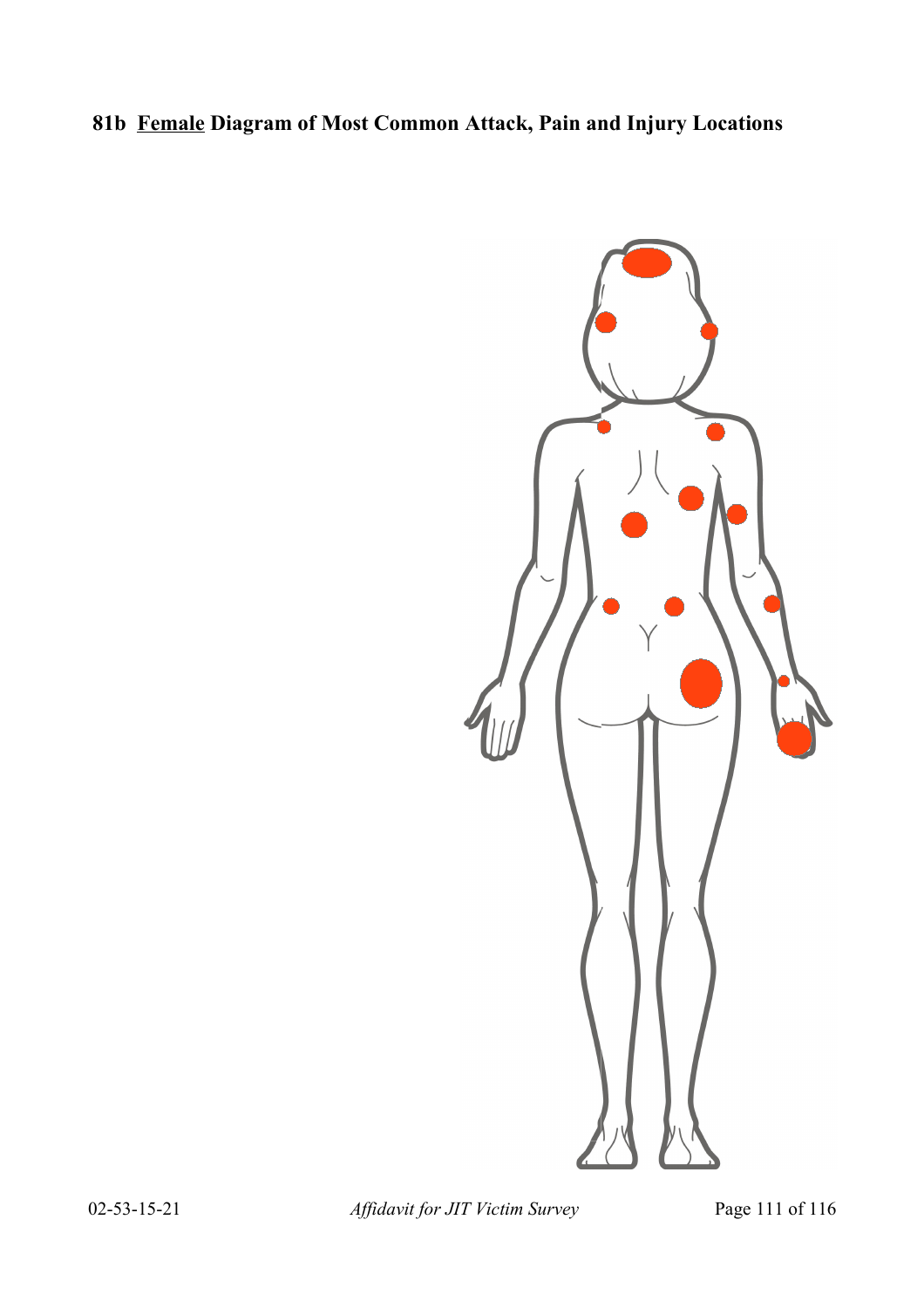## 81b Female Diagram of Most Common Attack, Pain and Injury Locations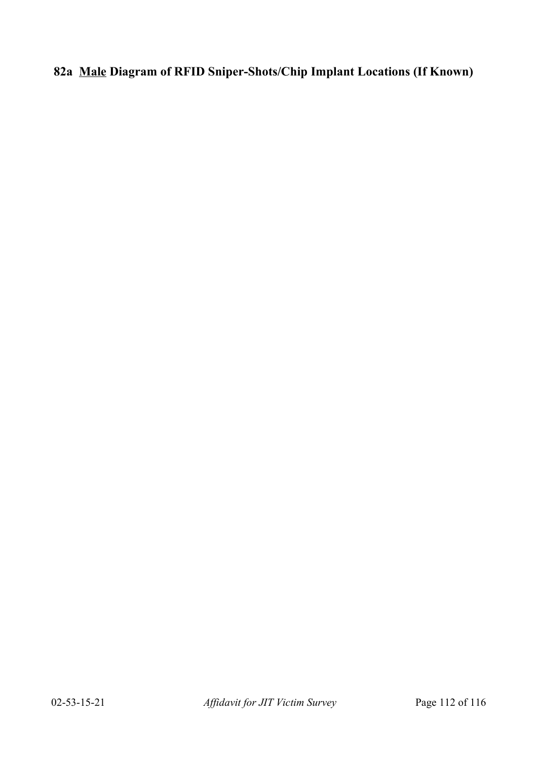**82a <u>Male</u> Diagram of RFID Sniper-Shots/Chip Implant Locations (If Known)**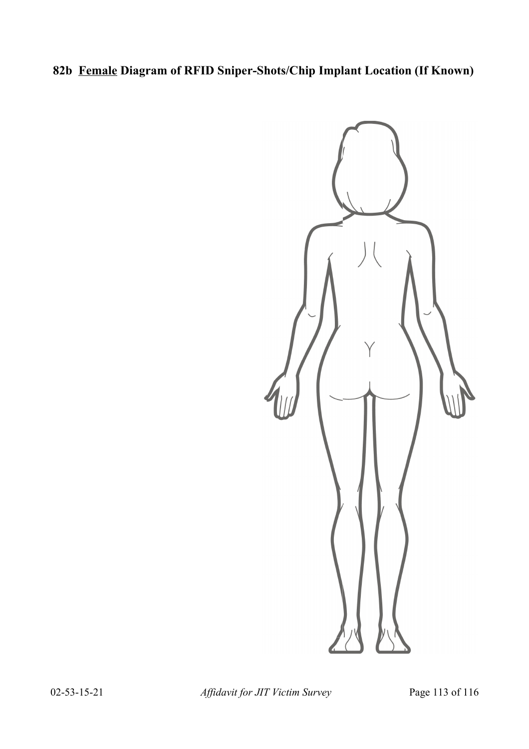**82b Female Diagram of RFID Sniper-Shots/Chip Implant Location (If Known)**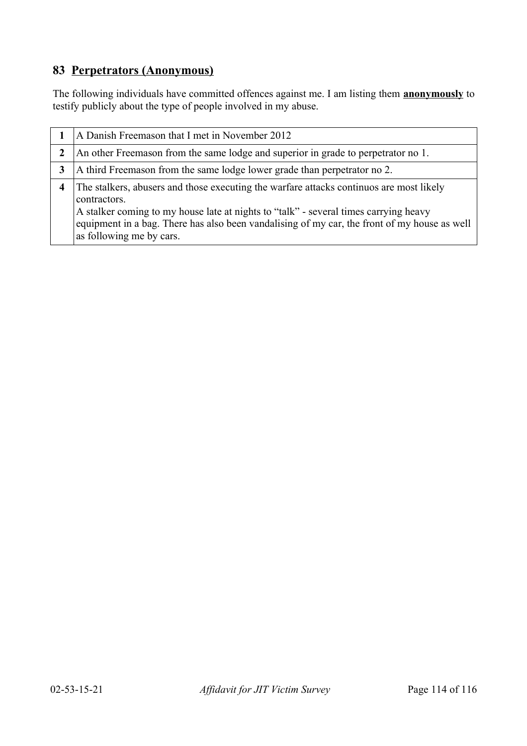## 83 Perpetrators (Anonymous)

The following individuals have committed offences against me. I am listing them **anonymously** to testify publicly about the type of people involved in my abuse.

| | |
|---|---|
| **1** | A Danish Freemason that I met in November 2012 |
| **2** | An other Freemason from the same lodge and superior in grade to perpetrator no 1. |
| **3** | A third Freemason from the same lodge lower grade than perpetrator no 2. |
| **4** | The stalkers, abusers and those executing the warfare attacks continuos are most likely contractors.<br>A stalker coming to my house late at nights to "talk" - several times carrying heavy equipment in a bag. There has also been vandalising of my car, the front of my house as well as following me by cars. |